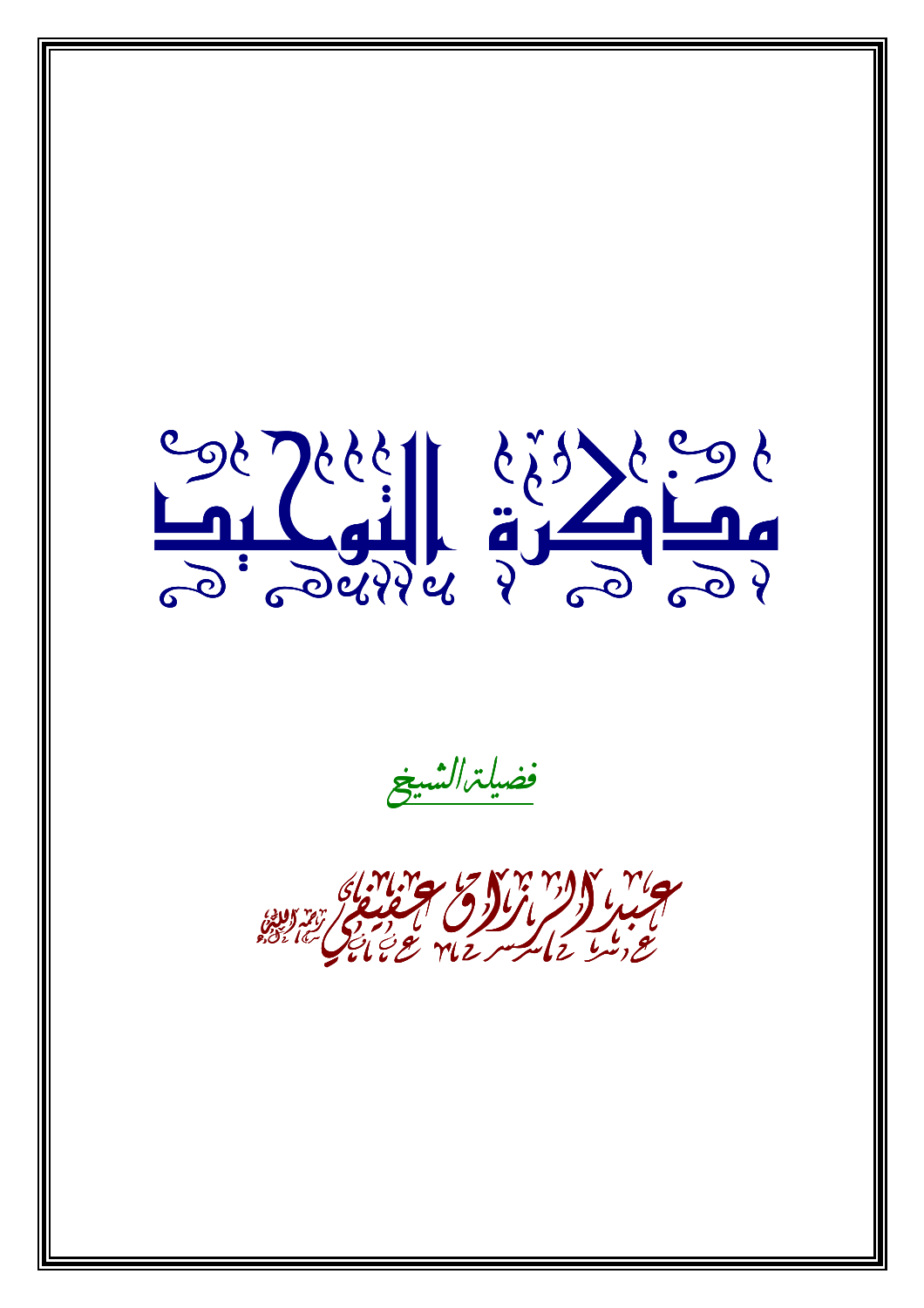# مذكرة التوحيد

فضيلة الشيخ

عبد الرزاق عفيفي رحمه الله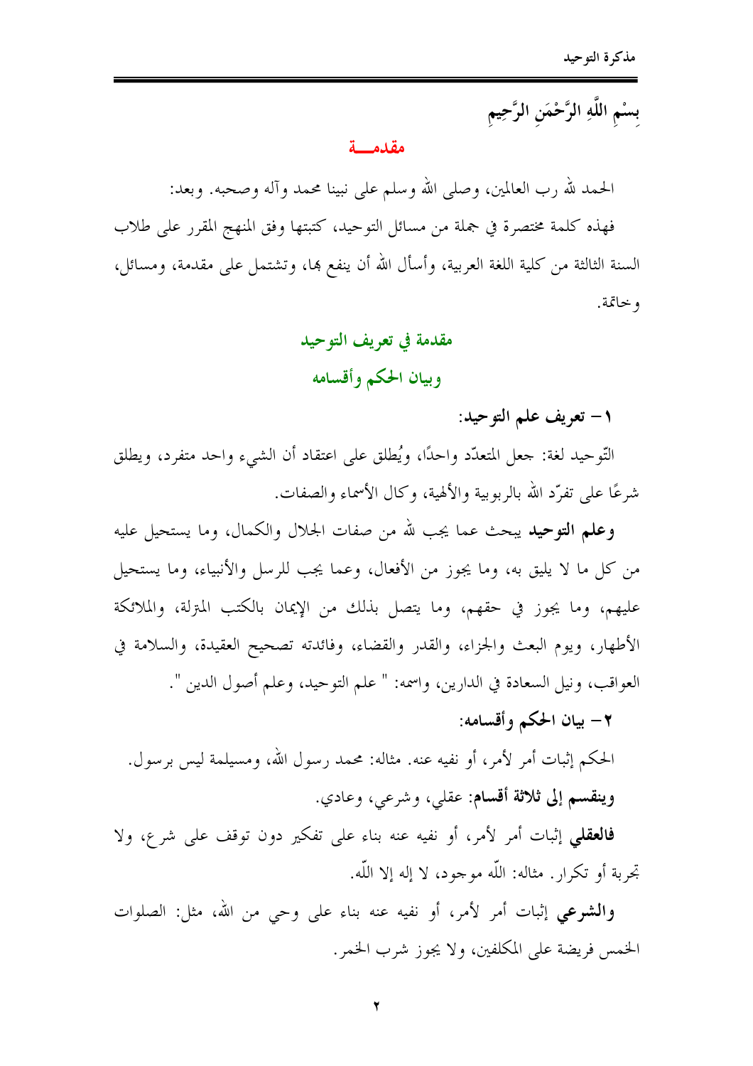بِسْمِ اللَّهِ الرَّحْمَنِ الرَّحِيمِ

## مقدمـــة

الحمد لله رب العالمين، وصلى الله وسلم على نبينا محمد وآله وصحبه. وبعد:

فهذه كلمة مختصرة في جملة من مسائل التوحيد، كتبتها وفق المنهج المقرر على طلاب السنة الثالثة من كلية اللغة العربية، وأسأل الله أن ينفع بها، وتشتمل على مقدمة، ومسائل، وخاتمة.

## مقدمة في تعريف التوحيد وبيان الحكم وأقسامه

### ١ – تعريف علم التوحيد:

التّوحيد لغة: جعل المتعدّد واحدًا، ويُطلق على اعتقاد أن الشيء واحد متفرد، ويطلق شرعًا على تفرّد الله بالربوبية والألهية، وكال الأسماء والصفات.

**وعلم التوحيد** يبحث عما يجب لله من صفات الجلال والكمال، وما يستحيل عليه من كل ما لا يليق به، وما يجوز من الأفعال، وعما يجب للرسل والأنبياء، وما يستحيل عليهم، وما يجوز في حقهم، وما يتصل بذلك من الإيمان بالكتب المنزلة، والملائكة الأطهار، ويوم البعث والجزاء، والقدر والقضاء، وفائدته تصحيح العقيدة، والسلامة في العواقب، ونيل السعادة في الدارين، واسمه: " علم التوحيد، وعلم أصول الدين ".

### ٢ – بيان الحكم وأقسامه:

الحكم إثبات أمر لأمر، أو نفيه عنه. مثاله: محمد رسول الله، ومسيلمة ليس برسول.

**وينقسم إلى ثلاثة أقسام**: عقلي، وشرعي، وعادي.

**فالعقلي** إثبات أمر لأمر، أو نفيه عنه بناء على تفكير دون توقف على شرع، ولا تجربة أو تكرار. مثاله: اللّه موجود، لا إله إلا اللّه.

**والشرعي** إثبات أمر لأمر، أو نفيه عنه بناء على وحي من الله، مثل: الصلوات الخمس فريضة على المكلفين، ولا يجوز شرب الخمر.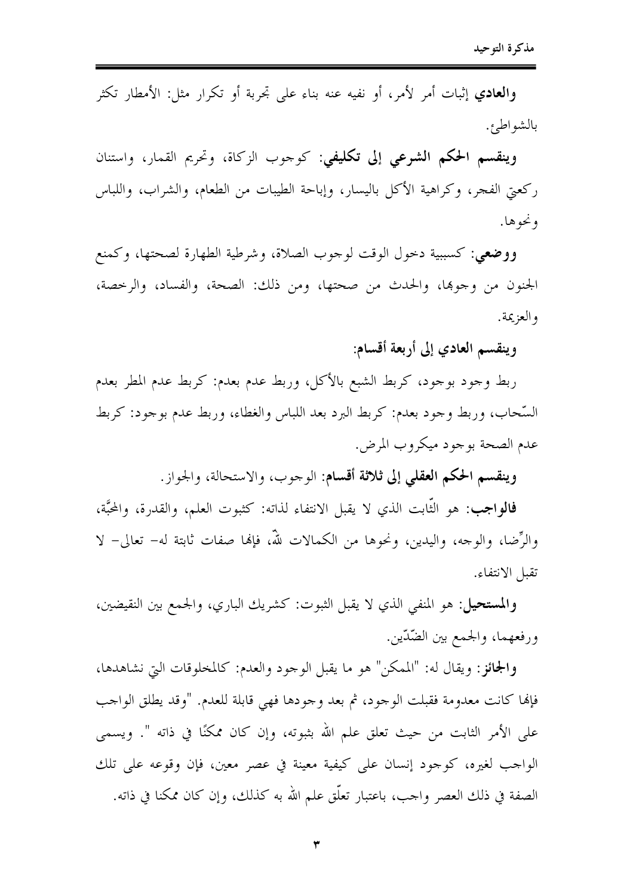**والعادي** إثبات أمر لأمر، أو نفيه عنه بناء على تجربة أو تكرار مثل: الأمطار تكثر بالشواطئ.

**وينقسم الحكم الشرعي إلى تكليفي**: كوجوب الزكاة، وتحريم القمار، واستنان ركعتي الفجر، وكراهية الأكل باليسار، وإباحة الطيبات من الطعام، والشراب، واللباس ونحوها.

**ووضعي**: كسببية دخول الوقت لوجوب الصلاة، وشرطية الطهارة لصحتها، وكمنع الجنون من وجوبها، والحدث من صحتها، ومن ذلك: الصحة، والفساد، والرخصة، والعزيمة.

**وينقسم العادي إلى أربعة أقسام**:

ربط وجود بوجود، كربط الشبع بالأكل، وربط عدم بعدم: كربط عدم المطر بعدم السّحاب، وربط وجود بعدم: كربط البرد بعد اللباس والغطاء، وربط عدم بوجود: كربط عدم الصحة بوجود ميكروب المرض.

**وينقسم الحكم العقلي إلى ثلاثة أقسام**: الوجوب، والاستحالة، والجواز.

**فالواجب**: هو الثّابت الذي لا يقبل الانتفاء لذاته: كثبوت العلم، والقدرة، والمحبَّة، والرِّضا، والوجه، واليدين، ونحوها من الكمالات للهّ، فإنها صفات ثابتة له- تعالى- لا تقبل الانتفاء.

**والمستحيل**: هو المنفي الذي لا يقبل الثبوت: كشريك الباري، والجمع بين النقيضين، ورفعهما، والجمع بين الضّدّين.

**والجائز**: ويقال له: "الممكن" هو ما يقبل الوجود والعدم: كالمخلوقات التي نشاهدها، فإنها كانت معدومة فقبلت الوجود، ثم بعد وجودها فهي قابلة للعدم. "وقد يطلق الواجب على الأمر الثابت من حيث تعلق علم الله بثبوته، وإن كان ممكنًا في ذاته ". ويسمى الواجب لغيره، كوجود إنسان على كيفية معينة في عصر معين، فإن وقوعه على تلك الصفة في ذلك العصر واجب، باعتبار تعلّق علم الله به كذلك، وإن كان ممكنا في ذاته.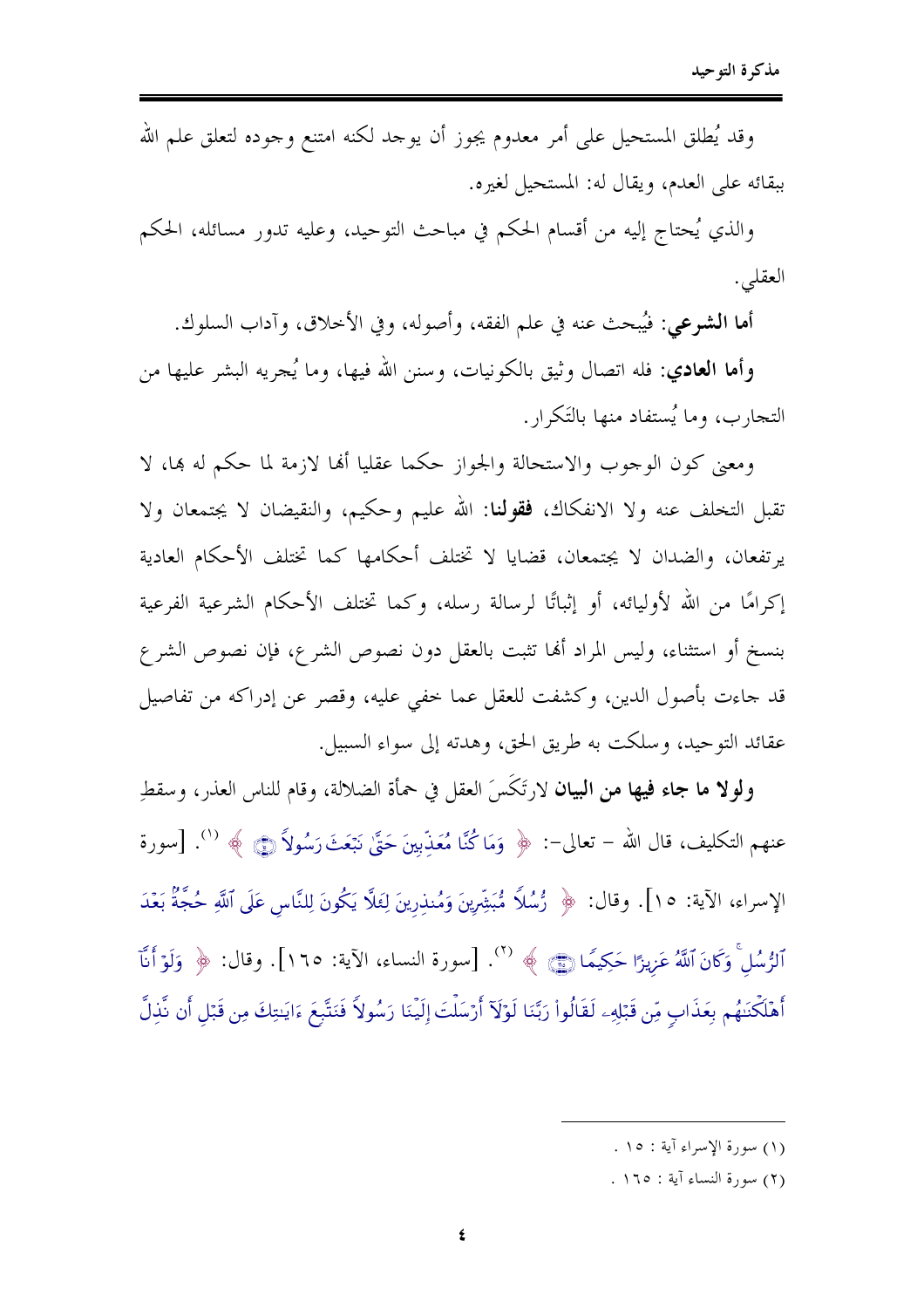وقد يُطلق المستحيل على أمر معدوم يجوز أن يوجد لكنه امتنع وجوده لتعلق علم الله ببقائه على العدم، ويقال له: المستحيل لغيره.

والذي يُحتاج إليه من أقسام الحكم في مباحث التوحيد، وعليه تدور مسائله، الحكم العقلي.

**أما الشرعي**: فيُبحث عنه في علم الفقه، وأصوله، وفي الأخلاق، وآداب السلوك.

**وأما العادي**: فله اتصال وثيق بالكونيات، وسنن الله فيها، وما يُجريه البشر عليها من التجارب، وما يُستفاد منها بالتَكرار.

ومعنى كون الوجوب والاستحالة والجواز حكما عقليا أنها لازمة لما حكم له بها، لا تقبل التخلف عنه ولا الانفكاك، **فقولنا**: الله عليم وحكيم، والنقيضان لا يجتمعان ولا يرتفعان، والضدان لا يجتمعان، قضايا لا تختلف أحكامها كما تختلف الأحكام العادية إكرامًا من الله لأوليائه، أو إثباتًا لرسالة رسله، وكما تختلف الأحكام الشرعية الفرعية بنسخ أو استثناء، وليس المراد أنها تثبت بالعقل دون نصوص الشرع، فإن نصوص الشرع قد جاءت بأصول الدين، وكشفت للعقل عما خفي عليه، وقصر عن إدراكه من تفاصيل عقائد التوحيد، وسلكت به طريق الحق، وهدته إلى سواء السبيل.

**ولولا ما جاء فيها من البيان** لارتَكَسَ العقل في حمأة الضلالة، وقام للناس العذر، وسقطِ عنهم التكليف، قال الله – تعالى-: ﴿ وَمَا كُنَّا مُعَذِّبِينَ حَتَّىٰ نَبْعَثَ رَسُولاً ﴿١٥﴾ ﴾ [1]. [سورة الإسراء، الآية: ١٥]. وقال: ﴿ رُسُلاً مُّبَشِّرِينَ وَمُنذِرِينَ لِئَلَّا يَكُونَ لِلنَّاسِ عَلَى ٱللَّهِ حُجَّةٌۢ بَعْدَ ٱلرُّسُلِ ۚ وَكَانَ ٱللَّهُ عَزِيزًا حَكِيمًا ﴿١٦٥﴾ ﴾ [2]. [سورة النساء، الآية: ١٦٥]. وقال: ﴿ وَلَوْ أَنَّآ أَهْلَكْنَـٰهُم بِعَذَابٍ مِّن قَبْلِهِۦ لَقَالُواْ رَبَّنَا لَوْلَآ أَرْسَلْتَ إِلَيْنَا رَسُولاً فَنَتَّبِعَ ءَايَـٰتِكَ مِن قَبْلِ أَن نَّذِلَّ

---

(١) سورة الإسراء آية : ١٥ .

(٢) سورة النساء آية : ١٦٥ .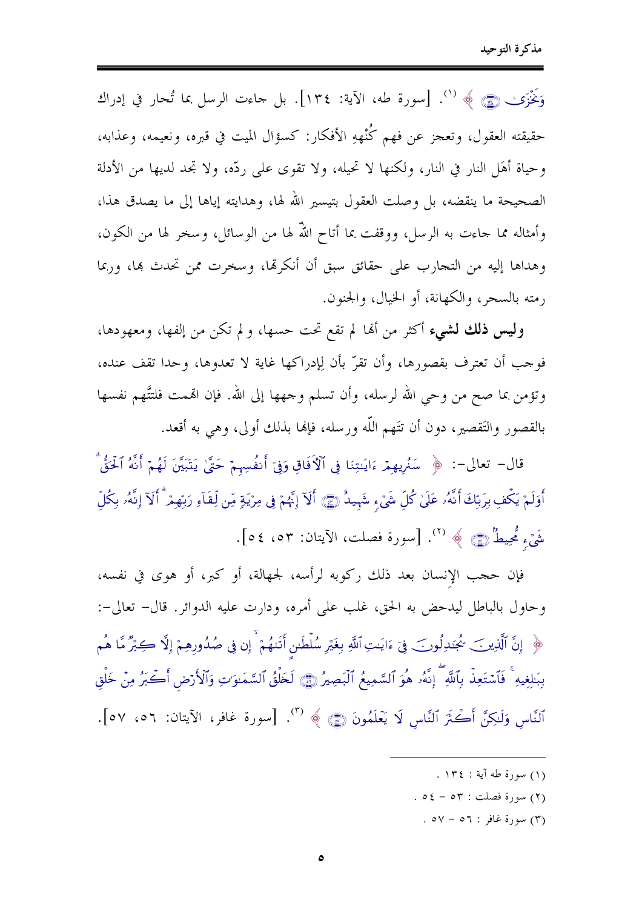وَنَخْزَىٰ ﴿١٣٤﴾ ﴾ [(1)]. [سورة طه، الآية: ١٣٤]. بل جاءت الرسل بما تُحار في إدراك حقيقته العقول، وتعجز عن فهم كُنْهِهِ الأفكار: كسؤال الميت في قبره، ونعيمه، وعذابه، وحياة أهل النار في النار، ولكنها لا تحيله، ولا تقوى على ردّه، ولا تجد لديها من الأدلة الصحيحة ما ينقضه، بل وصلت العقول بتيسير الله لها، وهدايته إياها إلى ما يصدق هذا، وأمثاله مما جاءت به الرسل، ووقفت بما أتاح اللّه لها من الوسائل، وسخر لها من الكون، وهداها إليه من التجارب على حقائق سبق أن أنكرتها، وسخرت ممن تحدث بها، وربما رمته بالسحر، والكهانة، أو الخيال، والجنون.

**وليس ذلك لشيء** أكثر من أنها لم تقع تحت حسها، ولم تكن من إلفها، ومعهودها، فوجب أن تعترف بقصورها، وأن تقرّ بأن لإدراكها غاية لا تعدوها، وحدا تقف عنده، وتؤمن بما صح من وحي الله لرسله، وأن تسلم وجهها إلى الله. فإن اتهمت فلتتَّهم نفسها بالقصور والتَقصير، دون أن تتهم اللّه ورسله، فإنها بذلك أولى، وهي به أقعد.

قال- تعالى-: ﴿ سَنُرِيهِمْ ءَايَٰتِنَا فِى ٱلْءَافَاقِ وَفِىٓ أَنفُسِهِمْ حَتَّىٰ يَتَبَيَّنَ لَهُمْ أَنَّهُ ٱلْحَقُّ ۗ أَوَلَمْ يَكْفِ بِرَبِّكَ أَنَّهُۥ عَلَىٰ كُلِّ شَىْءٍ شَهِيدٌ ﴿٥٣﴾ أَلَآ إِنَّهُمْ فِى مِرْيَةٍ مِّن لِّقَآءِ رَبِّهِمْ ۗ أَلَآ إِنَّهُۥ بِكُلِّ شَىْءٍ مُّحِيطٌۢ ﴿٥٤﴾ ﴾ [(2)]. [سورة فصلت، الآيتان: ٥٣، ٥٤].

فإن حجب الإنسان بعد ذلك ركوبه لرأسه، لجهالة، أو كبر، أو هوى في نفسه، وحاول بالباطل ليدحض به الحق، غلب على أمره، ودارت عليه الدوائر. قال- تعالى-: ﴿ إِنَّ ٱلَّذِينَ يُجَٰدِلُونَ فِىٓ ءَايَٰتِ ٱللَّهِ بِغَيْرِ سُلْطَٰنٍ أَتَىٰهُمْ ۙ إِن فِى صُدُورِهِمْ إِلَّا كِبْرٌ مَّا هُم بِبَٰلِغِيهِ ۚ فَٱسْتَعِذْ بِٱللَّهِ ۖ إِنَّهُۥ هُوَ ٱلسَّمِيعُ ٱلْبَصِيرُ ﴿٥٦﴾ لَخَلْقُ ٱلسَّمَٰوَٰتِ وَٱلْأَرْضِ أَكْبَرُ مِنْ خَلْقِ ٱلنَّاسِ وَلَٰكِنَّ أَكْثَرَ ٱلنَّاسِ لَا يَعْلَمُونَ ﴿٥٧﴾ ﴾ [(3)]. [سورة غافر، الآيتان: ٥٦، ٥٧].

---

(١) سورة طه آية : ١٣٤ .

(٢) سورة فصلت : ٥٣ - ٥٤ .

(٣) سورة غافر : ٥٦ - ٥٧ .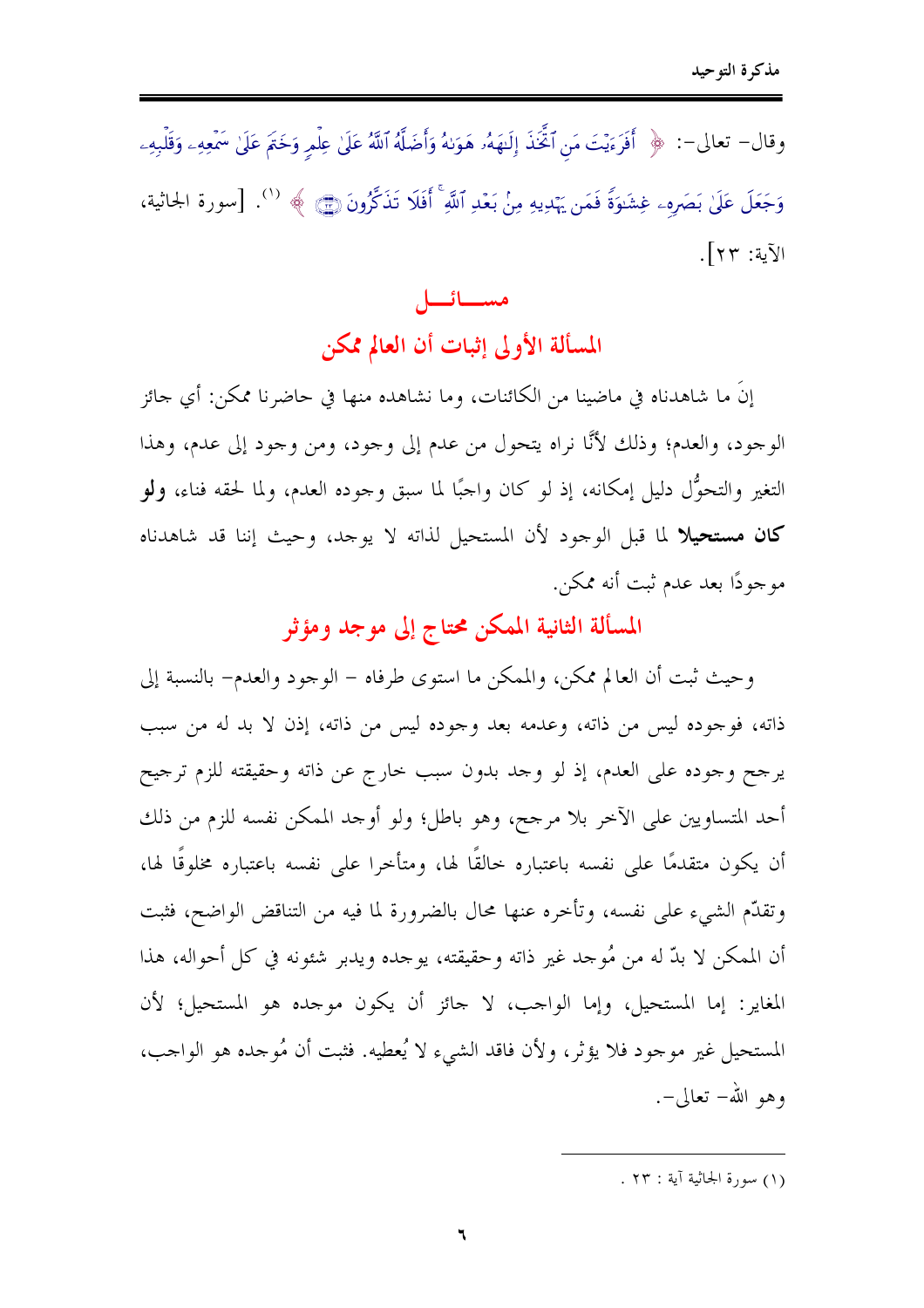وقال- تعالى-: ﴿ أَفَرَءَيْتَ مَنِ ٱتَّخَذَ إِلَـٰهَهُۥ هَوَىٰهُ وَأَضَلَّهُ ٱللَّهُ عَلَىٰ عِلْمٍ وَخَتَمَ عَلَىٰ سَمْعِهِۦ وَقَلْبِهِۦ وَجَعَلَ عَلَىٰ بَصَرِهِۦ غِشَـٰوَةً فَمَن يَهْدِيهِ مِنۢ بَعْدِ ٱللَّهِ ۚ أَفَلَا تَذَكَّرُونَ ﴿٢٣﴾ ﴾ [1]. [سورة الجاثية، الآية: ٢٣].

## مسائل

### المسألة الأولى إثبات أن العالم ممكن

إنَ ما شاهدناه في ماضينا من الكائنات، وما نشاهده منها في حاضرنا ممكن: أي جائز الوجود، والعدم؛ وذلك لأنَّا نراه يتحول من عدم إلى وجود، ومن وجود إلى عدم، وهذا التغير والتحوُّل دليل إمكانه، إذ لو كان واجبًا لما سبق وجوده العدم، ولما لحقه فناء، **ولو كان مستحيلا** لما قبل الوجود لأن المستحيل لذاته لا يوجد، وحيث إننا قد شاهدناه موجودًا بعد عدم ثبت أنه ممكن.

### المسألة الثانية الممكن محتاج إلى موجد ومؤثر

وحيث ثبت أن العالم ممكن، والممكن ما استوى طرفاه – الوجود والعدم- بالنسبة إلى ذاته، فوجوده ليس من ذاته، وعدمه بعد وجوده ليس من ذاته، إذن لا بد له من سبب يرجح وجوده على العدم، إذ لو وجد بدون سبب خارج عن ذاته وحقيقته للزم ترجيح أحد المتساويين على الآخر بلا مرجح، وهو باطل؛ ولو أوجد الممكن نفسه للزم من ذلك أن يكون متقدمًا على نفسه باعتباره خالقًا لها، ومتأخرا على نفسه باعتباره مخلوقًا لها، وتقدّم الشيء على نفسه، وتأخره عنها محال بالضرورة لما فيه من التناقض الواضح، فثبت أن الممكن لا بدّ له من مُوجد غير ذاته وحقيقته، يوجده ويدبر شئونه في كل أحواله، هذا المغاير: إما المستحيل، وإما الواجب، لا جائز أن يكون موجده هو المستحيل؛ لأن المستحيل غير موجود فلا يؤثر، ولأن فاقد الشيء لا يُعطيه. فثبت أن مُوجده هو الواجب، وهو الله- تعالى-.

---

(١) سورة الجاثية آية : ٢٣ .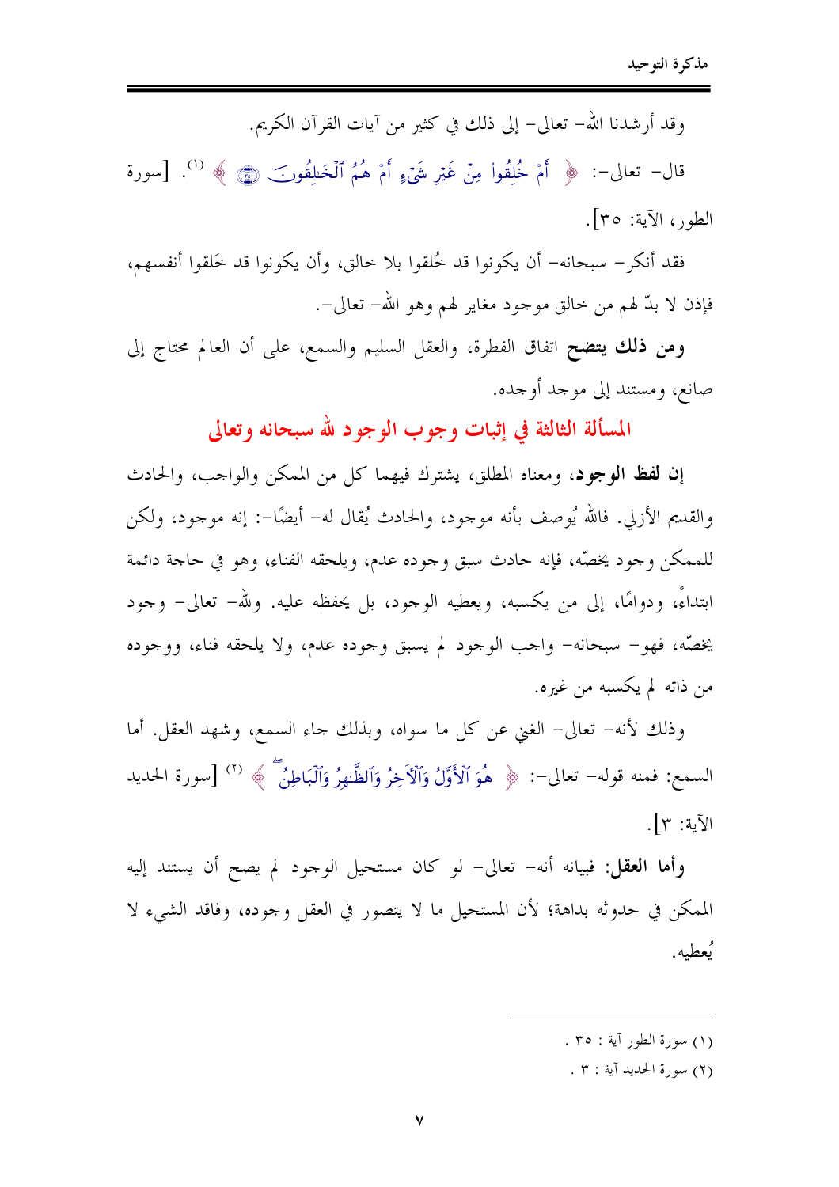وقد أرشدنا الله– تعالى– إلى ذلك في كثير من آيات القرآن الكريم.

قال– تعالى–: ﴿ أَمْ خُلِقُوا۟ مِنْ غَيْرِ شَىْءٍ أَمْ هُمُ ٱلْخَـٰلِقُونَ ﴿٣٥﴾ ﴾[1]. [سورة الطور، الآية: ٣٥].

فقد أنكر– سبحانه– أن يكونوا قد خُلقوا بلا خالق، وأن يكونوا قد خَلقوا أنفسهم، فإذن لا بدّ لهم من خالق موجود مغاير لهم وهو الله– تعالى–.

**ومن ذلك يتضح** اتفاق الفطرة، والعقل السليم والسمع، على أن العالم محتاج إلى صانع، ومستند إلى موجد أوجده.

## المسألة الثالثة في إثبات وجوب الوجود لله سبحانه وتعالى

**إن لفظ الوجود**، ومعناه المطلق، يشترك فيهما كل من الممكن والواجب، والحادث والقديم الأزلي. فالله يُوصف بأنه موجود، والحادث يُقال له– أيضًا–: إنه موجود، ولكن للممكن وجود يخصّه، فإنه حادث سبق وجوده عدم، ويلحقه الفناء، وهو في حاجة دائمة ابتداءً، ودوامًا، إلى من يكسبه، ويعطيه الوجود، بل يحفظه عليه. ولله– تعالى– وجود يخصّه، فهو– سبحانه– واجب الوجود لم يسبق وجوده عدم، ولا يلحقه فناء، ووجوده من ذاته لم يكسبه من غيره.

وذلك لأنه– تعالى– الغني عن كل ما سواه، وبذلك جاء السمع، وشهد العقل. أما السمع: فمنه قوله– تعالى–: ﴿ هُوَ ٱلْأَوَّلُ وَٱلْـَٔاخِرُ وَٱلظَّـٰهِرُ وَٱلْبَاطِنُ ﴾[2] [سورة الحديد الآية: ٣].

**وأما العقل**: فبيانه أنه– تعالى– لو كان مستحيل الوجود لم يصح أن يستند إليه الممكن في حدوثه بداهة؛ لأن المستحيل ما لا يتصور في العقل وجوده، وفاقد الشيء لا يُعطيه.

---

(١) سورة الطور آية : ٣٥ .

(٢) سورة الحديد آية : ٣ .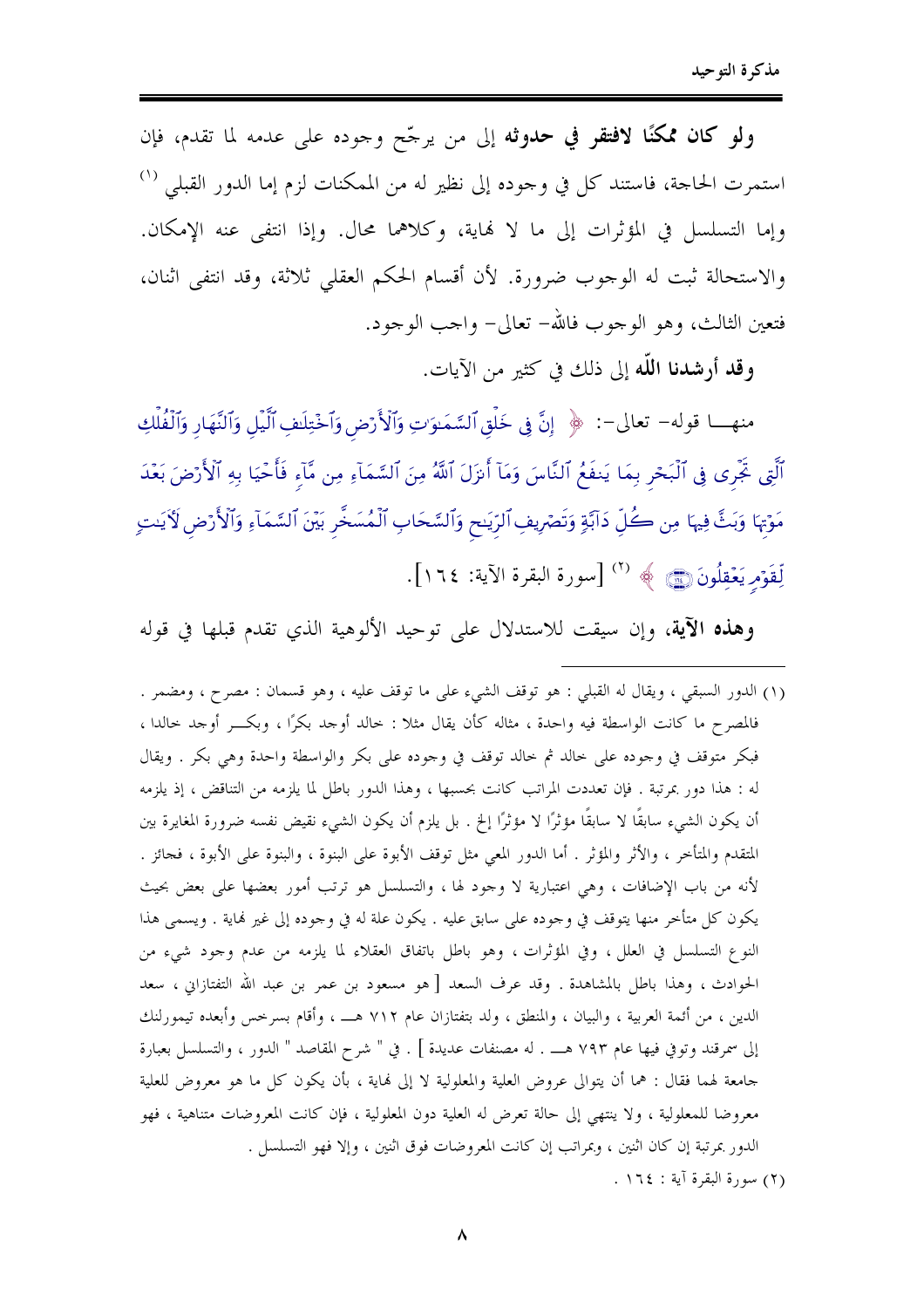**ولو كان ممكنًا لافتقر في حدوثه** إلى من يرجّح وجوده على عدمه لما تقدم، فإن استمرت الحاجة، فاستند كل في وجوده إلى نظير له من الممكنات لزم إما الدور القبلي [1] وإما التسلسل في المؤثرات إلى ما لا نهاية، وكلاهما محال. وإذا انتفى عنه الإمكان. والاستحالة ثبت له الوجوب ضرورة. لأن أقسام الحكم العقلي ثلاثة، وقد انتفى اثنان، فتعين الثالث، وهو الوجوب فالله- تعالى- واجب الوجود.

**وقد أرشدنا اللّه** إلى ذلك في كثير من الآيات.

منهـــا قوله- تعالى-: ﴿ إِنَّ فِي خَلْقِ ٱلسَّمَٰوَٰتِ وَٱلْأَرْضِ وَٱخْتِلَٰفِ ٱلَّيْلِ وَٱلنَّهَارِ وَٱلْفُلْكِ ٱلَّتِى تَجْرِى فِى ٱلْبَحْرِ بِمَا يَنفَعُ ٱلنَّاسَ وَمَآ أَنزَلَ ٱللَّهُ مِنَ ٱلسَّمَآءِ مِن مَّآءٍ فَأَحْيَا بِهِ ٱلْأَرْضَ بَعْدَ مَوْتِهَا وَبَثَّ فِيهَا مِن كُلِّ دَآبَّةٍ وَتَصْرِيفِ ٱلرِّيَٰحِ وَٱلسَّحَابِ ٱلْمُسَخَّرِ بَيْنَ ٱلسَّمَآءِ وَٱلْأَرْضِ لَءَايَٰتٍ لِّقَوْمٍ يَعْقِلُونَ ﴾ [2] [سورة البقرة الآية: ١٦٤].

**وهذه الآية**، وإن سيقت للاستدلال على توحيد الألوهية الذي تقدم قبلها في قوله

---

(١) الدور السبقي ، ويقال له القبلي : هو توقف الشيء على ما توقف عليه ، وهو قسمان : مصرح ، ومضمر . فالمصرح ما كانت الواسطة فيه واحدة ، مثاله كأن يقال مثلا : خالد أوجد بكرًا ، وبكـــر أوجد خالدا ، فبكر متوقف في وجوده على خالد ثم خالد توقف في وجوده على بكر والواسطة واحدة وهي بكر . ويقال له : هذا دور بمرتبة . فإن تعددت المراتب كانت بحسبها ، وهذا الدور باطل لما يلزمه من التناقض ، إذ يلزمه أن يكون الشيء سابقًا لا سابقًا مؤثرًا لا مؤثرًا إلخ . بل يلزم أن يكون الشيء نقيض نفسه ضرورة المغايرة بين المتقدم والمتأخر ، والأثر والمؤثر . أما الدور المعي مثل توقف الأبوة على البنوة ، والبنوة على الأبوة ، فجائز . لأنه من باب الإضافات ، وهي اعتبارية لا وجود لها ، والتسلسل هو ترتب أمور بعضها على بعض بحيث يكون كل متأخر منها يتوقف في وجوده على سابق عليه . يكون علة له في وجوده إلى غير نهاية . ويسمى هذا النوع التسلسل في العلل ، وفي المؤثرات ، وهو باطل باتفاق العقلاء لما يلزمه من عدم وجود شيء من الحوادث ، وهذا باطل بالمشاهدة . وقد عرف السعد [ هو مسعود بن عمر بن عبد الله التفتازاني ، سعد الدين ، من أئمة العربية ، والبيان ، والمنطق ، ولد بتفتازان عام ٧١٢ هـــ ، وأقام بسرخس وأبعده تيمورلنك إلى سمرقند وتوفي فيها عام ٧٩٣ هـــ . له مصنفات عديدة ] . في " شرح المقاصد " الدور ، والتسلسل بعبارة جامعة لهما فقال : هما أن يتوالى عروض العلية والمعلولية لا إلى نهاية ، بأن يكون كل ما هو معروض للعلية معروضا للمعلولية ، ولا ينتهي إلى حالة تعرض له العلية دون المعلولية ، فإن كانت المعروضات متناهية ، فهو الدور بمرتبة إن كان اثنين ، وبمراتب إن كانت المعروضات فوق اثنين ، وإلا فهو التسلسل .

(٢) سورة البقرة آية : ١٦٤ .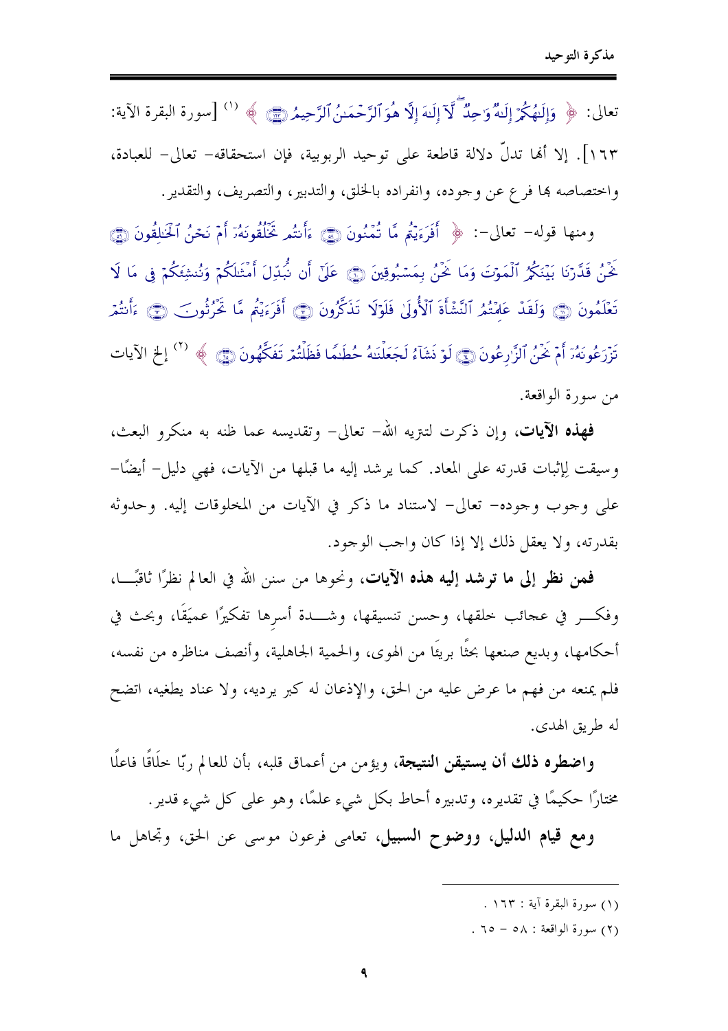تعالى: ﴿ وَإِلَٰهُكُمْ إِلَٰهٌ وَاحِدٌ ۖ لَّا إِلَٰهَ إِلَّا هُوَ الرَّحْمَٰنُ الرَّحِيمُ ﴾ (1) [سورة البقرة الآية: ١٦٣]. إلا أنها تدلّ دلالة قاطعة على توحيد الربوبية، فإن استحقاقه- تعالى- للعبادة، واختصاصه بها فرع عن وجوده، وانفراده بالخلق، والتدبير، والتصريف، والتقدير.

ومنها قوله- تعالى-: ﴿ أَفَرَأَيْتُم مَّا تُمْنُونَ ۝ أَأَنتُمْ تَخْلُقُونَهُ أَمْ نَحْنُ الْخَالِقُونَ ۝ نَحْنُ قَدَّرْنَا بَيْنَكُمُ الْمَوْتَ وَمَا نَحْنُ بِمَسْبُوقِينَ ۝ عَلَىٰ أَن نُّبَدِّلَ أَمْثَالَكُمْ وَنُنشِئَكُمْ فِي مَا لَا تَعْلَمُونَ ۝ وَلَقَدْ عَلِمْتُمُ النَّشْأَةَ الْأُولَىٰ فَلَوْلَا تَذَكَّرُونَ ۝ أَفَرَأَيْتُم مَّا تَحْرُثُونَ ۝ أَأَنتُمْ تَزْرَعُونَهُ أَمْ نَحْنُ الزَّارِعُونَ ۝ لَوْ نَشَاءُ لَجَعَلْنَاهُ حُطَامًا فَظَلْتُمْ تَفَكَّهُونَ ۝ ﴾ (2) إلخ الآيات من سورة الواقعة.

**فهذه الآيات**، وإن ذكرت لتنزيه الله- تعالى- وتقديسه عما ظنه به منكرو البعث، وسيقت لإثبات قدرته على المعاد. كما يرشد إليه ما قبلها من الآيات، فهي دليل- أيضًا- على وجوب وجوده- تعالى- لاستناد ما ذكر في الآيات من المخلوقات إليه. وحدوثه بقدرته، ولا يعقل ذلك إلا إذا كان واجب الوجود.

**فمن نظر إلى ما ترشد إليه هذه الآيات**، ونحوها من سنن الله في العالم نظرًا ثاقبًا، وفكر في عجائب خلقها، وحسن تنسيقها، وشدة أسرها تفكيرًا عميقًا، وبحث في أحكامها، وبديع صنعها بحثًا بريئًا من الهوى، والحمية الجاهلية، وأنصف مناظره من نفسه، فلم يمنعه من فهم ما عرض عليه من الحق، والإذعان له كبر يرديه، ولا عناد يطغيه، اتضح له طريق الهدى.

**واضطره ذلك أن يستيقن النتيجة**، ويؤمن من أعماق قلبه، بأن للعالم ربًا خلاقًا فاعلًا مختارًا حكيمًا في تقديره، وتدبيره أحاط بكل شيء علمًا، وهو على كل شيء قدير.

**ومع قيام الدليل، ووضوح السبيل**، تعامى فرعون موسى عن الحق، وتجاهل ما

---

(1) سورة البقرة آية: ١٦٣.

(2) سورة الواقعة: ٥٨ - ٦٥.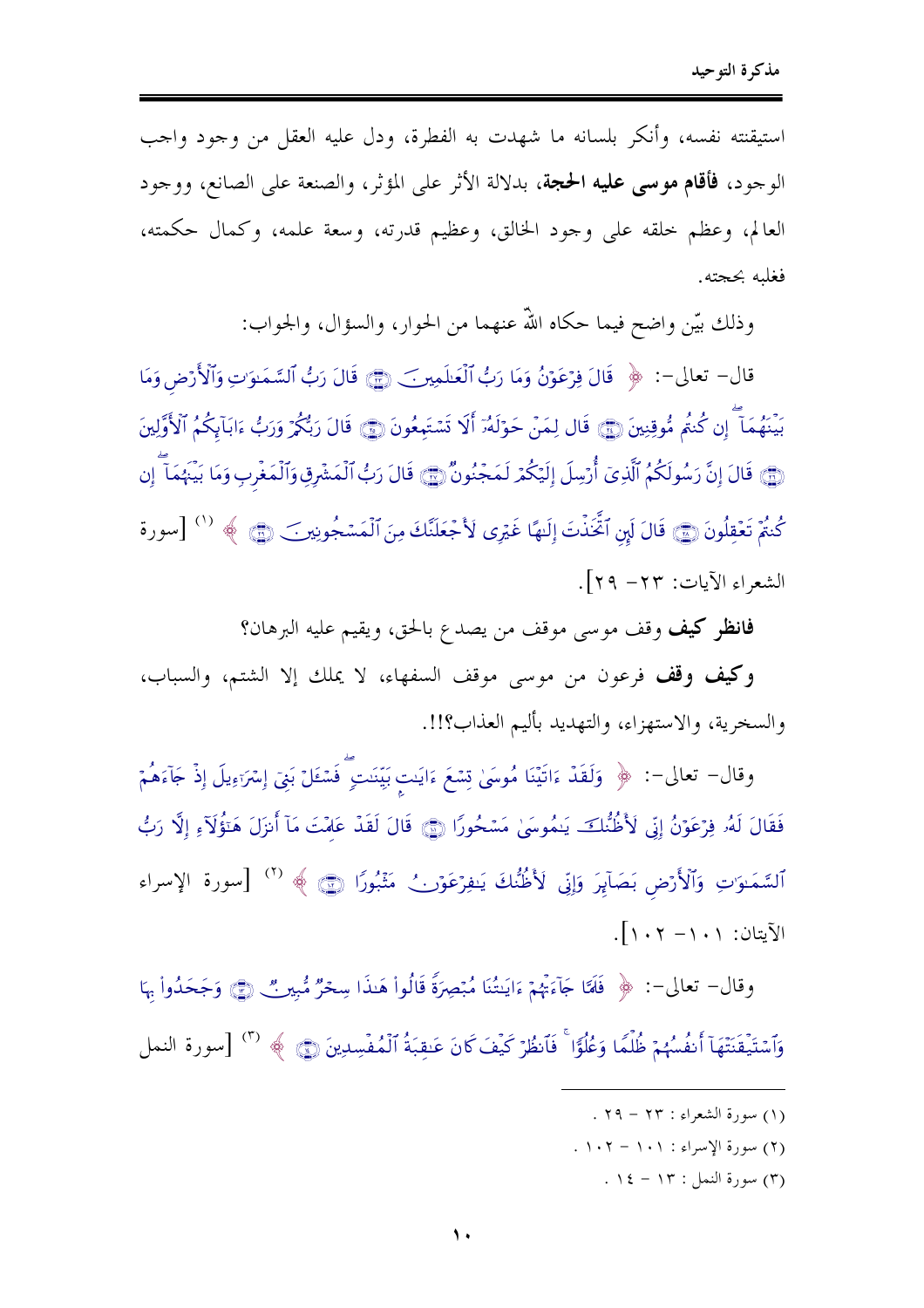استيقنته نفسه، وأنكر بلسانه ما شهدت به الفطرة، ودل عليه العقل من وجود واجب الوجود، **فأقام موسى عليه الحجة**، بدلالة الأثر على المؤثر، والصنعة على الصانع، ووجود العالم، وعظم خلقه على وجود الخالق، وعظيم قدرته، وسعة علمه، وكمال حكمته، فغلبه بحجته.

وذلك بيّن واضح فيما حكاه اللّه عنهما من الحوار، والسؤال، والجواب:

قال- تعالى-: ﴿ قَالَ فِرْعَوْنُ وَمَا رَبُّ ٱلْعَٰلَمِينَ ﴿٢٣﴾ قَالَ رَبُّ ٱلسَّمَٰوَٰتِ وَٱلْأَرْضِ وَمَا بَيْنَهُمَآ إِن كُنتُم مُّوقِنِينَ ﴿٢٤﴾ قَالَ لِمَنْ حَوْلَهُۥٓ أَلَا تَسْتَمِعُونَ ﴿٢٥﴾ قَالَ رَبُّكُمْ وَرَبُّ ءَابَآئِكُمُ ٱلْأَوَّلِينَ ﴿٢٦﴾ قَالَ إِنَّ رَسُولَكُمُ ٱلَّذِىٓ أُرْسِلَ إِلَيْكُمْ لَمَجْنُونٌ ﴿٢٧﴾ قَالَ رَبُّ ٱلْمَشْرِقِ وَٱلْمَغْرِبِ وَمَا بَيْنَهُمَآ إِن كُنتُمْ تَعْقِلُونَ ﴿٢٨﴾ قَالَ لَئِنِ ٱتَّخَذْتَ إِلَٰهًا غَيْرِى لَأَجْعَلَنَّكَ مِنَ ٱلْمَسْجُونِينَ ﴿٢٩﴾ ﴾ (1) [سورة الشعراء الآيات: ٢٣- ٢٩].

**فانظر كيف** وقف موسى موقف من يصدع بالحق، ويقيم عليه البرهان؟

**وكيف وقف** فرعون من موسى موقف السفهاء، لا يملك إلا الشتم، والسباب، والسخرية، والاستهزاء، والتهديد بأليم العذاب؟!!.

وقال- تعالى-: ﴿ وَلَقَدْ ءَاتَيْنَا مُوسَىٰ تِسْعَ ءَايَٰتٍۭ بَيِّنَٰتٍ فَسْـَٔلْ بَنِىٓ إِسْرَٰٓءِيلَ إِذْ جَآءَهُمْ فَقَالَ لَهُۥ فِرْعَوْنُ إِنِّى لَأَظُنُّكَ يَٰمُوسَىٰ مَسْحُورًا ﴿١٠١﴾ قَالَ لَقَدْ عَلِمْتَ مَآ أَنزَلَ هَٰٓؤُلَآءِ إِلَّا رَبُّ ٱلسَّمَٰوَٰتِ وَٱلْأَرْضِ بَصَآئِرَ وَإِنِّى لَأَظُنُّكَ يَٰفِرْعَوْنُ مَثْبُورًا ﴿١٠٢﴾ ﴾ (2) [سورة الإسراء الآيتان: ١٠١- ١٠٢].

وقال- تعالى-: ﴿ فَلَمَّا جَآءَتْهُمْ ءَايَٰتُنَا مُبْصِرَةً قَالُوا۟ هَٰذَا سِحْرٌ مُّبِينٌ ﴿١٣﴾ وَجَحَدُوا۟ بِهَا وَٱسْتَيْقَنَتْهَآ أَنفُسُهُمْ ظُلْمًا وَعُلُوًّا ۚ فَٱنظُرْ كَيْفَ كَانَ عَٰقِبَةُ ٱلْمُفْسِدِينَ ﴿١٤﴾ ﴾ (3) [سورة النمل

---

(1) سورة الشعراء : ٢٣ - ٢٩ .

(2) سورة الإسراء : ١٠١ - ١٠٢ .

(3) سورة النمل : ١٣ - ١٤ .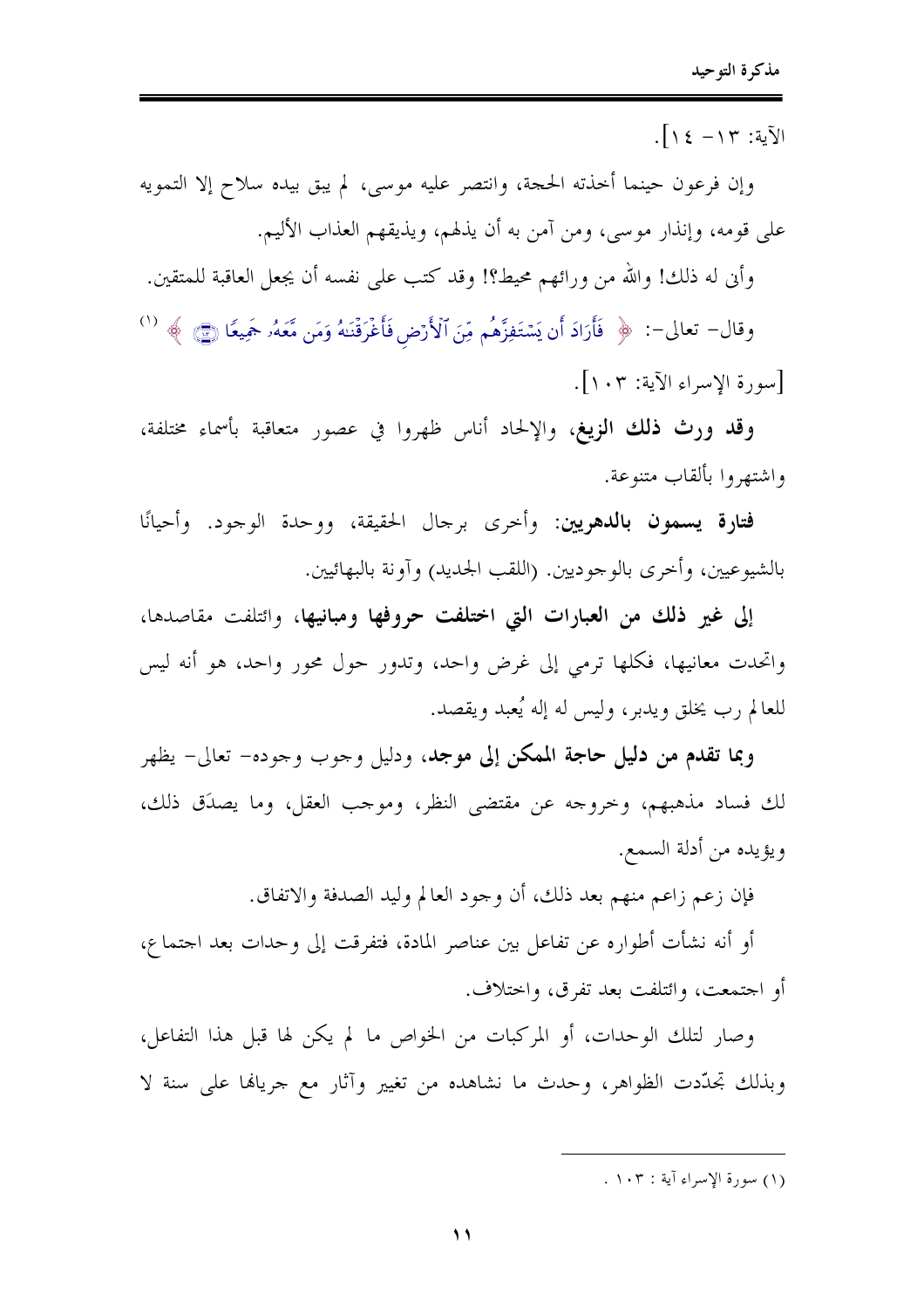الآية: ١٣- ١٤].

وإن فرعون حينما أخذته الحجة، وانتصر عليه موسى، لم يبق بيده سلاح إلا التمويه على قومه، وإنذار موسى، ومن آمن به أن يذلهم، ويذيقهم العذاب الأليم.

وأنى له ذلك! والله من ورائهم محيط؟! وقد كتب على نفسه أن يجعل العاقبة للمتقين.

وقال- تعالى-: ﴿ فَأَرَادَ أَن يَسْتَفِزَّهُم مِّنَ ٱلْأَرْضِ فَأَغْرَقْنَٰهُ وَمَن مَّعَهُۥ جَمِيعًا ﴾ (١) [سورة الإسراء الآية: ١٠٣].

**وقد ورث ذلك الزيغ**، والإلحاد أناس ظهروا في عصور متعاقبة بأسماء مختلفة، واشتهروا بألقاب متنوعة.

**فتارة يسمون بالدهريين**: وأخرى برجال الحقيقة، ووحدة الوجود. وأحيانًا بالشيوعيين، وأخرى بالوجوديين. (اللقب الجديد) وآونة بالبهائيين.

**إلى غير ذلك من العبارات التي اختلفت حروفها ومبانيها**، وائتلفت مقاصدها، واتحدت معانيها، فكلها ترمي إلى غرض واحد، وتدور حول محور واحد، هو أنه ليس للعالم رب يخلق ويدبر، وليس له إله يُعبد ويقصد.

**وبما تقدم من دليل حاجة الممكن إلى موجد**، ودليل وجوب وجوده- تعالى- يظهر لك فساد مذهبهم، وخروجه عن مقتضى النظر، وموجب العقل، وما يصدَق ذلك، ويؤيده من أدلة السمع.

فإن زعم زاعم منهم بعد ذلك، أن وجود العالم وليد الصدفة والاتفاق.

أو أنه نشأت أطواره عن تفاعل بين عناصر المادة، فتفرقت إلى وحدات بعد اجتماع، أو اجتمعت، وائتلفت بعد تفرق، واختلاف.

وصار لتلك الوحدات، أو المركبات من الخواص ما لم يكن لها قبل هذا التفاعل، وبذلك تجدّدت الظواهر، وحدث ما نشاهده من تغيير وآثار مع جريانها على سنة لا

---

(١) سورة الإسراء آية : ١٠٣ .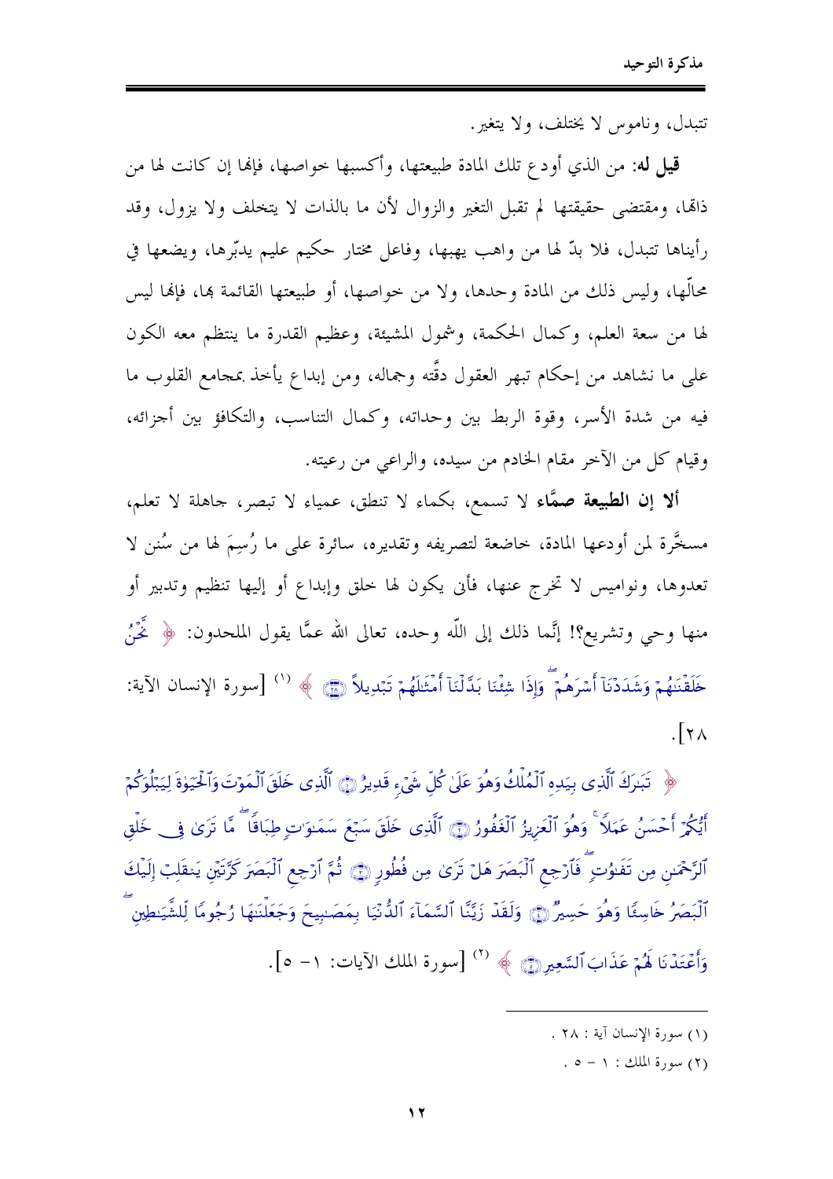تتبدل، وناموس لا يختلف، ولا يتغير.

**قيل له:** من الذي أودع تلك المادة طبيعتها، وأكسبها خواصها، فإنها إن كانت لها من ذاتها، ومقتضى حقيقتها لم تقبل التغير والزوال لأن ما بالذات لا يتخلف ولا يزول، وقد رأيناها تتبدل، فلا بدّ لها من واهب يهبها، وفاعل مختار حكيم عليم يدبّرها، ويضعها في محالّها، وليس ذلك من المادة وحدها، ولا من خواصها، أو طبيعتها القائمة بها، فإنها ليس لها من سعة العلم، وكمال الحكمة، وشمول المشيئة، وعظيم القدرة ما ينتظم معه الكون على ما نشاهد من إحكام تبهر العقول دقّته وجماله، ومن إبداع يأخذ بمجامع القلوب ما فيه من شدة الأسر، وقوة الربط بين وحداته، وكمال التناسب، والتكافؤ بين أجزائه، وقيام كل من الآخر مقام الخادم من سيده، والراعي من رعيته.

**ألا إن الطبيعة صمَّاء** لا تسمع، بكماء لا تنطق، عمياء لا تبصر، جاهلة لا تعلم، مسخَّرة لمن أودعها المادة، خاضعة لتصريفه وتقديره، سائرة على ما رُسِمَ لها من سُنن لا تعدوها، ونواميس لا تخرج عنها، فأنى يكون لها خلق وإبداع أو إليها تنظيم وتدبير أو منها وحي وتشريع؟! إنَّما ذلك إلى اللّه وحده، تعالى الله عمَّا يقول الملحدون: ﴿ نَّحْنُ خَلَقْنَاهُمْ وَشَدَدْنَا أَسْرَهُمْ ۖ وَإِذَا شِئْنَا بَدَّلْنَا أَمْثَالَهُمْ تَبْدِيلًا ﴿٢٨﴾ ﴾ [1] [سورة الإنسان الآية: ٢٨].

﴿ تَبَارَكَ الَّذِي بِيَدِهِ الْمُلْكُ وَهُوَ عَلَىٰ كُلِّ شَيْءٍ قَدِيرٌ ﴿١﴾ الَّذِي خَلَقَ الْمَوْتَ وَالْحَيَاةَ لِيَبْلُوَكُمْ أَيُّكُمْ أَحْسَنُ عَمَلًا ۚ وَهُوَ الْعَزِيزُ الْغَفُورُ ﴿٢﴾ الَّذِي خَلَقَ سَبْعَ سَمَاوَاتٍ طِبَاقًا ۖ مَّا تَرَىٰ فِي خَلْقِ الرَّحْمَٰنِ مِن تَفَاوُتٍ ۖ فَارْجِعِ الْبَصَرَ هَلْ تَرَىٰ مِن فُطُورٍ ﴿٣﴾ ثُمَّ ارْجِعِ الْبَصَرَ كَرَّتَيْنِ يَنقَلِبْ إِلَيْكَ الْبَصَرُ خَاسِئًا وَهُوَ حَسِيرٌ ﴿٤﴾ وَلَقَدْ زَيَّنَّا السَّمَاءَ الدُّنْيَا بِمَصَابِيحَ وَجَعَلْنَاهَا رُجُومًا لِّلشَّيَاطِينِ ۖ وَأَعْتَدْنَا لَهُمْ عَذَابَ السَّعِيرِ ﴿٥﴾ ﴾ [2] [سورة الملك الآيات: ١- ٥].

---

(١) سورة الإنسان آية : ٢٨ .

(٢) سورة الملك : ١ - ٥ .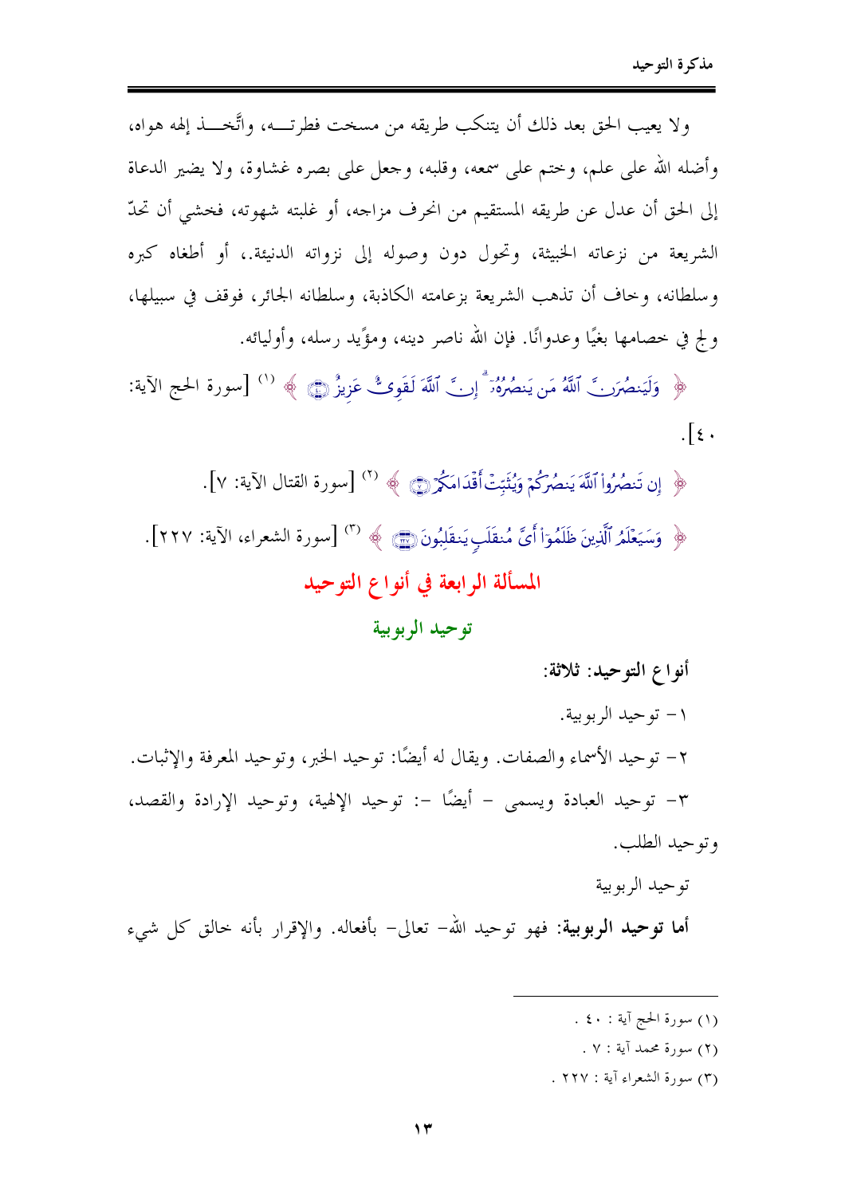ولا يعيب الحق بعد ذلك أن يتنكب طريقه من مسخت فطرتــه، واتَّخــذ إلهه هواه، وأضله الله على علم، وختم على سمعه، وقلبه، وجعل على بصره غشاوة، ولا يضير الدعاة إلى الحق أن عدل عن طريقه المستقيم من انحرف مزاجه، أو غلبته شهوته، فخشي أن تحدّ الشريعة من نزعاته الخبيثة، وتحول دون وصوله إلى نزواته الدنيئة.، أو أطغاه كبره وسلطانه، وخاف أن تذهب الشريعة بزعامته الكاذبة، وسلطانه الجائر، فوقف في سبيلها، ولج في خصامها بغيًا وعدوانًا. فإن الله ناصر دينه، ومؤيد رسله، وأوليائه.

﴿ وَلَيَنصُرَنَّ ٱللَّهُ مَن يَنصُرُهُۥٓ ۚ إِنَّ ٱللَّهَ لَقَوِىٌّ عَزِيزٌ ﴾ [1] [سورة الحج الآية: ٤٠].

﴿ إِن تَنصُرُوا۟ ٱللَّهَ يَنصُرْكُمْ وَيُثَبِّتْ أَقْدَامَكُمْ ﴾ [2] [سورة القتال الآية: ٧].

﴿ وَسَيَعْلَمُ ٱلَّذِينَ ظَلَمُوٓا۟ أَىَّ مُنقَلَبٍ يَنقَلِبُونَ ﴾ [3] [سورة الشعراء، الآية: ٢٢٧].

## المسألة الرابعة في أنواع التوحيد

### توحيد الربوبية

**أنواع التوحيد: ثلاثة:**

١- توحيد الربوبية.

٢- توحيد الأسماء والصفات. ويقال له أيضًا: توحيد الخبر، وتوحيد المعرفة والإثبات.

٣- توحيد العبادة ويسمى - أيضًا -: توحيد الإلهية، وتوحيد الإرادة والقصد، وتوحيد الطلب.

توحيد الربوبية

**أما توحيد الربوبية**: فهو توحيد الله- تعالى- بأفعاله. والإقرار بأنه خالق كل شيء

---

(١) سورة الحج آية : ٤٠ .

(٢) سورة محمد آية : ٧ .

(٣) سورة الشعراء آية : ٢٢٧ .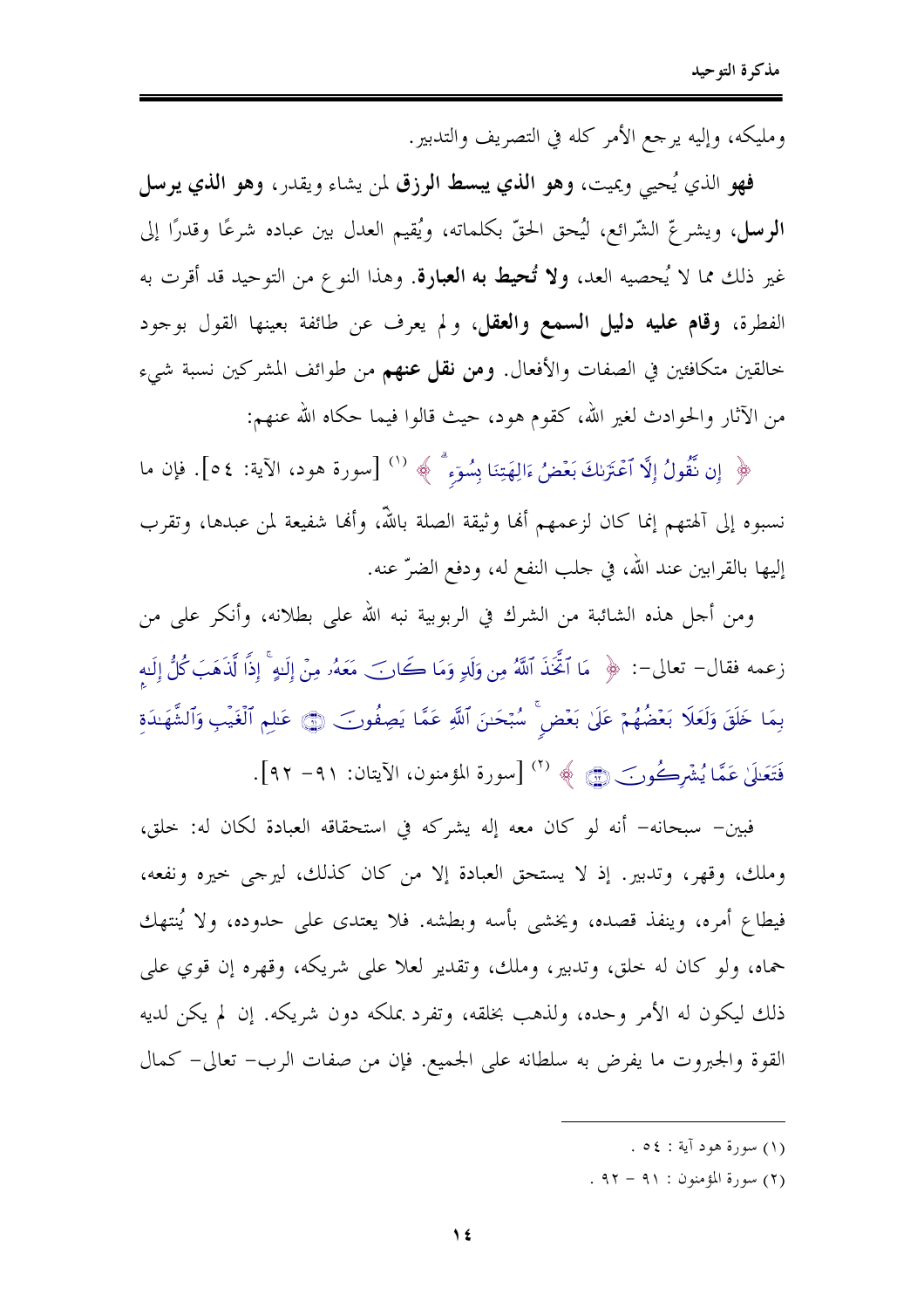ومليكه، وإليه يرجع الأمر كله في التصريف والتدبير.

**فهو** الذي يُحيي ويميت، **وهو الذي يبسط الرزق** لمن يشاء ويقدر، **وهو الذي يرسل الرسل**، ويشرعّ الشّرائع، ليُحق الحقّ بكلماته، ويُقيم العدل بين عباده شرعًا وقدرًا إلى غير ذلك مما لا يُحصيه العد، **ولا تُحيط به العبارة**. وهذا النوع من التوحيد قد أقرت به الفطرة، **وقام عليه دليل السمع والعقل**، ولم يعرف عن طائفة بعينها القول بوجود خالقين متكافئين في الصفات والأفعال. **ومن نقل عنهم** من طوائف المشركين نسبة شيء من الآثار والحوادث لغير الله، كقوم هود، حيث قالوا فيما حكاه الله عنهم:

﴿ إِن نَّقُولُ إِلَّا ٱعْتَرَىٰكَ بَعْضُ ءَالِهَتِنَا بِسُوٓءٍ ۗ ﴾ [1] [سورة هود، الآية: ٥٤]. فإن ما نسبوه إلى آلهتهم إنما كان لزعمهم أنها وثيقة الصلة بالله، وأنها شفيعة لمن عبدها، وتقرب إليها بالقرابين عند الله، في جلب النفع له، ودفع الضرّ عنه.

ومن أجل هذه الشائبة من الشرك في الربوبية نبه الله على بطلانه، وأنكر على من زعمه فقال- تعالى-: ﴿ مَا ٱتَّخَذَ ٱللَّهُ مِن وَلَدٍ وَمَا كَانَ مَعَهُۥ مِنْ إِلَٰهٍ ۚ إِذًا لَّذَهَبَ كُلُّ إِلَٰهٍۭ بِمَا خَلَقَ وَلَعَلَا بَعْضُهُمْ عَلَىٰ بَعْضٍ ۚ سُبْحَٰنَ ٱللَّهِ عَمَّا يَصِفُونَ ۝ عَٰلِمِ ٱلْغَيْبِ وَٱلشَّهَٰدَةِ فَتَعَٰلَىٰ عَمَّا يُشْرِكُونَ ۝ ﴾ [2] [سورة المؤمنون، الآيتان: ٩١- ٩٢].

فبين- سبحانه- أنه لو كان معه إله يشركه في استحقاقه العبادة لكان له: خلق، وملك، وقهر، وتدبير. إذ لا يستحق العبادة إلا من كان كذلك، ليرجى خيره ونفعه، فيطاع أمره، وينفذ قصده، ويخشى بأسه وبطشه. فلا يعتدى على حدوده، ولا يُنتهك حماه، ولو كان له خلق، وتدبير، وملك، وتقدير لعلا على شريكه، وقهره إن قوي على ذلك ليكون له الأمر وحده، ولذهب بخلقه، وتفرد بملكه دون شريكه. إن لم يكن لديه القوة والجبروت ما يفرض به سلطانه على الجميع. فإن من صفات الرب- تعالى- كمال

---

(١) سورة هود آية : ٥٤ .

(٢) سورة المؤمنون : ٩١ – ٩٢ .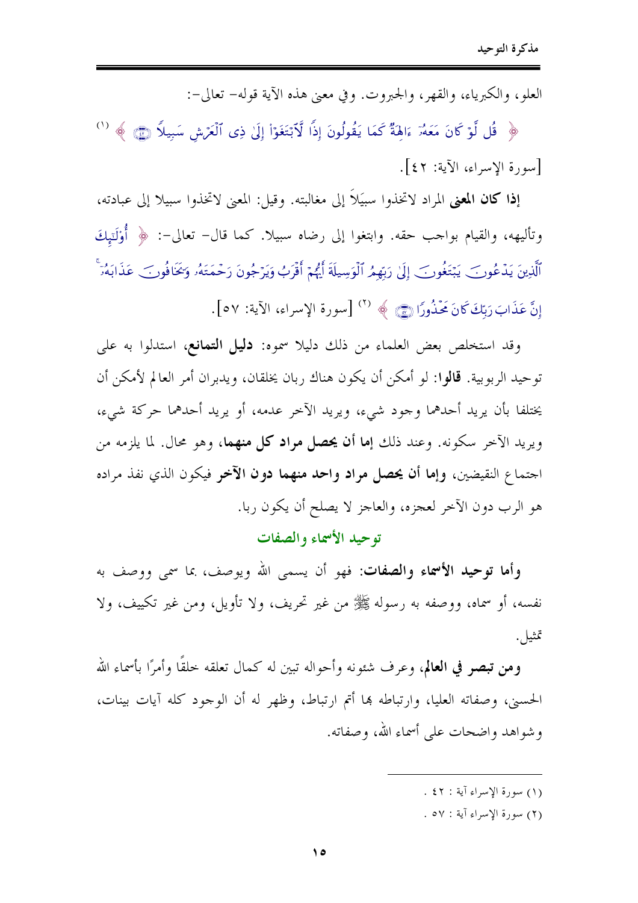العلو، والكبرياء، والقهر، والجبروت. وفي معنى هذه الآية قوله- تعالى-:

﴿ قُل لَّوْ كَانَ مَعَهُۥٓ ءَالِهَةٌ كَمَا يَقُولُونَ إِذًا لَّٱبْتَغَوْا۟ إِلَىٰ ذِى ٱلْعَرْشِ سَبِيلًا ﴿٤٢﴾ ﴾ [1] [سورة الإسراء، الآية: ٤٢].

**إذا كان المعنى** المراد لاتخذوا سبيلاً إلى مغالبته. وقيل: المعنى لاتخذوا سبيلا إلى عبادته، وتأليهه، والقيام بواجب حقه. وابتغوا إلى رضاه سبيلا. كما قال- تعالى-: ﴿ أُو۟لَـٰٓئِكَ ٱلَّذِينَ يَدْعُونَ يَبْتَغُونَ إِلَىٰ رَبِّهِمُ ٱلْوَسِيلَةَ أَيُّهُمْ أَقْرَبُ وَيَرْجُونَ رَحْمَتَهُۥ وَيَخَافُونَ عَذَابَهُۥٓ ۚ إِنَّ عَذَابَ رَبِّكَ كَانَ مَحْذُورًا ﴿٥٧﴾ ﴾ [2] [سورة الإسراء، الآية: ٥٧].

وقد استخلص بعض العلماء من ذلك دليلا سموه: **دليل التمانع**، استدلوا به على توحيد الربوبية. **قالوا**: لو أمكن أن يكون هناك ربان يخلقان، ويدبران أمر العالم لأمكن أن يختلفا بأن يريد أحدهما وجود شيء، ويريد الآخر عدمه، أو يريد أحدهما حركة شيء، ويريد الآخر سكونه. وعند ذلك **إما أن يحصل مراد كل منهما**، وهو محال. لما يلزمه من اجتماع النقيضين، **وإما أن يحصل مراد واحد منهما دون الآخر** فيكون الذي نفذ مراده هو الرب دون الآخر لعجزه، والعاجز لا يصلح أن يكون ربا.

## توحيد الأسماء والصفات

**وأما توحيد الأسماء والصفات**: فهو أن يسمى الله ويوصف، بما سمى ووصف به نفسه، أو سماه، ووصفه به رسوله ﷺ من غير تحريف، ولا تأويل، ومن غير تكييف، ولا تمثيل.

**ومن تبصر في العالم**، وعرف شئونه وأحواله تبين له كمال تعلقه خلقًا وأمرًا بأسماء الله الحسنى، وصفاته العليا، وارتباطه بها أتم ارتباط، وظهر له أن الوجود كله آيات بينات، وشواهد واضحات على أسماء الله، وصفاته.

---

(١) سورة الإسراء آية : ٤٢ .

(٢) سورة الإسراء آية : ٥٧ .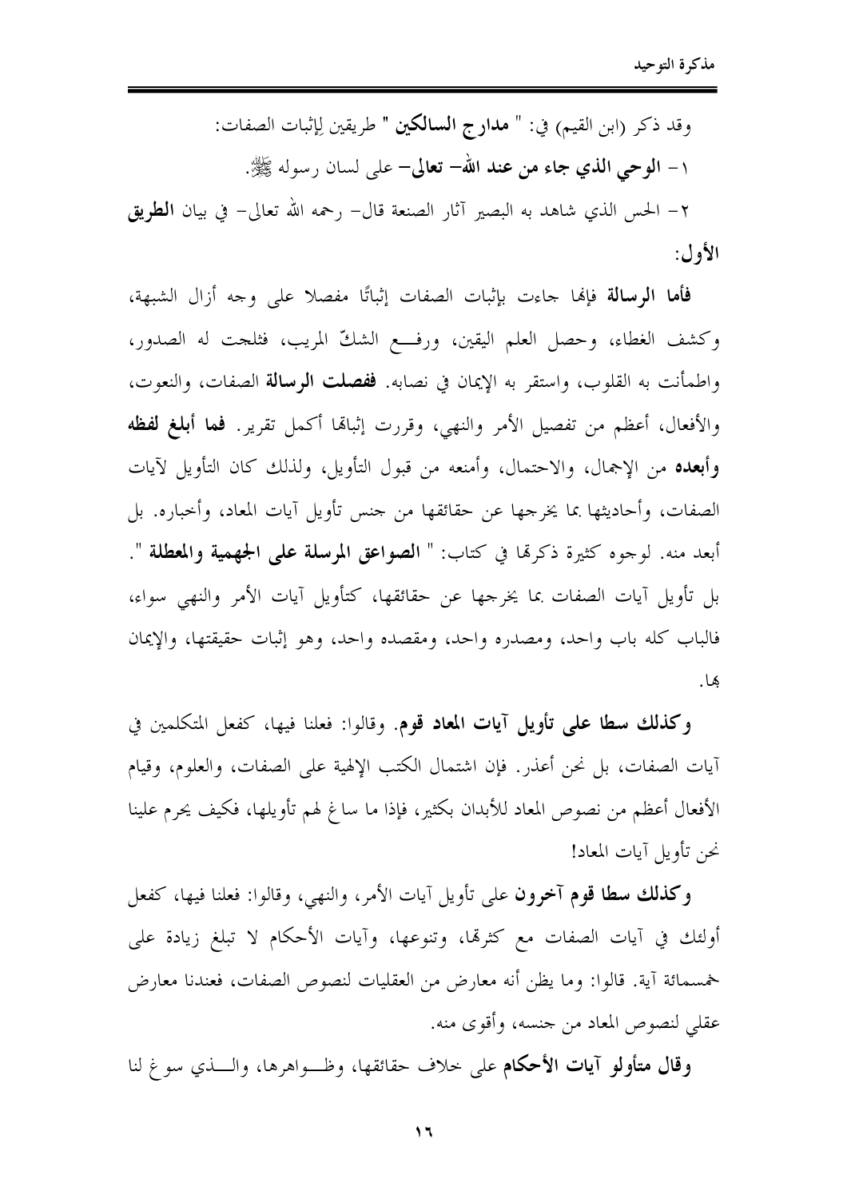وقد ذكر (ابن القيم) في: " **مدارج السالكين** " طريقين لإثبات الصفات:

١- **الوحي الذي جاء من عند الله- تعالى-** على لسان رسوله ﷺ.

٢- الحس الذي شاهد به البصير آثار الصنعة قال- رحمه الله تعالى- في بيان **الطريق الأول**:

**فأما الرسالة** فإنها جاءت بإثبات الصفات إثباتًا مفصلا على وجه أزال الشبهة، وكشف الغطاء، وحصل العلم اليقين، ورفع الشكّ المريب، فثلجت له الصدور، واطمأنت به القلوب، واستقر به الإيمان في نصابه. **ففصلت الرسالة** الصفات، والنعوت، والأفعال، أعظم من تفصيل الأمر والنهي، وقررت إثباتها أكمل تقرير. **فما أبلغ لفظه وأبعده** من الإجمال، والاحتمال، وأمنعه من قبول التأويل، ولذلك كان التأويل لآيات الصفات، وأحاديثها بما يخرجها عن حقائقها من جنس تأويل آيات المعاد، وأخباره. بل أبعد منه. لوجوه كثيرة ذكرتها في كتاب: " **الصواعق المرسلة على الجهمية والمعطلة** ". بل تأويل آيات الصفات بما يخرجها عن حقائقها، كتأويل آيات الأمر والنهي سواء، فالباب كله باب واحد، ومصدره واحد، ومقصده واحد، وهو إثبات حقيقتها، والإيمان بها.

**وكذلك سطا على تأويل آيات المعاد قوم**. وقالوا: فعلنا فيها، كفعل المتكلمين في آيات الصفات، بل نحن أعذر. فإن اشتمال الكتب الإلهية على الصفات، والعلوم، وقيام الأفعال أعظم من نصوص المعاد للأبدان بكثير، فإذا ما ساغ لهم تأويلها، فكيف يحرم علينا نحن تأويل آيات المعاد!

**وكذلك سطا قوم آخرون** على تأويل آيات الأمر، والنهي، وقالوا: فعلنا فيها، كفعل أولئك في آيات الصفات مع كثرتها، وتنوعها، وآيات الأحكام لا تبلغ زيادة على خمسمائة آية. قالوا: وما يظن أنه معارض من العقليات لنصوص الصفات، فعندنا معارض عقلي لنصوص المعاد من جنسه، وأقوى منه.

**وقال متأولو آيات الأحكام** على خلاف حقائقها، وظواهرها، والذي سوغ لنا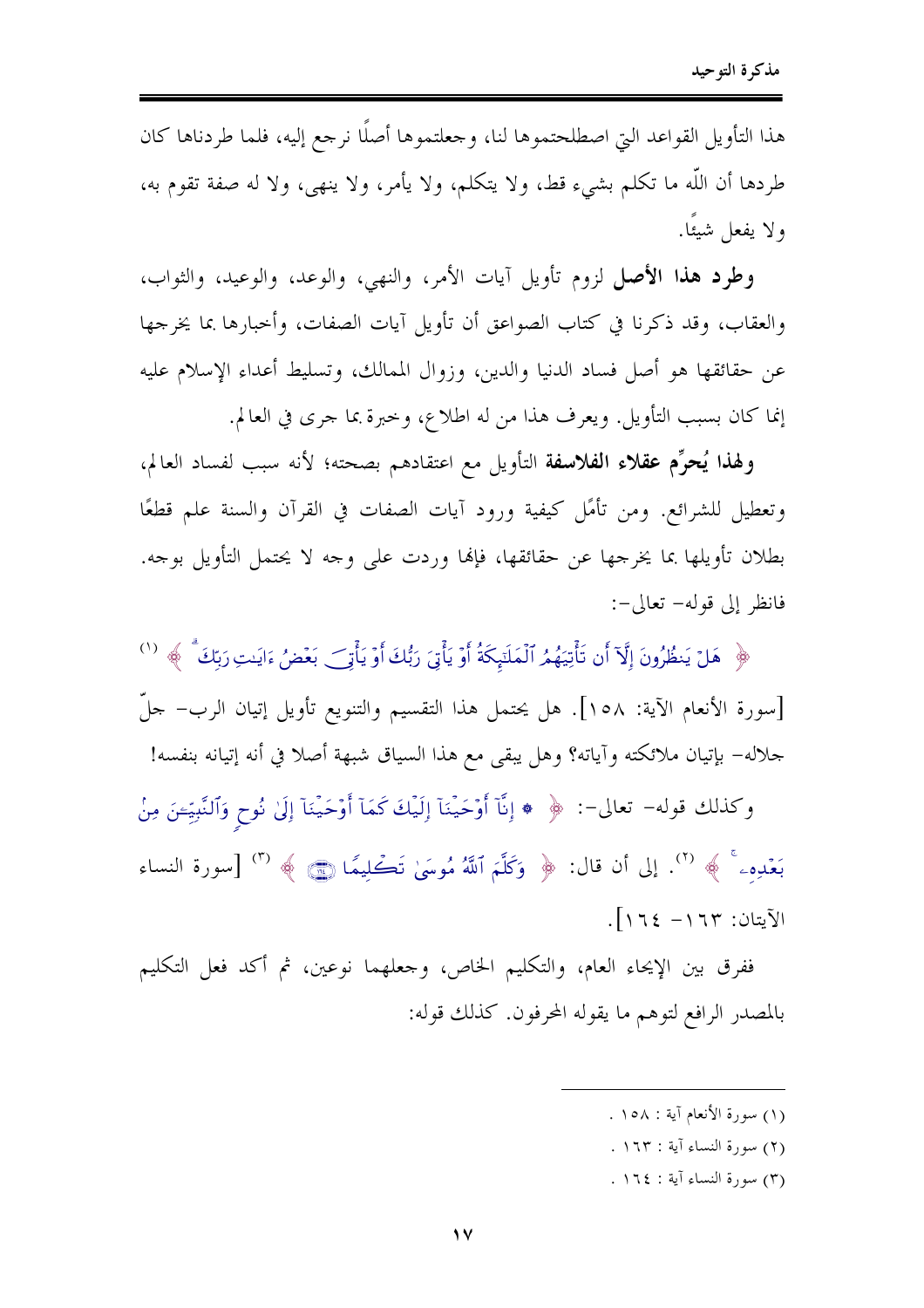هذا التأويل القواعد التي اصطلحتموها لنا، وجعلتموها أصلًا نرجع إليه، فلما طردناها كان طردها أن اللّه ما تكلم بشيء قط، ولا يتكلم، ولا يأمر، ولا ينهى، ولا له صفة تقوم به، ولا يفعل شيئًا.

**وطرد هذا الأصل** لزوم تأويل آيات الأمر، والنهي، والوعد، والوعيد، والثواب، والعقاب، وقد ذكرنا في كتاب الصواعق أن تأويل آيات الصفات، وأخبارها بما يخرجها عن حقائقها هو أصل فساد الدنيا والدين، وزوال الممالك، وتسليط أعداء الإسلام عليه إنما كان بسبب التأويل. ويعرف هذا من له اطلاع، وخبرة بما جرى في العالم.

**ولهذا يُحرِّم عقلاء الفلاسفة** التأويل مع اعتقادهم بصحته؛ لأنه سبب لفساد العالم، وتعطيل للشرائع. ومن تأمَّل كيفية ورود آيات الصفات في القرآن والسنة علم قطعًا بطلان تأويلها بما يخرجها عن حقائقها، فإنها وردت على وجه لا يحتمل التأويل بوجه. فانظر إلى قوله- تعالى-:

﴿ هَلْ يَنظُرُونَ إِلَّآ أَن تَأْتِيَهُمُ ٱلْمَلَٰٓئِكَةُ أَوْ يَأْتِىَ رَبُّكَ أَوْ يَأْتِىَ بَعْضُ ءَايَٰتِ رَبِّكَ ﴾ [1] [سورة الأنعام الآية: ١٥٨]. هل يحتمل هذا التقسيم والتنويع تأويل إتيان الرب- جلّ جلاله- بإتيان ملائكته وآياته؟ وهل يبقى مع هذا السياق شبهة أصلا في أنه إتيانه بنفسه!

وكذلك قوله- تعالى-: ﴿ ۞ إِنَّآ أَوْحَيْنَآ إِلَيْكَ كَمَآ أَوْحَيْنَآ إِلَىٰ نُوحٍ وَٱلنَّبِيِّۦنَ مِنۢ بَعْدِهِۦ ﴾ [2]. إلى أن قال: ﴿ وَكَلَّمَ ٱللَّهُ مُوسَىٰ تَكْلِيمًا ﴿١٦٤﴾ ﴾ [3] [سورة النساء الآيتان: ١٦٣- ١٦٤].

ففرق بين الإيحاء العام، والتكليم الخاص، وجعلهما نوعين، ثم أكد فعل التكليم بالمصدر الرافع لتوهم ما يقوله المحرفون. كذلك قوله:

---

(١) سورة الأنعام آية : ١٥٨ .

(٢) سورة النساء آية : ١٦٣ .

(٣) سورة النساء آية : ١٦٤ .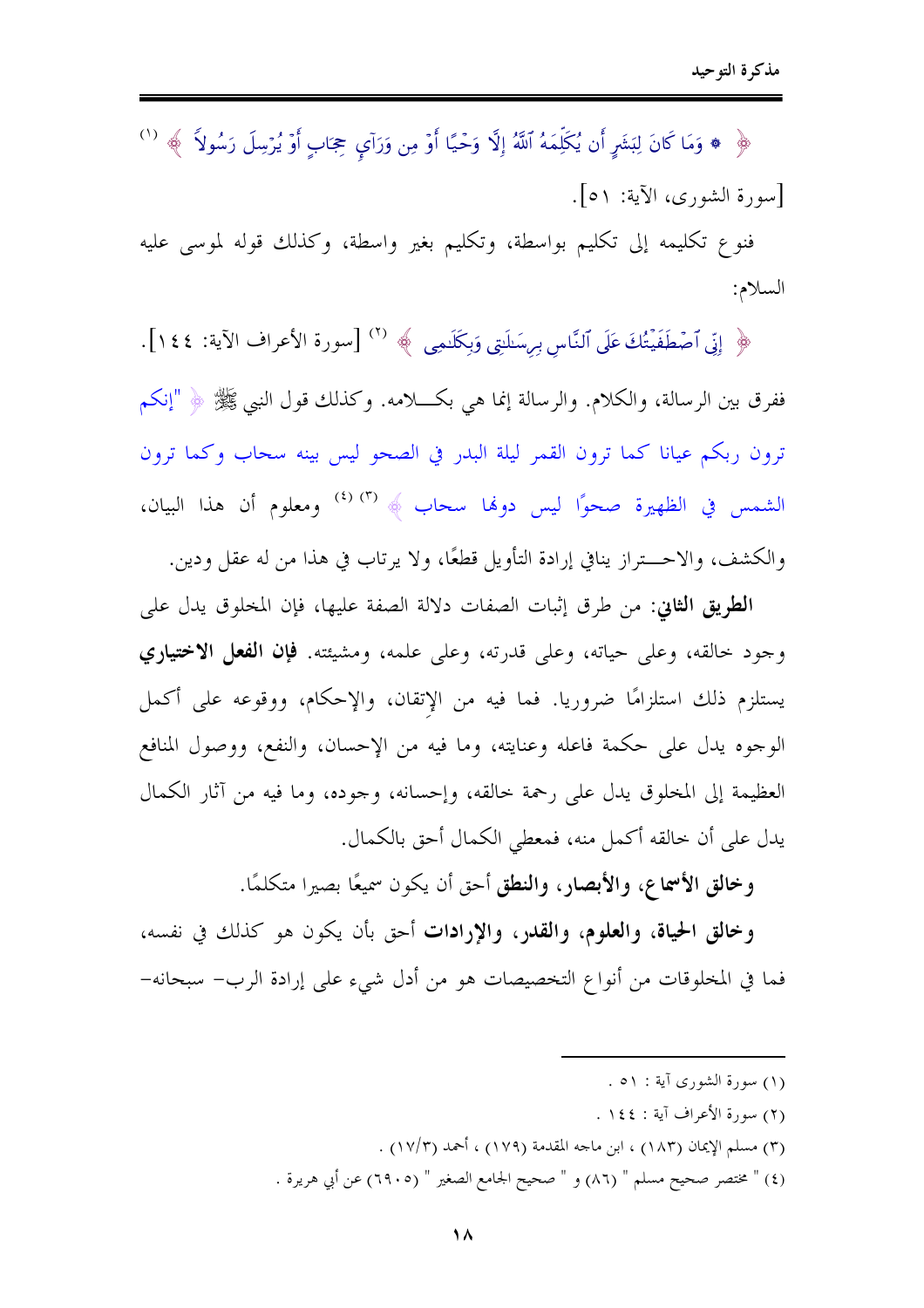﴿ ۞ وَمَا كَانَ لِبَشَرٍ أَن يُكَلِّمَهُ ٱللَّهُ إِلَّا وَحْيًا أَوْ مِن وَرَآيِ حِجَابٍ أَوْ يُرْسِلَ رَسُولاً ﴾ [1] [سورة الشورى، الآية: ٥١].

فنوع تكليمه إلى تكليم بواسطة، وتكليم بغير واسطة، وكذلك قوله لموسى عليه السلام:

﴿ إِنِّي ٱصْطَفَيْتُكَ عَلَى ٱلنَّاسِ بِرِسَلَتِي وَبِكَلَمِي ﴾ [2] [سورة الأعراف الآية: ١٤٤].

ففرق بين الرسالة، والكلام. والرسالة إنما هي بكـــلامه. وكذلك قول النبي ﷺ ﴿ "إنكم ترون ربكم عيانا كما ترون القمر ليلة البدر في الصحو ليس بينه سحاب وكما ترون الشمس في الظهيرة صحوًا ليس دونها سحاب ﴾ [3] [4] ومعلوم أن هذا البيان، والكشف، والاحـــتراز ينافي إرادة التأويل قطعًا، ولا يرتاب في هذا من له عقل ودين.

**الطريق الثاني**: من طرق إثبات الصفات دلالة الصفة عليها، فإن المخلوق يدل على وجود خالقه، وعلى حياته، وعلى قدرته، وعلى علمه، ومشيئته. **فإن الفعل الاختياري** يستلزم ذلك استلزامًا ضروريا. فما فيه من الإتقان، والإحكام، ووقوعه على أكمل الوجوه يدل على حكمة فاعله وعنايته، وما فيه من الإحسان، والنفع، ووصول المنافع العظيمة إلى المخلوق يدل على رحمة خالقه، وإحسانه، وجوده، وما فيه من آثار الكمال يدل على أن خالقه أكمل منه، فمعطي الكمال أحق بالكمال.

**وخالق الأسماع، والأبصار، والنطق** أحق أن يكون سميعًا بصيرا متكلمًا.

**وخالق الحياة، والعلوم، والقدر، والإرادات** أحق بأن يكون هو كذلك في نفسه، فما في المخلوقات من أنواع التخصيصات هو من أدل شيء على إرادة الرب- سبحانه-

---

(١) سورة الشورى آية : ٥١ .

(٢) سورة الأعراف آية : ١٤٤ .

(٣) مسلم الإيمان (١٨٣) ، ابن ماجه المقدمة (١٧٩) ، أحمد (١٧/٣) .

(٤) " مختصر صحيح مسلم " (٨٦) و " صحيح الجامع الصغير " (٦٩٠٥) عن أبي هريرة .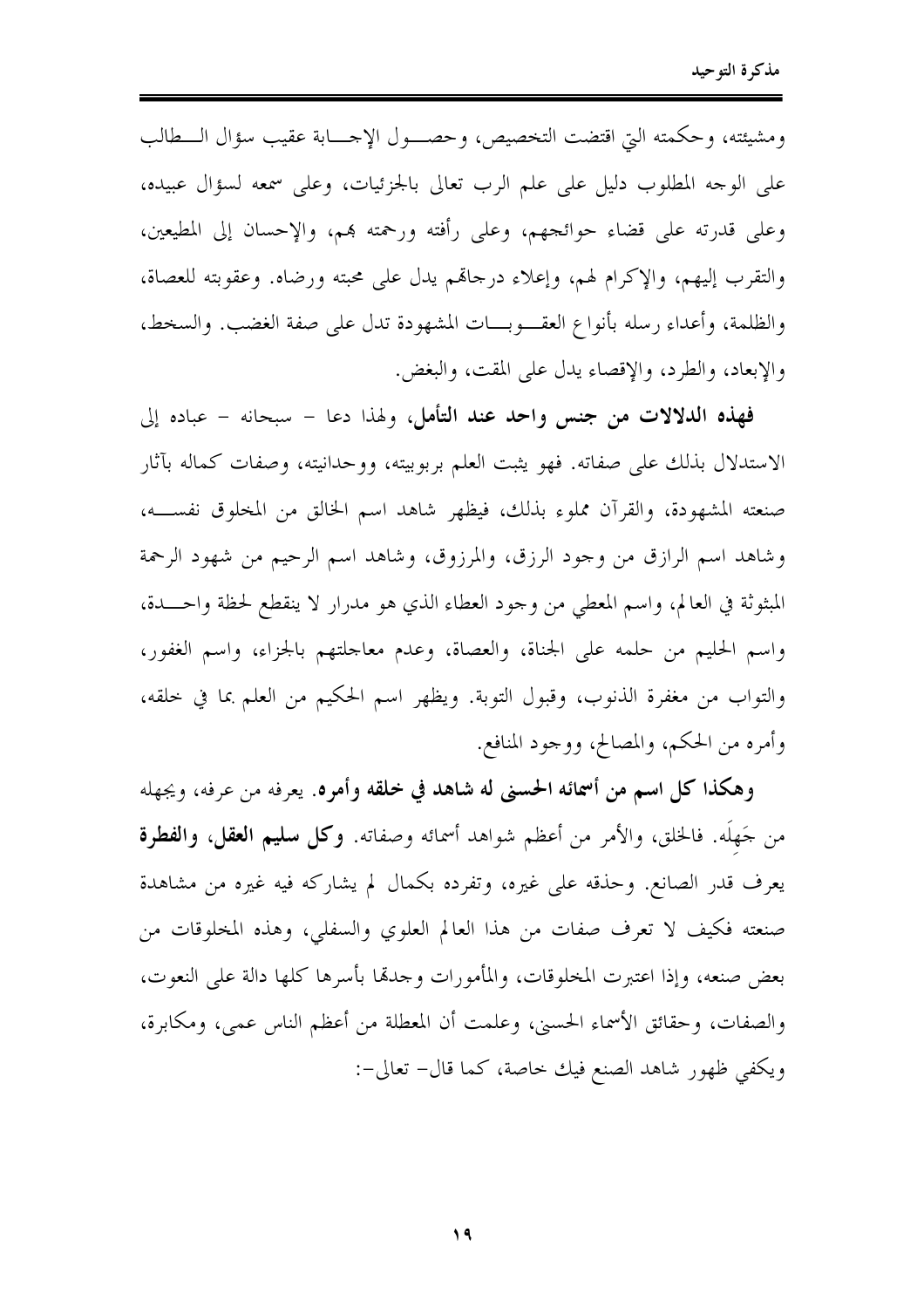ومشيئته، وحكمته التي اقتضت التخصيص، وحصول الإجابة عقيب سؤال الطالب على الوجه المطلوب دليل على علم الرب تعالى بالجزئيات، وعلى سمعه لسؤال عبيده، وعلى قدرته على قضاء حوائجهم، وعلى رأفته ورحمته بهم، والإحسان إلى المطيعين، والتقرب إليهم، والإكرام لهم، وإعلاء درجاتهم يدل على محبته ورضاه. وعقوبته للعصاة، والظلمة، وأعداء رسله بأنواع العقوبات المشهودة تدل على صفة الغضب. والسخط، والإبعاد، والطرد، والإقصاء يدل على المقت، والبغض.

**فهذه الدلالات من جنس واحد عند التأمل**، ولهذا دعا - سبحانه - عباده إلى الاستدلال بذلك على صفاته. فهو يثبت العلم بربوبيته، ووحدانيته، وصفات كماله بآثار صنعته المشهودة، والقرآن مملوء بذلك، فيظهر شاهد اسم الخالق من المخلوق نفسه، وشاهد اسم الرازق من وجود الرزق، والمرزوق، وشاهد اسم الرحيم من شهود الرحمة المبثوثة في العالم، واسم المعطي من وجود العطاء الذي هو مدرار لا ينقطع لحظة واحدة، واسم الحليم من حلمه على الجناة، والعصاة، وعدم معاجلتهم بالجزاء، واسم الغفور، والتواب من مغفرة الذنوب، وقبول التوبة. ويظهر اسم الحكيم من العلم بما في خلقه، وأمره من الحكم، والمصالح، ووجود المنافع.

**وهكذا كل اسم من أسمائه الحسنى له شاهد في خلقه وأمره**. يعرفه من عرفه، ويجهله من جَهِلَه. فالخلق، والأمر من أعظم شواهد أسمائه وصفاته. **وكل سليم العقل، والفطرة** يعرف قدر الصانع. وحذقه على غيره، وتفرده بكمال لم يشاركه فيه غيره من مشاهدة صنعته فكيف لا تعرف صفات من هذا العالم العلوي والسفلي، وهذه المخلوقات من بعض صنعه، وإذا اعتبرت المخلوقات، والمأمورات وجدتها بأسرها كلها دالة على النعوت، والصفات، وحقائق الأسماء الحسنى، وعلمت أن المعطلة من أعظم الناس عمى، ومكابرة، ويكفي ظهور شاهد الصنع فيك خاصة، كما قال- تعالى-: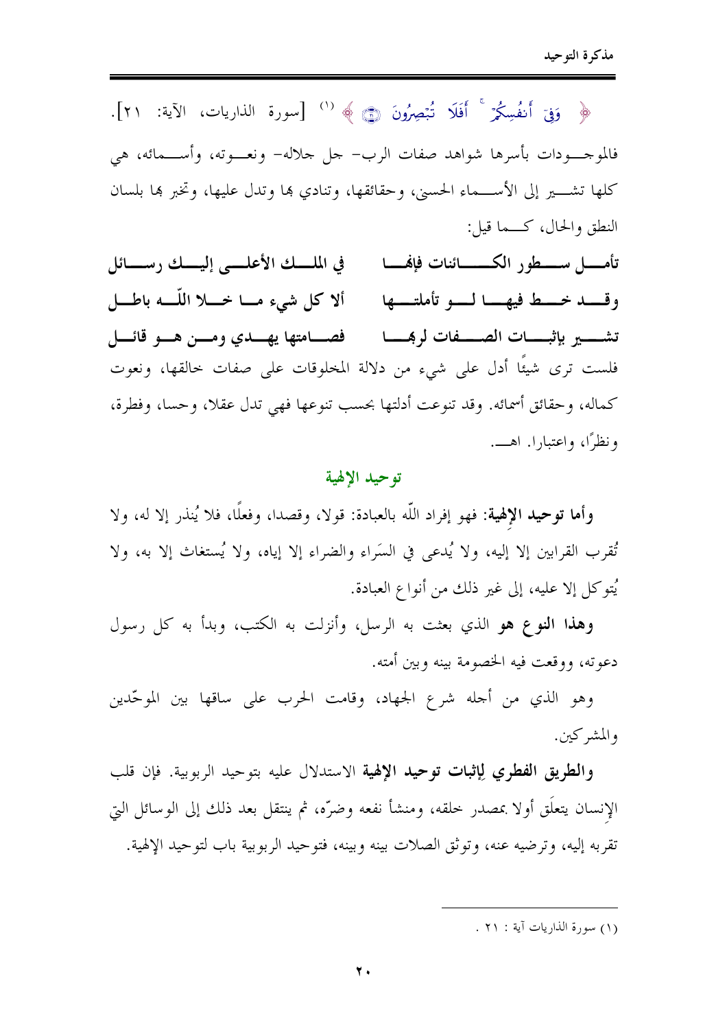﴿ وَفِيٓ أَنفُسِكُمۡۚ أَفَلَا تُبۡصِرُونَ ﴾ [1] [سورة الذاريات، الآية: ٢١].

فالموجودات بأسرها شواهد صفات الرب- جل جلاله- ونعوته، وأسمائه، هي كلها تشير إلى الأسماء الحسنى، وحقائقها، وتنادي بها وتدل عليها، وتخبر بها بلسان النطق والحال، كما قيل:

**تأمل سطور الكائنات فإنها ... في الملك الأعلى إليك رسائل**

**وقد خط فيها لو تأملتها ... ألا كل شيء ما خلا اللّه باطل**

**تشير بإثبات الصفات لربها ... فصامتها يهدي ومن هو قائل**

فلست ترى شيئًا أدل على شيء من دلالة المخلوقات على صفات خالقها، ونعوت كماله، وحقائق أسمائه. وقد تنوعت أدلتها بحسب تنوعها فهي تدل عقلا، وحسا، وفطرة، ونظرًا، واعتبارا. اهـ.

## توحيد الإلهية

**وأما توحيد الإلهية**: فهو إفراد اللّه بالعبادة: قولا، وقصدا، وفعلًا، فلا يُنذر إلا له، ولا تُقرب القرابين إلا إليه، ولا يُدعى في السَراء والضراء إلا إياه، ولا يُستغاث إلا به، ولا يُتوكل إلا عليه، إلى غير ذلك من أنواع العبادة.

**وهذا النوع هو** الذي بعثت به الرسل، وأنزلت به الكتب، وبدأ به كل رسول دعوته، ووقعت فيه الخصومة بينه وبين أمته.

وهو الذي من أجله شرع الجهاد، وقامت الحرب على ساقها بين الموحّدين والمشركين.

**والطريق الفطري لِإثبات توحيد الإلهية** الاستدلال عليه بتوحيد الربوبية. فإن قلب الإنسان يتعلَق أولا بمصدر خلقه، ومنشأ نفعه وضرّه، ثم ينتقل بعد ذلك إلى الوسائل التي تقربه إليه، وترضيه عنه، وتوثق الصلات بينه وبينه، فتوحيد الربوبية باب لتوحيد الإلهية.

---

(١) سورة الذاريات آية : ٢١ .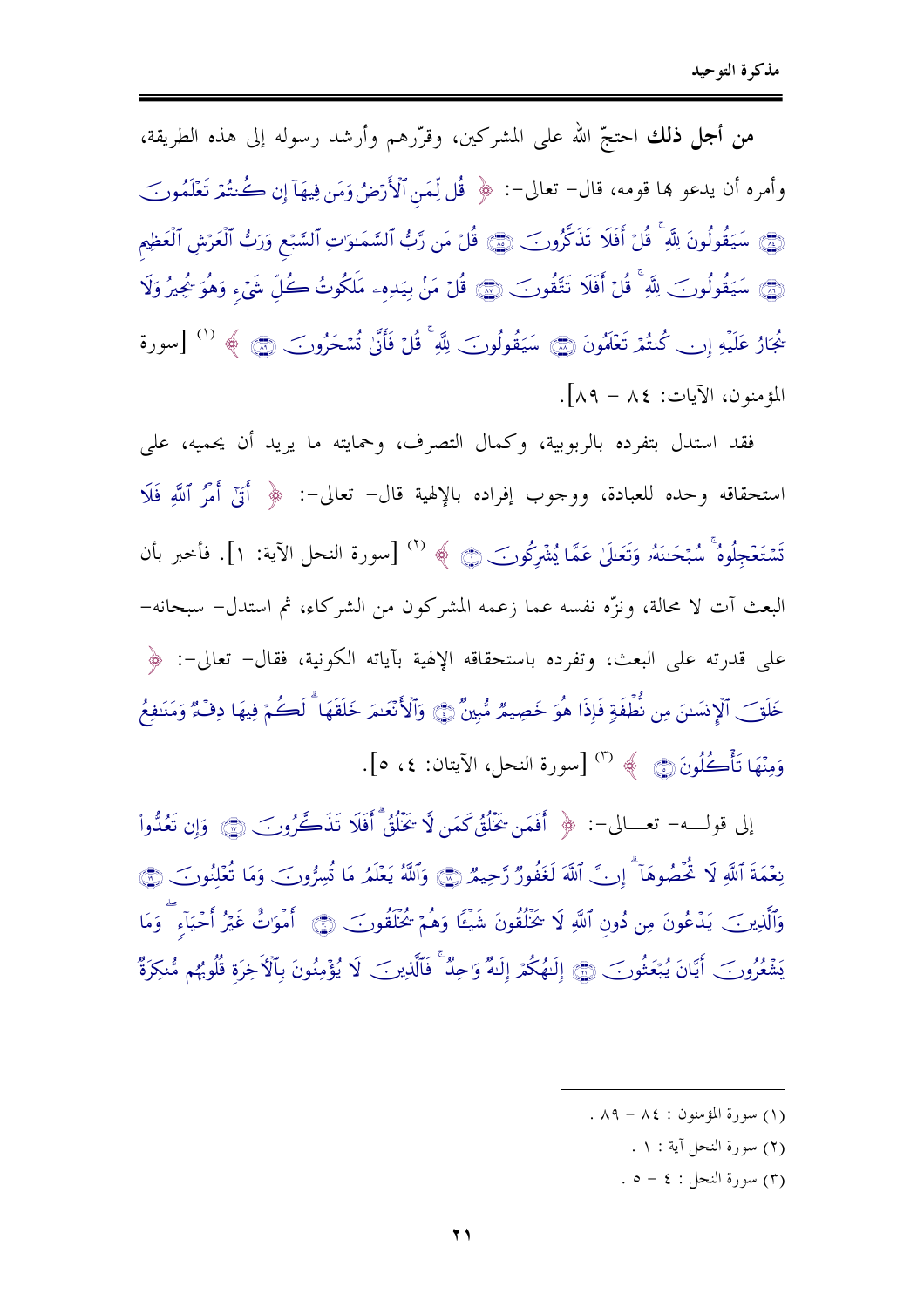**من أجل ذلك** احتجّ الله على المشركين، وقرّرهم وأرشد رسوله إلى هذه الطريقة، وأمره أن يدعو بها قومه، قال- تعالى-: ﴿ قُل لِّمَنِ ٱلْأَرْضُ وَمَن فِيهَآ إِن كُنتُمْ تَعْلَمُونَ ۝ سَيَقُولُونَ لِلَّهِ ۚ قُلْ أَفَلَا تَذَكَّرُونَ ۝ قُلْ مَن رَّبُّ ٱلسَّمَٰوَٰتِ ٱلسَّبْعِ وَرَبُّ ٱلْعَرْشِ ٱلْعَظِيمِ ۝ سَيَقُولُونَ لِلَّهِ ۚ قُلْ أَفَلَا تَتَّقُونَ ۝ قُلْ مَنۢ بِيَدِهِۦ مَلَكُوتُ كُلِّ شَىْءٍ وَهُوَ يُجِيرُ وَلَا يُجَارُ عَلَيْهِ إِن كُنتُمْ تَعْلَمُونَ ۝ سَيَقُولُونَ لِلَّهِ ۚ قُلْ فَأَنَّىٰ تُسْحَرُونَ ۝ ﴾ [1] [سورة المؤمنون، الآيات: ٨٤ - ٨٩].

فقد استدل بتفرده بالربوبية، وكمال التصرف، وحمايته ما يريد أن يحميه، على استحقاقه وحده للعبادة، ووجوب إفراده بالإلهية قال- تعالى-: ﴿ أَتَىٰٓ أَمْرُ ٱللَّهِ فَلَا تَسْتَعْجِلُوهُ ۚ سُبْحَٰنَهُۥ وَتَعَٰلَىٰ عَمَّا يُشْرِكُونَ ۝ ﴾ [2] [سورة النحل الآية: ١]. فأخبر بأن البعث آت لا محالة، ونزّه نفسه عما زعمه المشركون من الشركاء، ثم استدل- سبحانه- على قدرته على البعث، وتفرده باستحقاقه الإلهية بآياته الكونية، فقال- تعالى-: ﴿ خَلَقَ ٱلْإِنسَٰنَ مِن نُّطْفَةٍ فَإِذَا هُوَ خَصِيمٌ مُّبِينٌ ۝ وَٱلْأَنْعَٰمَ خَلَقَهَا ۗ لَكُمْ فِيهَا دِفْءٌ وَمَنَٰفِعُ وَمِنْهَا تَأْكُلُونَ ۝ ﴾ [3] [سورة النحل، الآيتان: ٤، ٥].

إلى قوله- تعالى-: ﴿ أَفَمَن يَخْلُقُ كَمَن لَّا يَخْلُقُ ۗ أَفَلَا تَذَكَّرُونَ ۝ وَإِن تَعُدُّوا۟ نِعْمَةَ ٱللَّهِ لَا تُحْصُوهَآ ۗ إِنَّ ٱللَّهَ لَغَفُورٌ رَّحِيمٌ ۝ وَٱللَّهُ يَعْلَمُ مَا تُسِرُّونَ وَمَا تُعْلِنُونَ ۝ وَٱلَّذِينَ يَدْعُونَ مِن دُونِ ٱللَّهِ لَا يَخْلُقُونَ شَيْـًٔا وَهُمْ يُخْلَقُونَ ۝ أَمْوَٰتٌ غَيْرُ أَحْيَآءٍ ۖ وَمَا يَشْعُرُونَ أَيَّانَ يُبْعَثُونَ ۝ إِلَٰهُكُمْ إِلَٰهٌ وَٰحِدٌ ۚ فَٱلَّذِينَ لَا يُؤْمِنُونَ بِٱلْءَاخِرَةِ قُلُوبُهُم مُّنكِرَةٌ

---

(١) سورة المؤمنون: ٨٤ - ٨٩.

(٢) سورة النحل آية: ١.

(٣) سورة النحل: ٤ - ٥.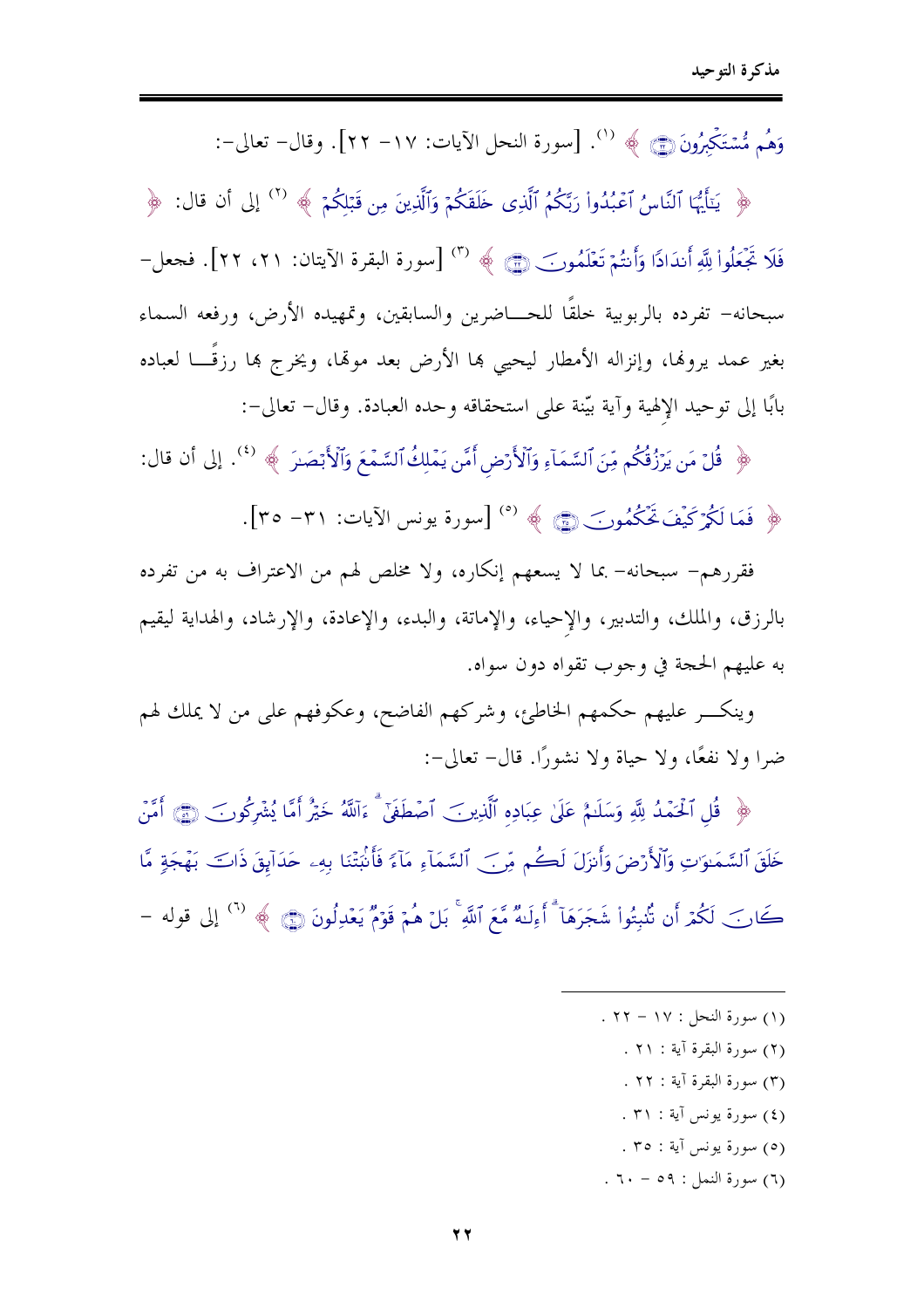وَهُم مُّسْتَكْبِرُونَ ﴾ [1]. [سورة النحل الآيات: ١٧- ٢٢]. وقال- تعالى-:

﴿ يَٰٓأَيُّهَا ٱلنَّاسُ ٱعْبُدُواْ رَبَّكُمُ ٱلَّذِى خَلَقَكُمْ وَٱلَّذِينَ مِن قَبْلِكُمْ ﴾ [2] إلى أن قال: ﴿ فَلَا تَجْعَلُواْ لِلَّهِ أَندَادًا وَأَنتُمْ تَعْلَمُونَ ﴾ [3] [سورة البقرة الآيتان: ٢١، ٢٢]. فجعل- سبحانه- تفرده بالربوبية خلقًا للحاضرين والسابقين، وتمهيده الأرض، ورفعه السماء بغير عمد يرونها، وإنزاله الأمطار ليحيي بها الأرض بعد موتها، ويخرج بها رزقًا لعباده بابًا إلى توحيد الإلهية وآية بيّنة على استحقاقه وحده العبادة. وقال- تعالى-:

﴿ قُلْ مَن يَرْزُقُكُم مِّنَ ٱلسَّمَآءِ وَٱلْأَرْضِ أَمَّن يَمْلِكُ ٱلسَّمْعَ وَٱلْأَبْصَٰرَ ﴾ [4]. إلى أن قال: ﴿ فَمَا لَكُمْ كَيْفَ تَحْكُمُونَ ﴾ [5] [سورة يونس الآيات: ٣١- ٣٥].

فقررهم- سبحانه- بما لا يسعهم إنكاره، ولا مخلص لهم من الاعتراف به من تفرده بالرزق، والملك، والتدبير، والإحياء، والإماتة، والبدء، والإعادة، والإرشاد، والهداية ليقيم به عليهم الحجة في وجوب تقواه دون سواه.

وينكر عليهم حكمهم الخاطئ، وشركهم الفاضح، وعكوفهم على من لا يملك لهم ضرا ولا نفعًا، ولا حياة ولا نشورًا. قال- تعالى-:

﴿ قُلِ ٱلْحَمْدُ لِلَّهِ وَسَلَٰمٌ عَلَىٰ عِبَادِهِ ٱلَّذِينَ ٱصْطَفَىٰٓ ۗ ءَآللَّهُ خَيْرٌ أَمَّا يُشْرِكُونَ ۝ أَمَّنْ خَلَقَ ٱلسَّمَٰوَٰتِ وَٱلْأَرْضَ وَأَنزَلَ لَكُم مِّنَ ٱلسَّمَآءِ مَآءً فَأَنۢبَتْنَا بِهِۦ حَدَآئِقَ ذَاتَ بَهْجَةٍ مَّا كَانَ لَكُمْ أَن تُنۢبِتُواْ شَجَرَهَآ ۗ أَءِلَٰهٌ مَّعَ ٱللَّهِ ۚ بَلْ هُمْ قَوْمٌ يَعْدِلُونَ ﴾ [6] إلى قوله -

---

(١) سورة النحل: ١٧ - ٢٢ .
(٢) سورة البقرة آية: ٢١ .
(٣) سورة البقرة آية: ٢٢ .
(٤) سورة يونس آية: ٣١ .
(٥) سورة يونس آية: ٣٥ .
(٦) سورة النمل: ٥٩ - ٦٠ .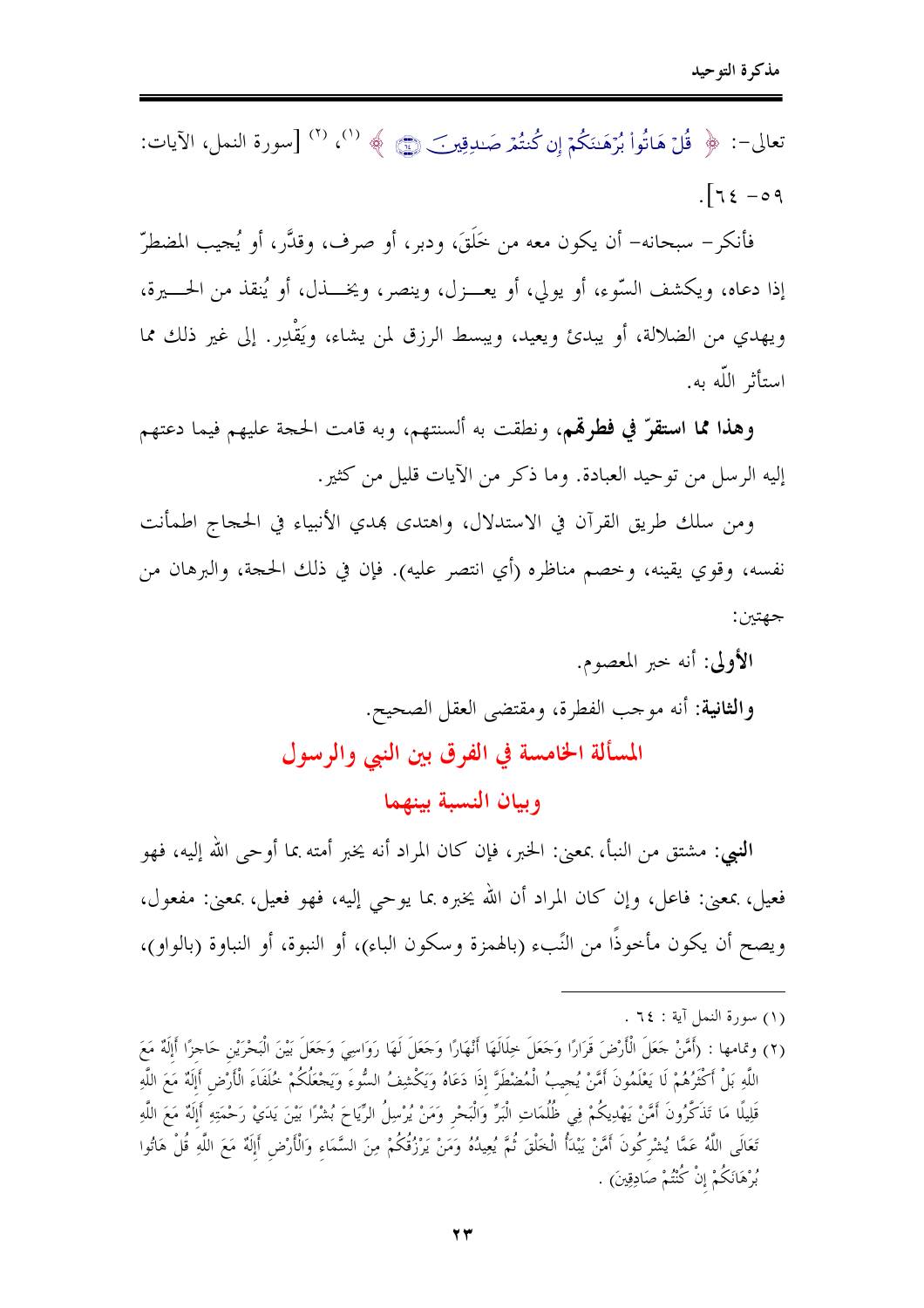تعالى-: ﴿ قُلْ هَاتُوا۟ بُرْهَـٰنَكُمْ إِن كُنتُمْ صَـٰدِقِينَ ﴾ [(١)]، [(٢)] [سورة النمل، الآيات: ٥٩ -٦٤].

فأنكر- سبحانه- أن يكون معه من خَلَقَ، ودبر، أو صرف، وقدَّر، أو يُجيب المضطرّ إذا دعاه، ويكشف السّوء، أو يولي، أو يعـزل، وينصر، ويخـذل، أو يُنقذ من الحـيرة، ويهدي من الضلالة، أو يبدئ ويعيد، ويبسط الرزق لمن يشاء، ويَقْدِر. إلى غير ذلك مما استأثر اللّه به.

**وهذا مما استقرّ في فطرهم،** ونطقت به ألسنتهم، وبه قامت الحجة عليهم فيما دعتهم إليه الرسل من توحيد العبادة. وما ذكر من الآيات قليل من كثير.

ومن سلك طريق القرآن في الاستدلال، واهتدى بهدي الأنبياء في الحجاج اطمأنت نفسه، وقوي يقينه، وخصم مناظره (أي انتصر عليه). فإن في ذلك الحجة، والبرهان من جهتين:

**الأولى:** أنه خبر المعصوم.

**والثانية:** أنه موجب الفطرة، ومقتضى العقل الصحيح.

## المسألة الخامسة في الفرق بين النبي والرسول وبيان النسبة بينهما

**النبي:** مشتق من النبأ، بمعنى: الخبر، فإن كان المراد أنه يخبر أمته بما أوحى الله إليه، فهو فعيل، بمعنى: فاعل، وإن كان المراد أن الله يخبره بما يوحي إليه، فهو فعيل، بمعنى: مفعول، ويصح أن يكون مأخوذًا من النَّبء (بالهمزة وسكون الباء)، أو النبوة، أو النباوة (بالواو)،

---

(١) سورة النمل آية : ٦٤ .

(٢) وتمامها : (أَمَّنْ جَعَلَ الْأَرْضَ قَرَارًا وَجَعَلَ خِلَالَهَا أَنْهَارًا وَجَعَلَ لَهَا رَوَاسِيَ وَجَعَلَ بَيْنَ الْبَحْرَيْنِ حَاجِزًا أَإِلَهٌ مَعَ اللَّهِ بَلْ أَكْثَرُهُمْ لَا يَعْلَمُونَ أَمَّنْ يُجِيبُ الْمُضْطَرَّ إِذَا دَعَاهُ وَيَكْشِفُ السُّوءَ وَيَجْعَلُكُمْ خُلَفَاءَ الْأَرْضِ أَإِلَهٌ مَعَ اللَّهِ قَلِيلًا مَا تَذَكَّرُونَ أَمَّنْ يَهْدِيكُمْ فِي ظُلُمَاتِ الْبَرِّ وَالْبَحْرِ وَمَنْ يُرْسِلُ الرِّيَاحَ بُشْرًا بَيْنَ يَدَيْ رَحْمَتِهِ أَإِلَهٌ مَعَ اللَّهِ تَعَالَى اللَّهُ عَمَّا يُشْرِكُونَ أَمَّنْ يَبْدَأُ الْخَلْقَ ثُمَّ يُعِيدُهُ وَمَنْ يَرْزُقُكُمْ مِنَ السَّمَاءِ وَالْأَرْضِ أَإِلَهٌ مَعَ اللَّهِ قُلْ هَاتُوا بُرْهَانَكُمْ إِنْ كُنْتُمْ صَادِقِينَ) .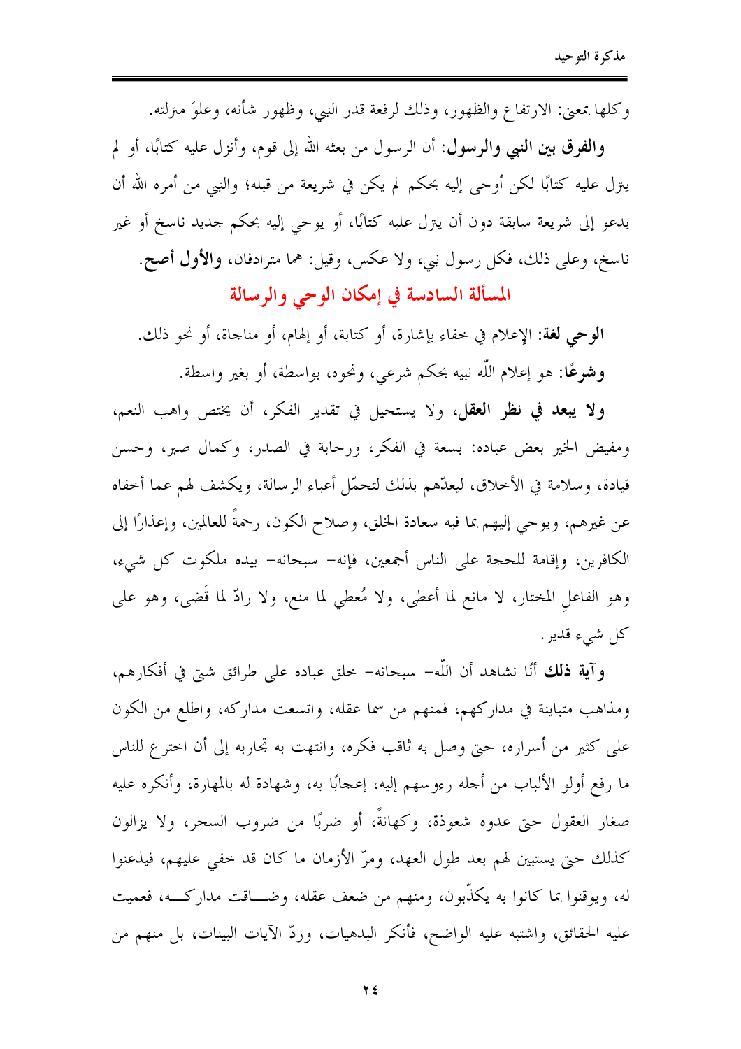وكلها بمعنى: الارتفاع والظهور، وذلك لرفعة قدر النبي، وظهور شأنه، وعلوَ منزلته.

**والفرق بين النبي والرسول**: أن الرسول من بعثه الله إلى قوم، وأنزل عليه كتابًا، أو لم ينزل عليه كتابًا لكن أوحى إليه بحكم لم يكن في شريعة من قبله؛ والنبي من أمره الله أن يدعو إلى شريعة سابقة دون أن ينزل عليه كتابًا، أو يوحي إليه بحكم جديد ناسخ أو غير ناسخ، وعلى ذلك، فكل رسول نبي، ولا عكس، وقيل: هما مترادفان، **والأول أصح**.

## المسألة السادسة في إمكان الوحي والرسالة

**الوحي لغة**: الإعلام في خفاء بإشارة، أو كتابة، أو إلهام، أو مناجاة، أو نحو ذلك.

**وشرعًا**: هو إعلام اللّه نبيه بحكم شرعي، ونحوه، بواسطة، أو بغير واسطة.

**ولا يبعد في نظر العقل**، ولا يستحيل في تقدير الفكر، أن يختص واهب النعم، ومفيض الخير بعض عباده: بسعة في الفكر، ورحابة في الصدر، وكمال صبر، وحسن قيادة، وسلامة في الأخلاق، ليعدّهم بذلك لتحمّل أعباء الرسالة، ويكشف لهم عما أخفاه عن غيرهم، ويوحي إليهم بما فيه سعادة الخلق، وصلاح الكون، رحمةً للعالمين، وإعذارًا إلى الكافرين، وإقامة للحجة على الناس أجمعين، فإنه- سبحانه- بيده ملكوت كل شيء، وهو الفاعلِ المختار، لا مانع لما أعطى، ولا مُعطي لما منع، ولا رادّ لما قَضى، وهو على كل شيء قدير.

**وآية ذلك** أنّا نشاهد أن اللّه- سبحانه- خلق عباده على طرائق شتى في أفكارهم، ومذاهب متباينة في مداركهم، فمنهم من سما عقله، واتسعت مداركه، واطلع من الكون على كثير من أسراره، حتى وصل به ثاقب فكره، وانتهت به تجاربه إلى أن اخترع للناس ما رفع أولو الألباب من أجله رءوسهم إليه، إعجابًا به، وشهادة له بالمهارة، وأنكره عليه صغار العقول حتى عدوه شعوذة، وكهانةً، أو ضربًا من ضروب السحر، ولا يزالون كذلك حتى يستبين لهم بعد طول العهد، ومرّ الأزمان ما كان قد خفي عليهم، فيذعنوا له، ويوقنوا بما كانوا به يكذّبون، ومنهم من ضعف عقله، وضاقت مداركه، فعميت عليه الحقائق، واشتبه عليه الواضح، فأنكر البدهيات، وردّ الآيات البينات، بل منهم من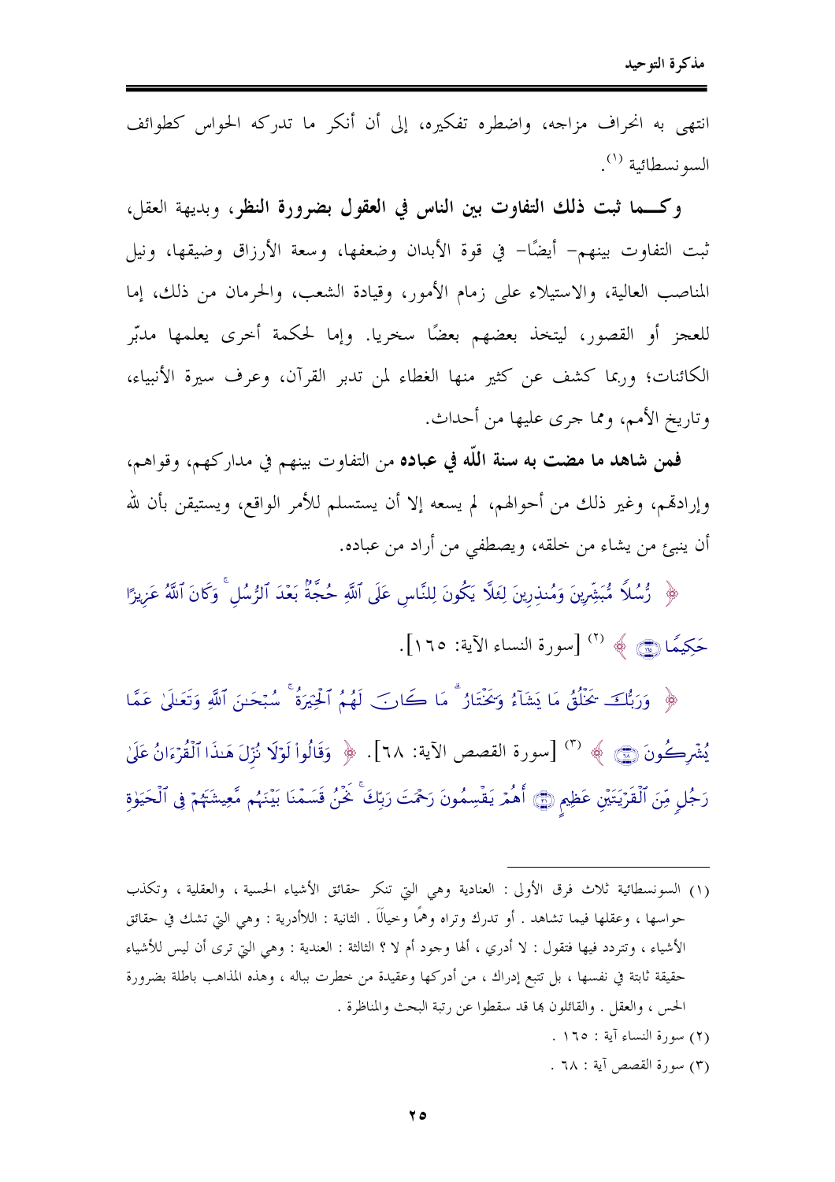انتهى به انحراف مزاجه، واضطرب تفكيره، إلى أن أنكر ما تدركه الحواس كطوائف السونسطائية [1].

**وكـما ثبت ذلك التفاوت بين الناس في العقول بضرورة النظر**، وبديهة العقل، ثبت التفاوت بينهم – أيضًا – في قوة الأبدان وضعفها، وسعة الأرزاق وضيقها، ونيل المناصب العالية، والاستيلاء على زمام الأمور، وقيادة الشعب، والحرمان من ذلك، إما للعجز أو القصور، ليتخذ بعضهم بعضًا سخريا. وإما لحكمة أخرى يعلمها مدبّر الكائنات؛ وربما كشف عن كثير منها الغطاء لمن تدبر القرآن، وعرف سيرة الأنبياء، وتاريخ الأمم، ومما جرى عليها من أحداث.

**فمن شاهد ما مضت به سنة اللّه في عباده** من التفاوت بينهم في مداركهم، وقواهم، وإرادتهم، وغير ذلك من أحوالهم، لم يسعه إلا أن يستسلم للأمر الواقع، ويستيقن بأن لله أن ينبئ من يشاء من خلقه، ويصطفي من أراد من عباده.

﴿ رُّسُلًا مُّبَشِّرِينَ وَمُنذِرِينَ لِئَلَّا يَكُونَ لِلنَّاسِ عَلَى ٱللَّهِ حُجَّةٌۢ بَعْدَ ٱلرُّسُلِ ۚ وَكَانَ ٱللَّهُ عَزِيزًا حَكِيمًا ﴾ [2] [سورة النساء الآية: ١٦٥].

﴿ وَرَبُّكَ يَخْلُقُ مَا يَشَآءُ وَيَخْتَارُ ۗ مَا كَانَ لَهُمُ ٱلْخِيَرَةُ ۚ سُبْحَـٰنَ ٱللَّهِ وَتَعَـٰلَىٰ عَمَّا يُشْرِكُونَ ﴾ [3] [سورة القصص الآية: ٦٨]. ﴿ وَقَالُوا۟ لَوْلَا نُزِّلَ هَـٰذَا ٱلْقُرْءَانُ عَلَىٰ رَجُلٍ مِّنَ ٱلْقَرْيَتَيْنِ عَظِيمٍ ۝ أَهُمْ يَقْسِمُونَ رَحْمَتَ رَبِّكَ ۚ نَحْنُ قَسَمْنَا بَيْنَهُم مَّعِيشَتَهُمْ فِى ٱلْحَيَوٰةِ

---

(١) السونسطائية ثلاث فرق الأولى : العنادية وهي التي تنكر حقائق الأشياء الحسية ، والعقلية ، وتكذب حواسها ، وعقلها فيما تشاهد . أو تدرك وتراه وهمًا وخيالًا . الثانية : اللاأدرية : وهي التي تشك في حقائق الأشياء ، وتتردد فيها فتقول : لا أدري ، ألها وجود أم لا ؟ الثالثة : العندية : وهي التي ترى أن ليس للأشياء حقيقة ثابتة في نفسها ، بل تتبع إدراك ، من أدركها وعقيدة من خطرت بباله ، وهذه المذاهب باطلة بضرورة الحس ، والعقل . والقائلون بها قد سقطوا عن رتبة البحث والمناظرة .

(٢) سورة النساء آية : ١٦٥ .

(٣) سورة القصص آية : ٦٨ .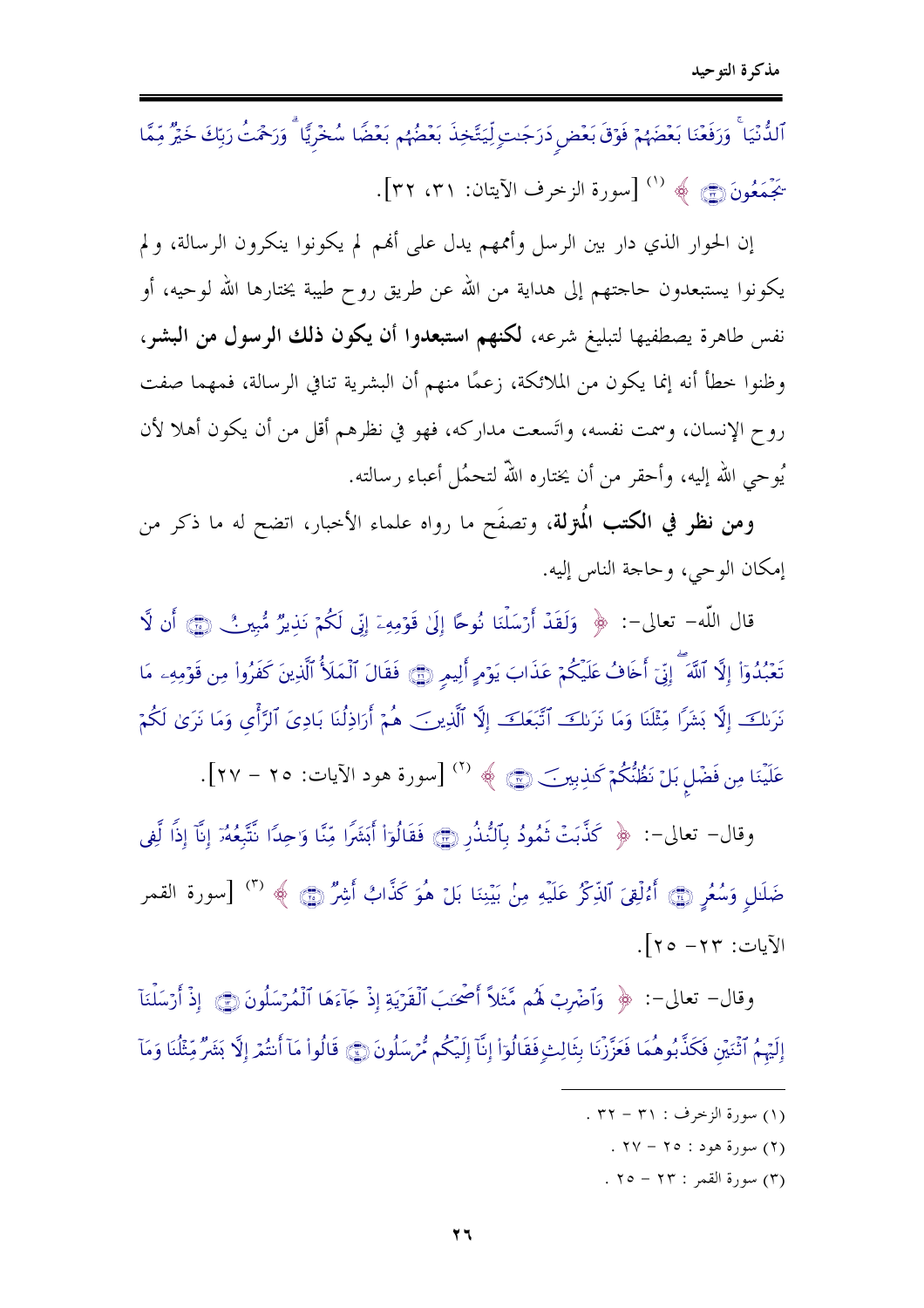ٱلدُّنْيَا ۚ وَرَفَعْنَا بَعْضَهُمْ فَوْقَ بَعْضٍ دَرَجَٰتٍ لِّيَتَّخِذَ بَعْضُهُم بَعْضًا سُخْرِيًّا ۗ وَرَحْمَتُ رَبِّكَ خَيْرٌ مِّمَّا يَجْمَعُونَ ﴿٣٢﴾ ﴾ (1) [سورة الزخرف الآيتان: ٣١، ٣٢].

إن الحوار الذي دار بين الرسل وأممهم يدل على أنهم لم يكونوا ينكرون الرسالة، ولم يكونوا يستبعدون حاجتهم إلى هداية من الله عن طريق روح طيبة يختارها الله لوحيه، أو نفس طاهرة يصطفيها لتبليغ شرعه، **لكنهم استبعدوا أن يكون ذلك الرسول من البشر،** وظنوا خطأ أنه إنما يكون من الملائكة، زعمًا منهم أن البشرية تنافي الرسالة، فمهما صفت روح الإنسان، وسمت نفسه، واتسعت مداركه، فهو في نظرهم أقل من أن يكون أهلا لأن يُوحي الله إليه، وأحقر من أن يختاره الله لتحمُّل أعباء رسالته.

**ومن نظر في الكتب المُنزلة،** وتصفح ما رواه علماء الأخبار، اتضح له ما ذكر من إمكان الوحي، وحاجة الناس إليه.

قال الله- تعالى-: ﴿ وَلَقَدْ أَرْسَلْنَا نُوحًا إِلَىٰ قَوْمِهِۦٓ إِنِّى لَكُمْ نَذِيرٌ مُّبِينٌ ﴿٢٥﴾ أَن لَّا تَعْبُدُوٓا۟ إِلَّا ٱللَّهَ ۖ إِنِّىٓ أَخَافُ عَلَيْكُمْ عَذَابَ يَوْمٍ أَلِيمٍ ﴿٢٦﴾ فَقَالَ ٱلْمَلَأُ ٱلَّذِينَ كَفَرُوا۟ مِن قَوْمِهِۦ مَا نَرَىٰكَ إِلَّا بَشَرًا مِّثْلَنَا وَمَا نَرَىٰكَ ٱتَّبَعَكَ إِلَّا ٱلَّذِينَ هُمْ أَرَاذِلُنَا بَادِىَ ٱلرَّأْىِ وَمَا نَرَىٰ لَكُمْ عَلَيْنَا مِن فَضْلٍۭ بَلْ نَظُنُّكُمْ كَٰذِبِينَ ﴿٢٧﴾ ﴾ (2) [سورة هود الآيات: ٢٥ – ٢٧].

وقال- تعالى-: ﴿ كَذَّبَتْ ثَمُودُ بِٱلنُّذُرِ ﴿٢٣﴾ فَقَالُوٓا۟ أَبَشَرًا مِّنَّا وَٰحِدًا نَّتَّبِعُهُۥٓ إِنَّآ إِذًا لَّفِى ضَلَٰلٍ وَسُعُرٍ ﴿٢٤﴾ أَءُلْقِىَ ٱلذِّكْرُ عَلَيْهِ مِنۢ بَيْنِنَا بَلْ هُوَ كَذَّابٌ أَشِرٌ ﴿٢٥﴾ ﴾ (3) [سورة القمر الآيات: ٢٣- ٢٥].

وقال- تعالى-: ﴿ وَٱضْرِبْ لَهُم مَّثَلًا أَصْحَٰبَ ٱلْقَرْيَةِ إِذْ جَآءَهَا ٱلْمُرْسَلُونَ ﴿١٣﴾ إِذْ أَرْسَلْنَآ إِلَيْهِمُ ٱثْنَيْنِ فَكَذَّبُوهُمَا فَعَزَّزْنَا بِثَالِثٍ فَقَالُوٓا۟ إِنَّآ إِلَيْكُم مُّرْسَلُونَ ﴿١٤﴾ قَالُوا۟ مَآ أَنتُمْ إِلَّا بَشَرٌ مِّثْلُنَا وَمَآ

---

(1) سورة الزخرف : ٣١ – ٣٢ .

(2) سورة هود : ٢٥ – ٢٧ .

(3) سورة القمر : ٢٣ – ٢٥ .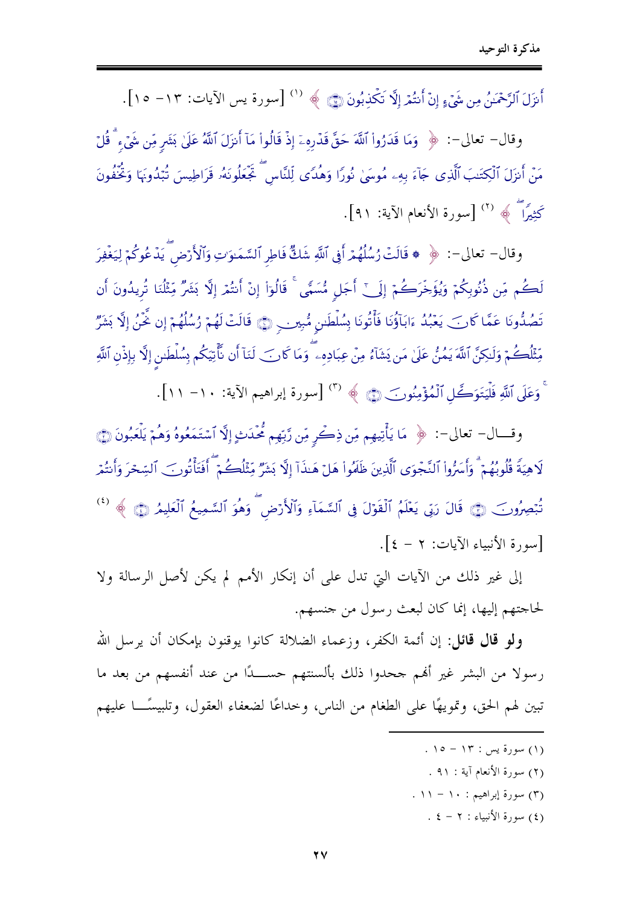أَنزَلَ ٱلرَّحْمَٰنُ مِن شَيْءٍ إِنْ أَنتُمْ إِلَّا تَكْذِبُونَ ﴿١٥﴾ ﴾ [1] [سورة يس الآيات: ١٣- ١٥].

وقال- تعالى-: ﴿ وَمَا قَدَرُوا۟ ٱللَّهَ حَقَّ قَدْرِهِۦٓ إِذْ قَالُوا۟ مَآ أَنزَلَ ٱللَّهُ عَلَىٰ بَشَرٍ مِّن شَيْءٍ ۗ قُلْ مَنْ أَنزَلَ ٱلْكِتَٰبَ ٱلَّذِى جَآءَ بِهِۦ مُوسَىٰ نُورًا وَهُدًى لِّلنَّاسِ ۖ تَجْعَلُونَهُۥ قَرَاطِيسَ تُبْدُونَهَا وَتُخْفُونَ كَثِيرًا ۖ ﴾ [2] [سورة الأنعام الآية: ٩١].

وقال- تعالى-: ﴿ ۞ قَالَتْ رُسُلُهُمْ أَفِى ٱللَّهِ شَكٌّ فَاطِرِ ٱلسَّمَٰوَٰتِ وَٱلْأَرْضِ ۖ يَدْعُوكُمْ لِيَغْفِرَ لَكُم مِّن ذُنُوبِكُمْ وَيُؤَخِّرَكُمْ إِلَىٰٓ أَجَلٍ مُّسَمًّى ۚ قَالُوٓا۟ إِنْ أَنتُمْ إِلَّا بَشَرٌ مِّثْلُنَا تُرِيدُونَ أَن تَصُدُّونَا عَمَّا كَانَ يَعْبُدُ ءَابَآؤُنَا فَأْتُونَا بِسُلْطَٰنٍ مُّبِينٍ ﴿١٠﴾ قَالَتْ لَهُمْ رُسُلُهُمْ إِن نَّحْنُ إِلَّا بَشَرٌ مِّثْلُكُمْ وَلَٰكِنَّ ٱللَّهَ يَمُنُّ عَلَىٰ مَن يَشَآءُ مِنْ عِبَادِهِۦ ۖ وَمَا كَانَ لَنَآ أَن نَّأْتِيَكُم بِسُلْطَٰنٍ إِلَّا بِإِذْنِ ٱللَّهِ ۚ وَعَلَى ٱللَّهِ فَلْيَتَوَكَّلِ ٱلْمُؤْمِنُونَ ﴿١١﴾ ﴾ [3] [سورة إبراهيم الآية: ١٠- ١١].

وقـال- تعالى-: ﴿ مَا يَأْتِيهِم مِّن ذِكْرٍ مِّن رَّبِّهِم مُّحْدَثٍ إِلَّا ٱسْتَمَعُوهُ وَهُمْ يَلْعَبُونَ ﴿٢﴾ لَاهِيَةً قُلُوبُهُمْ ۗ وَأَسَرُّوا۟ ٱلنَّجْوَى ٱلَّذِينَ ظَلَمُوا۟ هَلْ هَٰذَآ إِلَّا بَشَرٌ مِّثْلُكُمْ ۖ أَفَتَأْتُونَ ٱلسِّحْرَ وَأَنتُمْ تُبْصِرُونَ ﴿٣﴾ قَالَ رَبِّى يَعْلَمُ ٱلْقَوْلَ فِى ٱلسَّمَآءِ وَٱلْأَرْضِ ۖ وَهُوَ ٱلسَّمِيعُ ٱلْعَلِيمُ ﴿٤﴾ ﴾ [4] [سورة الأنبياء الآيات: ٢ - ٤].

إلى غير ذلك من الآيات التي تدل على أن إنكار الأمم لم يكن لأصل الرسالة ولا لحاجتهم إليها، إنما كان لبعث رسول من جنسهم.

**ولو قال قائل:** إن أئمة الكفر، وزعماء الضلالة كانوا يوقنون بإمكان أن يرسل الله رسولا من البشر غير أهم جحدوا ذلك بألسنتهم حسـدًا من عند أنفسهم من بعد ما تبين لهم الحق، وتمويهًا على الطغام من الناس، وخداعًا لضعفاء العقول، وتلبيسًـا عليهم

---

(١) سورة يس : ١٣ - ١٥ .

(٢) سورة الأنعام آية : ٩١ .

(٣) سورة إبراهيم : ١٠ - ١١ .

(٤) سورة الأنبياء : ٢ - ٤ .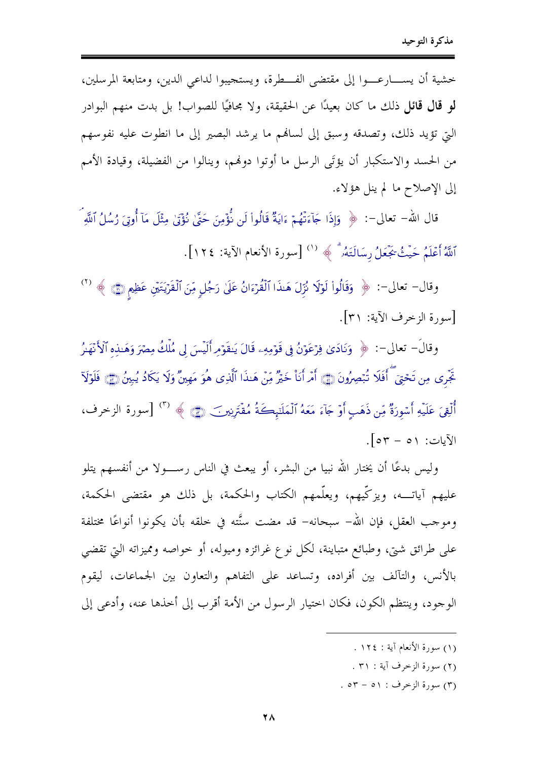خشية أن يسارعوا إلى مقتضى الفطرة، ويستجيبوا لداعي الدين، ومتابعة المرسلين، **لو قال قائل** ذلك ما كان بعيدًا عن الحقيقة، ولا مجافيًا للصواب! بل بدت منهم البوادر التي تؤيد ذلك، وتصدقه وسبق إلى لسانهم ما يرشد البصير إلى ما انطوت عليه نفوسهم من الحسد والاستكبار أن يؤتى الرسل ما أوتوا دونهم، وينالوا من الفضيلة، وقيادة الأمم إلى الإصلاح ما لم ينل هؤلاء.

قال الله- تعالى-: ﴿ وَإِذَا جَآءَتْهُمْ ءَايَةٌ قَالُواْ لَن نُّؤْمِنَ حَتَّىٰ نُؤْتَىٰ مِثْلَ مَآ أُوتِىَ رُسُلُ ٱللَّهِ ۘ ٱللَّهُ أَعْلَمُ حَيْثُ يَجْعَلُ رِسَالَتَهُۥ ۗ ﴾ (1) [سورة الأنعام الآية: ١٢٤].

وقال- تعالى-: ﴿ وَقَالُواْ لَوْلَا نُزِّلَ هَٰذَا ٱلْقُرْءَانُ عَلَىٰ رَجُلٍ مِّنَ ٱلْقَرْيَتَيْنِ عَظِيمٍ ﴾ (2) [سورة الزخرف الآية: ٣١].

وقال- تعالى-: ﴿ وَنَادَىٰ فِرْعَوْنُ فِى قَوْمِهِۦ قَالَ يَٰقَوْمِ أَلَيْسَ لِى مُلْكُ مِصْرَ وَهَٰذِهِ ٱلْأَنْهَٰرُ تَجْرِى مِن تَحْتِىٓ ۖ أَفَلَا تُبْصِرُونَ ۝ أَمْ أَنَا۠ خَيْرٌ مِّنْ هَٰذَا ٱلَّذِى هُوَ مَهِينٌ وَلَا يَكَادُ يُبِينُ ۝ فَلَوْلَآ أُلْقِىَ عَلَيْهِ أَسْوِرَةٌ مِّن ذَهَبٍ أَوْ جَآءَ مَعَهُ ٱلْمَلَٰٓئِكَةُ مُقْتَرِنِينَ ۝ ﴾ (3) [سورة الزخرف، الآيات: ٥١ - ٥٣].

وليس بدعًا أن يختار الله نبيا من البشر، أو يبعث في الناس رسولا من أنفسهم يتلو عليهم آياته، ويزكّيهم، ويعلّمهم الكتاب والحكمة، بل ذلك هو مقتضى الحكمة، وموجب العقل، فإن الله- سبحانه- قد مضت سنّته في خلقه بأن يكونوا أنواعًا مختلفة على طرائق شتى، وطبائع متباينة، لكل نوع غرائزه وميوله، أو خواصه ومميزاته التي تقضي بالأنس، والتآلف بين أفراده، وتساعد على التفاهم والتعاون بين الجماعات، ليقوم الوجود، وينتظم الكون، فكان اختيار الرسول من الأمة أقرب إلى أخذها عنه، وأدعى إلى

---

(1) سورة الأنعام آية : ١٢٤ .

(2) سورة الزخرف آية : ٣١ .

(3) سورة الزخرف : ٥١ - ٥٣ .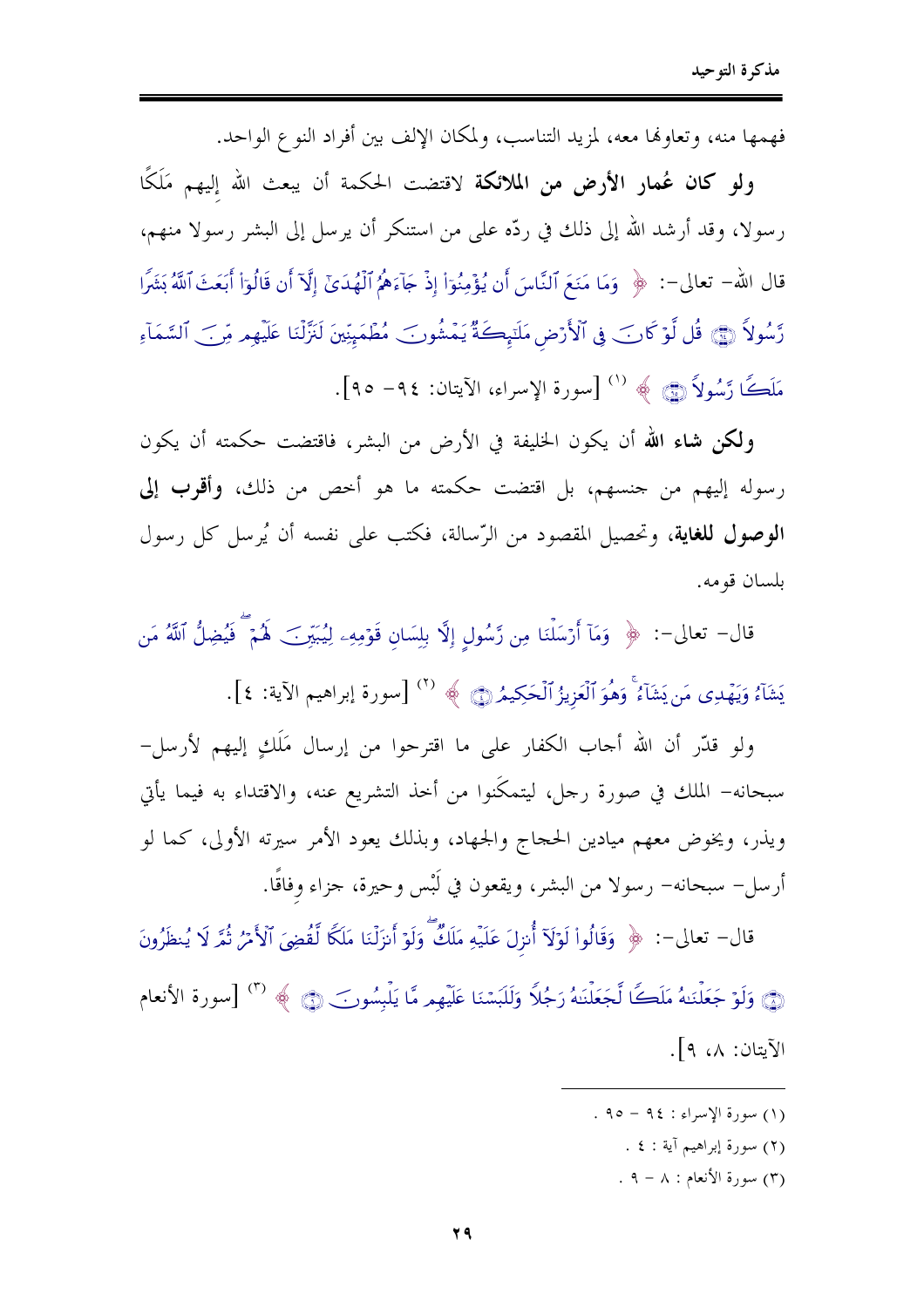فهمها منه، وتعاونها معه، لمزيد التناسب، ولمكان الإلف بين أفراد النوع الواحد.

**ولو كان عُمار الأرض من الملائكة** لاقتضت الحكمة أن يبعث الله إليهم مَلَكًا رسولا، وقد أرشد الله إلى ذلك في ردّه على من استنكر أن يرسل إلى البشر رسولا منهم، قال الله- تعالى-: ﴿ وَمَا مَنَعَ ٱلنَّاسَ أَن يُؤْمِنُوٓاْ إِذْ جَآءَهُمُ ٱلْهُدَىٰٓ إِلَّآ أَن قَالُوٓاْ أَبَعَثَ ٱللَّهُ بَشَرًا رَّسُولاً ﴿٩٤﴾ قُل لَّوْ كَانَ فِى ٱلْأَرْضِ مَلَٰٓئِكَةٌ يَمْشُونَ مُطْمَئِنِّينَ لَنَزَّلْنَا عَلَيْهِم مِّنَ ٱلسَّمَآءِ مَلَكًا رَّسُولاً ﴿٩٥﴾ ﴾ [1] [سورة الإسراء، الآيتان: ٩٤- ٩٥].

**ولكن شاء الله** أن يكون الخليفة في الأرض من البشر، فاقتضت حكمته أن يكون رسوله إليهم من جنسهم، بل اقتضت حكمته ما هو أخص من ذلك، **وأقرب إلى الوصول للغاية**، وتحصيل المقصود من الرّسالة، فكتب على نفسه أن يُرسل كل رسول بلسان قومه.

قال- تعالى-: ﴿ وَمَآ أَرْسَلْنَا مِن رَّسُولٍ إِلَّا بِلِسَانِ قَوْمِهِۦ لِيُبَيِّنَ لَهُمْ ۖ فَيُضِلُّ ٱللَّهُ مَن يَشَآءُ وَيَهْدِى مَن يَشَآءُ ۚ وَهُوَ ٱلْعَزِيزُ ٱلْحَكِيمُ ﴿٤﴾ ﴾ [2] [سورة إبراهيم الآية: ٤].

ولو قدّر أن الله أجاب الكفار على ما اقترحوا من إرسال مَلَكٍ إليهم لأرسل- سبحانه- الملك في صورة رجل، ليتمكَنوا من أخذ التشريع عنه، والاقتداء به فيما يأتي ويذر، ويخوض معهم ميادين الحجاج والجهاد، وبذلك يعود الأمر سيرته الأولى، كما لو أرسل- سبحانه- رسولا من البشر، ويقعون في لَبْس وحيرة، جزاء وفاقًا.

قال- تعالى-: ﴿ وَقَالُواْ لَوْلَآ أُنزِلَ عَلَيْهِ مَلَكٌ ۖ وَلَوْ أَنزَلْنَا مَلَكًا لَّقُضِىَ ٱلْأَمْرُ ثُمَّ لَا يُنظَرُونَ ﴿٨﴾ وَلَوْ جَعَلْنَٰهُ مَلَكًا لَّجَعَلْنَٰهُ رَجُلاً وَلَلَبَسْنَا عَلَيْهِم مَّا يَلْبِسُونَ ﴿٩﴾ ﴾ [3] [سورة الأنعام الآيتان: ٨، ٩].

---

(١) سورة الإسراء : ٩٤ - ٩٥ .

(٢) سورة إبراهيم آية : ٤ .

(٣) سورة الأنعام : ٨ - ٩ .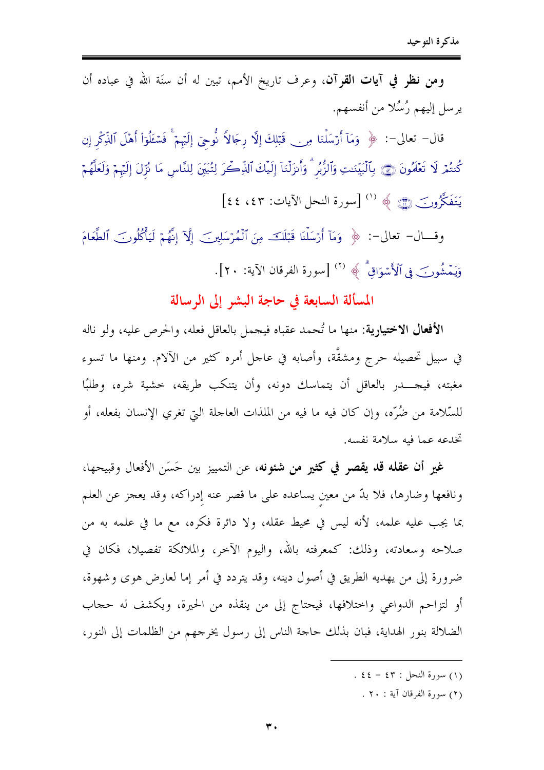**ومن نظر في آيات القرآن**، وعرف تاريخ الأمم، تبين له أن سنَة الله في عباده أن يرسل إليهم رُسُلا من أنفسهم.

قال- تعالى-: ﴿ وَمَآ أَرْسَلْنَا مِن قَبْلِكَ إِلَّا رِجَالاً نُّوحِىٓ إِلَيْهِمْ ۚ فَسْـَٔلُوٓاْ أَهْلَ ٱلذِّكْرِ إِن كُنتُمْ لَا تَعْلَمُونَ ﴿٤٣﴾ بِٱلْبَيِّنَٰتِ وَٱلزُّبُرِ ۗ وَأَنزَلْنَآ إِلَيْكَ ٱلذِّكْرَ لِتُبَيِّنَ لِلنَّاسِ مَا نُزِّلَ إِلَيْهِمْ وَلَعَلَّهُمْ يَتَفَكَّرُونَ ﴿٤٤﴾ ﴾ [1] [سورة النحل الآيات: ٤٣، ٤٤]

وقال- تعالى-: ﴿ وَمَآ أَرْسَلْنَا قَبْلَكَ مِنَ ٱلْمُرْسَلِينَ إِلَّآ إِنَّهُمْ لَيَأْكُلُونَ ٱلطَّعَامَ وَيَمْشُونَ فِى ٱلْأَسْوَاقِ ۗ ﴾ [2] [سورة الفرقان الآية: ٢٠].

## المسألة السابعة في حاجة البشر إلى الرسالة

**الأفعال الاختيارية**: منها ما تُحمد عقباه فيجمل بالعاقل فعله، والحرص عليه، ولو ناله في سبيل تحصيله حرج ومشقَّة، وأصابه في عاجل أمره كثير من الآلام. ومنها ما تسوء مغبته، فيجدر بالعاقل أن يتماسك دونه، وأن يتنكب طريقه، خشية شره، وطلبًا للسّلامة من ضُرّه، وإن كان فيه ما فيه من الملذات العاجلة التي تغري الإنسان بفعله، أو تخدعه عما فيه سلامة نفسه.

**غير أن عقله قد يقصر في كثير من شئونه**، عن التمييز بين حَسَن الأفعال وقبيحها، ونافعها وضارها، فلا بدّ من معينٍ يساعده على ما قصر عنه إدراكه، وقد يعجز عن العلم بما يجب عليه علمه، لأنه ليس في محيط عقله، ولا دائرة فكره، مع ما في علمه به من صلاحه وسعادته، وذلك: كمعرفته بالله، واليوم الآخر، والملائكة تفصيلا، فكان في ضرورة إلى من يهديه الطريق في أصول دينه، وقد يتردد في أمر إما لعارض هوى وشهوة، أو لتزاحم الدواعي واختلافها، فيحتاج إلى من ينقذه من الحيرة، ويكشف له حجاب الضلالة بنور الهداية، فبان بذلك حاجة الناس إلى رسول يخرجهم من الظلمات إلى النور،

---

(١) سورة النحل : ٤٣ - ٤٤ .

(٢) سورة الفرقان آية : ٢٠ .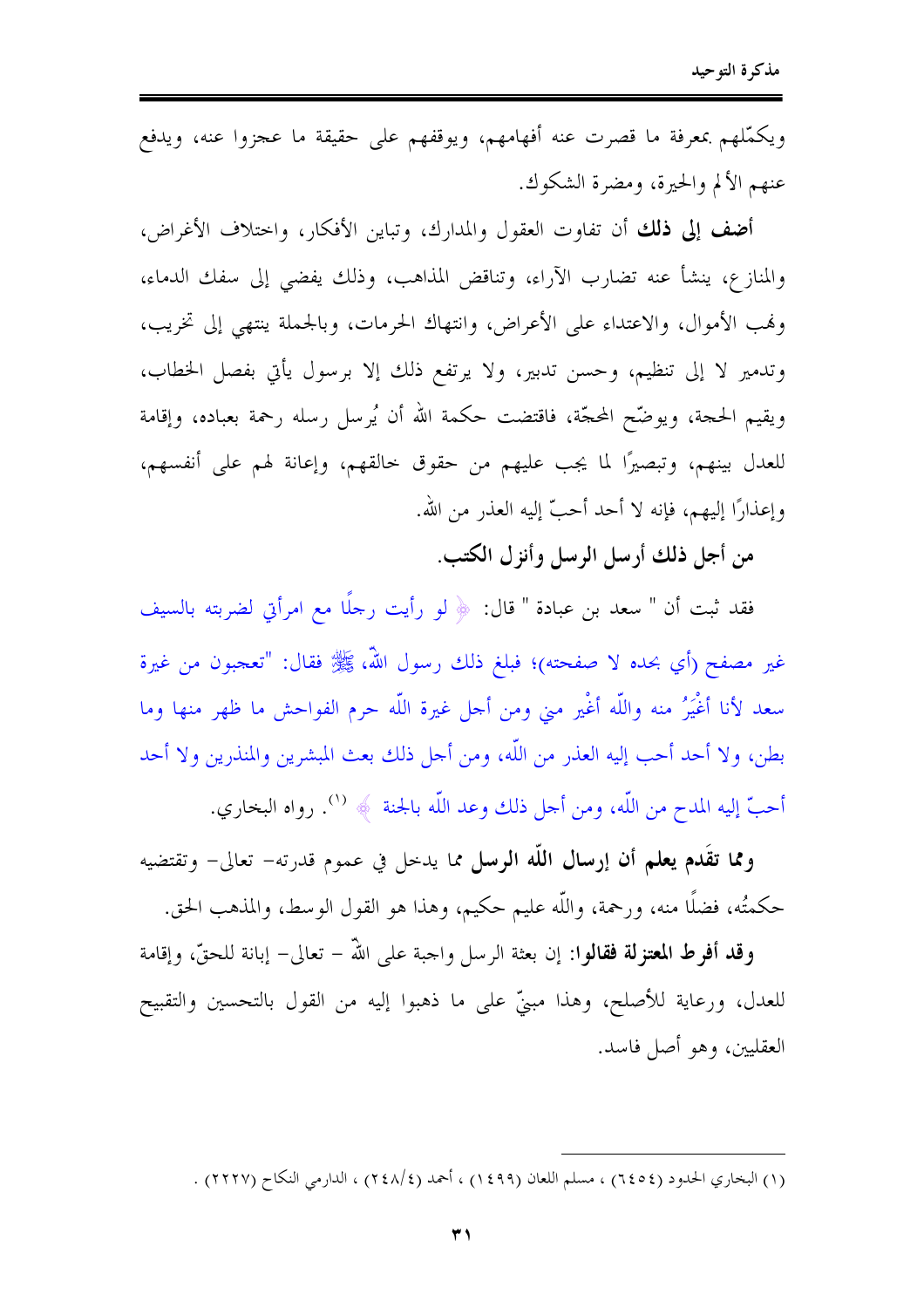ويكمّلهم بمعرفة ما قصرت عنه أفهامهم، ويوقفهم على حقيقة ما عجزوا عنه، ويدفع عنهم الألم والحيرة، ومضرة الشكوك.

**أضف إلى ذلك** أن تفاوت العقول والمدارك، وتباين الأفكار، واختلاف الأغراض، والمنازع، ينشأ عنه تضارب الآراء، وتناقض المذاهب، وذلك يفضي إلى سفك الدماء، ونهب الأموال، والاعتداء على الأعراض، وانتهاك الحرمات، وبالجملة ينتهي إلى تخريب، وتدمير لا إلى تنظيم، وحسن تدبير، ولا يرتفع ذلك إلا برسول يأتي بفصل الخطاب، ويقيم الحجة، ويوضّح المحجّة، فاقتضت حكمة الله أن يُرسل رسله رحمة بعباده، وإقامة للعدل بينهم، وتبصيرًا لما يجب عليهم من حقوق خالقهم، وإعانة لهم على أنفسهم، وإعذارًا إليهم، فإنه لا أحد أحبّ إليه العذر من الله.

**من أجل ذلك أرسل الرسل وأنزل الكتب.**

فقد ثبت أن " سعد بن عبادة " قال: ﴿ لو رأيت رجلًا مع امرأتي لضربته بالسيف غير مصفح (أي بحده لا صفحته)؛ فبلغ ذلك رسول اللّه، ﷺ فقال: "تعجبون من غيرة سعد لأنا أغْيَرُ منه واللّه أغْير مني ومن أجل غيرة اللّه حرم الفواحش ما ظهر منها وما بطن، ولا أحد أحب إليه العذر من اللّه، ومن أجل ذلك بعث المبشرين والمنذرين ولا أحد أحبّ إليه المدح من اللّه، ومن أجل ذلك وعد اللّه بالجنة ﴾ [1]. رواه البخاري.

**ومما تقدَم يعلم أن إرسال اللّه الرسل** مما يدخل في عموم قدرته– تعالى– وتقتضيه حكمتُه، فضلًا منه، ورحمة، واللّه عليم حكيم، وهذا هو القول الوسط، والمذهب الحق.

**وقد أفرط المعتزلة فقالوا:** إن بعثة الرسل واجبة على اللّه – تعالى– إبانة للحقّ، وإقامة للعدل، ورعاية للأصلح، وهذا مبنيّ على ما ذهبوا إليه من القول بالتحسين والتقبيح العقليين، وهو أصل فاسد.

---

(١) البخاري الحدود (٦٤٥٤) ، مسلم اللعان (١٤٩٩) ، أحمد (٤/٢٤٨) ، الدارمي النكاح (٢٢٢٧) .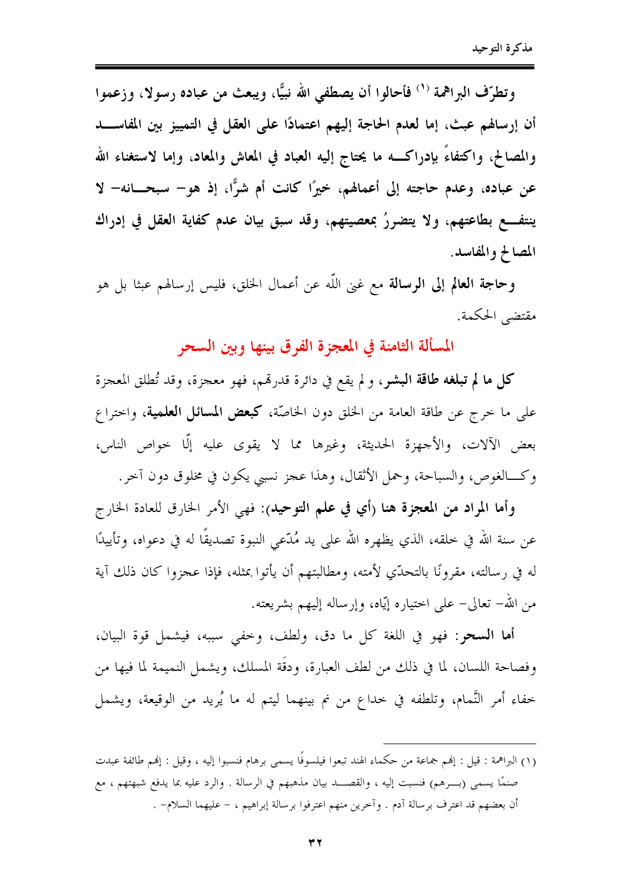**وتطرّف البراهمة [1] فأحالوا أن يصطفي الله نبيًّا، ويبعث من عباده رسولا، وزعموا أن إرسالهم عبث، إما لعدم الحاجة إليهم اعتمادًا على العقل في التمييز بين المفاسد والمصالح، واكتفاءً بإدراكه ما يحتاج إليه العباد في المعاش والمعاد، وإما لاستغناء الله عن عباده، وعدم حاجته إلى أعمالهم، خيرًا كانت أم شرًّا، إذ هو- سبحانه- لا ينتفع بطاعتهم، ولا يتضررُ بمعصيتهم، وقد سبق بيان عدم كفاية العقل في إدراك المصالح والمفاسد.**

**وحاجة العالم إلى الرسالة** مع غنى اللّه عن أعمال الخلق، فليس إرسالهم عبثا بل هو مقتضى الحكمة.

## المسألة الثامنة في المعجزة الفرق بينها وبين السحر

**كل ما لم تبلغه طاقة البشر**، ولم يقع في دائرة قدرتهم، فهو معجزة، وقد تُطلق المعجزة على ما خرج عن طاقة العامة من الخلق دون الخاصّة، **كبعض المسائل العلمية**، واختراع بعض الآلات، والأجهزة الحديثة، وغيرها مما لا يقوى عليه إلّا خواص الناس، وكالغوص، والسباحة، وحمل الأثقال، وهذا عجز نسبي يكون في مخلوق دون آخر.

**وأما المراد من المعجزة هنا (أي في علم التوحيد)**: فهي الأمر الخارق للعادة الخارج عن سنة الله في خلقه، الذي يظهره الله على يد مُدّعي النبوة تصديقًا له في دعواه، وتأييدًا له في رسالته، مقرونًا بالتحدّي لأمته، ومطالبتهم أن يأتوا بمثله، فإذا عجزوا كان ذلك آية من الله- تعالى- على اختياره إيّاه، وإرساله إليهم بشريعته.

**أما السحر**: فهو في اللغة كل ما دق، ولطف، وخفي سببه، فيشمل قوة البيان، وفصاحة اللسان، لما في ذلك من لطف العبارة، ودقَة المسلك، ويشمل النميمة لما فيها من خفاء أمر النَّمام، وتلطفه في خداع من نم بينهما ليتم له ما يُريد من الوقيعة، ويشمل

---

(١) البراهمة : قيل : إنهم جماعة من حكماء الهند تبعوا فيلسوفًا يسمى برهام فنسبوا إليه ، وقيل : إنهم طائفة عبدت صنمًا يسمى (برهم) فنسبت إليه ، والقصد بيان مذهبهم في الرسالة . والرد عليه بما يدفع شبهتهم ، مع أن بعضهم قد اعترف برسالة آدم . وآخرين منهم اعترفوا برسالة إبراهيم ، - عليهما السلام- .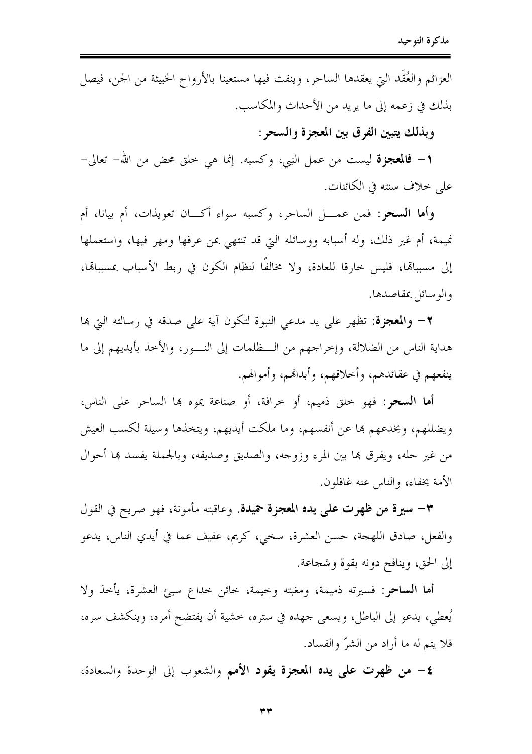العزائم والعُقَد التي يعقدها الساحر، وينفث فيها مستعينا بالأرواح الخبيثة من الجن، فيصل بذلك في زعمه إلى ما يريد من الأحداث والمكاسب.

**وبذلك يتبين الفرق بين المعجزة والسحر:**

١- **فالمعجزة** ليست من عمل النبي، وكسبه. إنما هي خلق محض من الله- تعالى- على خلاف سنته في الكائنات.

**وأما السحر:** فمن عمل الساحر، وكسبه سواء أكان تعويذات، أم بيانا، أم نميمة، أم غير ذلك، وله أسبابه ووسائله التي قد تنتهي بمن عرفها ومهر فيها، واستعملها إلى مسبباتها، فليس خارقا للعادة، ولا مخالفًا لنظام الكون في ربط الأسباب بمسبباتها، والوسائل بمقاصدها.

٢- **والمعجزة:** تظهر على يد مدعي النبوة لتكون آية على صدقه في رسالته التي بها هداية الناس من الضلالة، وإخراجهم من الظلمات إلى النور، والأخذ بأيديهم إلى ما ينفعهم في عقائدهم، وأخلاقهم، وأبدانهم، وأموالهم.

**أما السحر:** فهو خلق ذميم، أو خرافة، أو صناعة يموه بها الساحر على الناس، ويضللهم، ويخدعهم بها عن أنفسهم، وما ملكت أيديهم، ويتخذها وسيلة لكسب العيش من غير حله، ويفرق بها بين المرء وزوجه، والصديق وصديقه، وبالجملة يفسد بها أحوال الأمة بخفاء، والناس عنه غافلون.

٣- **سيرة من ظهرت على يده المعجزة حميدة**. وعاقبته مأمونة، فهو صريح في القول والفعل، صادق اللهجة، حسن العشرة، سخي، كريم، عفيف عما في أيدي الناس، يدعو إلى الحق، وينافح دونه بقوة وشجاعة.

**أما الساحر:** فسيرته ذميمة، ومغبته وخيمة، خائن خداع سيئ العشرة، يأخذ ولا يُعطي، يدعو إلى الباطل، ويسعى جهده في ستره، خشية أن يفتضح أمره، وينكشف سره، فلا يتم له ما أراد من الشرّ والفساد.

٤- **من ظهرت على يده المعجزة يقود الأمم** والشعوب إلى الوحدة والسعادة،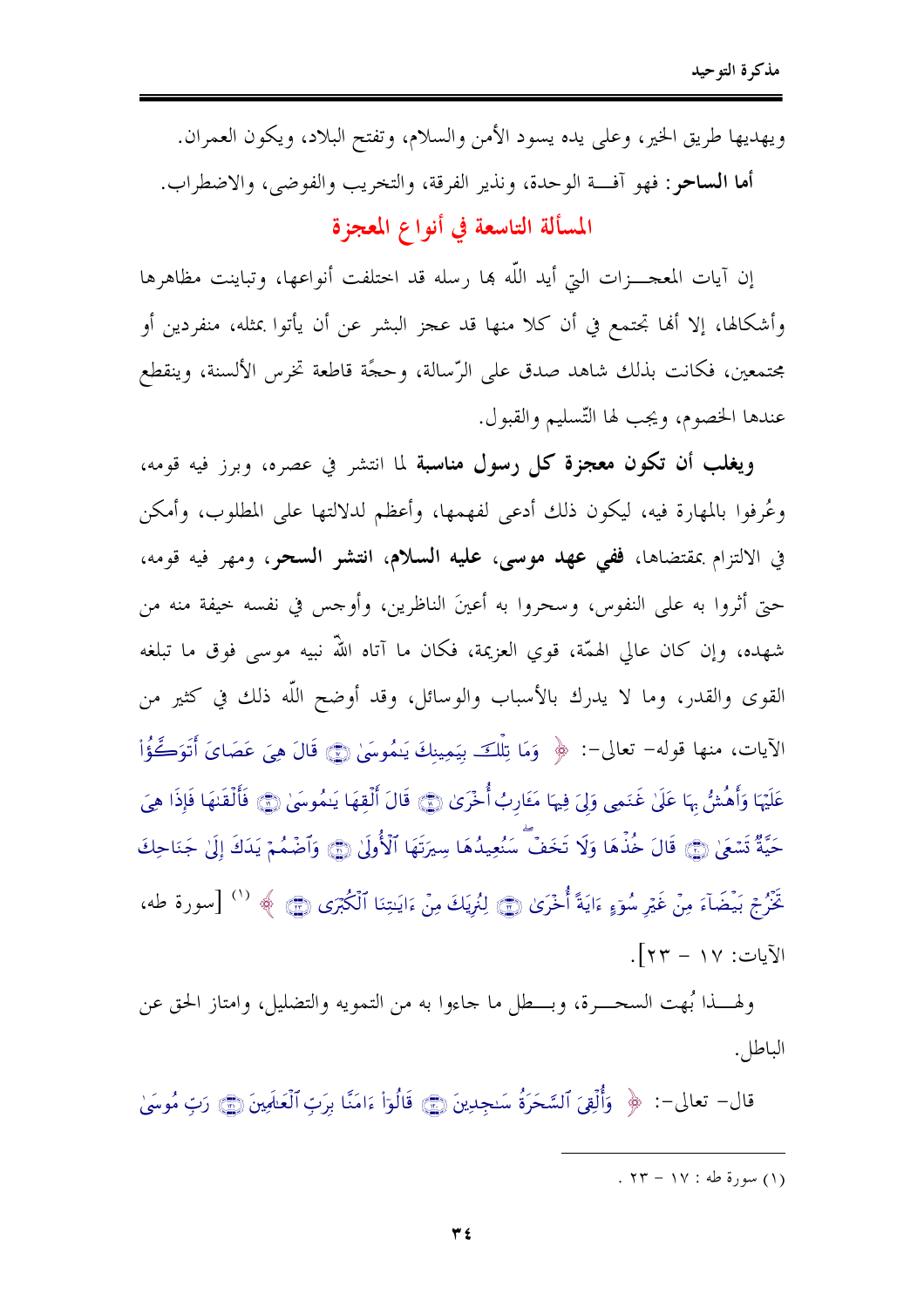ويهديها طريق الخير، وعلى يده يسود الأمن والسلام، وتفتح البلاد، ويكون العمران.

**أما الساحر**: فهو آفـــة الوحدة، ونذير الفرقة، والتخريب والفوضى، والاضطراب.

## المسألة التاسعة في أنواع المعجزة

إن آيات المعجـــزات التي أيد اللّه بها رسله قد اختلفت أنواعها، وتباينت مظاهرها وأشكالها، إلا أنها تجتمع في أن كلا منها قد عجز البشر عن أن يأتوا بمثله، منفردين أو مجتمعين، فكانت بذلك شاهد صدق على الرّسالة، وحجّة قاطعة تخرس الألسنة، وينقطع عندها الخصوم، ويجب لها التّسليم والقبول.

**ويغلب أن تكون معجزة كل رسول مناسبة** لما انتشر في عصره، وبرز فيه قومه، وعُرفوا بالمهارة فيه، ليكون ذلك أدعى لفهمها، وأعظم لدلالتها على المطلوب، وأمكن في الالتزام بمقتضاها، **ففي عهد موسى، عليه السلام، انتشر السحر**، ومهر فيه قومه، حتى أثروا به على النفوس، وسحروا به أعينَ الناظرين، وأوجس في نفسه خيفة منه من شهده، وإن كان عالي الهمّة، قوي العزيمة، فكان ما آتاه اللّه نبيه موسى فوق ما تبلغه القوى والقدر، وما لا يدرك بالأسباب والوسائل، وقد أوضح اللّه ذلك في كثير من الآيات، منها قوله- تعالى-: ﴿ وَمَا تِلْكَ بِيَمِينِكَ يَـٰمُوسَىٰ ۝ قَالَ هِىَ عَصَاىَ أَتَوَكَّؤُاْ عَلَيْهَا وَأَهُشُّ بِهَا عَلَىٰ غَنَمِى وَلِىَ فِيهَا مَـَٔارِبُ أُخْرَىٰ ۝ قَالَ أَلْقِهَا يَـٰمُوسَىٰ ۝ فَأَلْقَىٰهَا فَإِذَا هِىَ حَيَّةٌ تَسْعَىٰ ۝ قَالَ خُذْهَا وَلَا تَخَفْ سَنُعِيدُهَا سِيرَتَهَا ٱلْأُولَىٰ ۝ وَٱضْمُمْ يَدَكَ إِلَىٰ جَنَاحِكَ تَخْرُجْ بَيْضَآءَ مِنْ غَيْرِ سُوٓءٍ ءَايَةً أُخْرَىٰ ۝ لِنُرِيَكَ مِنْ ءَايَـٰتِنَا ٱلْكُبْرَى ۝ ﴾ [1] [سورة طه، الآيات: ١٧ - ٢٣].

ولهـــذا بُهت السحـــرة، وبـــطل ما جاءوا به من التمويه والتضليل، وامتاز الحق عن الباطل.

قال- تعالى-: ﴿ وَأُلْقِىَ ٱلسَّحَرَةُ سَـٰجِدِينَ ۝ قَالُوٓاْ ءَامَنَّا بِرَبِّ ٱلْعَـٰلَمِينَ ۝ رَبِّ مُوسَىٰ

---

(١) سورة طه : ١٧ - ٢٣ .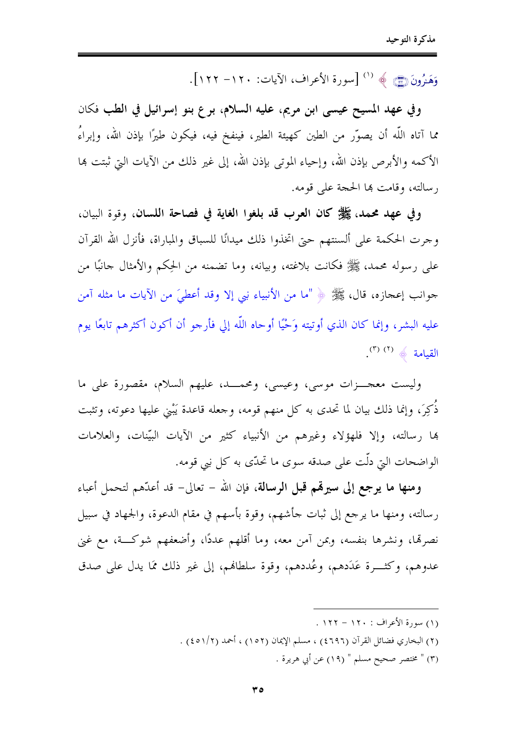وَهَٰرُونَ ﴿١٢٢﴾ ﴾ [1] [سورة الأعراف، الآيات: ١٢٠- ١٢٢].

**وفي عهد المسيح عيسى ابن مريم، عليه السلام، برع بنو إسرائيل في الطب** فكان مما آتاه اللّه أن يصوّر من الطين كهيئة الطير، فينفخ فيه، فيكون طيرًا بإذن الله، وإبراءُ الأكمه والأبرص بإذن الله، وإحياء الموتى بإذن الله، إلى غير ذلك من الآيات التي ثبتت بها رسالته، وقامت بها الحجة على قومه.

**وفي عهد محمد، ﷺ كان العرب قد بلغوا الغاية في فصاحة اللسان**، وقوة البيان، وجرت الحكمة على ألسنتهم حتى اتخذوا ذلك ميدانًا للسباق والمباراة، فأنزل الله القرآن على رسوله محمد، ﷺ فكانت بلاغته، وبيانه، وما تضمنه من الحِكم والأمثال جانبًا من جوانب إعجازه، قال، ﷺ ﴿ "ما من الأنبياء نبي إلا وقد أعطيَ من الآيات ما مثله آمن عليه البشر، وإنما كان الذي أوتيته وَحْيًا أوحاه اللّه إلي فأرجو أن أكون أكثرهم تابعًا يوم القيامة ﴾ [2] [3].

وليست معجزات موسى، وعيسى، ومحمد، عليهم السلام، مقصورة على ما ذُكِرَ، وإنما ذلك بيان لما تحدى به كل منهم قومه، وجعله قاعدة يَبْنِي عليها دعوته، وتثبت بها رسالته، وإلا فلهؤلاء وغيرهم من الأنبياء كثير من الآيات البيّنات، والعلامات الواضحات التي دلّت على صدقه سوى ما تحدّى به كل نبي قومه.

**ومنها ما يرجع إلى سيرهم قبل الرسالة**، فإن الله – تعالى- قد أعدّهم لتحمل أعباء رسالته، ومنها ما يرجع إلى ثبات جأشهم، وقوة بأسهم في مقام الدعوة، والجهاد في سبيل نصرتها، ونشرها بنفسه، وبمن آمن معه، وما أقلهم عددًا، وأضعفهم شوكة، مع غنى عدوهم، وكثرة عَدَدهم، وعُددهم، وقوة سلطانهم، إلى غير ذلك مما يدل على صدق

---

(١) سورة الأعراف : ١٢٠ - ١٢٢ .

(٢) البخاري فضائل القرآن (٤٦٩٦) ، مسلم الإيمان (١٥٢) ، أحمد (٤٥١/٢) .

(٣) " مختصر صحيح مسلم " (١٩) عن أبي هريرة .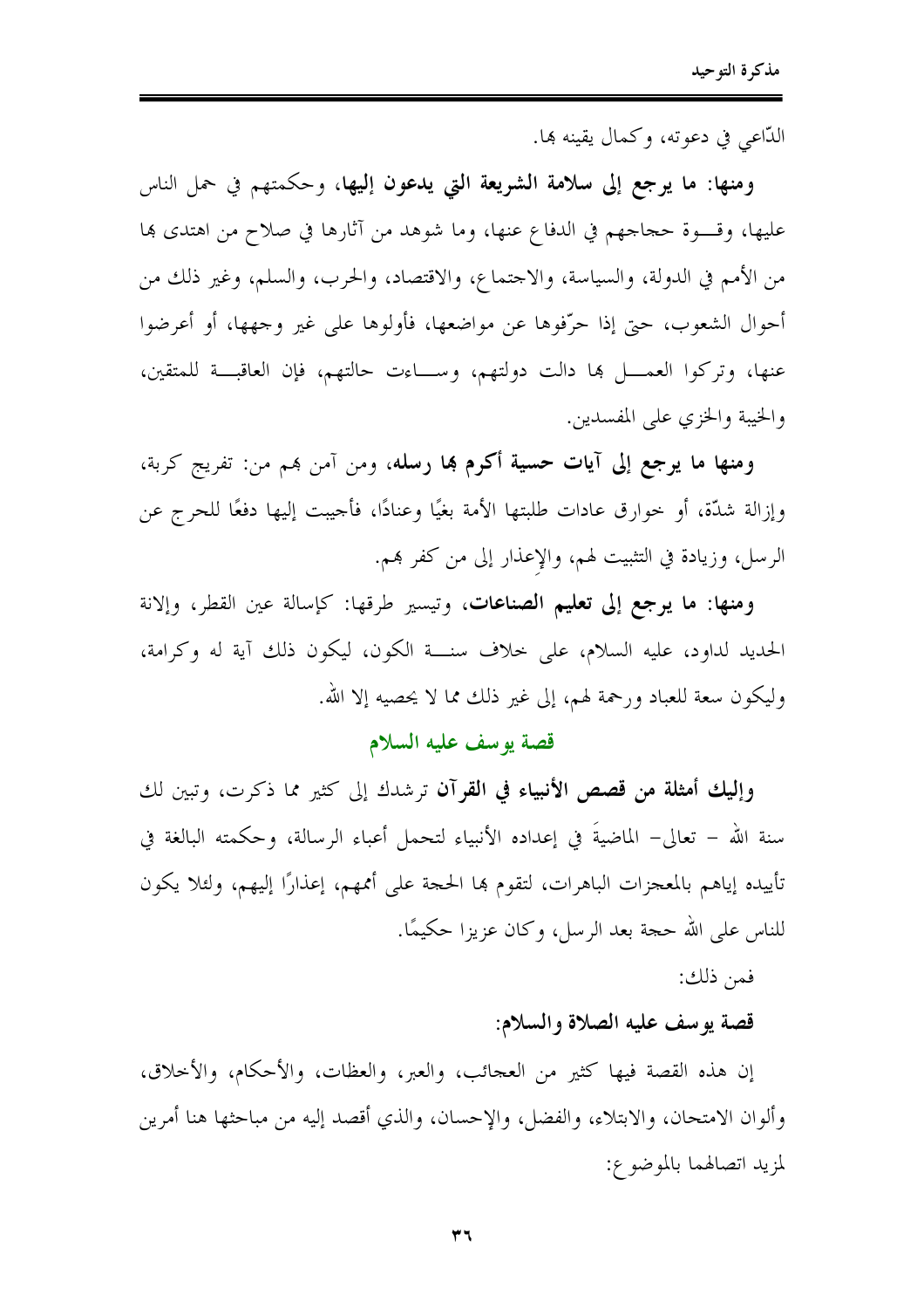الدّاعي في دعوته، وكمال يقينه بها.

**ومنها: ما يرجع إلى سلامة الشريعة التي يدعون إليها**، وحكمتهم في حمل الناس عليها، وقــوة حجاجهم في الدفاع عنها، وما شوهد من آثارها في صلاح من اهتدى بها من الأمم في الدولة، والسياسة، والاجتماع، والاقتصاد، والحرب، والسلم، وغير ذلك من أحوال الشعوب، حتى إذا حرّفوها عن مواضعها، فأولوها على غير وجهها، أو أعرضوا عنها، وتركوا العمــل بها دالت دولتهم، وســاءت حالتهم، فإن العاقبــة للمتقين، والخيبة والخزي على المفسدين.

**ومنها ما يرجع إلى آيات حسية أكرم بها رسله**، ومن آمن بهم من: تفريج كربة، وإزالة شدّة، أو خوارق عادات طلبتها الأمة بغيًا وعنادًا، فأجيبت إليها دفعًا للحرج عن الرسل، وزيادة في التثبيت لهم، والإعذار إلى من كفر بهم.

**ومنها: ما يرجع إلى تعليم الصناعات**، وتيسير طرقها: كإسالة عين القطر، وإلانة الحديد لداود، عليه السلام، على خلاف سنــة الكون، ليكون ذلك آية له وكرامة، وليكون سعة للعباد ورحمة لهم، إلى غير ذلك مما لا يحصيه إلا الله.

## قصة يوسف عليه السلام

**وإليك أمثلة من قصص الأنبياء في القرآن** ترشدك إلى كثير مما ذكرت، وتبين لك سنة الله – تعالى– الماضيةَ في إعداده الأنبياء لتحمل أعباء الرسالة، وحكمته البالغة في تأييده إياهم بالمعجزات الباهرات، لتقوم بها الحجة على أممهم، إعذارًا إليهم، ولئلا يكون للناس على الله حجة بعد الرسل، وكان عزيزا حكيمًا.

فمن ذلك:

**قصة يوسف عليه الصلاة والسلام:**

إن هذه القصة فيها كثير من العجائب، والعبر، والعظات، والأحكام، والأخلاق، وألوان الامتحان، والابتلاء، والفضل، والإحسان، والذي أقصد إليه من مباحثها هنا أمرين لمزيد اتصالهما بالموضوع: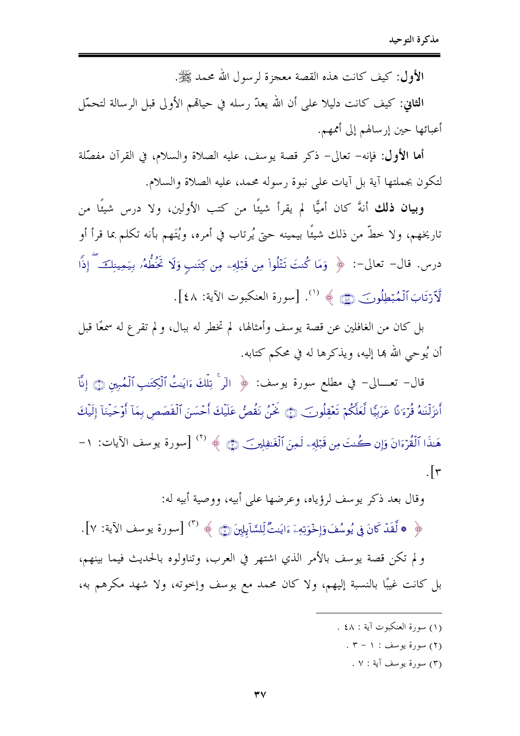**الأول**: كيف كانت هذه القصة معجزة لرسول الله محمد ﷺ.

**الثاني**: كيف كانت دليلا على أن الله يعدّ رسله في حياتهم الأولى قبل الرسالة لتحمّل أعبائها حين إرسالهم إلى أممهم.

**أما الأول**: فإنه- تعالى- ذكر قصة يوسف، عليه الصلاة والسلام، في القرآن مفصّلة لتكون بجملتها آية بل آيات على نبوة رسوله محمد، عليه الصلاة والسلام.

**وبيان ذلك** أنهّ كان أميًّا لم يقرأ شيئًا من كتب الأولين، ولا درس شيئًا من تاريخهم، ولا خطّ من ذلك شيئًا بيمينه حتى يُرتاب في أمره، ويُتهم بأنه تكلم بما قرأ أو درس. قال- تعالى-: ﴿ وَمَا كُنتَ تَتْلُوا۟ مِن قَبْلِهِۦ مِن كِتَٰبٍ وَلَا تَخُطُّهُۥ بِيَمِينِكَ ۖ إِذًا لَّٱرْتَابَ ٱلْمُبْطِلُونَ ﴾ [1]. [سورة العنكبوت الآية: ٤٨].

بل كان من الغافلين عن قصة يوسف وأمثالها، لم تخطر له ببال، ولم تقرع له سمعًا قبل أن يُوحي الله بها إليه، ويذكرها له في محكم كتابه.

قال- تعالى- في مطلع سورة يوسف: ﴿ الٓر ۚ تِلْكَ ءَايَٰتُ ٱلْكِتَٰبِ ٱلْمُبِينِ ۝ إِنَّآ أَنزَلْنَٰهُ قُرْءَٰنًا عَرَبِيًّا لَّعَلَّكُمْ تَعْقِلُونَ ۝ نَحْنُ نَقُصُّ عَلَيْكَ أَحْسَنَ ٱلْقَصَصِ بِمَآ أَوْحَيْنَآ إِلَيْكَ هَٰذَا ٱلْقُرْءَانَ وَإِن كُنتَ مِن قَبْلِهِۦ لَمِنَ ٱلْغَٰفِلِينَ ۝ ﴾ [2] [سورة يوسف الآيات: ١-٣].

وقال بعد ذكر يوسف لرؤياه، وعرضها على أبيه، ووصية أبيه له:

﴿ ۞ لَّقَدْ كَانَ فِى يُوسُفَ وَإِخْوَتِهِۦٓ ءَايَٰتٌ لِّلسَّآئِلِينَ ۝ ﴾ [3] [سورة يوسف الآية: ٧].

ولم تكن قصة يوسف بالأمر الذي اشتهر في العرب، وتناولوه بالحديث فيما بينهم، بل كانت غيبًا بالنسبة إليهم، ولا كان محمد مع يوسف وإخوته، ولا شهد مكرهم به،

---

(١) سورة العنكبوت آية : ٤٨ .

(٢) سورة يوسف : ١ - ٣ .

(٣) سورة يوسف آية : ٧ .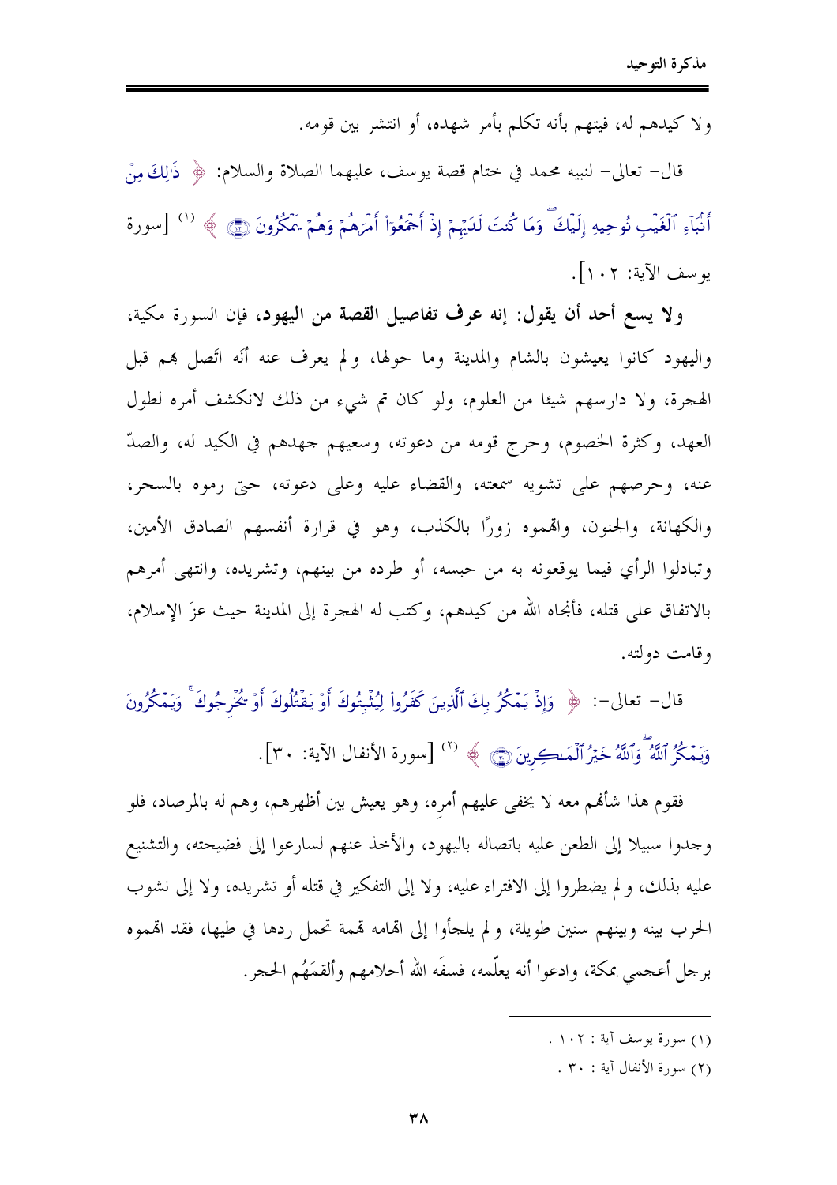ولا كيدهم له، فيتهم بأنه تكلم بأمر شهده، أو انتشر بين قومه.

قال- تعالى- لنبيه محمد في ختام قصة يوسف، عليهما الصلاة والسلام: ﴿ ذَٰلِكَ مِنْ أَنبَآءِ ٱلْغَيْبِ نُوحِيهِ إِلَيْكَ ۖ وَمَا كُنتَ لَدَيْهِمْ إِذْ أَجْمَعُوٓاْ أَمْرَهُمْ وَهُمْ يَمْكُرُونَ ﴾ [1] [سورة يوسف الآية: ١٠٢].

**ولا يسع أحد أن يقول: إنه عرف تفاصيل القصة من اليهود،** فإن السورة مكية، واليهود كانوا يعيشون بالشام والمدينة وما حولها، ولم يعرف عنه أنه اتّصل بهم قبل الهجرة، ولا دارسهم شيئا من العلوم، ولو كان تم شيء من ذلك لانكشف أمره لطول العهد، وكثرة الخصوم، وحرج قومه من دعوته، وسعيهم جهدهم في الكيد له، والصدّ عنه، وحرصهم على تشويه سمعته، والقضاء عليه وعلى دعوته، حتى رموه بالسحر، والكهانة، والجنون، واتهموه زورًا بالكذب، وهو في قرارة أنفسهم الصادق الأمين، وتبادلوا الرأي فيما يوقعونه به من حبسه، أو طرده من بينهم، وتشريده، وانتهى أمرهم بالاتفاق على قتله، فأنجاه الله من كيدهم، وكتب له الهجرة إلى المدينة حيث عزَ الإسلام، وقامت دولته.

قال- تعالى-: ﴿ وَإِذْ يَمْكُرُ بِكَ ٱلَّذِينَ كَفَرُواْ لِيُثْبِتُوكَ أَوْ يَقْتُلُوكَ أَوْ يُخْرِجُوكَ ۚ وَيَمْكُرُونَ وَيَمْكُرُ ٱللَّهُ ۖ وَٱللَّهُ خَيْرُ ٱلْمَٰكِرِينَ ﴾ [2] [سورة الأنفال الآية: ٣٠].

فقوم هذا شأنهم معه لا يخفى عليهم أمره، وهو يعيش بين أظهرهم، وهم له بالمرصاد، فلو وجدوا سبيلا إلى الطعن عليه باتصاله باليهود، والأخذ عنهم لسارعوا إلى فضيحته، والتشنيع عليه بذلك، ولم يضطروا إلى الافتراء عليه، ولا إلى التفكير في قتله أو تشريده، ولا إلى نشوب الحرب بينه وبينهم سنين طويلة، ولم يلجأوا إلى اتهامه تهمة تحمل ردها في طيها، فقد اتهموه برجل أعجمي بمكة، وادعوا أنه يعلّمه، فسفَه الله أحلامهم وألقمَهُم الحجر.

---

(١) سورة يوسف آية : ١٠٢ .

(٢) سورة الأنفال آية : ٣٠ .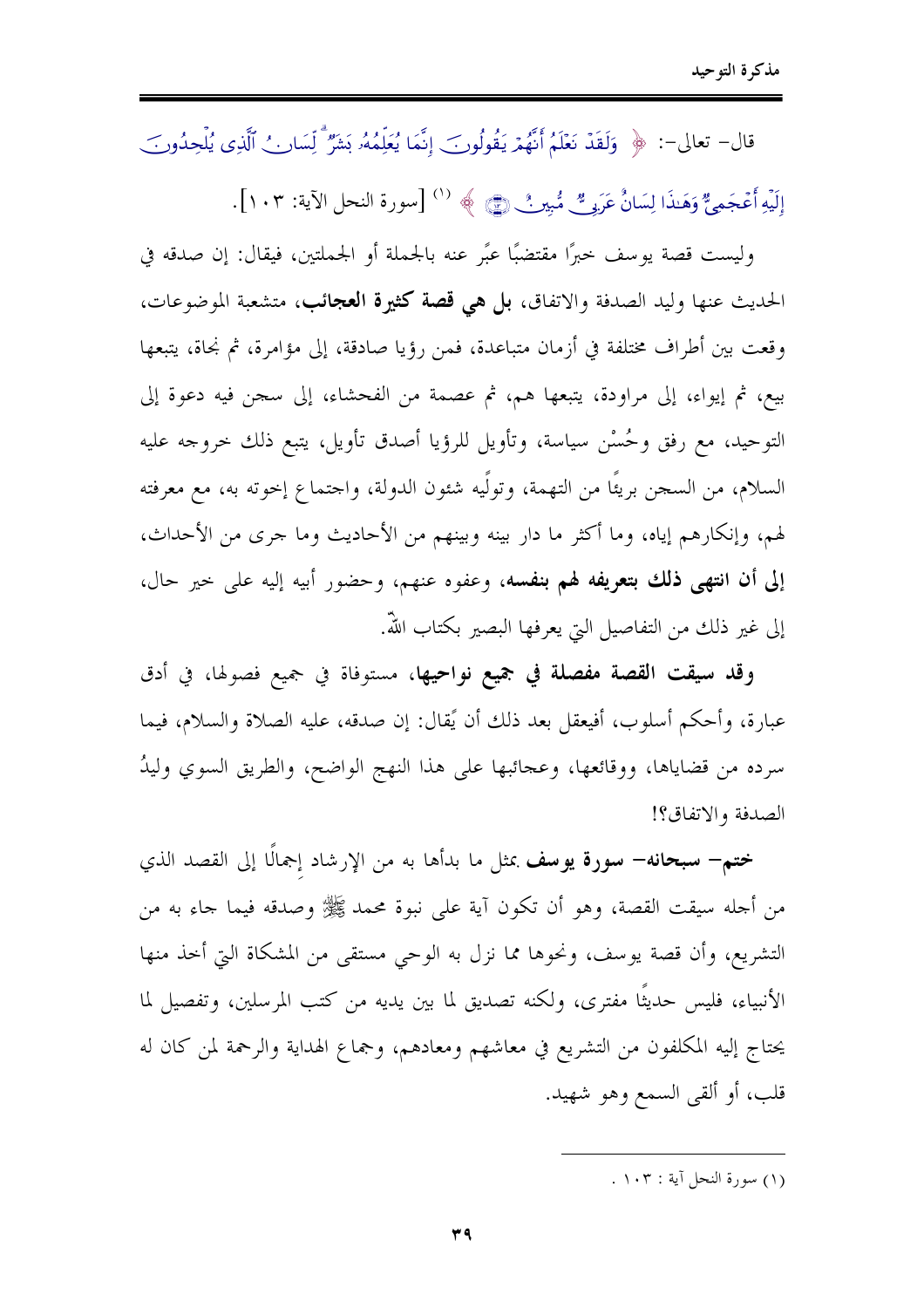قال- تعالى-: ﴿ وَلَقَدْ نَعْلَمُ أَنَّهُمْ يَقُولُونَ إِنَّمَا يُعَلِّمُهُ بَشَرٌ لِّسَانُ ٱلَّذِى يُلْحِدُونَ إِلَيْهِ أَعْجَمِيٌّ وَهَـٰذَا لِسَانٌ عَرَبِيٌّ مُّبِينٌ ﴾ [1] [سورة النحل الآية: ١٠٣].

وليست قصة يوسف خبرًا مقتضبًا عبِّر عنه بالجملة أو الجملتين، فيقال: إن صدقه في الحديث عنها وليد الصدفة والاتفاق، **بل هي قصة كثيرة العجائب**، متشعبة الموضوعات، وقعت بين أطراف مختلفة في أزمان متباعدة، فمن رؤيا صادقة، إلى مؤامرة، ثم نجاة، يتبعها بيع، ثم إيواء، إلى مراودة، يتبعها هم، ثم عصمة من الفحشاء، إلى سجن فيه دعوة إلى التوحيد، مع رفق وحُسْن سياسة، وتأويل للرؤيا أصدق تأويل، يتبع ذلك خروجه عليه السلام، من السجن بريئًا من التهمة، وتولّيه شئون الدولة، واجتماع إخوته به، مع معرفته لهم، وإنكارهم إياه، وما أكثر ما دار بينه وبينهم من الأحاديث وما جرى من الأحداث، **إلى أن انتهى ذلك بتعريفه لهم بنفسه**، وعفوه عنهم، وحضور أبيه إليه على خير حال، إلى غير ذلك من التفاصيل التي يعرفها البصير بكتاب اللّٰه.

**وقد سيقت القصة مفصلة في جميع نواحيها**، مستوفاة في جميع فصولها، في أدق عبارة، وأحكم أسلوب، أفيعقل بعد ذلك أن يُقال: إن صدقه، عليه الصلاة والسلام، فيما سرده من قضاياها، ووقائعها، وعجائبها على هذا النهج الواضح، والطريق السوي وليدُ الصدفة والاتفاق؟!

**ختم- سبحانه- سورة يوسف** بمثل ما بدأها به من الإرشاد إجمالًا إلى القصد الذي من أجله سيقت القصة، وهو أن تكون آية على نبوة محمد ﷺ وصدقه فيما جاء به من التشريع، وأن قصة يوسف، ونحوها مما نزل به الوحي مستقى من المشكاة التي أخذ منها الأنبياء، فليس حديثًا مفترى، ولكنه تصديق لما بين يديه من كتب المرسلين، وتفصيل لما يحتاج إليه المكلفون من التشريع في معاشهم ومعادهم، وجماع الهداية والرحمة لمن كان له قلب، أو ألقى السمع وهو شهيد.

---

(١) سورة النحل آية : ١٠٣ .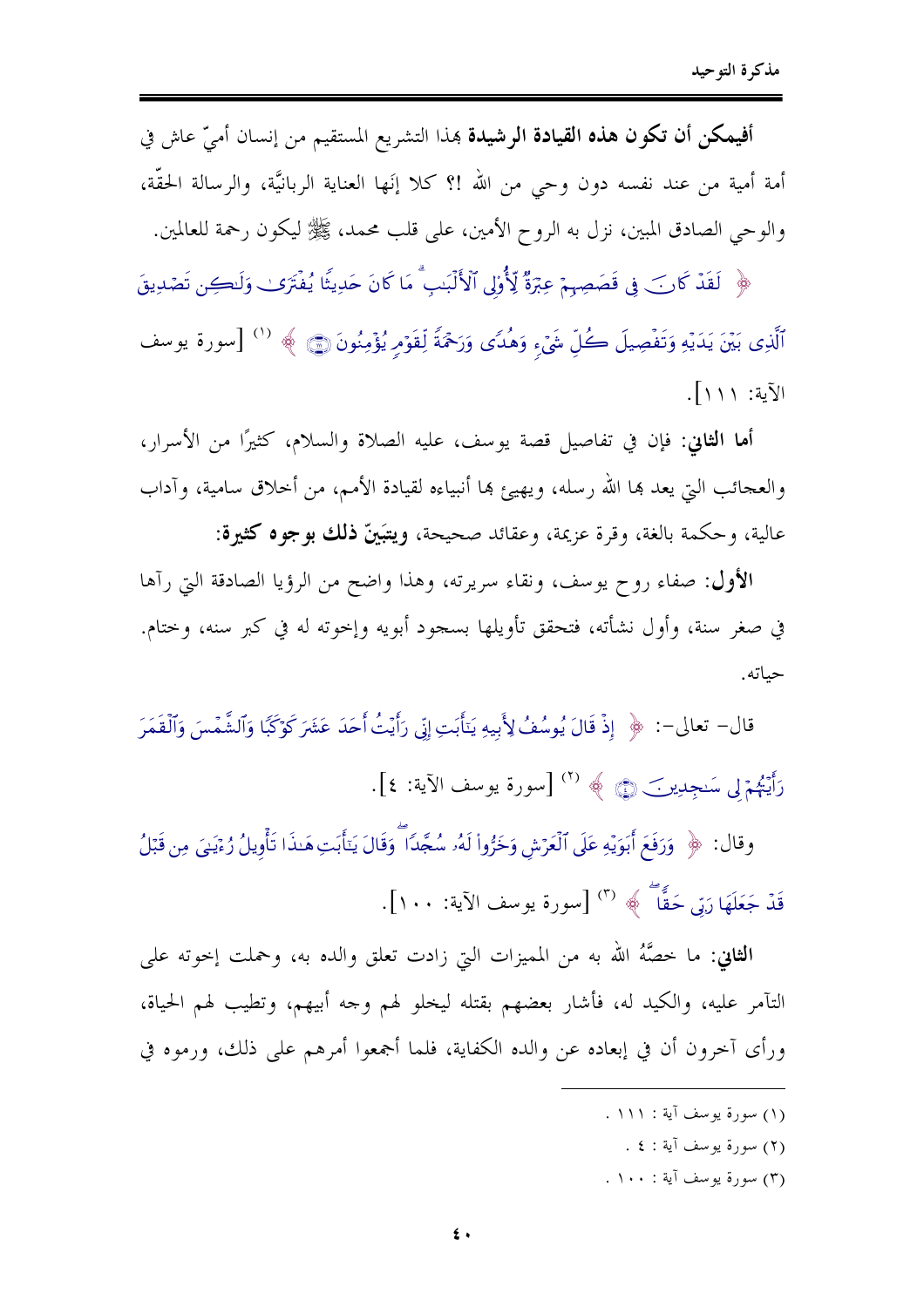**أفيمكن أن تكون هذه القيادة الرشيدة** بهذا التشريع المستقيم من إنسان أميّ عاش في أمة أمية من عند نفسه دون وحي من الله !؟ كلا إنَها العناية الربانيَّة، والرسالة الحقّة، والوحي الصادق المبين، نزل به الروح الأمين، على قلب محمد، ﷺ ليكون رحمة للعالمين.

﴿ لَقَدْ كَانَ فِي قَصَصِهِمْ عِبْرَةٌ لِّأُوْلِي ٱلْأَلْبَٰبِ ۗ مَا كَانَ حَدِيثًا يُفْتَرَىٰ وَلَٰكِن تَصْدِيقَ ٱلَّذِي بَيْنَ يَدَيْهِ وَتَفْصِيلَ كُلِّ شَيْءٍ وَهُدًى وَرَحْمَةً لِّقَوْمٍ يُؤْمِنُونَ ﴾ [1] [سورة يوسف الآية: ١١١].

**أما الثاني**: فإن في تفاصيل قصة يوسف، عليه الصلاة والسلام، كثيرًا من الأسرار، والعجائب التي يعد بها الله رسله، ويهيئ بها أنبياءه لقيادة الأمم، من أخلاق سامية، وآداب عالية، وحكمة بالغة، وقرة عزيمة، وعقائد صحيحة، **ويتبيّن ذلك بوجوه كثيرة**:

**الأول**: صفاء روح يوسف، ونقاء سريرته، وهذا واضح من الرؤيا الصادقة التي رآها في صغر سنة، وأول نشأته، فتحقق تأويلها بسجود أبويه وإخوته له في كبر سنه، وختام. حياته.

قال– تعالى–: ﴿ إِذْ قَالَ يُوسُفُ لِأَبِيهِ يَٰٓأَبَتِ إِنِّي رَأَيْتُ أَحَدَ عَشَرَ كَوْكَبًا وَٱلشَّمْسَ وَٱلْقَمَرَ رَأَيْتُهُمْ لِي سَٰجِدِينَ ﴾ [2] [سورة يوسف الآية: ٤].

وقال: ﴿ وَرَفَعَ أَبَوَيْهِ عَلَى ٱلْعَرْشِ وَخَرُّواْ لَهُۥ سُجَّدًا ۖ وَقَالَ يَٰٓأَبَتِ هَٰذَا تَأْوِيلُ رُءْيَٰيَ مِن قَبْلُ قَدْ جَعَلَهَا رَبِّي حَقًّا ۖ ﴾ [3] [سورة يوسف الآية: ١٠٠].

**الثاني**: ما خصَّهُ الله به من المميزات التي زادت تعلق والده به، وحملت إخوته على التآمر عليه، والكيد له، فأشار بعضهم بقتله ليخلو لهم وجه أبيهم، وتطيب لهم الحياة، ورأى آخرون أن في إبعاده عن والده الكفاية، فلما أجمعوا أمرهم على ذلك، ورموه في

---

(١) سورة يوسف آية : ١١١ .

(٢) سورة يوسف آية : ٤ .

(٣) سورة يوسف آية : ١٠٠ .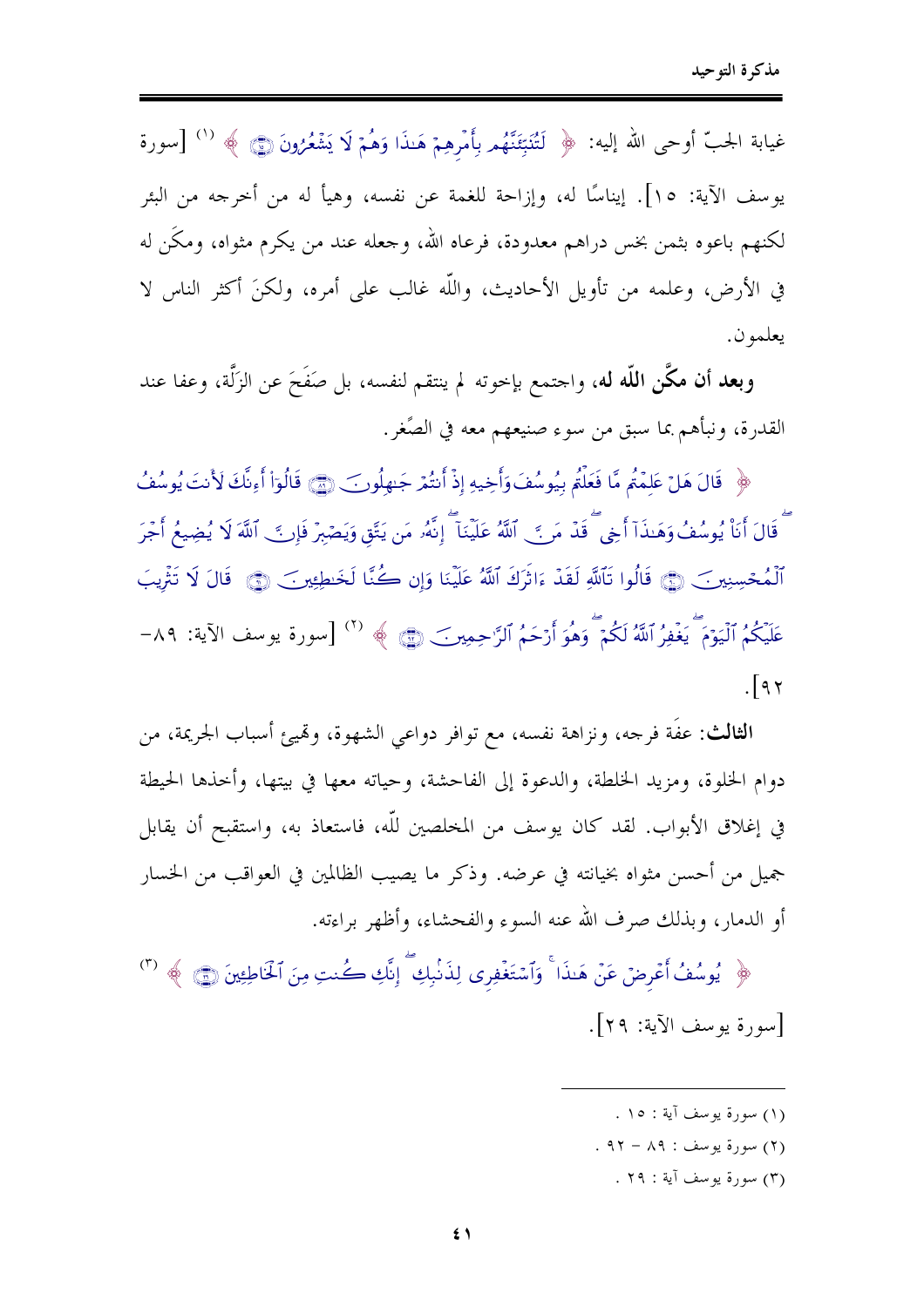غيابة الجبّ أوحى الله إليه: ﴿ لَتُنَبِّئَنَّهُم بِأَمْرِهِمْ هَـٰذَا وَهُمْ لَا يَشْعُرُونَ ﴾ [1] [سورة يوسف الآية: ١٥]. إيناسًا له، وإزاحة للغمة عن نفسه، وهيأ له من أخرجه من البئر لكنهم باعوه بثمن بخس دراهم معدودة، فرعاه الله، وجعله عند من يكرم مثواه، ومكَّن له في الأرض، وعلمه من تأويل الأحاديث، واللّه غالب على أمره، ولكنَّ أكثر الناس لا يعلمون.

**وبعد أن مكَّن اللّه له**، واجتمع بإخوته لم ينتقم لنفسه، بل صَفَحَ عن الزَّلة، وعفا عند القدرة، ونبأهم بما سبق من سوء صنيعهم معه في الصِّغر.

﴿ قَالَ هَلْ عَلِمْتُم مَّا فَعَلْتُم بِيُوسُفَ وَأَخِيهِ إِذْ أَنتُمْ جَـٰهِلُونَ ۝ قَالُوٓاْ أَءِنَّكَ لَأَنتَ يُوسُفُ ۖ قَالَ أَنَا۠ يُوسُفُ وَهَـٰذَآ أَخِى ۖ قَدْ مَنَّ ٱللَّهُ عَلَيْنَآ ۖ إِنَّهُۥ مَن يَتَّقِ وَيَصْبِرْ فَإِنَّ ٱللَّهَ لَا يُضِيعُ أَجْرَ ٱلْمُحْسِنِينَ ۝ قَالُواْ تَٱللَّهِ لَقَدْ ءَاثَرَكَ ٱللَّهُ عَلَيْنَا وَإِن كُنَّا لَخَـٰطِـِٔينَ ۝ قَالَ لَا تَثْرِيبَ عَلَيْكُمُ ٱلْيَوْمَ ۖ يَغْفِرُ ٱللَّهُ لَكُمْ ۖ وَهُوَ أَرْحَمُ ٱلرَّٰحِمِينَ ۝ ﴾ [2] [سورة يوسف الآية: ٨٩-٩٢].

**الثالث**: عفة فرجه، ونزاهة نفسه، مع توافر دواعي الشهوة، وتهيئ أسباب الجريمة، من دوام الخلوة، ومزيد الخلطة، والدعوة إلى الفاحشة، وحياته معها في بيتها، وأخذها الحيطة في إغلاق الأبواب. لقد كان يوسف من المخلصين للّه، فاستعاذ به، واستقبح أن يقابل جميل من أحسن مثواه بخيانته في عرضه. وذكر ما يصيب الظالمين في العواقب من الخسار أو الدمار، وبذلك صرف الله عنه السوء والفحشاء، وأظهر براءته.

﴿ يُوسُفُ أَعْرِضْ عَنْ هَـٰذَا ۚ وَٱسْتَغْفِرِى لِذَنۢبِكِ ۖ إِنَّكِ كُنتِ مِنَ ٱلْخَاطِـِٔينَ ۝ ﴾ [3] [سورة يوسف الآية: ٢٩].

---

(١) سورة يوسف آية : ١٥ .

(٢) سورة يوسف : ٨٩ - ٩٢ .

(٣) سورة يوسف آية : ٢٩ .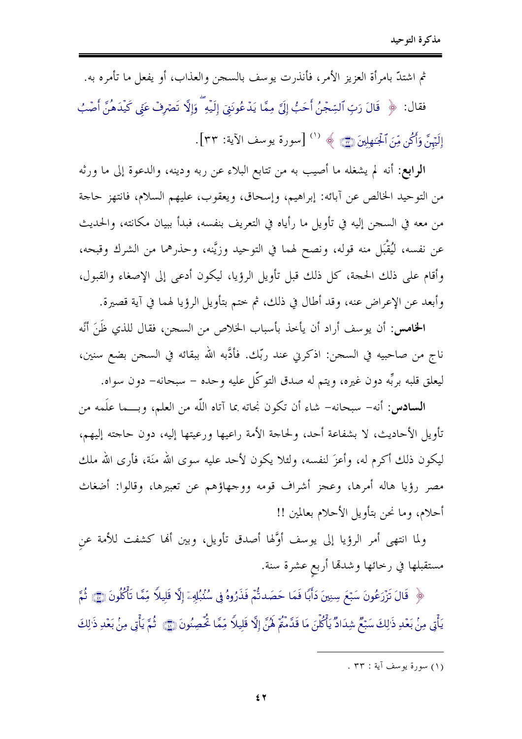ثم اشتدّ بامرأة العزيز الأمر، فأنذرت يوسف بالسجن والعذاب، أو يفعل ما تأمره به.

فقال: ﴿ قَالَ رَبِّ ٱلسِّجْنُ أَحَبُّ إِلَيَّ مِمَّا يَدْعُونَنِيٓ إِلَيْهِ ۖ وَإِلَّا تَصْرِفْ عَنِّي كَيْدَهُنَّ أَصْبُ إِلَيْهِنَّ وَأَكُن مِّنَ ٱلْجَٰهِلِينَ ﴾ [1] [سورة يوسف الآية: ٣٣].

**الرابع:** أنه لم يشغله ما أصيب به من تتابع البلاء عن ربه ودينه، والدعوة إلى ما ورثه من التوحيد الخالص عن آبائه: إبراهيم، وإسحاق، ويعقوب، عليهم السلام، فانتهز حاجة من معه في السجن إليه في تأويل ما رأياه في التعريف بنفسه، فبدأ ببيان مكانته، والحديث عن نفسه، ليُقْبَل منه قوله، ونصح لهما في التوحيد وزيَّنه، وحذرهما من الشرك وقبحه، وأقام على ذلك الحجة، كل ذلك قبل تأويل الرؤيا، ليكون أدعى إلى الإصغاء والقبول، وأبعد عن الإعراض عنه، وقد أطال في ذلك، ثم ختم بتأويل الرؤيا لهما في آية قصيرة.

**الخامس:** أن يوسف أراد أن يأخذ بأسباب الخلاص من السجن، فقال للذي ظَنَ أنَّه ناج من صاحبيه في السجن: اذكرني عند ربّك. فأدَّبه الله ببقائه في السجن بضع سنين، ليعلق قلبه بربِّه دون غيره، ويتم له صدق التوكّل عليه وحده – سبحانه- دون سواه.

**السادس:** أنه- سبحانه- شاء أن تكون نجاته بما آتاه اللّه من العلم، وبما علَمه من تأويل الأحاديث، لا بشفاعة أحد، ولحاجة الأمة راعيها ورعيتها إليه، دون حاجته إليهم، ليكون ذلك أكرم له، وأعزَ لنفسه، ولئلا يكون لأحد عليه سوى الله منَة، فأرى الله ملك مصر رؤيا هاله أمرها، وعجز أشراف قومه ووجهاؤهم عن تعبيرها، وقالوا: أضغاث أحلام، وما نحن بتأويل الأحلام بعالمين !!

ولما انتهى أمر الرؤيا إلى يوسف أوَّلها أصدق تأويل، وبين أنها كشفت للأمة عن مستقبلها في رخائها وشدتها أربعِ عشرة سنة.

﴿ قَالَ تَزْرَعُونَ سَبْعَ سِنِينَ دَأَبًا فَمَا حَصَدتُّمْ فَذَرُوهُ فِي سُنۢبُلِهِۦٓ إِلَّا قَلِيلًا مِّمَّا تَأْكُلُونَ ۝ ثُمَّ يَأْتِي مِنۢ بَعْدِ ذَٰلِكَ سَبْعٌ شِدَادٌ يَأْكُلْنَ مَا قَدَّمْتُمْ لَهُنَّ إِلَّا قَلِيلًا مِّمَّا تُحْصِنُونَ ۝ ثُمَّ يَأْتِي مِنۢ بَعْدِ ذَٰلِكَ

---

[1] سورة يوسف آية : ٣٣ .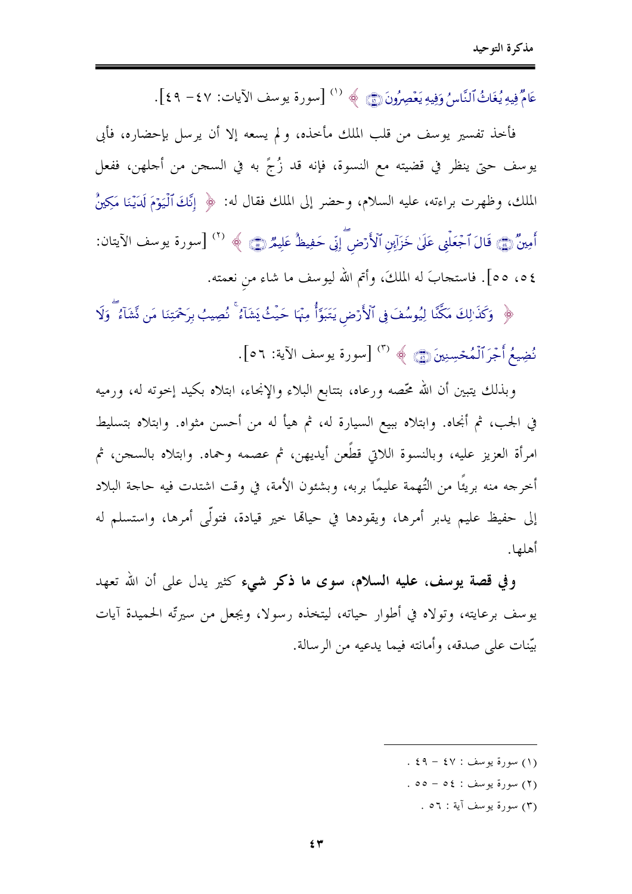عَامٌ فِيهِ يُغَاثُ ٱلنَّاسُ وَفِيهِ يَعْصِرُونَ ﴿٤٩﴾ ﴾ [1] [سورة يوسف الآيات: ٤٧- ٤٩].

فأخذ تفسير يوسف من قلب الملك مأخذه، ولم يسعه إلا أن يرسل بإحضاره، فأبى يوسف حتى ينظر في قضيته مع النسوة، فإنه قد زُجَّ به في السجن من أجلهن، ففعل الملك، وظهرت براءته، عليه السلام، وحضر إلى الملك فقال له: ﴿ إِنَّكَ ٱلْيَوْمَ لَدَيْنَا مَكِينٌ أَمِينٌ ﴿٥٤﴾ قَالَ ٱجْعَلْنِى عَلَىٰ خَزَآئِنِ ٱلْأَرْضِ إِنِّى حَفِيظٌ عَلِيمٌ ﴿٥٥﴾ ﴾ [2] [سورة يوسف الآيتان: ٥٤، ٥٥]. فاستجابَ له الملكُ، وأتم الله ليوسف ما شاء من نعمته.

﴿ وَكَذَٰلِكَ مَكَّنَّا لِيُوسُفَ فِى ٱلْأَرْضِ يَتَبَوَّأُ مِنْهَا حَيْثُ يَشَآءُ نُصِيبُ بِرَحْمَتِنَا مَن نَّشَآءُ وَلَا نُضِيعُ أَجْرَ ٱلْمُحْسِنِينَ ﴿٥٦﴾ ﴾ [3] [سورة يوسف الآية: ٥٦].

وبذلك يتبين أن الله محّصه ورعاه، بتتابع البلاء والإنجاء، ابتلاه بكيد إخوته له، ورميه في الجب، ثم أنجاه. وابتلاه ببيع السيارة له، ثم هيأ له من أحسن مثواه. وابتلاه بتسليط امرأة العزيز عليه، وبالنسوة اللاتي قطّعن أيديهن، ثم عصمه وحماه. وابتلاه بالسجن، ثم أخرجه منه بريئًا من التُهمة عليمًا بربه، وبشئون الأمة، في وقت اشتدت فيه حاجة البلاد إلى حفيظ عليم يدبر أمرها، ويقودها في حياتها خير قيادة، فتولّى أمرها، واستسلم له أهلها.

**وفي قصة يوسف، عليه السلام، سوى ما ذكر شيء** كثير يدل على أن الله تعهد يوسف برعايته، وتولاه في أطوار حياته، ليتخذه رسولا، ويجعل من سيرتّه الحميدة آيات بيّنات على صدقه، وأمانته فيما يدعيه من الرسالة.

---

(١) سورة يوسف : ٤٧ - ٤٩ .

(٢) سورة يوسف : ٥٤ - ٥٥ .

(٣) سورة يوسف آية : ٥٦ .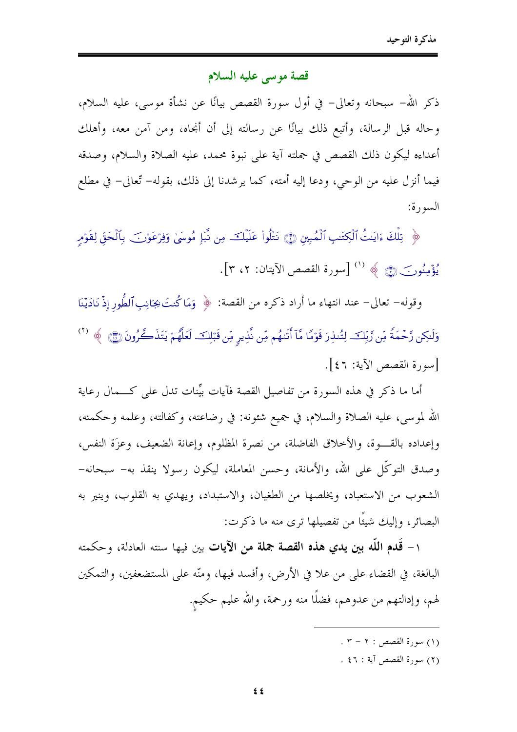## قصة موسى عليه السلام

ذكر الله– سبحانه وتعالى– في أول سورة القصص بيانًا عن نشأة موسى، عليه السلام، وحاله قبل الرسالة، وأتبع ذلك بيانًا عن رسالته إلى أن أنجاه، ومن آمن معه، وأهلك أعداءه ليكون ذلك القصص في جملته آية على نبوة محمد، عليه الصلاة والسلام، وصدقه فيما أنزل عليه من الوحي، ودعا إليه أمته، كما يرشدنا إلى ذلك، بقوله– تعالى– في مطلع السورة:

﴿ تِلْكَ ءَايَٰتُ ٱلْكِتَٰبِ ٱلْمُبِينِ ۝ نَتْلُواْ عَلَيْكَ مِن نَّبَإِ مُوسَىٰ وَفِرْعَوْنَ بِٱلْحَقِّ لِقَوْمٍ يُؤْمِنُونَ ۝ ﴾ [1] [سورة القصص الآيتان: ٢، ٣].

وقوله– تعالى– عند انتهاء ما أراد ذكره من القصة: ﴿ وَمَا كُنتَ بِجَانِبِ ٱلطُّورِ إِذْ نَادَيْنَا وَلَٰكِن رَّحْمَةً مِّن رَّبِّكَ لِتُنذِرَ قَوْمًا مَّآ أَتَىٰهُم مِّن نَّذِيرٍ مِّن قَبْلِكَ لَعَلَّهُمْ يَتَذَكَّرُونَ ۝ ﴾ [2] [سورة القصص الآية: ٤٦].

أما ما ذكر في هذه السورة من تفاصيل القصة فآيات بيِّنات تدل على كمال رعاية الله لموسى، عليه الصلاة والسلام، في جميع شئونه: في رضاعته، وكفالته، وعلمه وحكمته، وإعداده بالقوة، والأخلاق الفاضلة، من نصرة المظلوم، وإعانة الضعيف، وعزَة النفس، وصدق التوكّل على الله، والأمانة، وحسن المعاملة، ليكون رسولا ينقذ به– سبحانه– الشعوب من الاستعباد، ويخلصها من الطغيان، والاستبداد، ويهدي به القلوب، وينير به البصائر، وإليك شيئًا من تفصيلها ترى منه ما ذكرت:

١ – **قَدم اللّه بين يدي هذه القصة جملة من الآيات** بين فيها سننه العادلة، وحكمته البالغة، في القضاء على من علا في الأرض، وأفسد فيها، ومنّه على المستضعفين، والتمكين لهم، وإدالتهم من عدوهم، فضلًا منه ورحمة، والله عليم حكيم.

---

(١) سورة القصص : ٢ – ٣ .

(٢) سورة القصص آية : ٤٦ .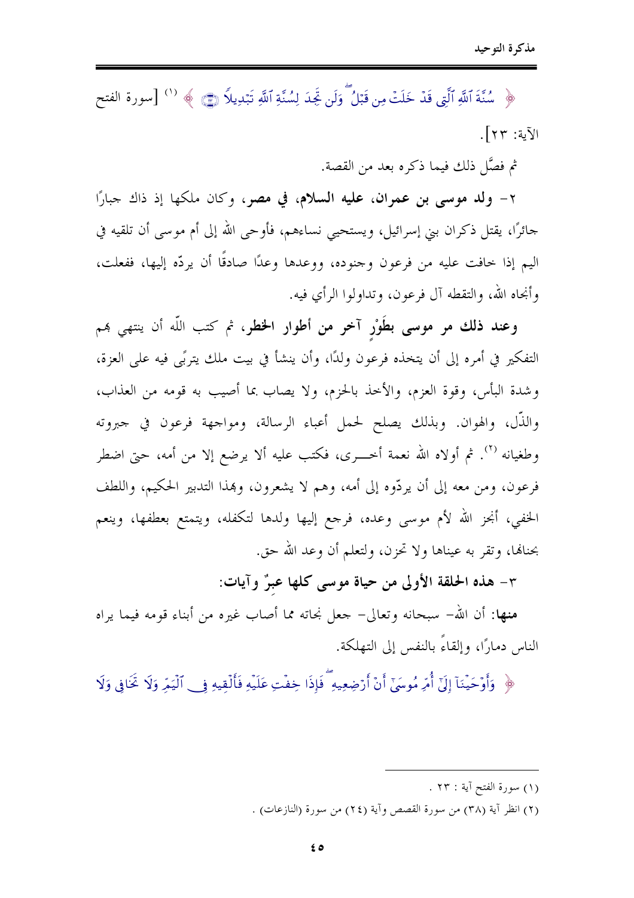﴿ سُنَّةَ ٱللَّهِ ٱلَّتِي قَدْ خَلَتْ مِن قَبْلُ ۖ وَلَن تَجِدَ لِسُنَّةِ ٱللَّهِ تَبْدِيلاً ﴿٢٣﴾ ﴾ [1] [سورة الفتح الآية: ٢٣].

ثم فصَّل ذلك فيما ذكره بعد من القصة.

٢- **ولد موسى بن عمران، عليه السلام، في مصر**، وكان ملكها إذ ذاك جبارًا جائرًا، يقتل ذكران بني إسرائيل، ويستحيي نساءهم، فأوحى الله إلى أم موسى أن تلقيه في اليم إذا خافت عليه من فرعون وجنوده، ووعدها وعدًا صادقًا أن يردّه إليها، ففعلت، وأنجاه الله، والتقطه آل فرعون، وتداولوا الرأي فيه.

**وعند ذلك مر موسى بطَوْرٍ آخر من أطوار الخطر**، ثم كتب اللّه أن ينتهي بهم التفكير في أمره إلى أن يتخذه فرعون ولدًا، وأن ينشأ في بيت ملك يتربَّى فيه على العزة، وشدة البأس، وقوة العزم، والأخذ بالحزم، ولا يصاب بما أصيب به قومه من العذاب، والذّل، والهوان. وبذلك يصلح لحمل أعباء الرسالة، ومواجهة فرعون في جبروته وطغيانه [2]. ثم أولاه الله نعمة أخرى، فكتب عليه ألا يرضع إلا من أمه، حتى اضطر فرعون، ومن معه إلى أن يردّوه إلى أمه، وهم لا يشعرون، وبهذا التدبير الحكيم، واللطف الخفي، أنجز الله لأم موسى وعده، فرجع إليها ولدها لتكفله، ويتمتع بعطفها، وينعم بحنانها، وتقر به عيناها ولا تحزن، ولتعلم أن وعد الله حق.

٣- **هذه الحلقة الأولى من حياة موسى كلها عبرٌ وآيات:**

**منها:** أن الله- سبحانه وتعالى- جعل نجاته مما أصاب غيره من أبناء قومه فيما يراه الناس دمارًا، وإلقاءً بالنفس إلى التهلكة.

﴿ وَأَوْحَيْنَآ إِلَىٰٓ أُمِّ مُوسَىٰٓ أَنْ أَرْضِعِيهِ ۖ فَإِذَا خِفْتِ عَلَيْهِ فَأَلْقِيهِ فِي ٱلْيَمِّ وَلَا تَخَافِي وَلَا

---

(١) سورة الفتح آية : ٢٣ .

(٢) انظر آية (٣٨) من سورة القصص وآية (٢٤) من سورة (النازعات) .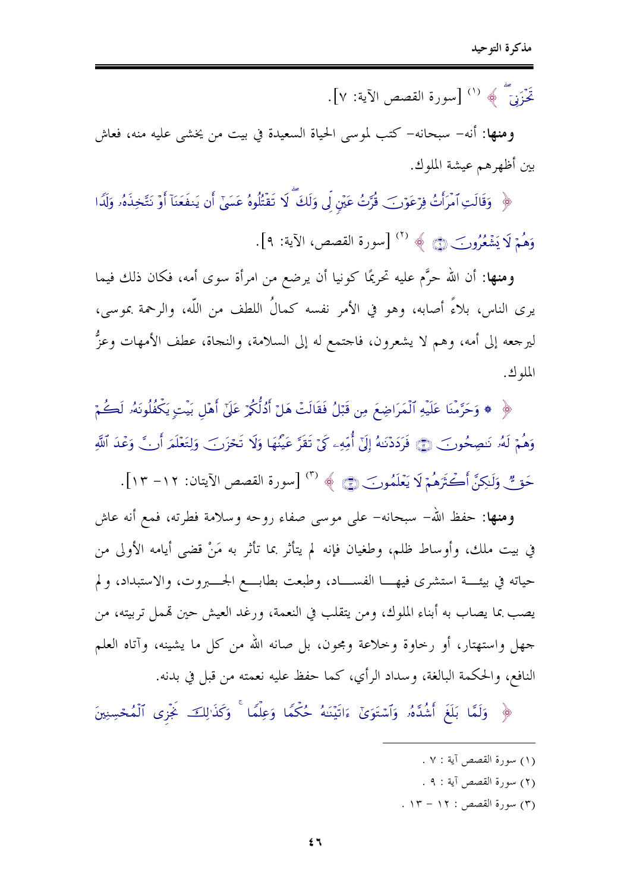تَحْزَنِيٓ ﴾ (١) [سورة القصص الآية: ٧].

**ومنها:** أنه- سبحانه- كتب لموسى الحياة السعيدة في بيت من يخشى عليه منه، فعاش بين أظهرهم عيشة الملوك.

﴿ وَقَالَتِ ٱمۡرَأَتُ فِرۡعَوۡنَ قُرَّتُ عَيۡنٖ لِّي وَلَكَۖ لَا تَقۡتُلُوهُ عَسَىٰٓ أَن يَنفَعَنَآ أَوۡ نَتَّخِذَهُۥ وَلَدٗا وَهُمۡ لَا يَشۡعُرُونَ ﴿٩﴾ ﴾ (٢) [سورة القصص، الآية: ٩].

**ومنها:** أن الله حرَّم عليه تحريمًا كونيا أن يرضع من امرأة سوى أمه، فكان ذلك فيما يرى الناس، بلاءً أصابه، وهو في الأمر نفسه كمالُ اللطف من اللّه، والرحمة بموسى، ليرجعه إلى أمه، وهم لا يشعرون، فاجتمع له إلى السلامة، والنجاة، عطف الأمهات وعزُّ الملوك.

﴿ ۞ وَحَرَّمۡنَا عَلَيۡهِ ٱلۡمَرَاضِعَ مِن قَبۡلُ فَقَالَتۡ هَلۡ أَدُلُّكُمۡ عَلَىٰٓ أَهۡلِ بَيۡتٖ يَكۡفُلُونَهُۥ لَكُمۡ وَهُمۡ لَهُۥ نَٰصِحُونَ ﴿١٢﴾ فَرَدَدۡنَٰهُ إِلَىٰٓ أُمِّهِۦ كَيۡ تَقَرَّ عَيۡنُهَا وَلَا تَحۡزَنَ وَلِتَعۡلَمَ أَنَّ وَعۡدَ ٱللَّهِ حَقّٞ وَلَٰكِنَّ أَكۡثَرَهُمۡ لَا يَعۡلَمُونَ ﴿١٣﴾ ﴾ (٣) [سورة القصص الآيتان: ١٢- ١٣].

**ومنها:** حفظ الله- سبحانه- على موسى صفاء روحه وسلامة فطرته، فمع أنه عاش في بيت ملك، وأوساط ظلم، وطغيان فإنه لم يتأثر بما تأثر به مَنْ قضى أيامه الأولى من حياته في بيئة استشرى فيها الفساد، وطبعت بطابع الجبروت، والاستبداد، ولم يصب بما يصاب به أبناء الملوك، ومن يتقلب في النعمة، ورغد العيش حين تهمل تربيته، من جهل واستهتار، أو رخاوة وخلاعة ومجون، بل صانه الله من كل ما يشينه، وآتاه العلم النافع، والحكمة البالغة، وسداد الرأي، كما حفظ عليه نعمته من قبل في بدنه.

﴿ وَلَمَّا بَلَغَ أَشُدَّهُۥ وَٱسۡتَوَىٰٓ ءَاتَيۡنَٰهُ حُكۡمٗا وَعِلۡمٗاۚ وَكَذَٰلِكَ نَجۡزِي ٱلۡمُحۡسِنِينَ

---

(١) سورة القصص آية : ٧ .

(٢) سورة القصص آية : ٩ .

(٣) سورة القصص : ١٢ - ١٣ .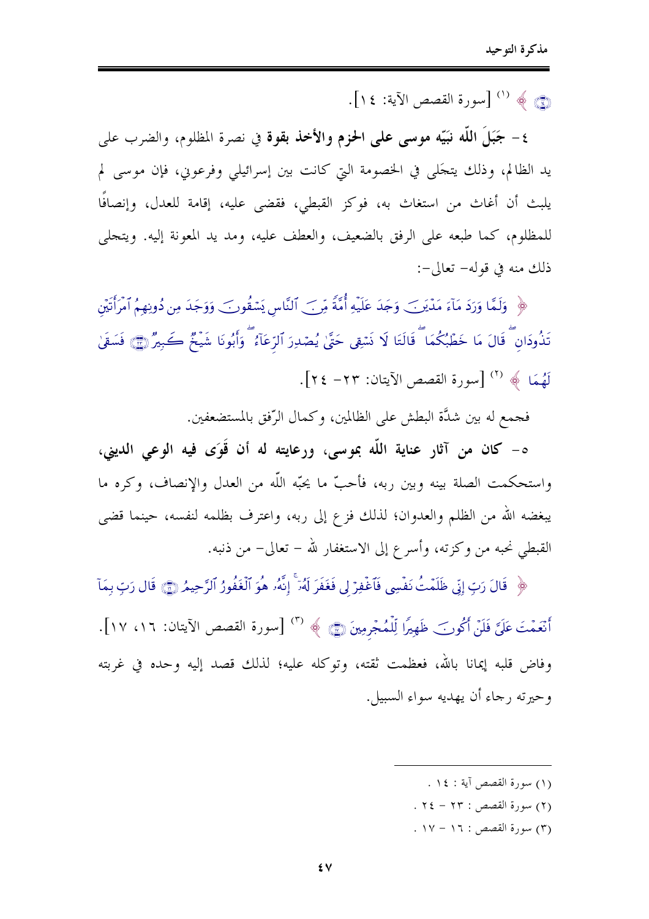﴿ ﴾ [1] [سورة القصص الآية: ١٤].

٤- **جَبَلَ اللّه نَبيّه موسى على الحزم والأخذ بقوة** في نصرة المظلوم، والضرب على يد الظالم، وذلك يتجلى في الخصومة التي كانت بين إسرائيلي وفرعوني، فإن موسى لم يلبث أن أغاث من استغاث به، فوكز القبطي، فقضى عليه، إقامة للعدل، وإنصافاً للمظلوم، كما طبعه على الرفق بالضعيف، والعطف عليه، ومد يد المعونة إليه. ويتجلى ذلك منه في قوله- تعالى-:

﴿ وَلَمَّا وَرَدَ مَآءَ مَدْيَنَ وَجَدَ عَلَيْهِ أُمَّةً مِّنَ ٱلنَّاسِ يَسْقُونَ وَوَجَدَ مِن دُونِهِمُ ٱمْرَأَتَيْنِ تَذُودَانِ ۖ قَالَ مَا خَطْبُكُمَا ۖ قَالَتَا لَا نَسْقِى حَتَّىٰ يُصْدِرَ ٱلرِّعَآءُ ۖ وَأَبُونَا شَيْخٌ كَبِيرٌ ﴿٢٣﴾ فَسَقَىٰ لَهُمَا ﴾ [2] [سورة القصص الآيتان: ٢٣- ٢٤].

فجمع له بين شدَّة البطش على الظالمين، وكمال الرّفق بالمستضعفين.

٥- **كان من آثار عناية اللّه بموسى، ورعايته له أن قَوَى فيه الوعي الديني،** واستحكمت الصلة بينه وبين ربه، فأحبّ ما يحبّه اللّه من العدل والإنصاف، وكره ما يبغضه الله من الظلم والعدوان؛ لذلك فزع إلى ربه، واعترف بظلمه لنفسه، حينما قضى القبطي نحبه من وكزته، وأسرع إلى الاستغفار لله – تعالى- من ذنبه.

﴿ قَالَ رَبِّ إِنِّى ظَلَمْتُ نَفْسِى فَٱغْفِرْ لِى فَغَفَرَ لَهُۥٓ ۚ إِنَّهُۥ هُوَ ٱلْغَفُورُ ٱلرَّحِيمُ ﴿١٦﴾ قَالَ رَبِّ بِمَآ أَنْعَمْتَ عَلَىَّ فَلَنْ أَكُونَ ظَهِيرًا لِّلْمُجْرِمِينَ ﴿١٧﴾ ﴾ [3] [سورة القصص الآيتان: ١٦، ١٧].

وفاض قلبه إيمانا بالله، فعظمت ثقته، وتوكله عليه؛ لذلك قصد إليه وحده في غربته وحيرته رجاء أن يهديه سواء السبيل.

---

(١) سورة القصص آية : ١٤ .

(٢) سورة القصص : ٢٣ - ٢٤ .

(٣) سورة القصص : ١٦ - ١٧ .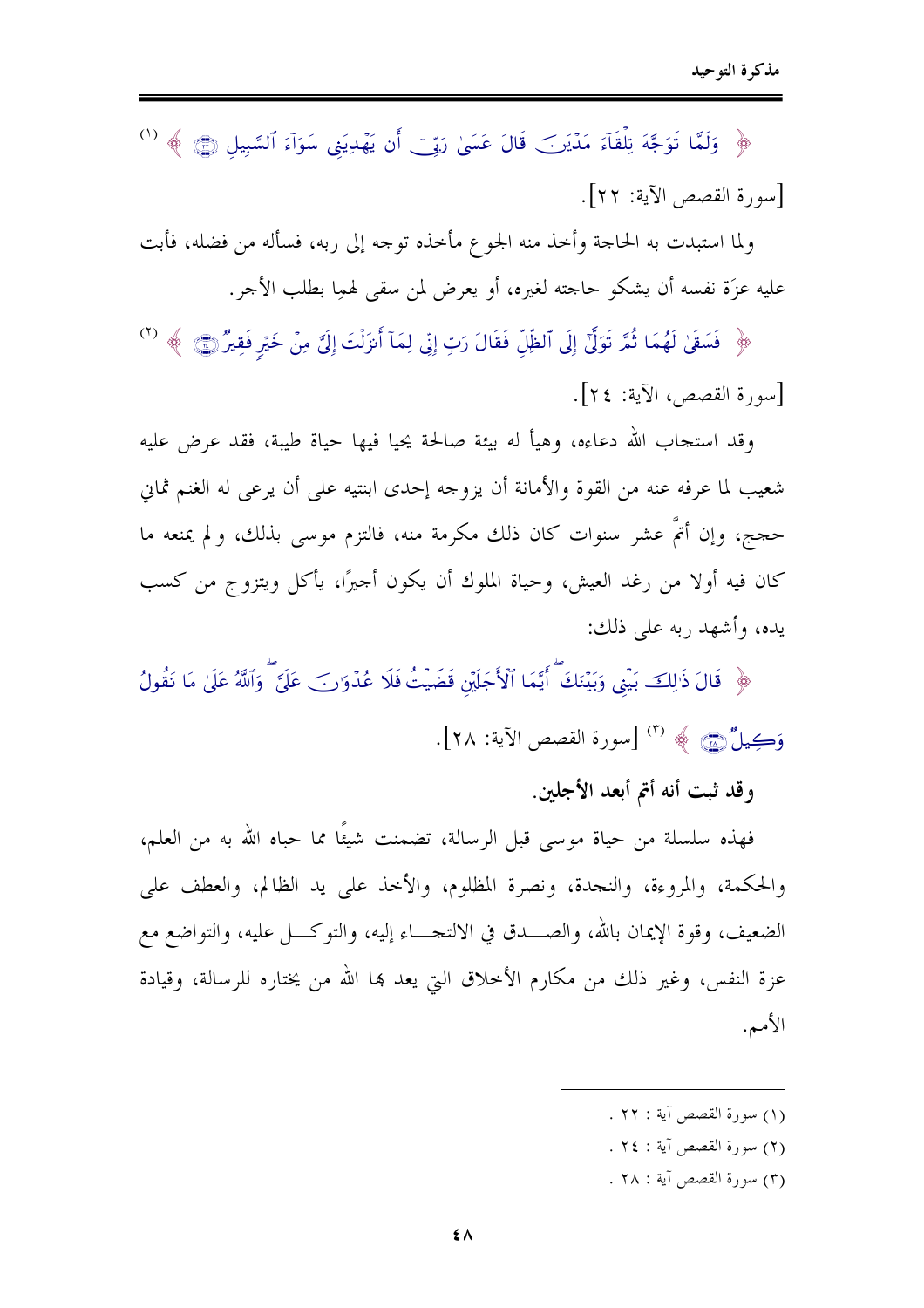﴿ وَلَمَّا تَوَجَّهَ تِلْقَاءَ مَدْيَنَ قَالَ عَسَىٰ رَبِّي أَن يَهْدِيَنِي سَوَاءَ السَّبِيلِ ﴾ (1) [سورة القصص الآية: ٢٢].

ولما استبدت به الحاجة وأخذ منه الجوع مأخذه توجه إلى ربه، فسأله من فضله، فأبت عليه عزة نفسه أن يشكو حاجته لغيره، أو يعرض لمن سقى لهما بطلب الأجر.

﴿ فَسَقَىٰ لَهُمَا ثُمَّ تَوَلَّىٰ إِلَى الظِّلِّ فَقَالَ رَبِّ إِنِّي لِمَا أَنزَلْتَ إِلَيَّ مِنْ خَيْرٍ فَقِيرٌ ﴾ (2) [سورة القصص، الآية: ٢٤].

وقد استجاب الله دعاءه، وهيأ له بيئة صالحة يحيا فيها حياة طيبة، فقد عرض عليه شعيب لما عرفه عنه من القوة والأمانة أن يزوجه إحدى ابنتيه على أن يرعى له الغنم ثماني حجج، وإن أتمَّ عشر سنوات كان ذلك مكرمة منه، فالتزم موسى بذلك، ولم يمنعه ما كان فيه أولا من رغد العيش، وحياة الملوك أن يكون أجيرًا، يأكل ويتزوج من كسب يده، وأشهد ربه على ذلك:

﴿ قَالَ ذَٰلِكَ بَيْنِي وَبَيْنَكَ أَيَّمَا الْأَجَلَيْنِ قَضَيْتُ فَلَا عُدْوَانَ عَلَيَّ وَاللَّهُ عَلَىٰ مَا نَقُولُ وَكِيلٌ ﴾ (3) [سورة القصص الآية: ٢٨].

**وقد ثبت أنه أتم أبعد الأجلين.**

فهذه سلسلة من حياة موسى قبل الرسالة، تضمنت شيئًا مما حباه الله به من العلم، والحكمة، والمروءة، والنجدة، ونصرة المظلوم، والأخذ على يد الظالم، والعطف على الضعيف، وقوة الإيمان بالله، والصدق في الالتجاء إليه، والتوكل عليه، والتواضع مع عزة النفس، وغير ذلك من مكارم الأخلاق التي يعد بها الله من يختاره للرسالة، وقيادة الأمم.

---

(١) سورة القصص آية : ٢٢ .

(٢) سورة القصص آية : ٢٤ .

(٣) سورة القصص آية : ٢٨ .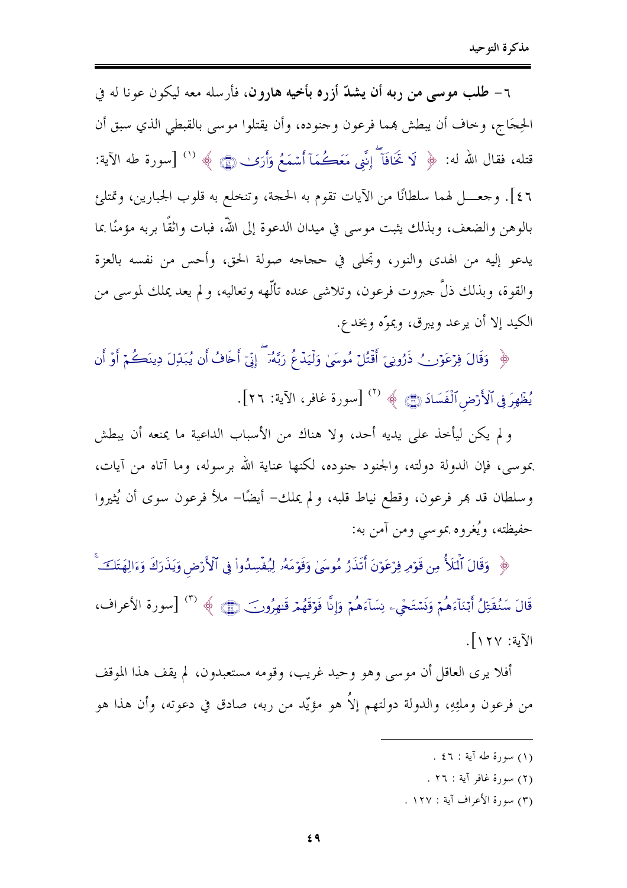٦- **طلب موسى من ربه أن يشدّ أزره بأخيه هارون،** فأرسله معه ليكون عونا له في الحِجَاج، وخاف أن يبطش بهما فرعون وجنوده، وأن يقتلوا موسى بالقبطي الذي سبق أن قتله، فقال الله له: ﴿ لَا تَخَافَآ ۖ إِنَّنِى مَعَكُمَآ أَسْمَعُ وَأَرَىٰ ﴾ [1] [سورة طه الآية: ٤٦]. وجعل لهما سلطانًا من الآيات تقوم به الحجة، وتنخلع به قلوب الجبارين، وتمتلئ بالوهن والضعف، وبذلك يثبت موسى في ميدان الدعوة إلى الله، فبات واثقًا بربه مؤمنًا بما يدعو إليه من الهدى والنور، وتجلى في حجاجه صولة الحق، وأحس من نفسه بالعزة والقوة، وبذلك ذلّ جبروت فرعون، وتلاشى عنده تألّهه وتعاليه، ولم يعد يملك لموسى من الكيد إلا أن يرعد ويبرق، ويموّه ويخدع.

﴿ وَقَالَ فِرْعَوْنُ ذَرُونِىٓ أَقْتُلْ مُوسَىٰ وَلْيَدْعُ رَبَّهُۥٓ ۖ إِنِّىٓ أَخَافُ أَن يُبَدِّلَ دِينَكُمْ أَوْ أَن يُظْهِرَ فِى ٱلْأَرْضِ ٱلْفَسَادَ ﴾ [2] [سورة غافر، الآية: ٢٦].

ولم يكن ليأخذ على يديه أحد، ولا هناك من الأسباب الداعية ما يمنعه أن يبطش بموسى، فإن الدولة دولته، والجنود جنوده، لكنها عناية الله برسوله، وما آتاه من آيات، وسلطان قد بهر فرعون، وقطع نياط قلبه، ولم يملك- أيضًا- ملأ فرعون سوى أن يُثيروا حفيظته، ويُغروه بموسى ومن آمن به:

﴿ وَقَالَ ٱلْمَلَأُ مِن قَوْمِ فِرْعَوْنَ أَتَذَرُ مُوسَىٰ وَقَوْمَهُۥ لِيُفْسِدُوا۟ فِى ٱلْأَرْضِ وَيَذَرَكَ وَءَالِهَتَكَ ۚ قَالَ سَنُقَتِّلُ أَبْنَآءَهُمْ وَنَسْتَحْىِۦ نِسَآءَهُمْ وَإِنَّا فَوْقَهُمْ قَٰهِرُونَ ﴾ [3] [سورة الأعراف، الآية: ١٢٧].

أفلا يرى العاقل أن موسى وهو وحيد غريب، وقومه مستعبدون، لم يقف هذا الموقف من فرعون وملئِهِ، والدولة دولتهم إلاّ هو مؤيّد من ربه، صادق في دعوته، وأن هذا هو

---

(١) سورة طه آية : ٤٦ .

(٢) سورة غافر آية : ٢٦ .

(٣) سورة الأعراف آية : ١٢٧ .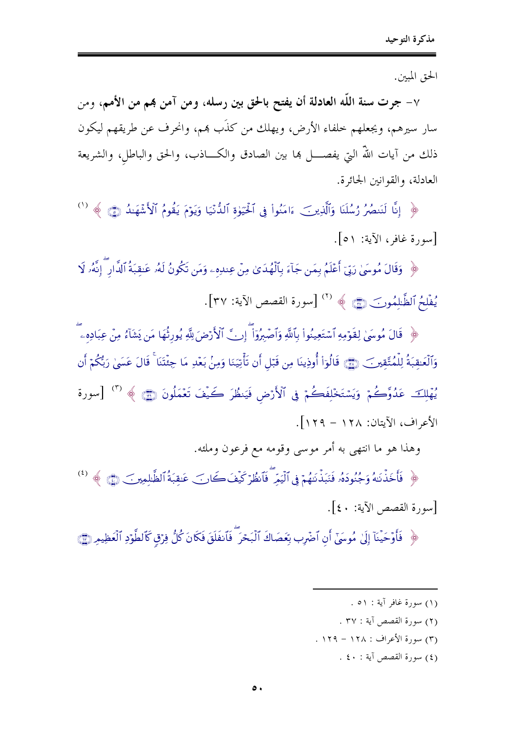الحق المبين.

٧- **جرت سنة اللّه العادلة أن يفتح بالحق بين رسله، ومن آمن بهم من الأمم**، ومن سار سيرهم، ويجعلهم خلفاء الأرض، ويهلك من كذَب بهم، وانحرف عن طريقهم ليكون ذلك من آيات اللّه التي يفصل بها بين الصادق والكاذب، والحق والباطل، والشريعة العادلة، والقوانين الجائرة.

﴿ إِنَّا لَنَنصُرُ رُسُلَنَا وَالَّذِينَ ءَامَنُوا فِي الْحَيَوٰةِ الدُّنْيَا وَيَوْمَ يَقُومُ الْأَشْهَـٰدُ ﴾ (١) [سورة غافر، الآية: ٥١].

﴿ وَقَالَ مُوسَىٰ رَبِّي أَعْلَمُ بِمَن جَاءَ بِالْهُدَىٰ مِنْ عِندِهِ وَمَن تَكُونُ لَهُ عَـٰقِبَةُ الدَّارِ إِنَّهُ لَا يُفْلِحُ الظَّـٰلِمُونَ ﴾ (٢) [سورة القصص الآية: ٣٧].

﴿ قَالَ مُوسَىٰ لِقَوْمِهِ اسْتَعِينُوا بِاللَّهِ وَاصْبِرُوا إِنَّ الْأَرْضَ لِلَّهِ يُورِثُهَا مَن يَشَاءُ مِنْ عِبَادِهِ وَالْعَـٰقِبَةُ لِلْمُتَّقِينَ ﴿١٢٨﴾ قَالُوا أُوذِينَا مِن قَبْلِ أَن تَأْتِيَنَا وَمِنْ بَعْدِ مَا جِئْتَنَا قَالَ عَسَىٰ رَبُّكُمْ أَن يُهْلِكَ عَدُوَّكُمْ وَيَسْتَخْلِفَكُمْ فِي الْأَرْضِ فَيَنظُرَ كَيْفَ تَعْمَلُونَ ﴾ (٣) [سورة الأعراف، الآيتان: ١٢٨ - ١٢٩].

وهذا هو ما انتهى به أمر موسى وقومه مع فرعون وملئه.

﴿ فَأَخَذْنَـٰهُ وَجُنُودَهُ فَنَبَذْنَـٰهُمْ فِي الْيَمِّ فَانظُرْ كَيْفَ كَانَ عَـٰقِبَةُ الظَّـٰلِمِينَ ﴾ (٤) [سورة القصص الآية: ٤٠].

﴿ فَأَوْحَيْنَا إِلَىٰ مُوسَىٰ أَنِ اضْرِب بِّعَصَاكَ الْبَحْرَ فَانفَلَقَ فَكَانَ كُلُّ فِرْقٍ كَالطَّوْدِ الْعَظِيمِ ﴿٦٣﴾

---

(١) سورة غافر آية : ٥١ .

(٢) سورة القصص آية : ٣٧ .

(٣) سورة الأعراف : ١٢٨ - ١٢٩ .

(٤) سورة القصص آية : ٤٠ .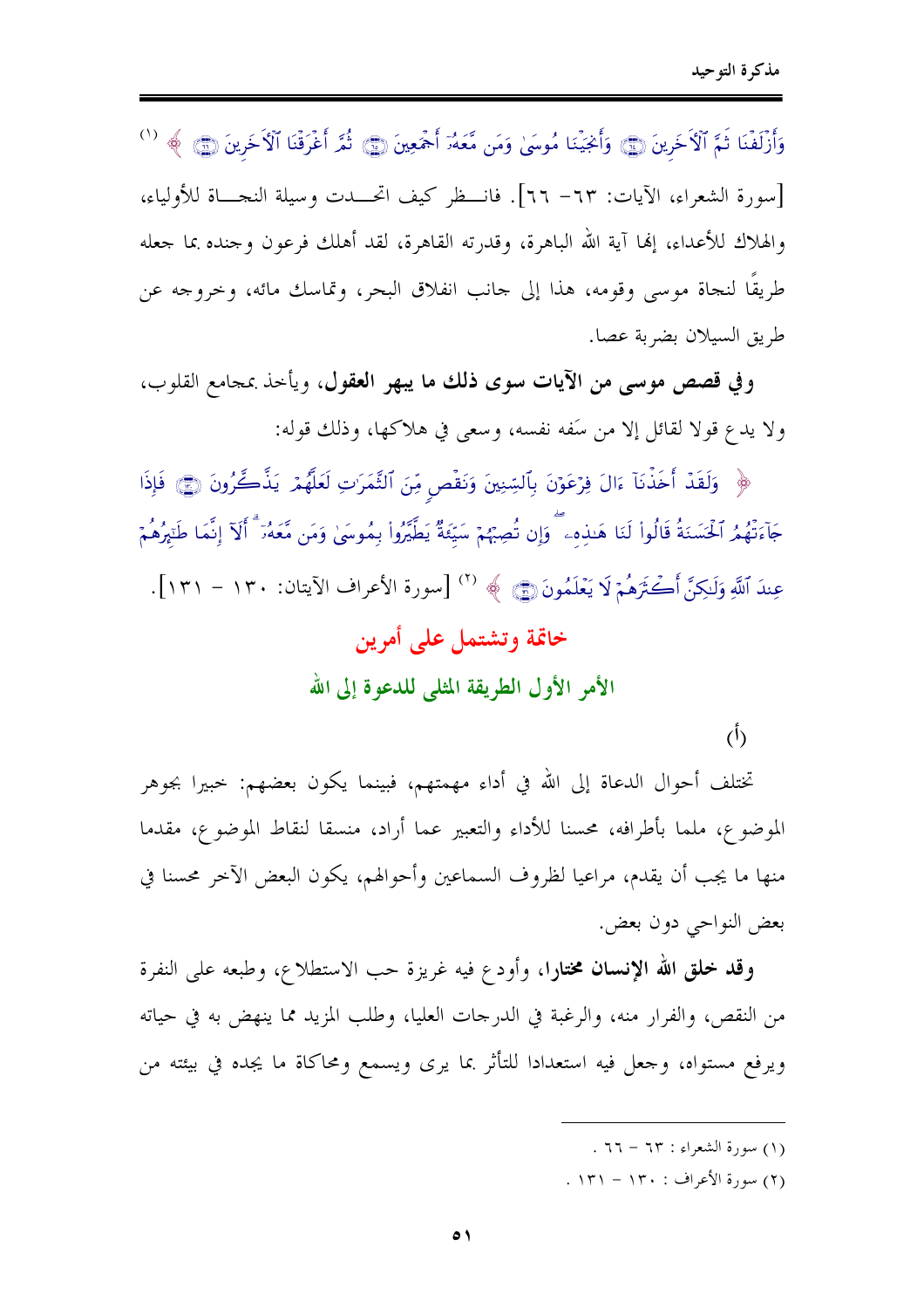﴿ وَأَزْلَفْنَا ثَمَّ ٱلْآخَرِينَ ۝ وَأَنجَيْنَا مُوسَىٰ وَمَن مَّعَهُۥٓ أَجْمَعِينَ ۝ ثُمَّ أَغْرَقْنَا ٱلْآخَرِينَ ۝ ﴾ (١) [سورة الشعراء، الآيات: ٦٣- ٦٦]. فانظر كيف اتحدت وسيلة النجاة للأولياء، والهلاك للأعداء، إنها آية الله الباهرة، وقدرته القاهرة، لقد أهلك فرعون وجنده بما جعله طريقًا لنجاة موسى وقومه، هذا إلى جانب انفلاق البحر، وتماسك مائه، وخروجه عن طريق السيلان بضربة عصا.

**وفي قصص موسى من الآيات سوى ذلك ما يبهر العقول**، ويأخذ بمجامع القلوب، ولا يدع قولا لقائل إلا من سَفه نفسه، وسعى في هلاكها، وذلك قوله:

﴿ وَلَقَدْ أَخَذْنَآ ءَالَ فِرْعَوْنَ بِٱلسِّنِينَ وَنَقْصٍ مِّنَ ٱلثَّمَرَٰتِ لَعَلَّهُمْ يَذَّكَّرُونَ ۝ فَإِذَا جَآءَتْهُمُ ٱلْحَسَنَةُ قَالُواْ لَنَا هَٰذِهِۦ ۖ وَإِن تُصِبْهُمْ سَيِّئَةٌ يَطَّيَّرُواْ بِمُوسَىٰ وَمَن مَّعَهُۥٓ ۗ أَلَآ إِنَّمَا طَٰٓئِرُهُمْ عِندَ ٱللَّهِ وَلَٰكِنَّ أَكْثَرَهُمْ لَا يَعْلَمُونَ ۝ ﴾ (٢) [سورة الأعراف الآيتان: ١٣٠ - ١٣١].

## خاتمة وتشتمل على أمرين

### الأمر الأول الطريقة المثلى للدعوة إلى الله

(أ)

تختلف أحوال الدعاة إلى الله في أداء مهمتهم، فبينما يكون بعضهم: خبيرا بجوهر الموضوع، ملما بأطرافه، محسنا للأداء والتعبير عما أراد، منسقا لنقاط الموضوع، مقدما منها ما يجب أن يقدم، مراعيا لظروف السامعين وأحوالهم، يكون البعض الآخر محسنا في بعض النواحي دون بعض.

**وقد خلق الله الإنسان مختارا**، وأودع فيه غريزة حب الاستطلاع، وطبعه على النفرة من النقص، والفرار منه، والرغبة في الدرجات العليا، وطلب المزيد مما ينهض به في حياته ويرفع مستواه، وجعل فيه استعدادا للتأثر بما يرى ويسمع ومحاكاة ما يجده في بيئته من

---

(١) سورة الشعراء : ٦٣ - ٦٦ .

(٢) سورة الأعراف : ١٣٠ - ١٣١ .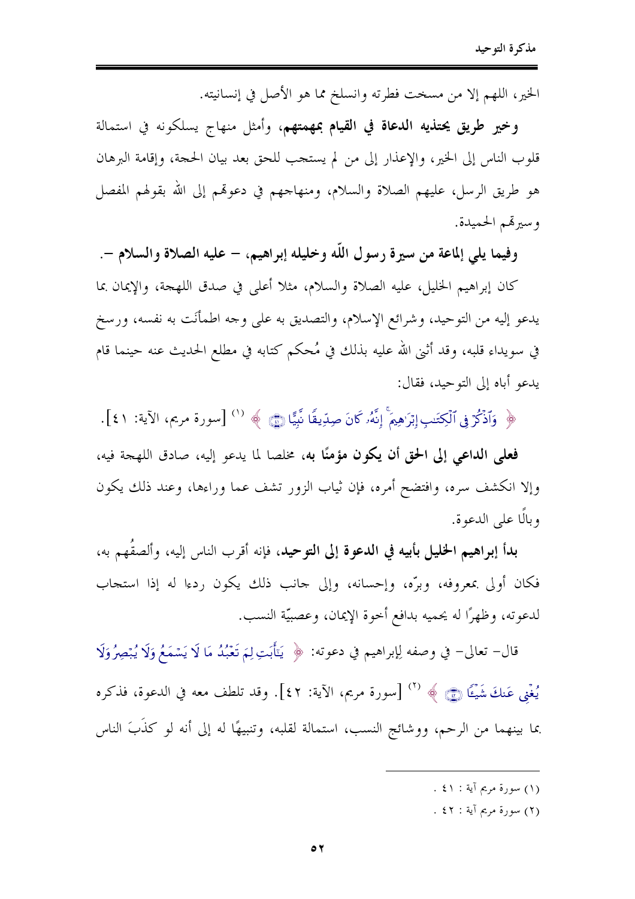الخير، اللهم إلا من مسخت فطرته وانسلخ مما هو الأصل في إنسانيته.

**وخير طريق يحتذيه الدعاة في القيام بمهمتهم**، وأمثل منهاج يسلكونه في استمالة قلوب الناس إلى الخير، والإعذار إلى من لم يستجب للحق بعد بيان الحجة، وإقامة البرهان هو طريق الرسل، عليهم الصلاة والسلام، ومناهجهم في دعوتهم إلى الله بقولهم المفصل وسيرتهم الحميدة.

**وفيما يلي إلماعة من سيرة رسول اللّه وخليله إبراهيم، – عليه الصلاة والسلام –.**

كان إبراهيم الخليل، عليه الصلاة والسلام، مثلا أعلى في صدق اللهجة، والإيمان بما يدعو إليه من التوحيد، وشرائع الإسلام، والتصديق به على وجه اطمأنت به نفسه، ورسخ في سويداء قلبه، وقد أثنى الله عليه بذلك في مُحكم كتابه في مطلع الحديث عنه حينما قام يدعو أباه إلى التوحيد، فقال:

﴿ وَٱذْكُرْ فِي ٱلْكِتَٰبِ إِبْرَٰهِيمَ ۚ إِنَّهُۥ كَانَ صِدِّيقًا نَّبِيًّا ﴿٤١﴾ ﴾ [1] [سورة مريم، الآية: ٤١].

**فعلى الداعي إلى الحق أن يكون مؤمنًا به**، مخلصا لما يدعو إليه، صادق اللهجة فيه، وإلا انكشف سره، وافتضح أمره، فإن ثياب الزور تشف عما وراءها، وعند ذلك يكون وبالًا على الدعوة.

**بدأ إبراهيم الخليل بأبيه في الدعوة إلى التوحيد**، فإنه أقرب الناس إليه، وألصقُهم به، فكان أولى بمعروفه، وبرّه، وإحسانه، وإلى جانب ذلك يكون ردءا له إذا استجاب لدعوته، وظهرًا له يحميه بدافع أخوة الإيمان، وعصبيّة النسب.

قال– تعالى– في وصفه لإبراهيم في دعوته: ﴿ يَٰٓأَبَتِ لِمَ تَعْبُدُ مَا لَا يَسْمَعُ وَلَا يُبْصِرُ وَلَا يُغْنِي عَنكَ شَيْـًٔا ﴿٤٢﴾ ﴾ [2] [سورة مريم، الآية: ٤٢]. وقد تلطف معه في الدعوة، فذكره بما بينهما من الرحم، ووشائج النسب، استمالة لقلبه، وتنبيهًا له إلى أنه لو كذَبَ الناس

---

(١) سورة مريم آية : ٤١ .

(٢) سورة مريم آية : ٤٢ .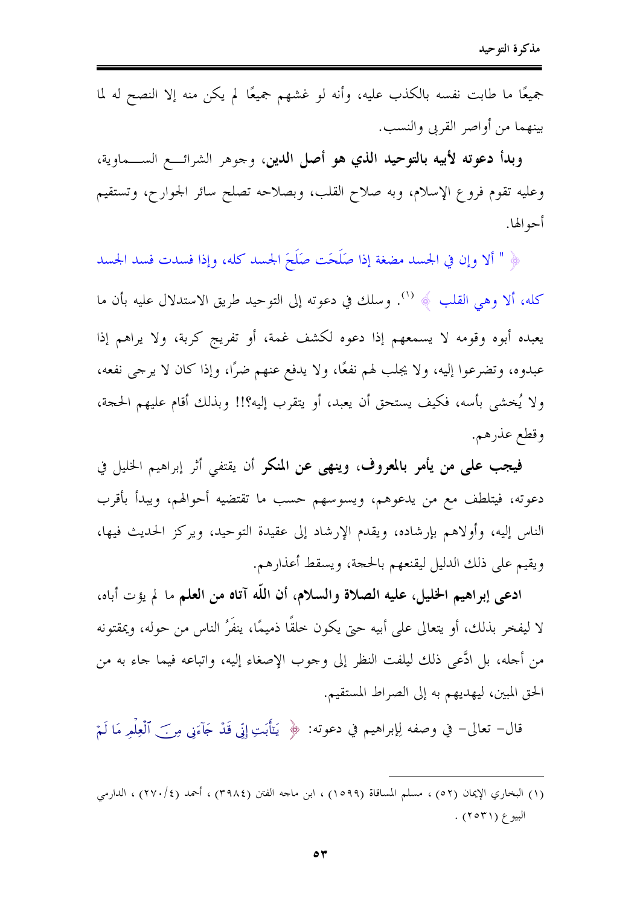جميعًا ما طابت نفسه بالكذب عليه، وأنه لو غشهم جميعًا لم يكن منه إلا النصح له لما بينهما من أواصر القربى والنسب.

**وبدأ دعوته لأبيه بالتوحيد الذي هو أصل الدين**، وجوهر الشرائع السماوية، وعليه تقوم فروع الإسلام، وبه صلاح القلب، وبصلاحه تصلح سائر الجوارح، وتستقيم أحوالها.

﴿ " ألا وإن في الجسد مضغة إذا صَلَحَت صَلَحَ الجسد كله، وإذا فسدت فسد الجسد كله، ألا وهي القلب ﴾ [1]. وسلك في دعوته إلى التوحيد طريق الاستدلال عليه بأن ما يعبده أبوه وقومه لا يسمعهم إذا دعوه لكشف غمة، أو تفريج كربة، ولا يراهم إذا عبدوه، وتضرعوا إليه، ولا يجلب لهم نفعًا، ولا يدفع عنهم ضرًا، وإذا كان لا يرجى نفعه، ولا يُخشى بأسه، فكيف يستحق أن يعبد، أو يتقرب إليه؟!! وبذلك أقام عليهم الحجة، وقطع عذرهم.

**فيجب على من يأمر بالمعروف، وينهى عن المنكر** أن يقتفي أثر إبراهيم الخليل في دعوته، فيتلطف مع من يدعوهم، ويسوسهم حسب ما تقتضيه أحوالهم، ويبدأ بأقرب الناس إليه، وأولاهم بإرشاده، ويقدم الإرشاد إلى عقيدة التوحيد، ويركز الحديث فيها، ويقيم على ذلك الدليل ليقنعهم بالحجة، ويسقط أعذارهم.

**ادعى إبراهيم الخليل، عليه الصلاة والسلام، أن اللّه آتاه من العلم** ما لم يؤت أباه، لا ليفخر بذلك، أو يتعالى على أبيه حتى يكون خلقًا ذميمًا، ينفرُ الناس من حوله، ويمقتونه من أجله، بل ادَّعى ذلك ليلفت النظر إلى وجوب الإصغاء إليه، واتباعه فيما جاء به من الحق المبين، ليهديهم به إلى الصراط المستقيم.

قال- تعالى- في وصفه لإبراهيم في دعوته: ﴿ يَٰٓأَبَتِ إِنِّي قَدْ جَآءَنِي مِنَ ٱلْعِلْمِ مَا لَمْ

---

(١) البخاري الإيمان (٥٢) ، مسلم المساقاة (١٥٩٩) ، ابن ماجه الفتن (٣٩٨٤) ، أحمد (٤/٢٧٠) ، الدارمي البيوع (٢٥٣١) .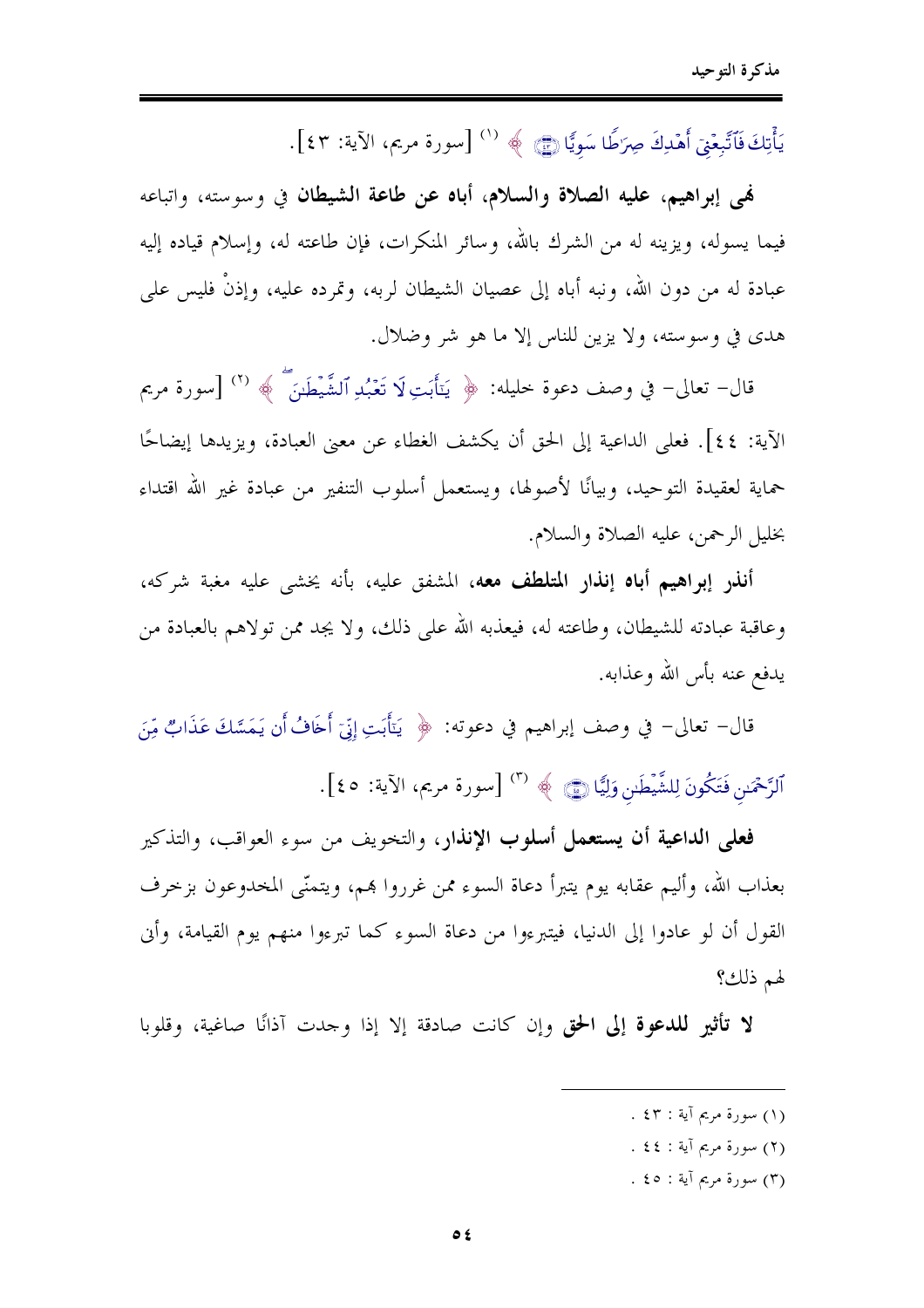يَأْتِكَ فَاتَّبِعْنِي أَهْدِكَ صِرَاطًا سَوِيًّا ﴿٤٣﴾ ﴾ [1] [سورة مريم، الآية: ٤٣].

**نهى إبراهيم، عليه الصلاة والسلام، أباه عن طاعة الشيطان** في وسوسته، واتباعه فيما يسوله، ويزينه له من الشرك بالله، وسائر المنكرات، فإن طاعته له، وإسلام قياده إليه عبادة له من دون الله، ونبه أباه إلى عصيان الشيطان لربه، وتمرده عليه، وإذنْ فليس على هدى في وسوسته، ولا يزين للناس إلا ما هو شر وضلال.

قال- تعالى- في وصف دعوة خليله: ﴿ يَا أَبَتِ لَا تَعْبُدِ الشَّيْطَانَ ﴾ [2] [سورة مريم الآية: ٤٤]. فعلى الداعية إلى الحق أن يكشف الغطاء عن معنى العبادة، ويزيدها إيضاحًا حماية لعقيدة التوحيد، وبيانًا لأصولها، ويستعمل أسلوب التنفير من عبادة غير الله اقتداء بخليل الرحمن، عليه الصلاة والسلام.

**أنذر إبراهيم أباه إنذار المتلطف معه**، المشفق عليه، بأنه يخشى عليه مغبة شركه، وعاقبة عبادته للشيطان، وطاعته له، فيعذبه الله على ذلك، ولا يجد ممن تولاهم بالعبادة من يدفع عنه بأس الله وعذابه.

قال- تعالى- في وصف إبراهيم في دعوته: ﴿ يَا أَبَتِ إِنِّي أَخَافُ أَن يَمَسَّكَ عَذَابٌ مِّنَ الرَّحْمَٰنِ فَتَكُونَ لِلشَّيْطَانِ وَلِيًّا ﴿٤٥﴾ ﴾ [3] [سورة مريم، الآية: ٤٥].

**فعلى الداعية أن يستعمل أسلوب الإنذار**، والتخويف من سوء العواقب، والتذكير بعذاب الله، وأليم عقابه يوم يتبرأ دعاة السوء ممن غرروا بهم، ويتمنّى المخدوعون بزخرف القول أن لو عادوا إلى الدنيا، فيتبرءوا من دعاة السوء كما تبرءوا منهم يوم القيامة، وأنى لهم ذلك؟

**لا تأثير للدعوة إلى الحق** وإن كانت صادقة إلا إذا وجدت آذانًا صاغية، وقلوبا

---

(١) سورة مريم آية : ٤٣ .

(٢) سورة مريم آية : ٤٤ .

(٣) سورة مريم آية : ٤٥ .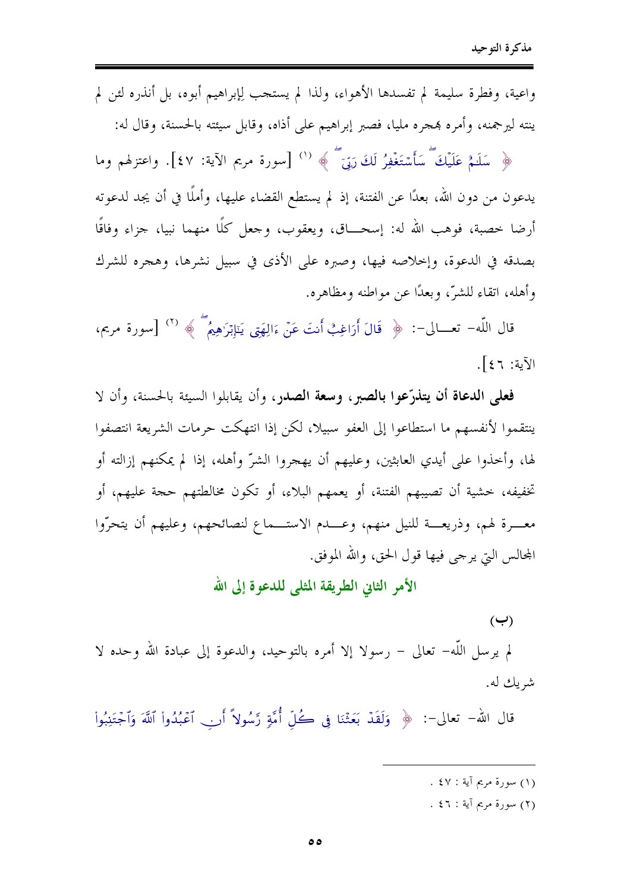واعية، وفطرة سليمة لم تفسدها الأهواء، ولذا لم يستجب لِإبراهيم أبوه، بل أنذره لئن لم ينته ليرجمنه، وأمره بهجره مليا، فصبر إبراهيم على أذاه، وقابل سيئته بالحسنة، وقال له: ﴿ سَلَـٰمٌ عَلَيْكَ ۖ سَأَسْتَغْفِرُ لَكَ رَبِّىٓ ۖ ﴾ [1] [سورة مريم الآية: ٤٧]. واعتزلهم وما يدعون من دون الله، بعدًا عن الفتنة، إذ لم يستطع القضاء عليها، وأملًا في أن يجد لدعوته أرضا خصبة، فوهب الله له: إسحـاق، ويعقوب، وجعل كلًا منهما نبيا، جزاء وفاقًا بصدقه في الدعوة، وإخلاصه فيها، وصبره على الأذى في سبيل نشرها، وهجره للشرك وأهله، اتقاء للشرّ، وبعدًا عن مواطنه ومظاهره.

قال اللّه- تعـالى-: ﴿ قَالَ أَرَاغِبٌ أَنتَ عَنْ ءَالِهَتِى يَـٰٓإِبْرَٰهِيمُ ۖ ﴾ [2] [سورة مريم، الآية: ٤٦].

**فعلى الدعاة أن يتذرّعوا بالصبر، وسعة الصدر،** وأن يقابلوا السيئة بالحسنة، وأن لا ينتقموا لأنفسهم ما استطاعوا إلى العفو سبيلا، لكن إذا انتهكت حرمات الشريعة انتصفوا لها، وأخذوا على أيدي العابثين، وعليهم أن يهجروا الشرّ وأهله، إذا لم يمكنهم إزالته أو تخفيفه، خشية أن تصيبهم الفتنة، أو يعمهم البلاء، أو تكون مخالطتهم حجة عليهم، أو معـرة لهم، وذريعـة للنيل منهم، وعـدم الاستـماع لنصائحهم، وعليهم أن يتحرّوا المجالس التي يرجى فيها قول الحق، والله الموفق.

## الأمر الثاني الطريقة المثلى للدعوة إلى الله

(ب)

لم يرسل اللّه- تعالى - رسولا إلا أمره بالتوحيد، والدعوة إلى عبادة الله وحده لا شريك له.

قال الله- تعالى-: ﴿ وَلَقَدْ بَعَثْنَا فِى كُلِّ أُمَّةٍ رَّسُولًا أَنِ ٱعْبُدُوا۟ ٱللَّهَ وَٱجْتَنِبُوا۟

---

(١) سورة مريم آية : ٤٧ .

(٢) سورة مريم آية : ٤٦ .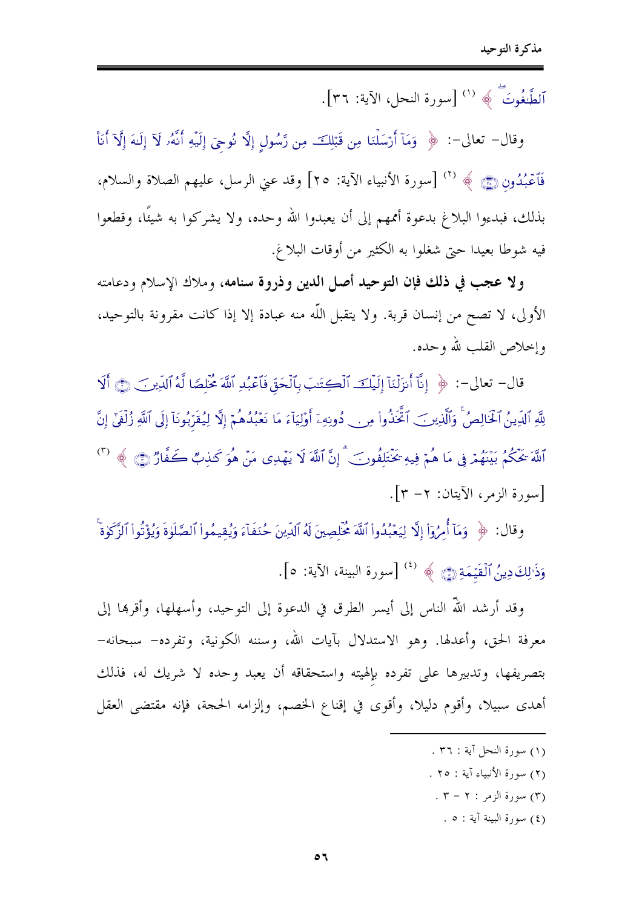ٱلطَّٰغُوتَ ﴾ [1] [سورة النحل، الآية: ٣٦].

وقال- تعالى-: ﴿ وَمَآ أَرۡسَلۡنَا مِن قَبۡلِكَ مِن رَّسُولٍ إِلَّا نُوحِيٓ إِلَيۡهِ أَنَّهُۥ لَآ إِلَٰهَ إِلَّآ أَنَا۠ فَٱعۡبُدُونِ ﴾ [2] [سورة الأنبياء الآية: ٢٥] وقد عني الرسل، عليهم الصلاة والسلام، بذلك، فبدءوا البلاغ بدعوة أممهم إلى أن يعبدوا الله وحده، ولا يشركوا به شيئًا، وقطعوا فيه شوطا بعيدا حتى شغلوا به الكثير من أوقات البلاغ.

**ولا عجب في ذلك فإن التوحيد أصل الدين وذروة سنامه**، وملاك الإسلام ودعامته الأولى، لا تصح من إنسان قربة. ولا يتقبل اللّه منه عبادة إلا إذا كانت مقرونة بالتوحيد، وإخلاص القلب لله وحده.

قال- تعالى-: ﴿ إِنَّآ أَنزَلۡنَآ إِلَيۡكَ ٱلۡكِتَٰبَ بِٱلۡحَقِّ فَٱعۡبُدِ ٱللَّهَ مُخۡلِصٗا لَّهُ ٱلدِّينَ ۝ أَلَا لِلَّهِ ٱلدِّينُ ٱلۡخَالِصُۚ وَٱلَّذِينَ ٱتَّخَذُواْ مِن دُونِهِۦٓ أَوۡلِيَآءَ مَا نَعۡبُدُهُمۡ إِلَّا لِيُقَرِّبُونَآ إِلَى ٱللَّهِ زُلۡفَىٰٓ إِنَّ ٱللَّهَ يَحۡكُمُ بَيۡنَهُمۡ فِي مَا هُمۡ فِيهِ يَخۡتَلِفُونَۗ إِنَّ ٱللَّهَ لَا يَهۡدِي مَنۡ هُوَ كَٰذِبٞ كَفَّارٞ ﴾ [3] [سورة الزمر، الآيتان: ٢- ٣].

وقال: ﴿ وَمَآ أُمِرُوٓاْ إِلَّا لِيَعۡبُدُواْ ٱللَّهَ مُخۡلِصِينَ لَهُ ٱلدِّينَ حُنَفَآءَ وَيُقِيمُواْ ٱلصَّلَوٰةَ وَيُؤۡتُواْ ٱلزَّكَوٰةَۚ وَذَٰلِكَ دِينُ ٱلۡقَيِّمَةِ ﴾ [4] [سورة البينة، الآية: ٥].

وقد أرشد اللّه الناس إلى أيسر الطرق في الدعوة إلى التوحيد، وأسهلها، وأقربها إلى معرفة الحق، وأعدلها. وهو الاستدلال بآيات الله، وسننه الكونية، وتفرده- سبحانه- بتصريفها، وتدبيرها على تفرده بإلهيته واستحقاقه أن يعبد وحده لا شريك له، فذلك أهدى سبيلا، وأقوم دليلا، وأقوى في إقناع الخصم، وإلزامه الحجة، فإنه مقتضى العقل

---

(١) سورة النحل آية : ٣٦ .

(٢) سورة الأنبياء آية : ٢٥ .

(٣) سورة الزمر : ٢ - ٣ .

(٤) سورة البينة آية : ٥ .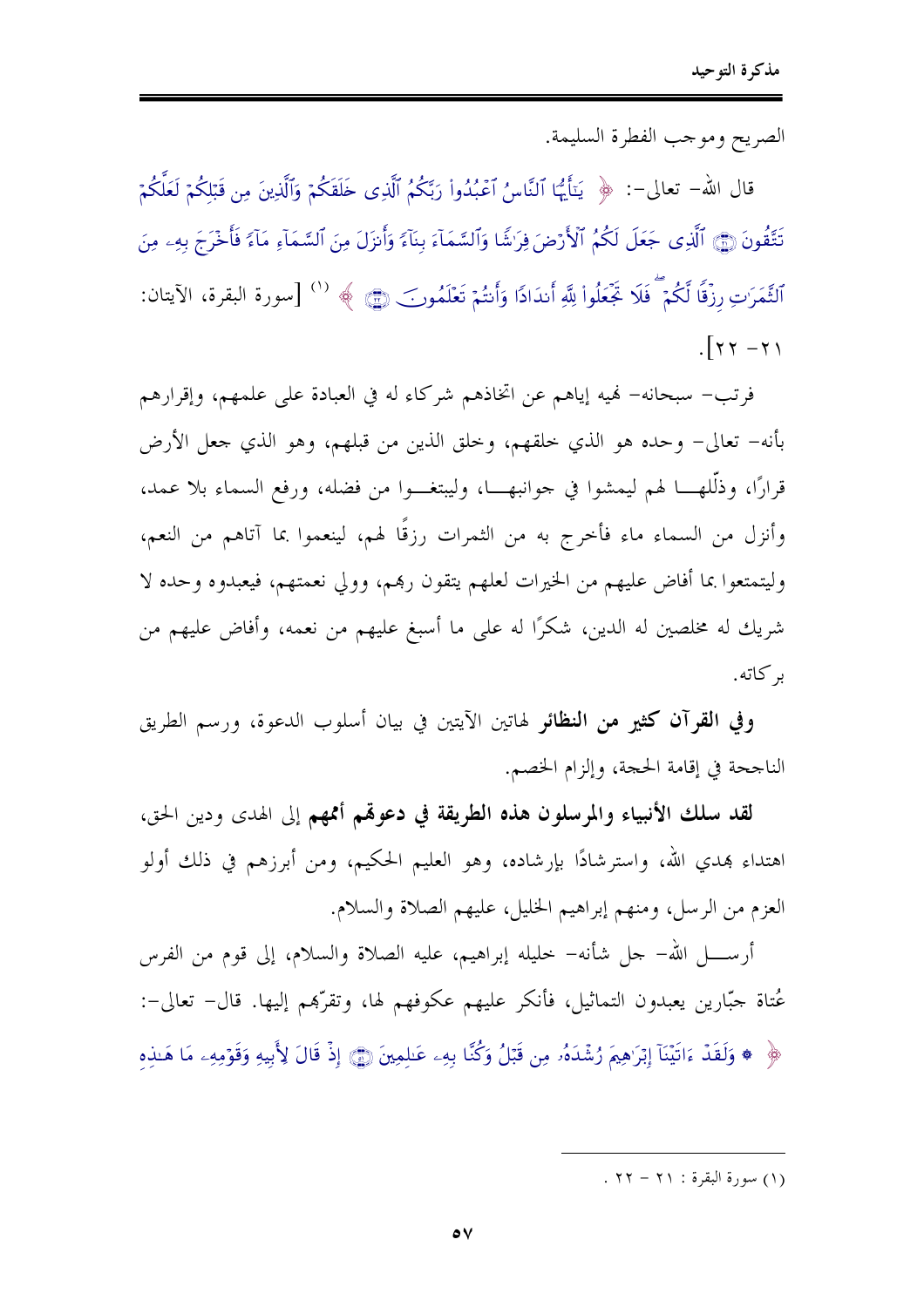الصريح وموجب الفطرة السليمة.

قال الله- تعالى-: ﴿ يَٰٓأَيُّهَا ٱلنَّاسُ ٱعۡبُدُواْ رَبَّكُمُ ٱلَّذِي خَلَقَكُمۡ وَٱلَّذِينَ مِن قَبۡلِكُمۡ لَعَلَّكُمۡ تَتَّقُونَ ﴿٢١﴾ ٱلَّذِي جَعَلَ لَكُمُ ٱلۡأَرۡضَ فِرَٰشٗا وَٱلسَّمَآءَ بِنَآءٗ وَأَنزَلَ مِنَ ٱلسَّمَآءِ مَآءٗ فَأَخۡرَجَ بِهِۦ مِنَ ٱلثَّمَرَٰتِ رِزۡقٗا لَّكُمۡۖ فَلَا تَجۡعَلُواْ لِلَّهِ أَندَادٗا وَأَنتُمۡ تَعۡلَمُونَ ﴿٢٢﴾ ﴾ [1] [سورة البقرة، الآيتان: ٢١ -٢٢].

فرتب- سبحانه- نهيه إياهم عن اتخاذهم شركاء له في العبادة على علمهم، وإقرارهم بأنه- تعالى- وحده هو الذي خلقهم، وخلق الذين من قبلهم، وهو الذي جعل الأرض قرارًا، وذلّلها لهم ليمشوا في جوانبها، وليبتغوا من فضله، ورفع السماء بلا عمد، وأنزل من السماء ماء فأخرج به من الثمرات رزقًا لهم، لينعموا بما آتاهم من النعم، وليتمتعوا بما أفاض عليهم من الخيرات لعلهم يتقون ربهم، وولي نعمتهم، فيعبدوه وحده لا شريك له مخلصين له الدين، شكرًا له على ما أسبغ عليهم من نعمه، وأفاض عليهم من بركاته.

**وفي القرآن كثير من النظائر** لهاتين الآيتين في بيان أسلوب الدعوة، ورسم الطريق الناجحة في إقامة الحجة، وإلزام الخصم.

**لقد سلك الأنبياء والمرسلون هذه الطريقة في دعوتهم أممهم** إلى الهدى ودين الحق، اهتداء بهدي الله، واسترشادًا بإرشاده، وهو العليم الحكيم، ومن أبرزهم في ذلك أولو العزم من الرسل، ومنهم إبراهيم الخليل، عليهم الصلاة والسلام.

أرسل الله- جل شأنه- خليله إبراهيم، عليه الصلاة والسلام، إلى قوم من الفرس عُتاة جبّارين يعبدون التماثيل، فأنكر عليهم عكوفهم لها، وتقرّبهم إليها. قال- تعالى-: ﴿ ۞ وَلَقَدۡ ءَاتَيۡنَآ إِبۡرَٰهِيمَ رُشۡدَهُۥ مِن قَبۡلُ وَكُنَّا بِهِۦ عَٰلِمِينَ ﴿٥١﴾ إِذۡ قَالَ لِأَبِيهِ وَقَوۡمِهِۦ مَا هَٰذِهِ

---

(١) سورة البقرة: ٢١ - ٢٢.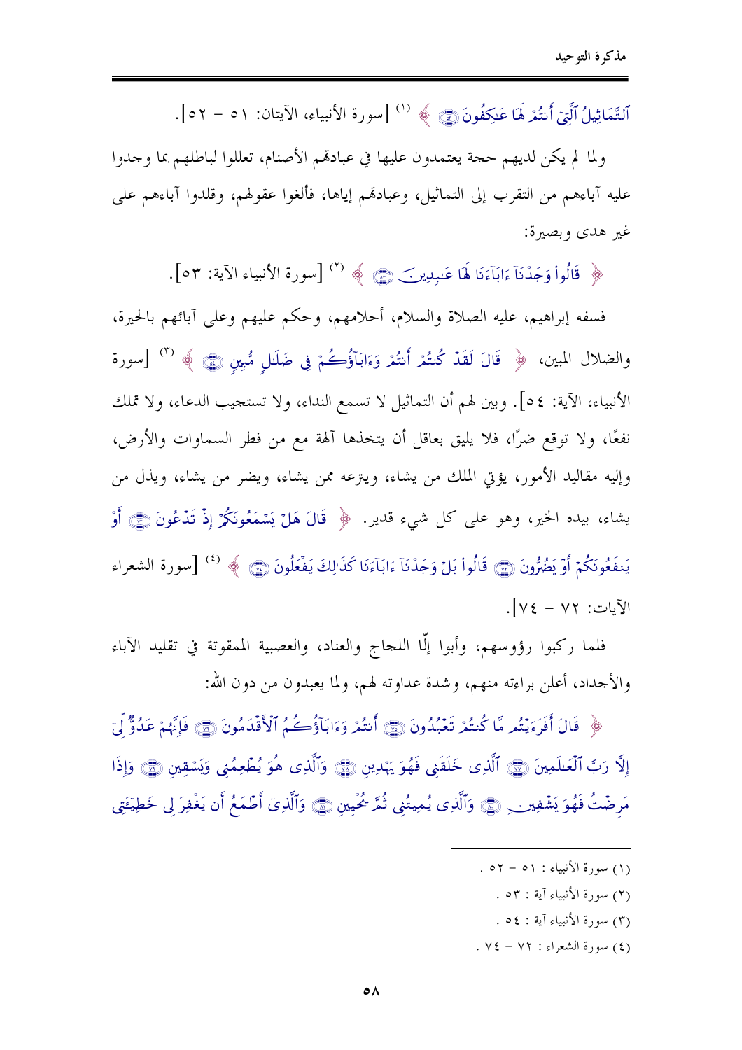ٱلتَّمَاثِيلُ ٱلَّتِيٓ أَنتُمۡ لَهَا عَٰكِفُونَ ﴿٥٢﴾ ﴾ (1) [سورة الأنبياء، الآيتان: ٥١ – ٥٢].

ولما لم يكن لديهم حجة يعتمدون عليها في عبادتهم الأصنام، تعللوا لباطلهم بما وجدوا عليه آباءهم من التقرب إلى التماثيل، وعبادتهم إياها، فألغوا عقولهم، وقلدوا آباءهم على غير هدى وبصيرة:

﴿ قَالُواْ وَجَدۡنَآ ءَابَآءَنَا لَهَا عَٰبِدِينَ ﴿٥٣﴾ ﴾ (2) [سورة الأنبياء الآية: ٥٣].

فسفه إبراهيم، عليه الصلاة والسلام، أحلامهم، وحكم عليهم وعلى آبائهم بالحيرة، والضلال المبين، ﴿ قَالَ لَقَدۡ كُنتُمۡ أَنتُمۡ وَءَابَآؤُكُمۡ فِي ضَلَٰلٖ مُّبِينٖ ﴿٥٤﴾ ﴾ (3) [سورة الأنبياء، الآية: ٥٤]. وبين لهم أن التماثيل لا تسمع النداء، ولا تستجيب الدعاء، ولا تملك نفعًا، ولا توقع ضرًا، فلا يليق بعاقل أن يتخذها آلهة مع من فطر السماوات والأرض، وإليه مقاليد الأمور، يؤتي الملك من يشاء، وينزعه ممن يشاء، ويضر من يشاء، ويذل من يشاء، بيده الخير، وهو على كل شيء قدير. ﴿ قَالَ هَلۡ يَسۡمَعُونَكُمۡ إِذۡ تَدۡعُونَ ﴿٧٢﴾ أَوۡ يَنفَعُونَكُمۡ أَوۡ يَضُرُّونَ ﴿٧٣﴾ قَالُواْ بَلۡ وَجَدۡنَآ ءَابَآءَنَا كَذَٰلِكَ يَفۡعَلُونَ ﴿٧٤﴾ ﴾ (4) [سورة الشعراء الآيات: ٧٢ – ٧٤].

فلما ركبوا رؤوسهم، وأبوا إلّا اللجاج والعناد، والعصبية الممقوتة في تقليد الآباء والأجداد، أعلن براءته منهم، وشدة عداوته لهم، ولما يعبدون من دون الله:

﴿ قَالَ أَفَرَءَيۡتُم مَّا كُنتُمۡ تَعۡبُدُونَ ﴿٧٥﴾ أَنتُمۡ وَءَابَآؤُكُمُ ٱلۡأَقۡدَمُونَ ﴿٧٦﴾ فَإِنَّهُمۡ عَدُوّٞ لِّيٓ إِلَّا رَبَّ ٱلۡعَٰلَمِينَ ﴿٧٧﴾ ٱلَّذِي خَلَقَنِي فَهُوَ يَهۡدِينِ ﴿٧٨﴾ وَٱلَّذِي هُوَ يُطۡعِمُنِي وَيَسۡقِينِ ﴿٧٩﴾ وَإِذَا مَرِضۡتُ فَهُوَ يَشۡفِينِ ﴿٨٠﴾ وَٱلَّذِي يُمِيتُنِي ثُمَّ يُحۡيِينِ ﴿٨١﴾ وَٱلَّذِيٓ أَطۡمَعُ أَن يَغۡفِرَ لِي خَطِيٓـَٔتِي

---

(1) سورة الأنبياء : ٥١ – ٥٢ .

(2) سورة الأنبياء آية : ٥٣ .

(3) سورة الأنبياء آية : ٥٤ .

(4) سورة الشعراء : ٧٢ – ٧٤ .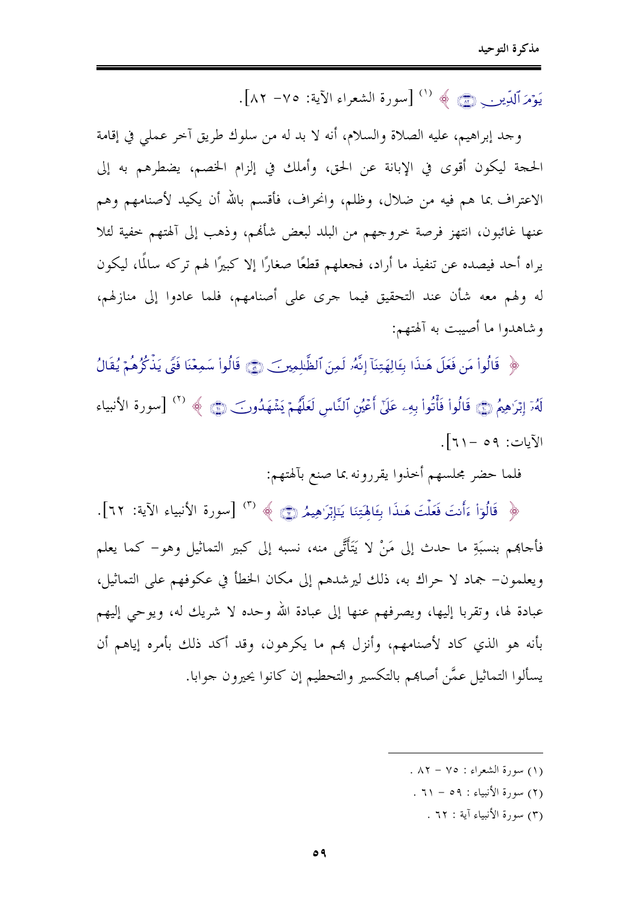يَوْمَ ٱلدِّينِ ﴿٨٢﴾ ﴾ [1] [سورة الشعراء الآية: ٧٥- ٨٢].

وجد إبراهيم، عليه الصلاة والسلام، أنه لا بد له من سلوك طريق آخر عملي في إقامة الحجة ليكون أقوى في الإبانة عن الحق، وأملك في إلزام الخصم، يضطرهم به إلى الاعتراف بما هم فيه من ضلال، وظلم، وانحراف، فأقسم بالله أن يكيد لأصنامهم وهم عنها غائبون، انتهز فرصة خروجهم من البلد لبعض شأنهم، وذهب إلى آلهتهم خفية لئلا يراه أحد فيصده عن تنفيذ ما أراد، فجعلهم قطعًا صغارًا إلا كبيرًا لهم تركه سالمًا، ليكون له ولهم معه شأن عند التحقيق فيما جرى على أصنامهم، فلما عادوا إلى منازلهم، وشاهدوا ما أصيبت به آلهتهم:

﴿ قَالُواْ مَن فَعَلَ هَٰذَا بِـَٔالِهَتِنَآ إِنَّهُۥ لَمِنَ ٱلظَّٰلِمِينَ ﴿٥٩﴾ قَالُواْ سَمِعْنَا فَتًى يَذْكُرُهُمْ يُقَالُ لَهُۥٓ إِبْرَٰهِيمُ ﴿٦٠﴾ قَالُواْ فَأْتُواْ بِهِۦ عَلَىٰٓ أَعْيُنِ ٱلنَّاسِ لَعَلَّهُمْ يَشْهَدُونَ ﴿٦١﴾ ﴾ [2] [سورة الأنبياء الآيات: ٥٩ -٦١].

فلما حضر مجلسهم أخذوا يقررونه بما صنع بآلهتهم:

﴿ قَالُوٓاْ ءَأَنتَ فَعَلْتَ هَٰذَا بِـَٔالِهَتِنَا يَٰٓإِبْرَٰهِيمُ ﴿٦٢﴾ ﴾ [3] [سورة الأنبياء الآية: ٦٢].

فأجابهم بنسبةِ ما حدث إلى مَنْ لا يَتَأَتَّى منه، نسبه إلى كبير التماثيل وهو- كما يعلم ويعلمون- جماد لا حراك به، ذلك ليرشدهم إلى مكان الخطأ في عكوفهم على التماثيل، عبادة لها، وتقربا إليها، ويصرفهم عنها إلى عبادة الله وحده لا شريك له، ويوحي إليهم بأنه هو الذي كاد لأصنامهم، وأنزل بهم ما يكرهون، وقد أكد ذلك بأمره إياهم أن يسألوا التماثيل عمَّن أصابهم بالتكسير والتحطيم إن كانوا يحيرون جوابا.

---

(١) سورة الشعراء : ٧٥ - ٨٢ .

(٢) سورة الأنبياء : ٥٩ - ٦١ .

(٣) سورة الأنبياء آية : ٦٢ .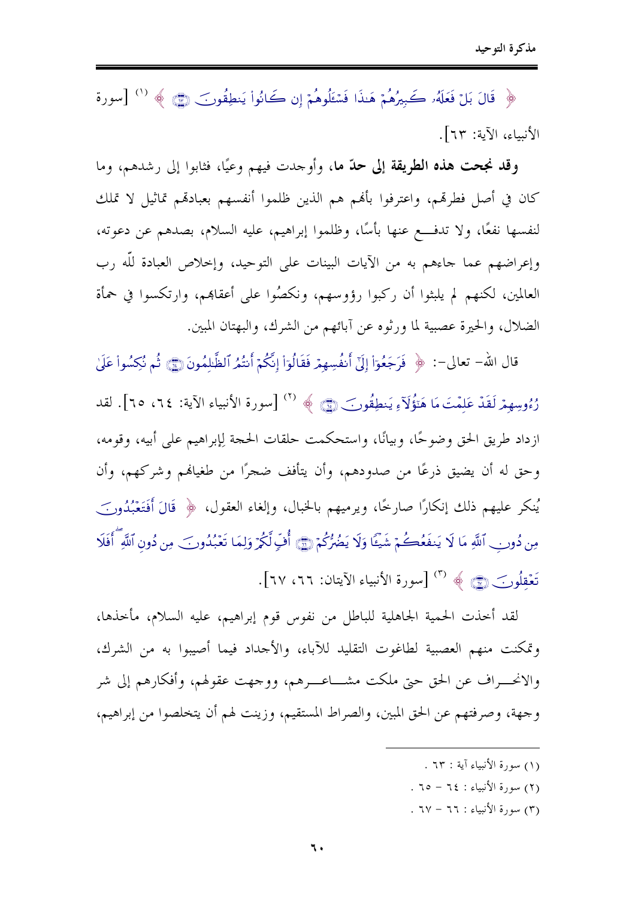﴿ قَالَ بَلْ فَعَلَهُۥ كَبِيرُهُمْ هَٰذَا فَسْـَٔلُوهُمْ إِن كَانُواْ يَنطِقُونَ ﴾ (1) [سورة الأنبياء، الآية: ٦٣].

**وقد نجحت هذه الطريقة إلى حدّ ما**، وأوجدت فيهم وعيًا، فثابوا إلى رشدهم، وما كان في أصل فطرهم، واعترفوا بأهم هم الذين ظلموا أنفسهم بعبادهم تماثيل لا تملك لنفسها نفعًا، ولا تدفـــع عنها بأسًا، وظلموا إبراهيم، عليه السلام، بصدهم عن دعوته، وإعراضهم عما جاءهم به من الآيات البينات على التوحيد، وإخلاص العبادة للّه رب العالمين، لكنهم لم يلبثوا أن ركبوا رؤوسهم، ونكصُوا على أعقابهم، وارتكسوا في حمأة الضلال، والحيرة عصبية لما ورثوه عن آبائهم من الشرك، والبهتان المبين.

قال الله - تعالى-: ﴿ فَرَجَعُوٓاْ إِلَىٰٓ أَنفُسِهِمْ فَقَالُوٓاْ إِنَّكُمْ أَنتُمُ ٱلظَّٰلِمُونَ ۝ ثُمَّ نُكِسُواْ عَلَىٰ رُءُوسِهِمْ لَقَدْ عَلِمْتَ مَا هَٰٓؤُلَآءِ يَنطِقُونَ ﴾ (2) [سورة الأنبياء الآية: ٦٤، ٦٥]. لقد ازداد طريق الحق وضوحًا، وبيانًا، واستحكمت حلقات الحجة لإبراهيم على أبيه، وقومه، وحق له أن يضيق ذرعًا من صدودهم، وأن يتأفف ضجرًا من طغيانهم وشركهم، وأن يُنكر عليهم ذلك إنكارًا صارخًا، ويرميهم بالخبال، وإلغاء العقول، ﴿ قَالَ أَفَتَعْبُدُونَ مِن دُونِ ٱللَّهِ مَا لَا يَنفَعُكُمْ شَيْـًٔا وَلَا يَضُرُّكُمْ ۝ أُفٍّ لَّكُمْ وَلِمَا تَعْبُدُونَ مِن دُونِ ٱللَّهِ ۖ أَفَلَا تَعْقِلُونَ ﴾ (3) [سورة الأنبياء الآيتان: ٦٦، ٦٧].

لقد أخذت الحمية الجاهلية للباطل من نفوس قوم إبراهيم، عليه السلام، مأخذها، وتمكنت منهم العصبية لطاغوت التقليد للآباء، والأجداد فيما أصيبوا به من الشرك، والانحـــراف عن الحق حتى ملكت مشـــاعـــرهم، ووجهت عقولهم، وأفكارهم إلى شر وجهة، وصرفتهم عن الحق المبين، والصراط المستقيم، وزينت لهم أن يتخلصوا من إبراهيم،

---

(١) سورة الأنبياء آية : ٦٣ .

(٢) سورة الأنبياء : ٦٤ - ٦٥ .

(٣) سورة الأنبياء : ٦٦ - ٦٧ .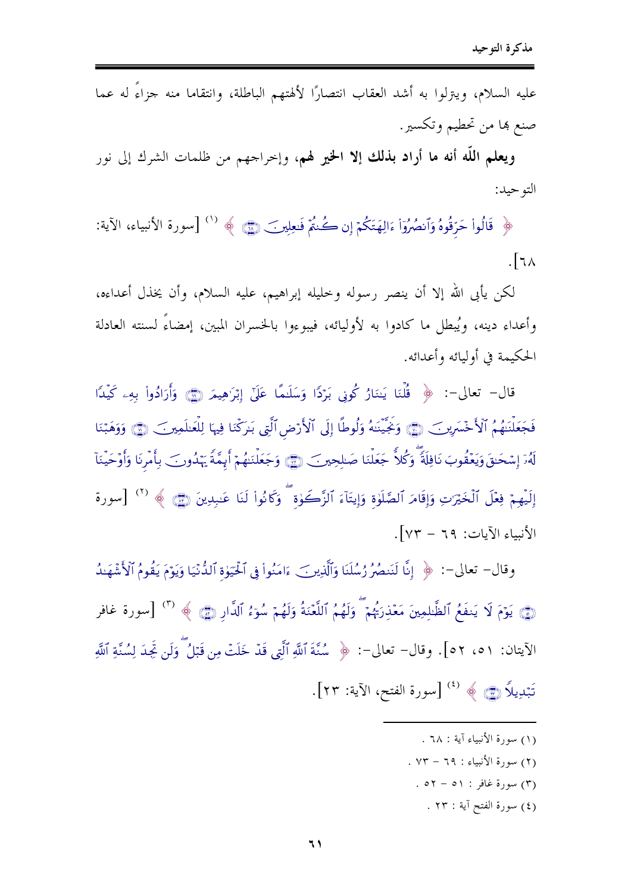عليه السلام، وينزلوا به أشد العقاب انتصارًا لآلهتهم الباطلة، وانتقاما منه جزاءً له عما صنع بها من تحطيم وتكسير.

**ويعلم اللّه أنه ما أراد بذلك إلا الخير لهم**، وإخراجهم من ظلمات الشرك إلى نور التوحيد:

﴿ قَالُواْ حَرِّقُوهُ وَٱنصُرُوٓاْ ءَالِهَتَكُمۡ إِن كُنتُمۡ فَٰعِلِينَ ۝ ﴾ (1) [سورة الأنبياء، الآية: 68].

لكن يأبى الله إلا أن ينصر رسوله وخليله إبراهيم، عليه السلام، وأن يخذل أعداءه، وأعداء دينه، ويُبطل ما كادوا به لأوليائه، فيبوءوا بالخسران المبين، إمضاءً لسنته العادلة الحكيمة في أوليائه وأعدائه.

قال- تعالى-: ﴿ قُلۡنَا يَٰنَارُ كُونِي بَرۡدٗا وَسَلَٰمًا عَلَىٰٓ إِبۡرَٰهِيمَ ۝ وَأَرَادُواْ بِهِۦ كَيۡدٗا فَجَعَلۡنَٰهُمُ ٱلۡأَخۡسَرِينَ ۝ وَنَجَّيۡنَٰهُ وَلُوطًا إِلَى ٱلۡأَرۡضِ ٱلَّتِي بَٰرَكۡنَا فِيهَا لِلۡعَٰلَمِينَ ۝ وَوَهَبۡنَا لَهُۥٓ إِسۡحَٰقَ وَيَعۡقُوبَ نَافِلَةٗۖ وَكُلّٗا جَعَلۡنَا صَٰلِحِينَ ۝ وَجَعَلۡنَٰهُمۡ أَئِمَّةٗ يَهۡدُونَ بِأَمۡرِنَا وَأَوۡحَيۡنَآ إِلَيۡهِمۡ فِعۡلَ ٱلۡخَيۡرَٰتِ وَإِقَامَ ٱلصَّلَوٰةِ وَإِيتَآءَ ٱلزَّكَوٰةِۖ وَكَانُواْ لَنَا عَٰبِدِينَ ۝ ﴾ (2) [سورة الأنبياء الآيات: 69 – 73].

وقال- تعالى-: ﴿ إِنَّا لَنَنصُرُ رُسُلَنَا وَٱلَّذِينَ ءَامَنُواْ فِي ٱلۡحَيَوٰةِ ٱلدُّنۡيَا وَيَوۡمَ يَقُومُ ٱلۡأَشۡهَٰدُ ۝ يَوۡمَ لَا يَنفَعُ ٱلظَّٰلِمِينَ مَعۡذِرَتُهُمۡۖ وَلَهُمُ ٱللَّعۡنَةُ وَلَهُمۡ سُوٓءُ ٱلدَّارِ ۝ ﴾ (3) [سورة غافر الآيتان: 51، 52]. وقال- تعالى-: ﴿ سُنَّةَ ٱللَّهِ ٱلَّتِي قَدۡ خَلَتۡ مِن قَبۡلُۖ وَلَن تَجِدَ لِسُنَّةِ ٱللَّهِ تَبۡدِيلٗا ۝ ﴾ (4) [سورة الفتح، الآية: 23].

---

(1) سورة الأنبياء آية : 68 .

(2) سورة الأنبياء : 69 – 73 .

(3) سورة غافر : 51 – 52 .

(4) سورة الفتح آية : 23 .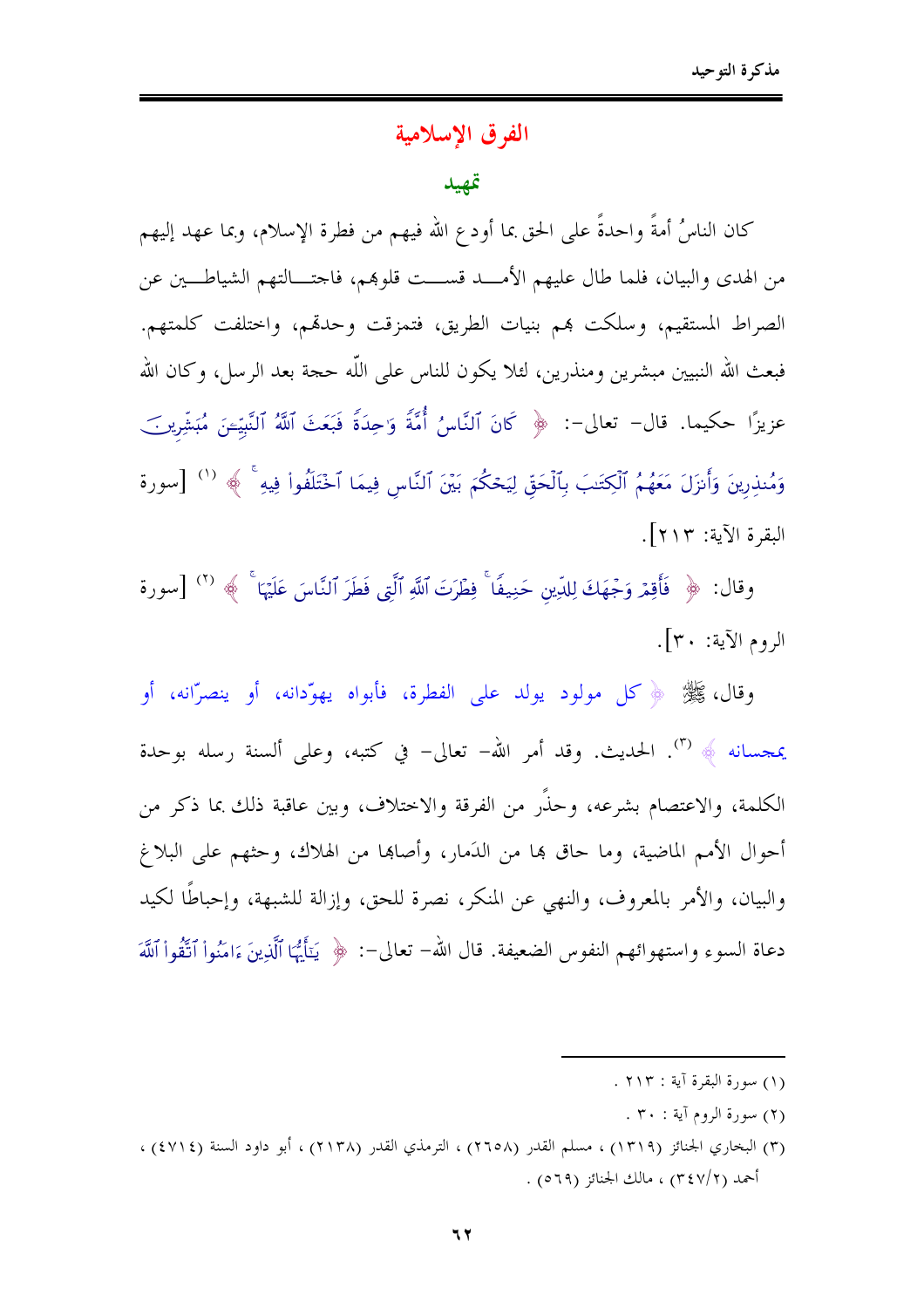# الفرق الإسلامية

## تمهيد

كان الناسُ أمةً واحدةً على الحق بما أودع الله فيهم من فطرة الإسلام، وبما عهد إليهم من الهدى والبيان، فلما طال عليهم الأمد قست قلوبهم، فاجتالتهم الشياطين عن الصراط المستقيم، وسلكت بهم بنيات الطريق، فتمزقت وحدتهم، واختلفت كلمتهم. فبعث الله النبيين مبشرين ومنذرين، لئلا يكون للناس على اللّه حجة بعد الرسل، وكان الله عزيزًا حكيما. قال- تعالى-: ﴿ كَانَ ٱلنَّاسُ أُمَّةً وَاحِدَةً فَبَعَثَ ٱللَّهُ ٱلنَّبِيِّـۧنَ مُبَشِّرِينَ وَمُنذِرِينَ وَأَنزَلَ مَعَهُمُ ٱلْكِتَـٰبَ بِٱلْحَقِّ لِيَحْكُمَ بَيْنَ ٱلنَّاسِ فِيمَا ٱخْتَلَفُوا۟ فِيهِ ۚ ﴾ [1] [سورة البقرة الآية: ٢١٣].

وقال: ﴿ فَأَقِمْ وَجْهَكَ لِلدِّينِ حَنِيفًا ۚ فِطْرَتَ ٱللَّهِ ٱلَّتِى فَطَرَ ٱلنَّاسَ عَلَيْهَا ۚ ﴾ [2] [سورة الروم الآية: ٣٠].

وقال ﷺ ﴿ كل مولود يولد على الفطرة، فأبواه يهوّدانه، أو ينصرّانه، أو يمجسانه ﴾ [3]. الحديث. وقد أمر الله- تعالى- في كتبه، وعلى ألسنة رسله بوحدة الكلمة، والاعتصام بشرعه، وحذّر من الفرقة والاختلاف، وبين عاقبة ذلك بما ذكر من أحوال الأمم الماضية، وما حاق بها من الدَمار، وأصابها من الهلاك، وحثهم على البلاغ والبيان، والأمر بالمعروف، والنهي عن المنكر، نصرة للحق، وإزالة للشبهة، وإحباطًا لكيد دعاة السوء واستهوائهم النفوس الضعيفة. قال الله- تعالى-: ﴿ يَـٰٓأَيُّهَا ٱلَّذِينَ ءَامَنُوا۟ ٱتَّقُوا۟ ٱللَّهَ

---

(١) سورة البقرة آية : ٢١٣ .

(٢) سورة الروم آية : ٣٠ .

(٣) البخاري الجنائز (١٣١٩) ، مسلم القدر (٢٦٥٨) ، الترمذي القدر (٢١٣٨) ، أبو داود السنة (٤٧١٤) ، أحمد (٣٤٧/٢) ، مالك الجنائز (٥٦٩) .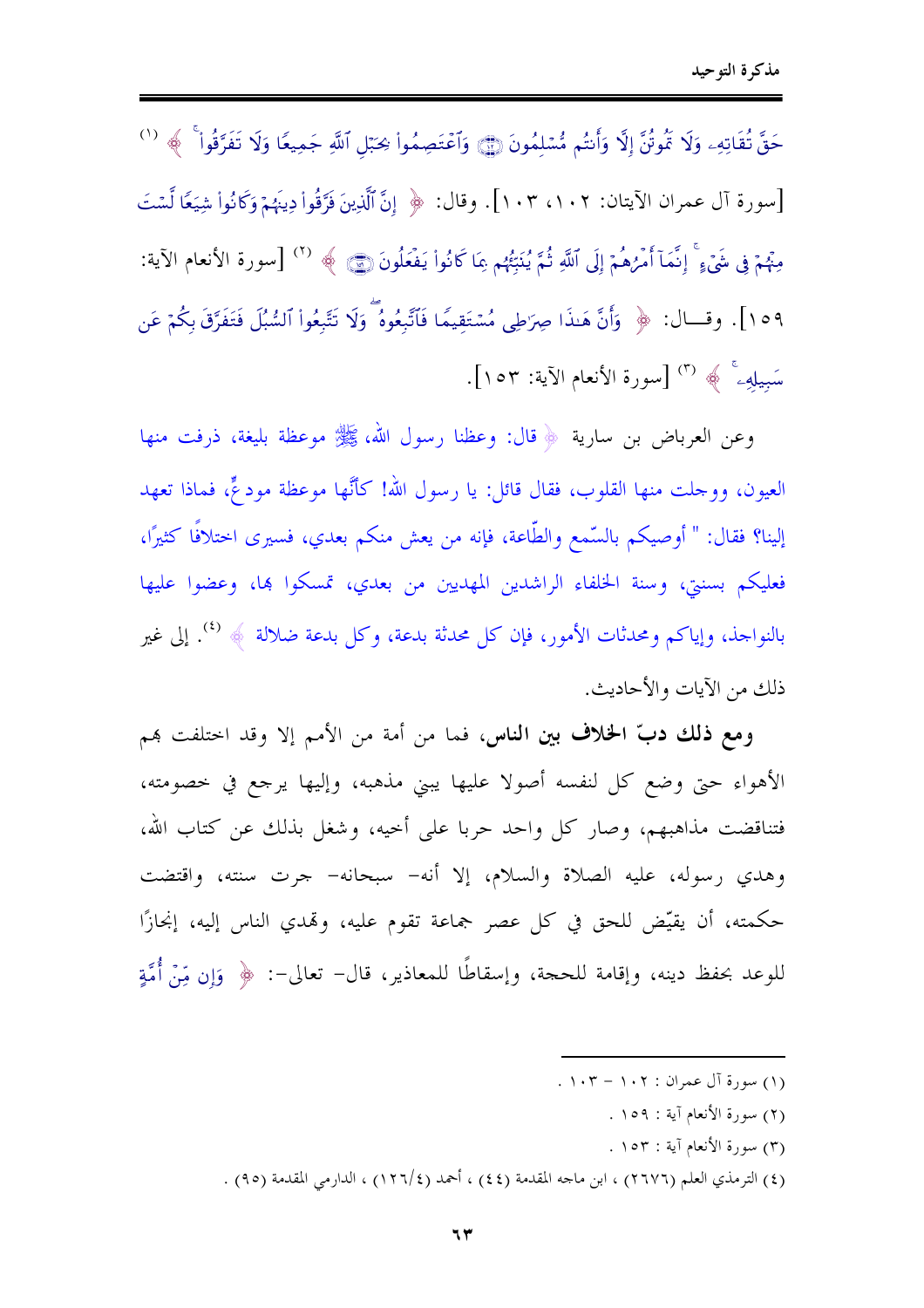حَقَّ تُقَاتِهِۦ وَلَا تَمُوتُنَّ إِلَّا وَأَنتُم مُّسْلِمُونَ ﴿١٠٢﴾ وَٱعْتَصِمُوا۟ بِحَبْلِ ٱللَّهِ جَمِيعًا وَلَا تَفَرَّقُوا۟ ﴾ [1] [سورة آل عمران الآيتان: ١٠٢، ١٠٣]. وقال: ﴿ إِنَّ ٱلَّذِينَ فَرَّقُوا۟ دِينَهُمْ وَكَانُوا۟ شِيَعًا لَّسْتَ مِنْهُمْ فِى شَىْءٍ ۚ إِنَّمَآ أَمْرُهُمْ إِلَى ٱللَّهِ ثُمَّ يُنَبِّئُهُم بِمَا كَانُوا۟ يَفْعَلُونَ ﴿١٥٩﴾ ﴾ [2] [سورة الأنعام الآية: ١٥٩]. وقال: ﴿ وَأَنَّ هَٰذَا صِرَٰطِى مُسْتَقِيمًا فَٱتَّبِعُوهُ ۖ وَلَا تَتَّبِعُوا۟ ٱلسُّبُلَ فَتَفَرَّقَ بِكُمْ عَن سَبِيلِهِۦ ۚ ﴾ [3] [سورة الأنعام الآية: ١٥٣].

وعن العرباض بن سارية ﷺ قال: وعظنا رسول الله، ﷺ موعظة بليغة، ذرفت منها العيون، ووجلت منها القلوب، فقال قائل: يا رسول الله! كأنّها موعظة مودعٍّ، فماذا تعهد إلينا؟ فقال: " أوصيكم بالسّمع والطّاعة، فإنه من يعش منكم بعدي، فسيرى اختلافًا كثيرًا، فعليكم بسنتي، وسنة الخلفاء الراشدين المهديين من بعدي، تمسكوا بها، وعضوا عليها بالنواجذ، وإياكم ومحدثات الأمور، فإن كل محدثة بدعة، وكل بدعة ضلالة ﴾ [4]. إلى غير ذلك من الآيات والأحاديث.

**ومع ذلك دبّ الخلاف بين الناس**، فما من أمة من الأمم إلا وقد اختلفت بهم الأهواء حتى وضع كل لنفسه أصولا عليها يبني مذهبه، وإليها يرجع في خصومته، فتناقضت مذاهبهم، وصار كل واحد حربا على أخيه، وشغل بذلك عن كتاب الله، وهدي رسوله، عليه الصلاة والسلام، إلا أنه- سبحانه- جرت سنته، واقتضت حكمته، أن يقيّض للحق في كل عصر جماعة تقوم عليه، وتهدي الناس إليه، إنجازًا للوعد بحفظ دينه، وإقامة للحجة، وإسقاطًا للمعاذير، قال- تعالى-: ﴿ وَإِن مِّنْ أُمَّةٍ

---

(١) سورة آل عمران : ١٠٢ - ١٠٣ .

(٢) سورة الأنعام آية : ١٥٩ .

(٣) سورة الأنعام آية : ١٥٣ .

(٤) الترمذي العلم (٢٦٧٦) ، ابن ماجه المقدمة (٤٤) ، أحمد (١٢٦/٤) ، الدارمي المقدمة (٩٥) .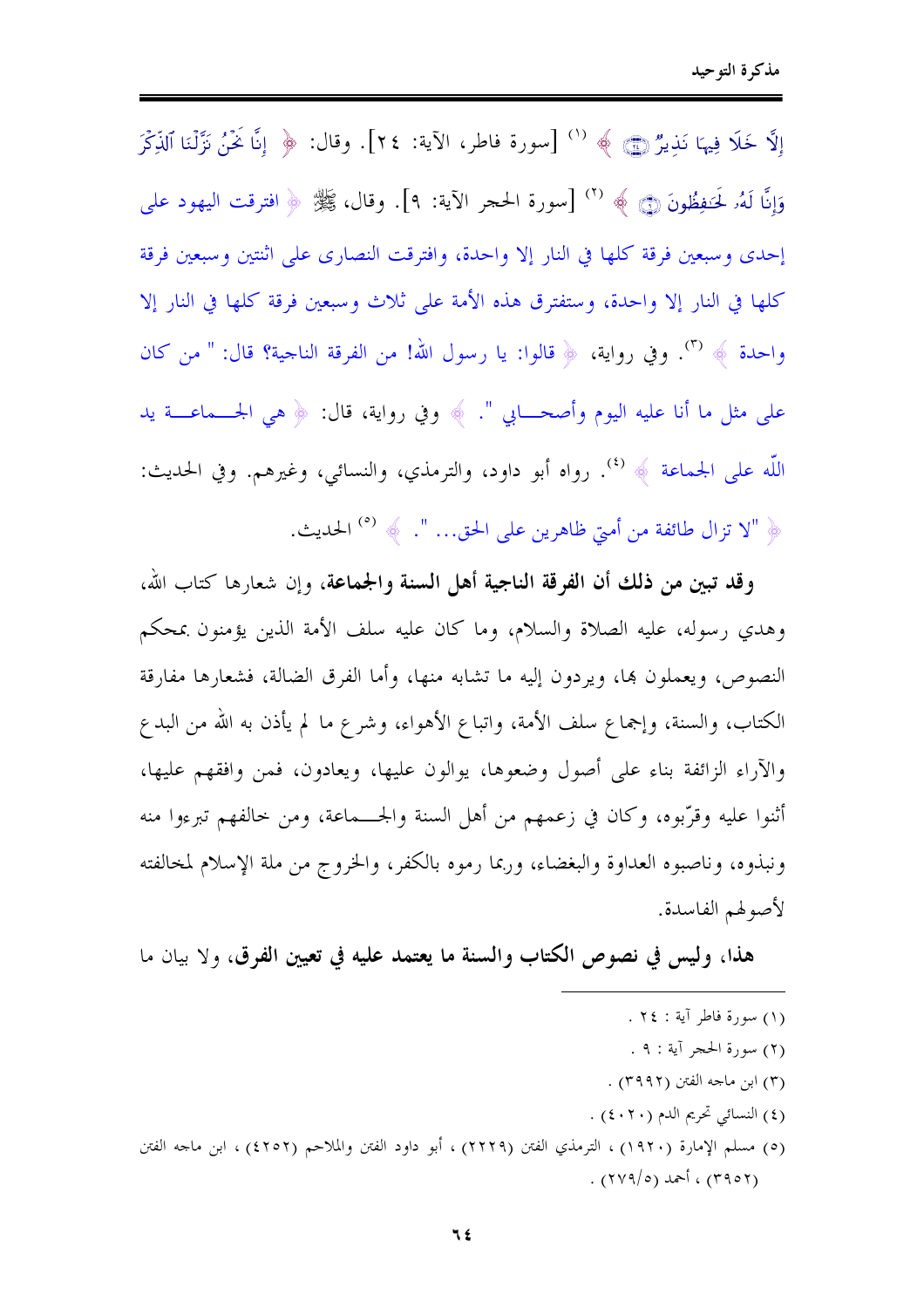﴿ إِلَّا خَلَا فِيهَا نَذِيرٌ ﴾ [1] [سورة فاطر، الآية: ٢٤]. وقال: ﴿ إِنَّا نَحْنُ نَزَّلْنَا الذِّكْرَ وَإِنَّا لَهُ لَحَافِظُونَ ﴾ [2] [سورة الحجر الآية: ٩]. وقال، ﷺ ﴿ افترقت اليهود على إحدى وسبعين فرقة كلها في النار إلا واحدة، وافترقت النصارى على اثنتين وسبعين فرقة كلها في النار إلا واحدة، وستفترق هذه الأمة على ثلاث وسبعين فرقة كلها في النار إلا واحدة ﴾ [3]. وفي رواية، ﴿ قالوا: يا رسول الله! من الفرقة الناجية؟ قال: " من كان على مثل ما أنا عليه اليوم وأصحابي ". ﴾ وفي رواية، قال: ﴿ هي الجماعة يد الله على الجماعة ﴾ [4]. رواه أبو داود، والترمذي، والنسائي، وغيرهم. وفي الحديث: ﴿ "لا تزال طائفة من أمتي ظاهرين على الحق... ". ﴾ [5] الحديث.

**وقد تبين من ذلك أن الفرقة الناجية أهل السنة والجماعة،** وإن شعارها كتاب الله، وهدي رسوله، عليه الصلاة والسلام، وما كان عليه سلف الأمة الذين يؤمنون بمحكم النصوص، ويعملون بها، ويردون إليه ما تشابه منها، وأما الفرق الضالة، فشعارها مفارقة الكتاب، والسنة، وإجماع سلف الأمة، واتباع الأهواء، وشرع ما لم يأذن به الله من البدع والآراء الزائفة بناء على أصول وضعوها، يوالون عليها، ويعادون، فمن وافقهم عليها، أثنوا عليه وقرّبوه، وكان في زعمهم من أهل السنة والجماعة، ومن خالفهم تبرءوا منه ونبذوه، وناصبوه العداوة والبغضاء، وربما رموه بالكفر، والخروج من ملة الإسلام لمخالفته لأصولهم الفاسدة.

**هذا، وليس في نصوص الكتاب والسنة ما يعتمد عليه في تعيين الفرق،** ولا بيان ما

---

(١) سورة فاطر آية : ٢٤ .

(٢) سورة الحجر آية : ٩ .

(٣) ابن ماجه الفتن (٣٩٩٢) .

(٤) النسائي تحريم الدم (٤٠٢٠) .

(٥) مسلم الإمارة (١٩٢٠) ، الترمذي الفتن (٢٢٢٩) ، أبو داود الفتن والملاحم (٤٢٥٢) ، ابن ماجه الفتن (٣٩٥٢) ، أحمد (٥/٢٧٩) .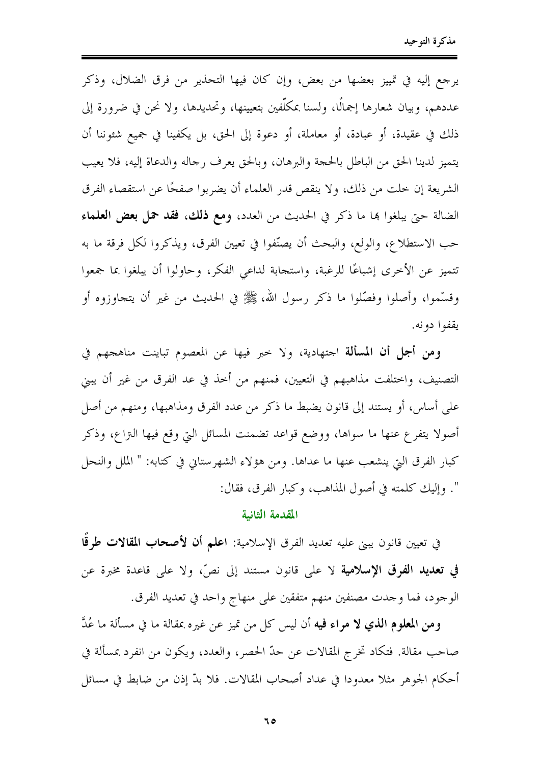يرجع إليه في تمييز بعضها من بعض، وإن كان فيها التحذير من فرق الضلال، وذكر عددهم، وبيان شعارها إجمالًا، ولسنا بمكلّفين بتعيينها، وتحديدها، ولا نحن في ضرورة إلى ذلك في عقيدة، أو عبادة، أو معاملة، أو دعوة إلى الحق، بل يكفينا في جميع شئوننا أن يتميز لدينا الحق من الباطل بالحجة والبرهان، وبالحق يعرف رجاله والدعاة إليه، فلا يعيب الشريعة إن خلت من ذلك، ولا ينقص قدر العلماء أن يضربوا صفحًا عن استقصاء الفرق الضالة حتى يبلغوا بها ما ذكر في الحديث من العدد، **ومع ذلك، فقد حمل بعض العلماء** حب الاستطلاع، والولع، والبحث أن يصنّفوا في تعيين الفرق، ويذكروا لكل فرقة ما به تتميز عن الأخرى إشباعًا للرغبة، واستجابة لداعي الفكر، وحاولوا أن يبلغوا بما جمعوا وقسّموا، وأصلوا وفصّلوا ما ذكر رسول الله، ﷺ في الحديث من غير أن يتجاوزوه أو يقفوا دونه.

**ومن أجل أن المسألة** اجتهادية، ولا خبر فيها عن المعصوم تباينت مناهجهم في التصنيف، واختلفت مذاهبهم في التعيين، فمنهم من أخذ في عد الفرق من غير أن يبني على أساس، أو يستند إلى قانون يضبط ما ذكر من عدد الفرق ومذاهبها، ومنهم من أصل أصولا يتفرع عنها ما سواها، ووضع قواعد تضمنت المسائل التي وقع فيها النزاع، وذكر كبار الفرق التي ينشعب عنها ما عداها. ومن هؤلاء الشهرستاني في كتابه: " الملل والنحل ". وإليك كلمته في أصول المذاهب، وكبار الفرق، فقال:

## المقدمة الثانية

في تعيين قانون يبنى عليه تعديد الفرق الإسلامية: **اعلم أن لأصحاب المقالات طرقًا في تعديد الفرق الإسلامية** لا على قانون مستند إلى نصّ، ولا على قاعدة مخبرة عن الوجود، فما وجدت مصنفين منهم متفقين على منهاج واحد في تعديد الفرق.

**ومن المعلوم الذي لا مراء فيه** أن ليس كل من تميز عن غيره بمقالة ما في مسألة ما عُدَّ صاحب مقالة. فتكاد تخرج المقالات عن حدّ الحصر، والعدد، ويكون من انفرد بمسألة في أحكام الجوهر مثلا معدودا في عداد أصحاب المقالات. فلا بدّ إذن من ضابط في مسائل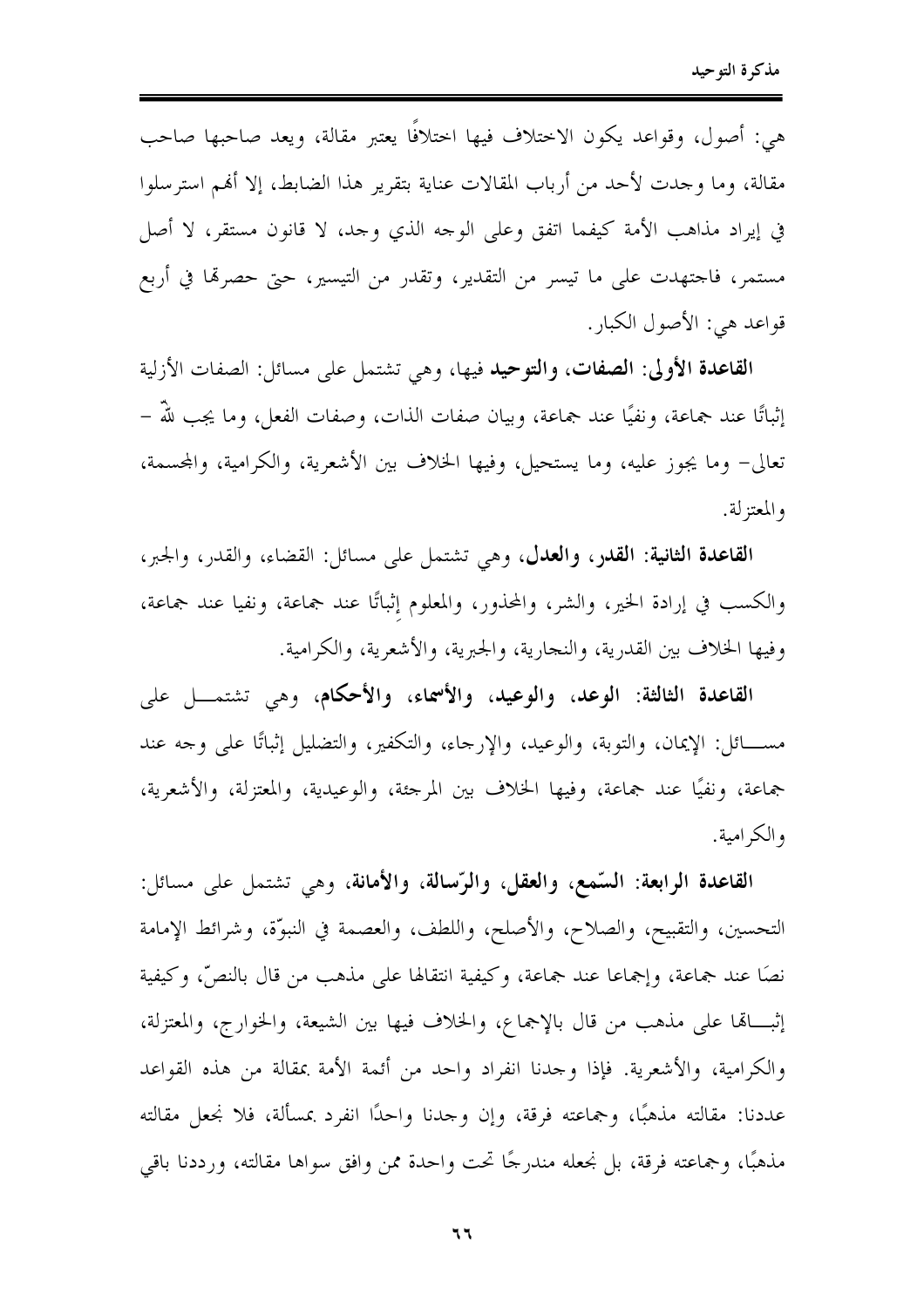هي: أصول، وقواعد يكون الاختلاف فيها اختلافًا يعتبر مقالة، ويعد صاحبها صاحب مقالة، وما وجدت لأحد من أرباب المقالات عناية بتقرير هذا الضابط، إلا أهم استرسلوا في إيراد مذاهب الأمة كيفما اتفق وعلى الوجه الذي وجد، لا قانون مستقر، لا أصل مستمر، فاجتهدت على ما تيسر من التقدير، وتقدر من التيسير، حتى حصرتها في أربع قواعد هي: الأصول الكبار.

**القاعدة الأولى: الصفات، والتوحيد** فيها، وهي تشتمل على مسائل: الصفات الأزلية إثباتًا عند جماعة، ونفيًا عند جماعة، وبيان صفات الذات، وصفات الفعل، وما يجب لله – تعالى– وما يجوز عليه، وما يستحيل، وفيها الخلاف بين الأشعرية، والكرامية، والمجسمة، والمعتزلة.

**القاعدة الثانية: القدر، والعدل**، وهي تشتمل على مسائل: القضاء، والقدر، والجبر، والكسب في إرادة الخير، والشر، والمحذور، والمعلوم إثباتًا عند جماعة، ونفيا عند جماعة، وفيها الخلاف بين القدرية، والنجارية، والجبرية، والأشعرية، والكرامية.

**القاعدة الثالثة: الوعد، والوعيد، والأسماء، والأحكام**، وهي تشتمل على مسائل: الإيمان، والتوبة، والوعيد، والإرجاء، والتكفير، والتضليل إثباتًا على وجه عند جماعة، ونفيًا عند جماعة، وفيها الخلاف بين المرجئة، والوعيدية، والمعتزلة، والأشعرية، والكرامية.

**القاعدة الرابعة: السّمع، والعقل، والرّسالة، والأمانة**، وهي تشتمل على مسائل: التحسين، والتقبيح، والصلاح، والأصلح، واللطف، والعصمة في النبوّة، وشرائط الإمامة نصًا عند جماعة، وإجماعا عند جماعة، وكيفية انتقالها على مذهب من قال بالنصّ، وكيفية إثباتها على مذهب من قال بالإجماع، والخلاف فيها بين الشيعة، والخوارج، والمعتزلة، والكرامية، والأشعرية. فإذا وجدنا انفراد واحد من أئمة الأمة بمقالة من هذه القواعد عددنا: مقالته مذهبًا، وجماعته فرقة، وإن وجدنا واحدًا انفرد بمسألة، فلا نجعل مقالته مذهبًا، وجماعته فرقة، بل نجعله مندرجًا تحت واحدة ممن وافق سواها مقالته، ورددنا باقي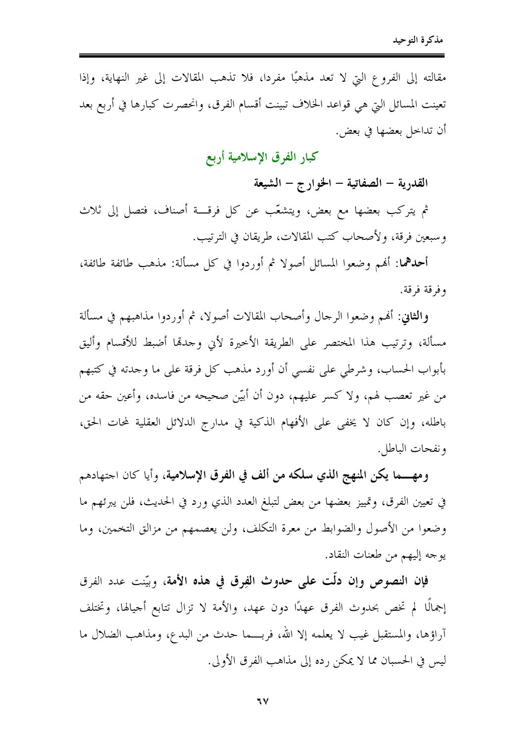مقالته إلى الفروع التي لا تعد مذهبًا مفردا، فلا تذهب المقالات إلى غير النهاية، وإذا تعينت المسائل التي هي قواعد الخلاف تبينت أقسام الفرق، وانحصرت كبارها في أربع بعد أن تداخل بعضها في بعض.

## كبار الفرق الإسلامية أربع

**القدرية – الصفاتية – الخوارج – الشيعة**

ثم يتركب بعضها مع بعض، ويتشعّب عن كل فرقـــة أصناف، فتصل إلى ثلاث وسبعين فرقة، ولأصحاب كتب المقالات، طريقان في الترتيب.

**أحدهما**: أنهم وضعوا المسائل أصولا ثم أوردوا في كل مسألة: مذهب طائفة طائفة، وفرقة فرقة.

**والثاني**: أنهم وضعوا الرجال وأصحاب المقالات أصولا، ثم أوردوا مذاهبهم في مسألة مسألة، وترتيب هذا المختصر على الطريقة الأخيرة لأني وجدتها أضبط للأقسام وأليق بأبواب الحساب، وشرطي على نفسي أن أورد مذهب كل فرقة على ما وجدته في كتبهم من غير تعصب لهم، ولا كسر عليهم، دون أن أبيّن صحيحه من فاسده، وأعين حقه من باطله، وإن كان لا يخفى على الأفهام الذكية في مدارج الدلائل العقلية لمحات الحق، ونفحات الباطل.

**ومهـــما يكن المنهج الذي سلكه من ألف في الفرق الإسلامية**، وأيا كان اجتهادهم في تعيين الفرق، وتمييز بعضها من بعض لتبلغ العدد الذي ورد في الحديث، فلن يبرئهم ما وضعوا من الأصول والضوابط من معرة التكلف، ولن يعصمهم من مزالق التخمين، وما يوجه إليهم من طعنات النقاد.

**فإن النصوص وإن دلّت على حدوث الفِرق في هذه الأمة**، وبيّنت عدد الفرق إجمالًا لم تخص بحدوث الفرق عهدًا دون عهد، والأمة لا تزال تتابع أجيالها، وتختلف آراؤها، والمستقبل غيب لا يعلمه إلا الله، فربـــما حدث من البدع، ومذاهب الضلال ما ليس في الحسبان مما لا يمكن رده إلى مذاهب الفرق الأولى.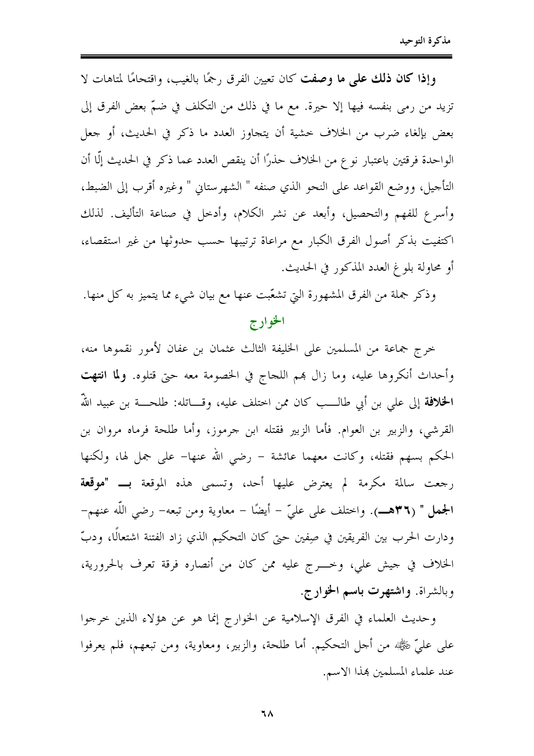**وإذا كان ذلك على ما وصفت** كان تعيين الفرق رجمًا بالغيب، واقتحامًا لمتاهات لا تزيد من رمى بنفسه فيها إلا حيرة. مع ما في ذلك من التكلف في ضمّ بعض الفرق إلى بعض بإلغاء ضرب من الخلاف خشية أن يتجاوز العدد ما ذكر في الحديث، أو جعل الواحدة فرقتين باعتبار نوع من الخلاف حذرًا أن ينقص العدد عما ذكر في الحديث إلّا أن التأجيل، ووضع القواعد على النحو الذي صنفه " الشهرستاني " وغيره أقرب إلى الضبط، وأسرع للفهم والتحصيل، وأبعد عن نشر الكلام، وأدخل في صناعة التأليف. لذلك اكتفيت بذكر أصول الفرق الكبار مع مراعاة ترتيبها حسب حدوثها من غير استقصاء، أو محاولة بلوغ العدد المذكور في الحديث.

وذكر جملة من الفرق المشهورة التي تشعّبت عنها مع بيان شيء مما يتميز به كل منها.

## الخوارج

خرج جماعة من المسلمين على الخليفة الثالث عثمان بن عفان لأمور نقموها منه، وأحداث أنكروها عليه، وما زال بهم اللجاج في الخصومة معه حتى قتلوه. **ولما انتهت الخلافة** إلى علي بن أبي طالب كان ممن اختلف عليه، وقاتله: طلحة بن عبيد اللّه القرشي، والزبير بن العوام. فأما الزبير فقتله ابن جرموز، وأما طلحة فرماه مروان بن الحكم بسهم فقتله، وكانت معهما عائشة – رضي الله عنها– على جمل لها، ولكنها رجعت سالمة مكرمة لم يعترض عليها أحد، وتسمى هذه الموقعة **بـ "موقعة الجمل" (٣٦هـ)**. واختلف على عليّ – أيضًا – معاوية ومن تبعه– رضي اللّه عنهم– ودارت الحرب بين الفريقين في صِفين حتى كان التحكيم الذي زاد الفتنة اشتعالًا، ودبّ الخلاف في جيش علي، وخرج عليه ممن كان من أنصاره فرقة تعرف بالحرورية، وبالشراة. **واشتهرت باسم الخوارج**.

وحديث العلماء في الفرق الإسلامية عن الخوارج إنما هو عن هؤلاء الذين خرجوا على عليّ ﷺ من أجل التحكيم. أما طلحة، والزبير، ومعاوية، ومن تبعهم، فلم يعرفوا عند علماء المسلمين بهذا الاسم.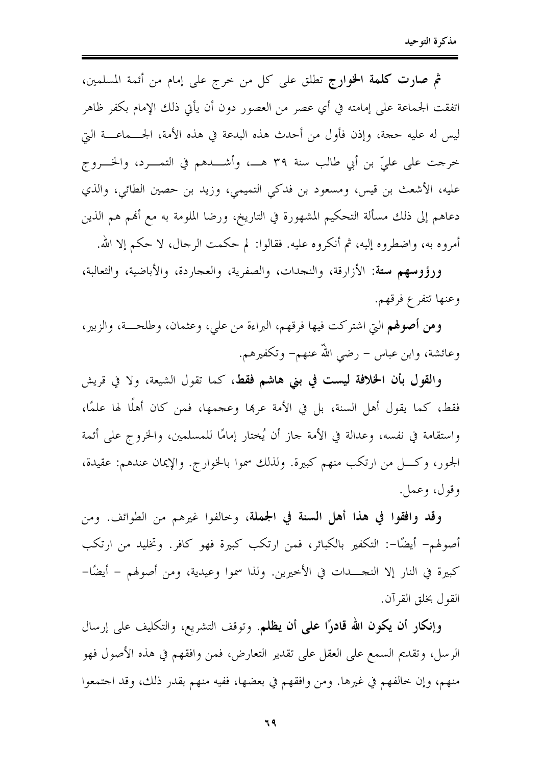**ثم صارت كلمة الخوارج** تطلق على كل من خرج على إمام من أئمة المسلمين، اتفقت الجماعة على إمامته في أي عصر من العصور دون أن يأتي ذلك الإمام بكفر ظاهر ليس له عليه حجة، وإذن فأول من أحدث هذه البدعة في هذه الأمة، الجماعة التي خرجت على عليّ بن أبي طالب سنة ٣٩ هـ، وأشدهم في التمرد، والخروج عليه، الأشعث بن قيس، ومسعود بن فدكي التميمي، وزيد بن حصين الطائي، والذي دعاهم إلى ذلك مسألة التحكيم المشهورة في التاريخ، ورضا الملومة به مع أنهم هم الذين أمروه به، واضطروه إليه، ثم أنكروه عليه. فقالوا: لم حكمت الرجال، لا حكم إلا الله.

**ورؤوسهم ستة**: الأزارقة، والنجدات، والصفرية، والعجاردة، والأباضية، والثعالبة، وعنها تتفرع فرقهم.

**ومن أصولهم** التي اشتركت فيها فرقهم، البراءة من علي، وعثمان، وطلحة، والزبير، وعائشة، وابن عباس – رضي الله عنهم- وتكفيرهم.

**والقول بأن الخلافة ليست في بني هاشم فقط،** كما تقول الشيعة، ولا في قريش فقط، كما يقول أهل السنة، بل في الأمة عربها وعجمها، فمن كان أهلًا لها علمًا، واستقامة في نفسه، وعدالة في الأمة جاز أن يُختار إمامًا للمسلمين، والخروج على أئمة الجور، وكل من ارتكب منهم كبيرة. ولذلك سموا بالخوارج. والإيمان عندهم: عقيدة، وقول، وعمل.

**وقد وافقوا في هذا أهل السنة في الجملة**، وخالفوا غيرهم من الطوائف. ومن أصولهم- أيضًا-: التكفير بالكبائر، فمن ارتكب كبيرة فهو كافر. وتخليد من ارتكب كبيرة في النار إلا النجدات في الأخيرين. ولذا سموا وعيدية، ومن أصولهم – أيضًا- القول بخلق القرآن.

**وإنكار أن يكون الله قادرًا على أن يظلم**. وتوقف التشريع، والتكليف على إرسال الرسل، وتقديم السمع على العقل على تقدير التعارض، فمن وافقهم في هذه الأصول فهو منهم، وإن خالفهم في غيرها. ومن وافقهم في بعضها، ففيه منهم بقدر ذلك، وقد اجتمعوا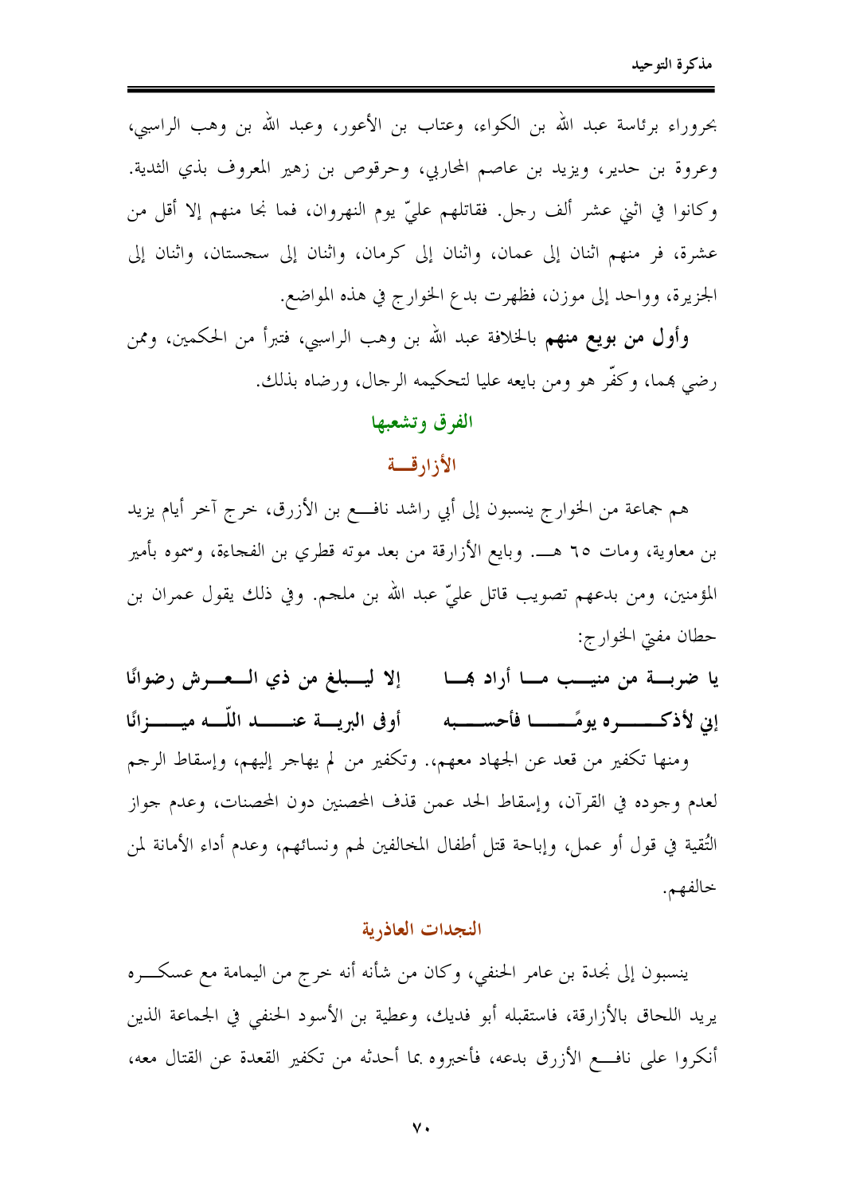بحروراء برئاسة عبد الله بن الكواء، وعتاب بن الأعور، وعبد الله بن وهب الراسبي، وعروة بن حدير، ويزيد بن عاصم المحاربي، وحرقوص بن زهير المعروف بذي الثدية. وكانوا في اثني عشر ألف رجل. فقاتلهم عليّ يوم النهروان، فما نجا منهم إلا أقل من عشرة، فر منهم اثنان إلى عمان، واثنان إلى كرمان، واثنان إلى سجستان، واثنان إلى الجزيرة، وواحد إلى موزن، فظهرت بدع الخوارج في هذه المواضع.

**وأول من بويع منهم** بالخلافة عبد الله بن وهب الراسبي، فتبرأ من الحكمين، وممن رضي بهما، وكفّر هو ومن بايعه عليا لتحكيمه الرجال، ورضاه بذلك.

## الفرق وتشعبها

### الأزارقــة

هم جماعة من الخوارج ينسبون إلى أبي راشد نافــع بن الأزرق، خرج آخر أيام يزيد بن معاوية، ومات ٦٥ هـــ. وبايع الأزارقة من بعد موته قطري بن الفجاءة، وسموه بأمير المؤمنين، ومن بدعهم تصويب قاتل عليّ عبد الله بن ملجم. وفي ذلك يقول عمران بن حطان مفتي الخوارج:

**يا ضربــة من منيــب مــا أراد بهــا ... إلا ليــبلغ من ذي الــعــرش رضوانًا**

**إني لأذكــــره يومًــــا فأحســــبه ... أوفى البريــة عنـــد اللّــه ميـــــزانًا**

ومنها تكفير من قعد عن الجهاد معهم،. وتكفير من لم يهاجر إليهم، وإسقاط الرجم لعدم وجوده في القرآن، وإسقاط الحد عمن قذف المحصنين دون المحصنات، وعدم جواز التُقية في قول أو عمل، وإباحة قتل أطفال المخالفين لهم ونسائهم، وعدم أداء الأمانة لمن خالفهم.

### النجدات العاذرية

ينسبون إلى نجدة بن عامر الحنفي، وكان من شأنه أنه خرج من اليمامة مع عسكـــره يريد اللحاق بالأزارقة، فاستقبله أبو فديك، وعطية بن الأسود الحنفي في الجماعة الذين أنكروا على نافــع الأزرق بدعه، فأخبروه بما أحدثه من تكفير القعدة عن القتال معه،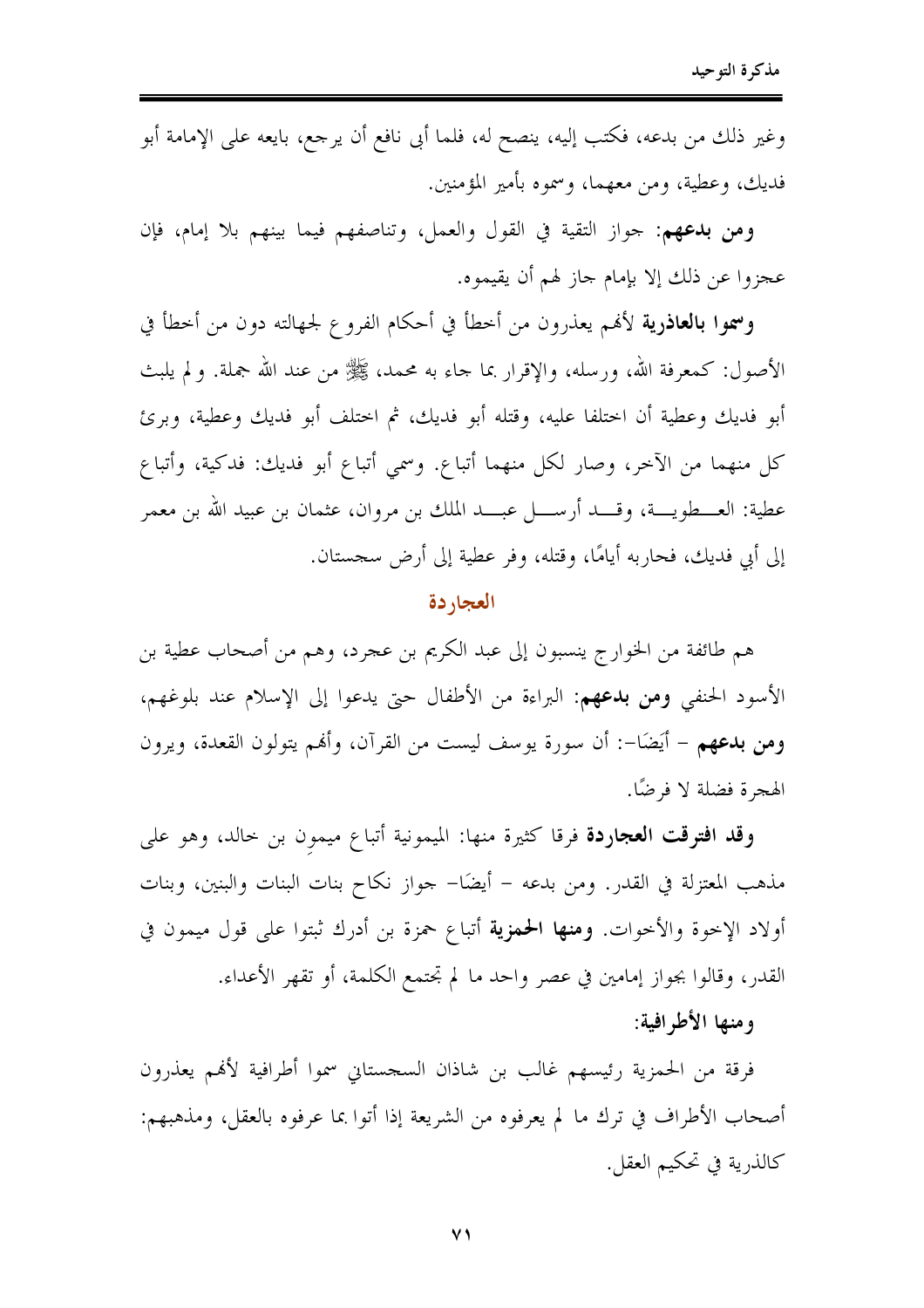وغير ذلك من بدعه، فكتب إليه، ينصح له، فلما أبى نافع أن يرجع، بايعه على الإمامة أبو فديك، وعطية، ومن معهما، وسموه بأمير المؤمنين.

**ومن بدعهم**: جواز التقية في القول والعمل، وتناصفهم فيما بينهم بلا إمام، فإن عجزوا عن ذلك إلا بإمام جاز لهم أن يقيموه.

**وسموا بالعاذرية** لأنهم يعذرون من أخطأ في أحكام الفروع لجهالته دون من أخطأ في الأصول: كمعرفة الله، ورسله، والإقرار بما جاء به محمد، ﷺ من عند الله جملة. ولم يلبث أبو فديك وعطية أن اختلفا عليه، وقتله أبو فديك، ثم اختلف أبو فديك وعطية، وبرئ كل منهما من الآخر، وصار لكل منهما أتباع. وسمي أتباع أبو فديك: فدكية، وأتباع عطية: العطوية، وقد أرسل عبد الملك بن مروان، عثمان بن عبيد الله بن معمر إلى أبي فديك، فحاربه أيامًا، وقتله، وفر عطية إلى أرض سجستان.

## العجاردة

هم طائفة من الخوارج ينسبون إلى عبد الكريم بن عجرد، وهم من أصحاب عطية بن الأسود الحنفي **ومن بدعهم**: البراءة من الأطفال حتى يدعوا إلى الإسلام عند بلوغهم، **ومن بدعهم** – أيضًا–: أن سورة يوسف ليست من القرآن، وأنهم يتولون القعدة، ويرون الهجرة فضلة لا فرضًا.

**وقد افترقت العجاردة** فرقا كثيرة منها: الميمونية أتباع ميمون بن خالد، وهو على مذهب المعتزلة في القدر. ومن بدعه – أيضًا– جواز نكاح بنات البنات والبنين، وبنات أولاد الإخوة والأخوات. **ومنها الحمزية** أتباع حمزة بن أدرك ثبتوا على قول ميمون في القدر، وقالوا بجواز إمامين في عصر واحد ما لم تجتمع الكلمة، أو تقهر الأعداء.

### ومنها الأطرافية:

فرقة من الحمزية رئيسهم غالب بن شاذان السجستاني سموا أطرافية لأنهم يعذرون أصحاب الأطراف في ترك ما لم يعرفوه من الشريعة إذا أتوا بما عرفوه بالعقل، ومذهبهم: كالذرية في تحكيم العقل.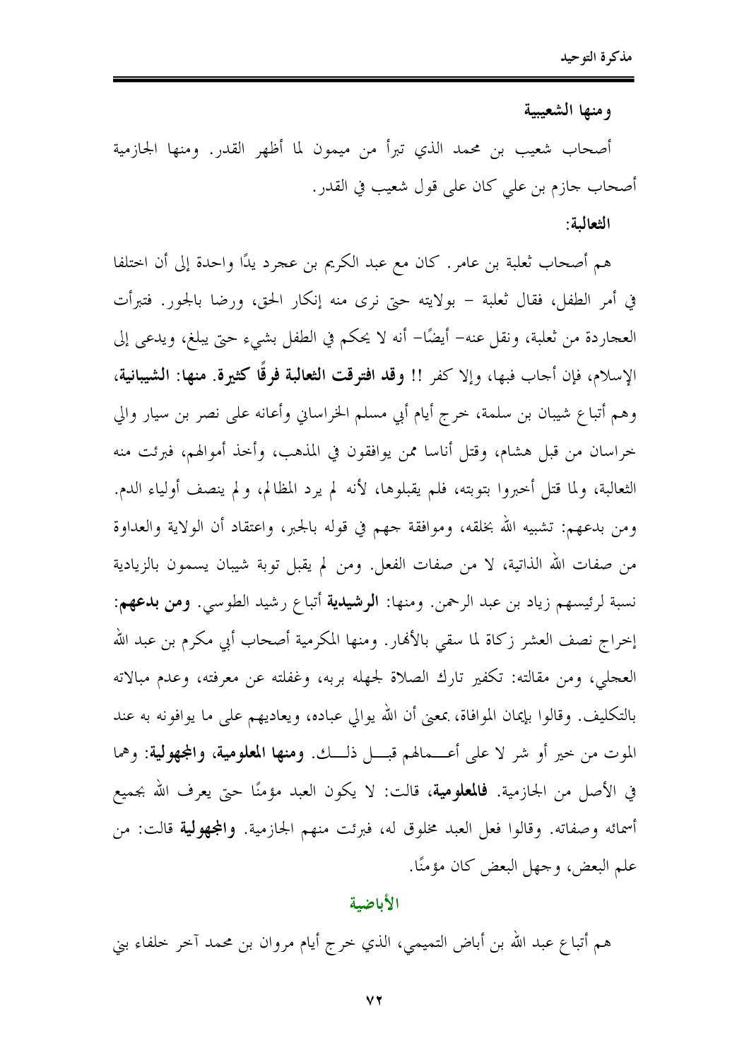**ومنها الشعيبية**

أصحاب شعيب بن محمد الذي تبرأ من ميمون لما أظهر القدر. ومنها الجازمية أصحاب جازم بن علي كان على قول شعيب في القدر.

**الثعالبة:**

هم أصحاب ثعلبة بن عامر. كان مع عبد الكريم بن عجرد يدًا واحدة إلى أن اختلفا في أمر الطفل، فقال ثعلبة – بولايته حتى نرى منه إنكار الحق، ورضا بالجور. فتبرأت العجاردة من ثعلبة، ونقل عنه – أيضًا – أنه لا يحكم في الطفل بشيء حتى يبلغ، ويدعى إلى الإسلام، فإن أجاب فبها، وإلا كفر !! **وقد افترقت الثعالبة فرقًا كثيرة. منها: الشيبانية،** وهم أتباع شيبان بن سلمة، خرج أيام أبي مسلم الخراساني وأعانه على نصر بن سيار والي خراسان من قبل هشام، وقتل أناسا ممن يوافقون في المذهب، وأخذ أموالهم، فبرئت منه الثعالبة، ولما قتل أخبروا بتوبته، فلم يقبلوها، لأنه لم يرد المظالم، ولم ينصف أولياء الدم. ومن بدعهم: تشبيه الله بخلقه، وموافقة جهم في قوله بالجبر، واعتقاد أن الولاية والعداوة من صفات الله الذاتية، لا من صفات الفعل. ومن لم يقبل توبة شيبان يسمون بالزيادية نسبة لرئيسهم زياد بن عبد الرحمن. ومنها: **الرشيدية** أتباع رشيد الطوسي. **ومن بدعهم:** إخراج نصف العشر زكاة لما سقي بالأنهار. ومنها المكرمية أصحاب أبي مكرم بن عبد الله العجلي، ومن مقالته: تكفير تارك الصلاة لجهله بربه، وغفلته عن معرفته، وعدم مبالاته بالتكليف. وقالوا بإيمان الموافاة، بمعنى أن الله يوالي عباده، ويعاديهم على ما يوافون به عند الموت من خير أو شر لا على أعمالهم قبل ذلك. **ومنها المعلومية، والمجهولية:** وهما في الأصل من الجازمية. **فالمعلومية،** قالت: لا يكون العبد مؤمنًا حتى يعرف الله بجميع أسمائه وصفاته. وقالوا فعل العبد مخلوق له، فبرئت منهم الجازمية. **والمجهولية** قالت: من علم البعض، وجهل البعض كان مؤمنًا.

## الأباضية

هم أتباع عبد الله بن أباض التميمي، الذي خرج أيام مروان بن محمد آخر خلفاء بني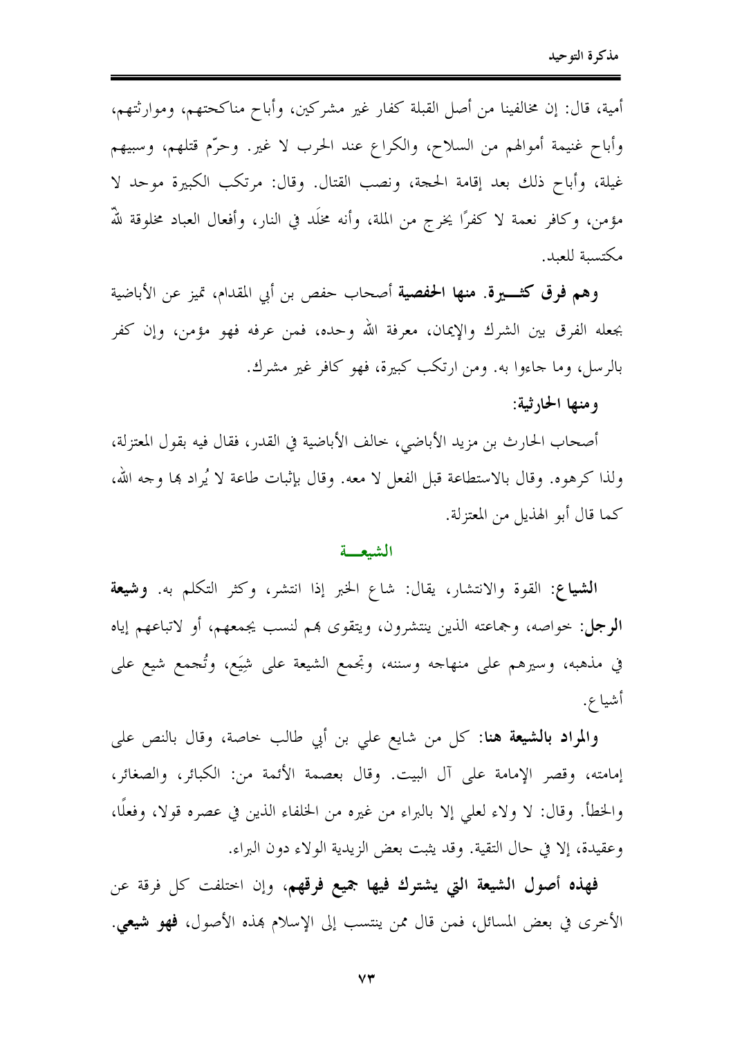أمية، قال: إن مخالفينا من أصل القبلة كفار غير مشركين، وأباح مناكحتهم، وموارثتهم، وأباح غنيمة أموالهم من السلاح، والكراع عند الحرب لا غير. وحرّم قتلهم، وسبيهم غيلة، وأباح ذلك بعد إقامة الحجة، ونصب القتال. وقال: مرتكب الكبيرة موحد لا مؤمن، وكافر نعمة لا كفرًا يخرج من الملة، وأنه مخلَد في النار، وأفعال العباد مخلوقة للهِ مكتسبة للعبد.

**وهم فرق كثـــيرة. منها الحفصية** أصحاب حفص بن أبي المقدام، تميز عن الأباضية بجعله الفرق بين الشرك والإيمان، معرفة الله وحده، فمن عرفه فهو مؤمن، وإن كفر بالرسل، وما جاءوا به. ومن ارتكب كبيرة، فهو كافر غير مشرك.

**ومنها الحارثية:**

أصحاب الحارث بن مزيد الأباضي، خالف الأباضية في القدر، فقال فيه بقول المعتزلة، ولذا كرهوه. وقال بالاستطاعة قبل الفعل لا معه. وقال بإثبات طاعة لا يُراد بها وجه الله، كما قال أبو الهذيل من المعتزلة.

## الشيعـــة

**الشياع:** القوة والانتشار، يقال: شاع الخبر إذا انتشر، وكثر التكلم به. **وشيعة الرجل:** خواصه، وجماعته الذين ينتشرون، ويتقوى بهم لنسب يجمعهم، أو لاتباعهم إياه في مذهبه، وسيرهم على منهاجه وسننه، وتجمع الشيعة على شِيَع، وتُجمع شيع على أشياع.

**والمراد بالشيعة هنا:** كل من شايع علي بن أبي طالب خاصة، وقال بالنص على إمامته، وقصر الإمامة على آل البيت. وقال بعصمة الأئمة من: الكبائر، والصغائر، والخطأ. وقال: لا ولاء لعلي إلا بالبراء من غيره من الخلفاء الذين في عصره قولا، وفعلًا، وعقيدة، إلا في حال التقية. وقد يثبت بعض الزيدية الولاء دون البراء.

**فهذه أصول الشيعة التي يشترك فيها جميع فرقهم**، وإن اختلفت كل فرقة عن الأخرى في بعض المسائل، فمن قال ممن ينتسب إلى الإسلام بهذه الأصول، **فهو شيعي**.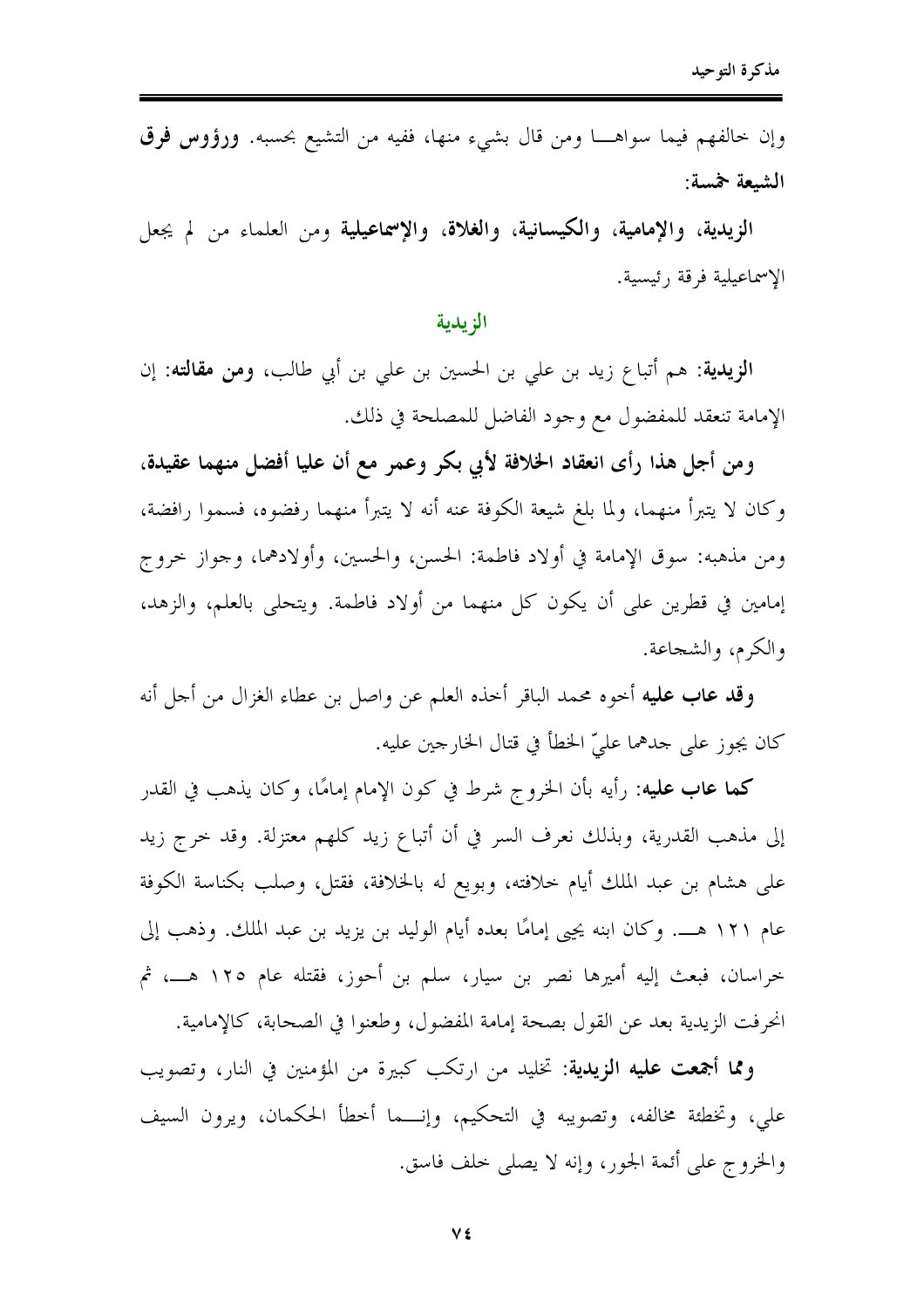وإن خالفهم فيما سواهـــا ومن قال بشيء منها، ففيه من التشيع بحسبه. **ورؤوس فرق الشيعة خمسة:**

**الزيدية، والإمامية، والكيسانية، والغلاة، والإسماعيلية** ومن العلماء من لم يجعل الإسماعيلية فرقة رئيسية.

## الزيدية

**الزيدية:** هم أتباع زيد بن علي بن الحسين بن علي بن أبي طالب، **ومن مقالته:** إن الإمامة تنعقد للمفضول مع وجود الفاضل للمصلحة في ذلك.

**ومن أجل هذا رأى انعقاد الخلافة لأبي بكر وعمر مع أن عليا أفضل منهما عقيدة،** وكان لا يتبرأ منهما، ولما بلغ شيعة الكوفة عنه أنه لا يتبرأ منهما رفضوه، فسموا رافضة، ومن مذهبه: سوق الإمامة في أولاد فاطمة: الحسن، والحسين، وأولادهما، وجواز خروج إمامين في قطرين على أن يكون كل منهما من أولاد فاطمة. ويتحلى بالعلم، والزهد، والكرم، والشجاعة.

**وقد عاب عليه** أخوه محمد الباقر أخذه العلم عن واصل بن عطاء الغزال من أجل أنه كان يجوز على جدهما عليّ الخطأ في قتال الخارجين عليه.

**كما عاب عليه:** رأيه بأن الخروج شرط في كون الإمام إمامًا، وكان يذهب في القدر إلى مذهب القدرية، وبذلك نعرف السر في أن أتباع زيد كلهم معتزلة. وقد خرج زيد على هشام بن عبد الملك أيام خلافته، وبويع له بالخلافة، فقتل، وصلب بكناسة الكوفة عام ١٢١ هـــ. وكان ابنه يحيى إمامًا بعده أيام الوليد بن يزيد بن عبد الملك. وذهب إلى خراسان، فبعث إليه أميرها نصر بن سيار، سلم بن أحوز، فقتله عام ١٢٥ هـــ، ثم انحرفت الزيدية بعد عن القول بصحة إمامة المفضول، وطعنوا في الصحابة، كالإمامية.

**ومما أجمعت عليه الزيدية:** تخليد من ارتكب كبيرة من المؤمنين في النار، وتصويب علي، وتخطئة مخالفه، وتصويبه في التحكيم، وإنـــما أخطأ الحكمان، ويرون السيف والخروج على أئمة الجور، وإنه لا يصلى خلف فاسق.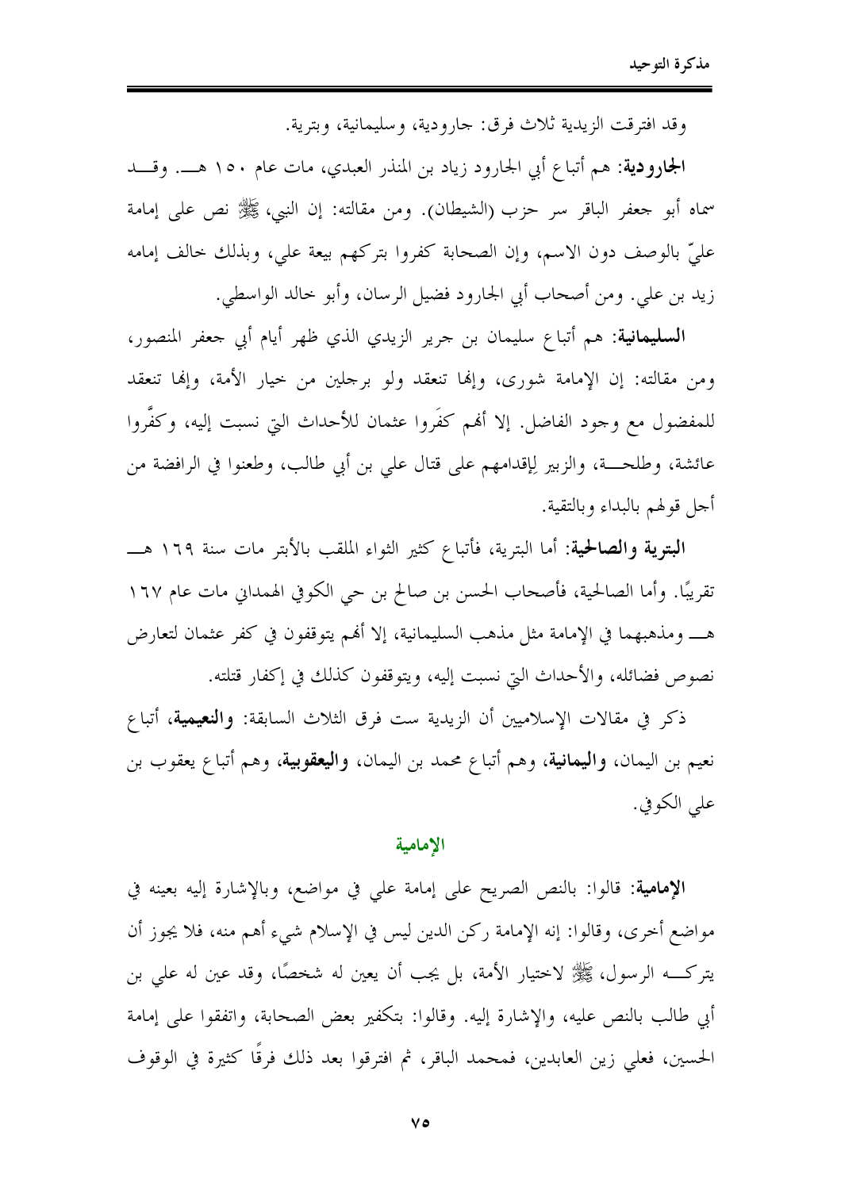وقد افترقت الزيدية ثلاث فرق: جارودية، وسليمانية، وبترية.

**الجارودية**: هم أتباع أبي الجارود زياد بن المنذر العبدي، مات عام ١٥٠ هـ. وقد سماه أبو جعفر الباقر سر حزب (الشيطان). ومن مقالته: إن النبي، ﷺ نص على إمامة عليّ بالوصف دون الاسم، وإن الصحابة كفروا بتركهم بيعة علي، وبذلك خالف إمامه زيد بن علي. ومن أصحاب أبي الجارود فضيل الرسان، وأبو خالد الواسطي.

**السليمانية**: هم أتباع سليمان بن جرير الزيدي الذي ظهر أيام أبي جعفر المنصور، ومن مقالته: إن الإمامة شورى، وإنها تنعقد ولو برجلين من خيار الأمة، وإنها تنعقد للمفضول مع وجود الفاضل. إلا أنهم كفَروا عثمان للأحداث التي نسبت إليه، وكفَّروا عائشة، وطلحة، والزبير لِإقدامهم على قتال علي بن أبي طالب، وطعنوا في الرافضة من أجل قولهم بالبداء وبالتقية.

**البترية والصالحية**: أما البترية، فأتباع كثير الثواء الملقب بالأبتر مات سنة ١٦٩ هـ تقريبًا. وأما الصالحية، فأصحاب الحسن بن صالح بن حي الكوفي الهمداني مات عام ١٦٧ هـ ومذهبهما في الإمامة مثل مذهب السليمانية، إلا أنهم يتوقفون في كفر عثمان لتعارض نصوص فضائله، والأحداث التي نسبت إليه، ويتوقفون كذلك في إكفار قتلته.

ذكر في مقالات الإسلاميين أن الزيدية ست فرق الثلاث السابقة: **والنعيمية**، أتباع نعيم بن اليمان، **واليمانية**، وهم أتباع محمد بن اليمان، **واليعقوبية**، وهم أتباع يعقوب بن علي الكوفي.

## الإمامية

**الإمامية**: قالوا: بالنص الصريح على إمامة علي في مواضع، وبالإشارة إليه بعينه في مواضع أخرى، وقالوا: إنه الإمامة ركن الدين ليس في الإسلام شيء أهم منه، فلا يجوز أن يتركه الرسول، ﷺ لاختيار الأمة، بل يجب أن يعين له شخصًا، وقد عين له علي بن أبي طالب بالنص عليه، والإشارة إليه. وقالوا: بتكفير بعض الصحابة، واتفقوا على إمامة الحسين، فعلي زين العابدين، فمحمد الباقر، ثم افترقوا بعد ذلك فرقًا كثيرة في الوقوف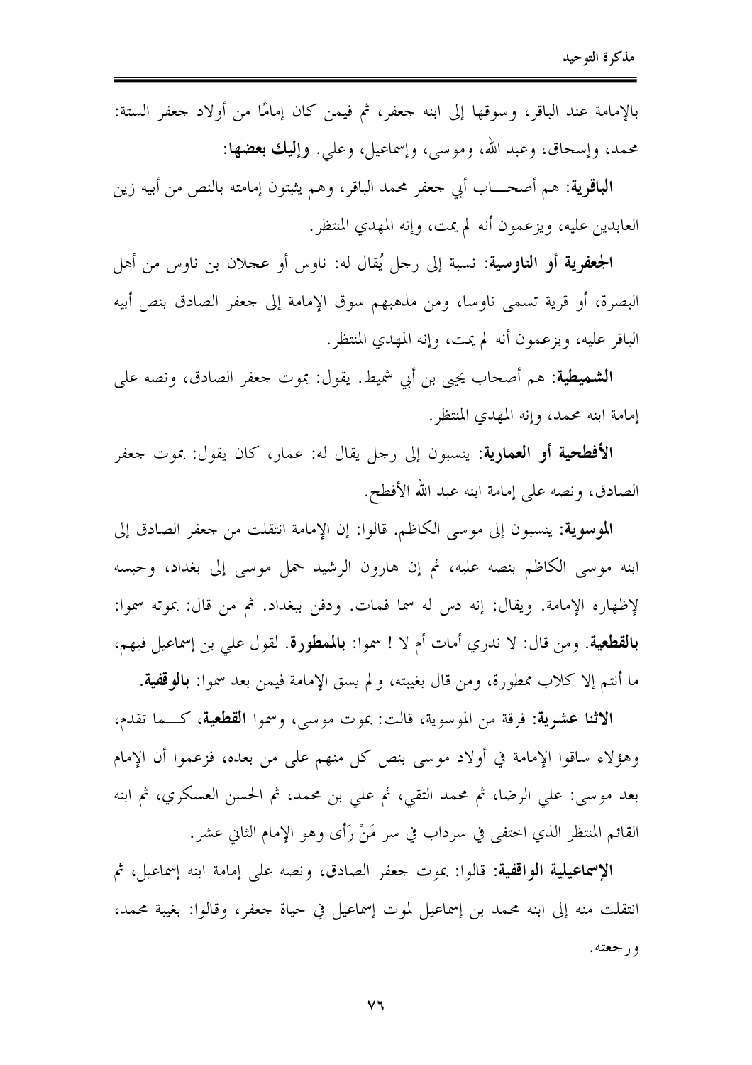بالإمامة عند الباقر، وسوقها إلى ابنه جعفر، ثم فيمن كان إمامًا من أولاد جعفر الستة: محمد، وإسحاق، وعبد الله، وموسى، وإسماعيل، وعلي. **وإليك بعضها**:

**الباقرية**: هم أصحـــاب أبي جعفر محمد الباقر، وهم يثبتون إمامته بالنص من أبيه زين العابدين عليه، ويزعمون أنه لم يمت، وإنه المهدي المنتظر.

**الجعفرية أو الناوسية**: نسبة إلى رجل يُقال له: ناوس أو عجلان بن ناوس من أهل البصرة، أو قرية تسمى ناوسا، ومن مذهبهم سوق الإمامة إلى جعفر الصادق بنص أبيه الباقر عليه، ويزعمون أنه لم يمت، وإنه المهدي المنتظر.

**الشميطية**: هم أصحاب يحيى بن أبي شميط. يقول: يموت جعفر الصادق، ونصه على إمامة ابنه محمد، وإنه المهدي المنتظر.

**الأفطحية أو العمارية**: ينسبون إلى رجل يقال له: عمار، كان يقول: بموت جعفر الصادق، ونصه على إمامة ابنه عبد الله الأفطح.

**الموسوية**: ينسبون إلى موسى الكاظم. قالوا: إن الإمامة انتقلت من جعفر الصادق إلى ابنه موسى الكاظم بنصه عليه، ثم إن هارون الرشيد حمل موسى إلى بغداد، وحبسه لإظهاره الإمامة. ويقال: إنه دس له سما فمات. ودفن ببغداد. ثم من قال: بموته سموا: **بالقطعية**. ومن قال: لا ندري أمات أم لا ! سموا: **بالممطورة**. لقول علي بن إسماعيل فيهم، ما أنتم إلا كلاب ممطورة، ومن قال بغيبته، ولم يسق الإمامة فيمن بعد سموا: **بالوقفية**.

**الاثنا عشرية**: فرقة من الموسوية، قالت: بموت موسى، وسموا **القطعية**، كـــما تقدم، وهؤلاء ساقوا الإمامة في أولاد موسى بنص كل منهم على من بعده، فزعموا أن الإمام بعد موسى: علي الرضا، ثم محمد التقي، ثم علي بن محمد، ثم الحسن العسكري، ثم ابنه القائم المنتظر الذي اختفى في سرداب في سر مَنْ رَأى وهو الإمام الثاني عشر.

**الإسماعيلية الواقفية**: قالوا: بموت جعفر الصادق، ونصه على إمامة ابنه إسماعيل، ثم انتقلت منه إلى ابنه محمد بن إسماعيل لموت إسماعيل في حياة جعفر، وقالوا: بغيبة محمد، ورجعته.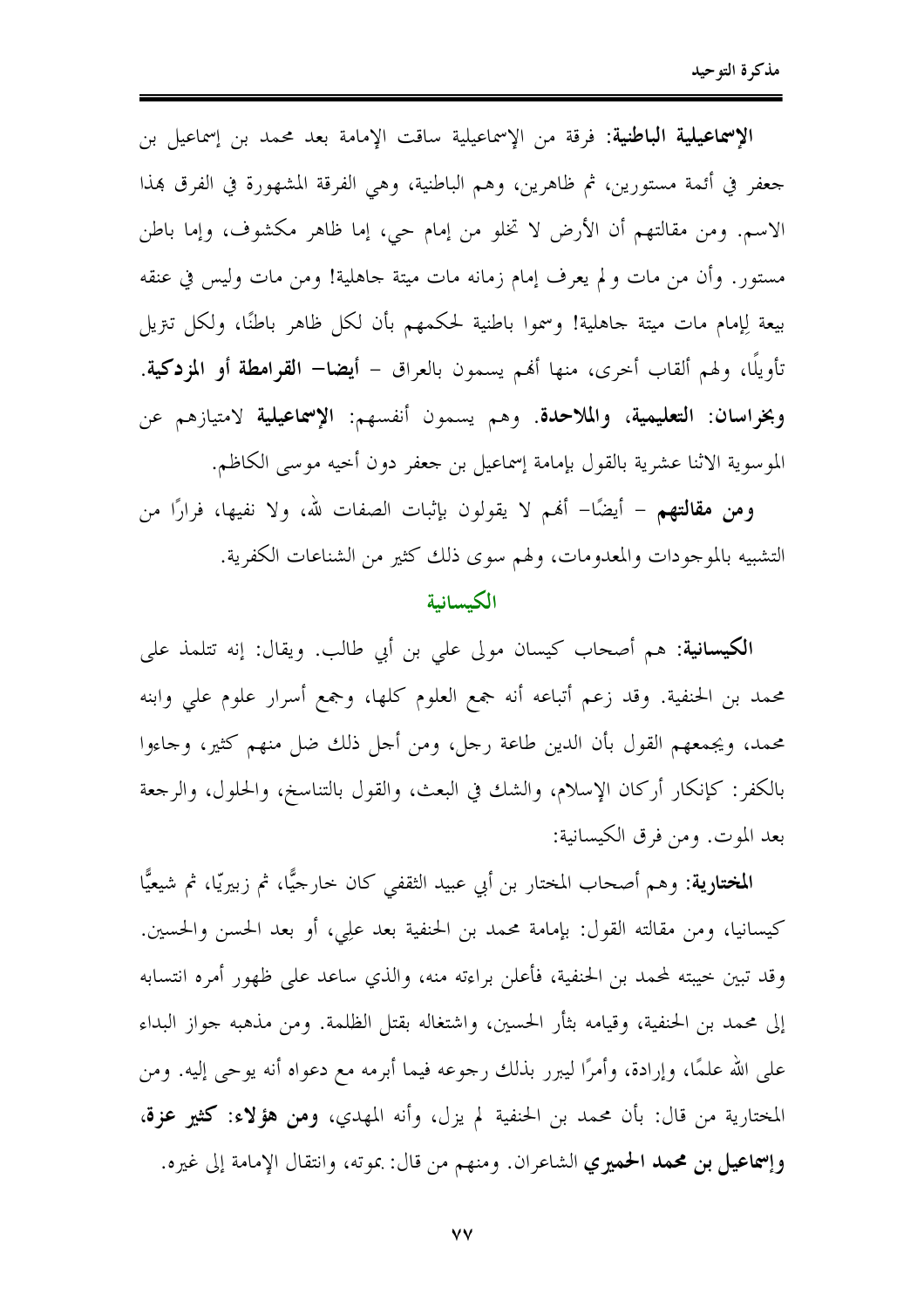**الإسماعيلية الباطنية**: فرقة من الإسماعيلية ساقت الإمامة بعد محمد بن إسماعيل بن جعفر في أئمة مستورين، ثم ظاهرين، وهم الباطنية، وهي الفرقة المشهورة في الفرق بهذا الاسم. ومن مقالتهم أن الأرض لا تخلو من إمام حي، إما ظاهر مكشوف، وإما باطن مستور. وأن من مات ولم يعرف إمام زمانه مات ميتة جاهلية! ومن مات وليس في عنقه بيعة لِإمام مات ميتة جاهلية! وسموا باطنية لحكمهم بأن لكل ظاهر باطنًا، ولكل تنزيل تأويلًا، ولهم ألقاب أخرى، منها أنهم يسمون بالعراق - **أيضا- القرامطة أو المزدكية**. **وبخراسان: التعليمية، والملاحدة**. وهم يسمون أنفسهم: **الإسماعيلية** لامتيازهم عن الموسوية الاثنا عشرية بالقول بإمامة إسماعيل بن جعفر دون أخيه موسى الكاظم.

**ومن مقالتهم** - أيضًا- أنهم لا يقولون بإثبات الصفات لله، ولا نفيها، فرارًا من التشبيه بالموجودات والمعدومات، ولهم سوى ذلك كثير من الشناعات الكفرية.

## الكيسانية

**الكيسانية**: هم أصحاب كيسان مولى علي بن أبي طالب. ويقال: إنه تتلمذ على محمد بن الحنفية. وقد زعم أتباعه أنه جمع العلوم كلها، وجمع أسرار علوم علي وابنه محمد، ويجمعهم القول بأن الدين طاعة رجل، ومن أجل ذلك ضل منهم كثير، وجاءوا بالكفر: كإنكار أركان الإسلام، والشك في البعث، والقول بالتناسخ، والحلول، والرجعة بعد الموت. ومن فرق الكيسانية:

**المختارية**: وهم أصحاب المختار بن أبي عبيد الثقفي كان خارجيًّا، ثم زبيريًّا، ثم شيعيًّا كيسانيا، ومن مقالته القول: بإمامة محمد بن الحنفية بعد علي، أو بعد الحسن والحسين. وقد تبين خبيثه لمحمد بن الحنفية، فأعلن براءته منه، والذي ساعد على ظهور أمره انتسابه إلى محمد بن الحنفية، وقيامه بثأر الحسين، واشتغاله بقتل الظلمة. ومن مذهبه جواز البداء على الله علمًا، وإرادة، وأمرًا ليبرر بذلك رجوعه فيما أبرمه مع دعواه أنه يوحى إليه. ومن المختارية من قال: بأن محمد بن الحنفية لم يزل، وأنه المهدي، **ومن هؤلاء: كثير عزة، وإسماعيل بن محمد الحميري** الشاعران. ومنهم من قال: بموته، وانتقال الإمامة إلى غيره.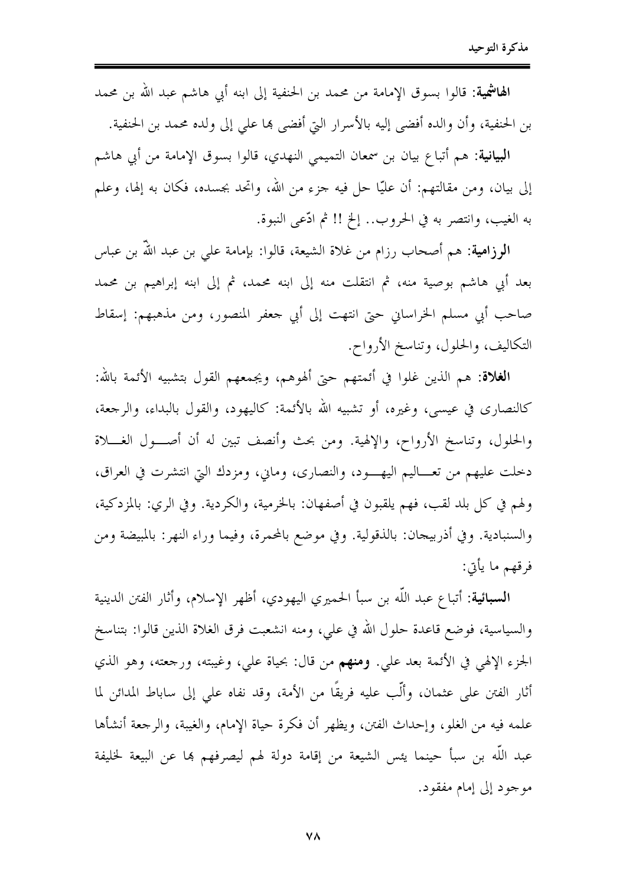**الهاشمية**: قالوا بسوق الإمامة من محمد بن الحنفية إلى ابنه أبي هاشم عبد الله بن محمد بن الحنفية، وأن والده أفضى إليه بالأسرار التي أفضى بها علي إلى ولده محمد بن الحنفية.

**البيانية**: هم أتباع بيان بن سمعان التميمي النهدي، قالوا بسوق الإمامة من أبي هاشم إلى بيان، ومن مقالتهم: أن عليًا حل فيه جزء من الله، واتحد بجسده، فكان به إلها، وعلم به الغيب، وانتصر به في الحروب.. إلخ !! ثم ادّعى النبوة.

**الرزامية**: هم أصحاب رزام من غلاة الشيعة، قالوا: بإمامة علي بن عبد الله بن عباس بعد أبي هاشم بوصية منه، ثم انتقلت منه إلى ابنه محمد، ثم إلى ابنه إبراهيم بن محمد صاحب أبي مسلم الخراساني حتى انتهت إلى أبي جعفر المنصور، ومن مذهبهم: إسقاط التكاليف، والحلول، وتناسخ الأرواح.

**الغلاة**: هم الذين غلوا في أئمتهم حتى ألهوهم، ويجمعهم القول بتشبيه الأئمة بالله: كالنصارى في عيسى، وغيره، أو تشبيه الله بالأئمة: كاليهود، والقول بالبداء، والرجعة، والحلول، وتناسخ الأرواح، والإلهية. ومن بحث وأنصف تبين له أن أصول الغلاة دخلت عليهم من تعاليم اليهود، والنصارى، وماني، ومزدك التي انتشرت في العراق، ولهم في كل بلد لقب، فهم يلقبون في أصفهان: بالخرمية، والكردية. وفي الري: بالمزدكية، والسنبادية. وفي أذربيجان: بالذقولية. وفي موضع بالمحمرة، وفيما وراء النهر: بالمبيضة ومن فرقهم ما يأتي:

**السبائية**: أتباع عبد اللّه بن سبأ الحميري اليهودي، أظهر الإسلام، وأثار الفتن الدينية والسياسية، فوضع قاعدة حلول الله في علي، ومنه انشعبت فرق الغلاة الذين قالوا: بتناسخ الجزء الإلهي في الأئمة بعد علي. **ومنهم** من قال: بحياة علي، وغيبته، ورجعته، وهو الذي أثار الفتن على عثمان، وألّب عليه فريقًا من الأمة، وقد نفاه علي إلى ساباط المدائن لما علمه فيه من الغلو، وإحداث الفتن، ويظهر أن فكرة حياة الإمام، والغيبة، والرجعة أنشأها عبد اللّه بن سبأ حينما يئس الشيعة من إقامة دولة لهم ليصرفهم بها عن البيعة لخليفة موجود إلى إمام مفقود.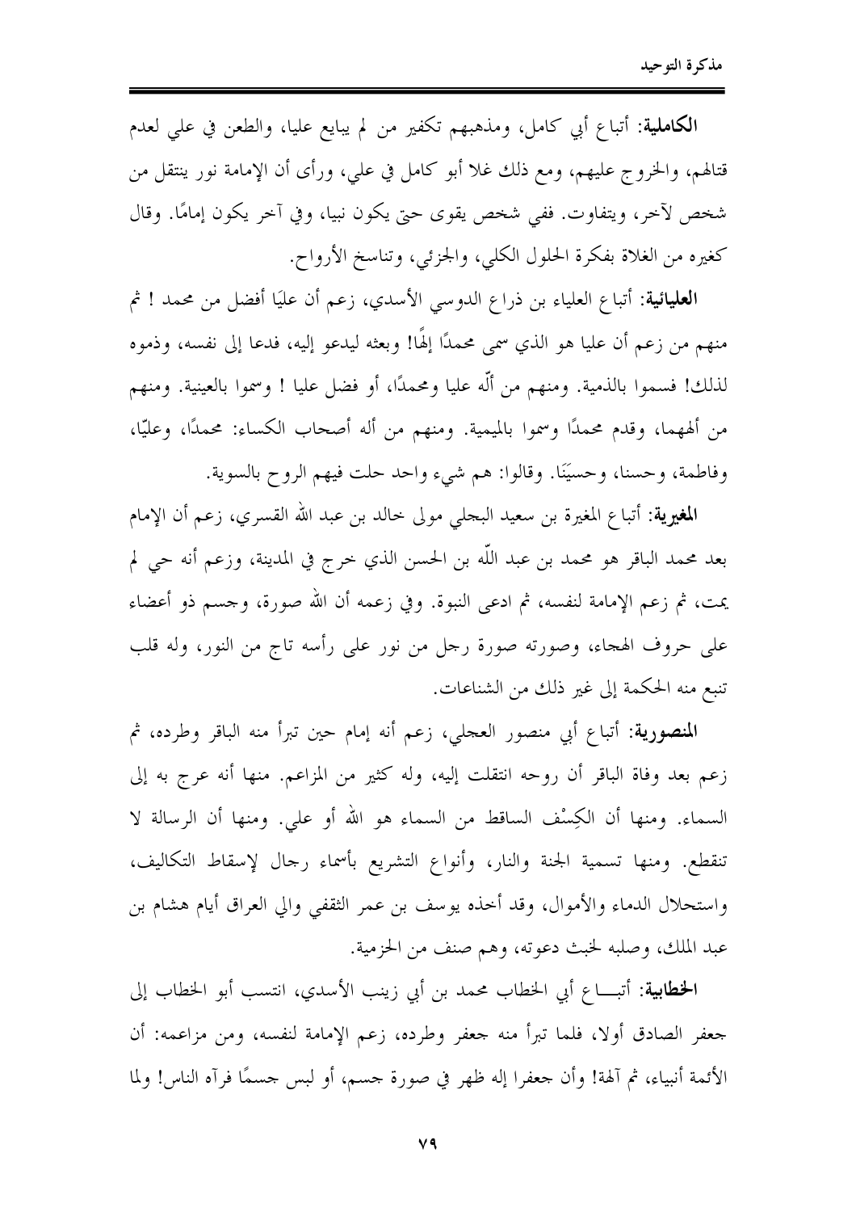**الكاملية**: أتباع أبي كامل، ومذهبهم تكفير من لم يبايع عليا، والطعن في علي لعدم قتالهم، والخروج عليهم، ومع ذلك غلا أبو كامل في علي، ورأى أن الإمامة نور ينتقل من شخص لآخر، ويتفاوت. ففي شخص يقوى حتى يكون نبيا، وفي آخر يكون إمامًا. وقال كغيره من الغلاة بفكرة الحلول الكلي، والجزئي، وتناسخ الأرواح.

**العليائية**: أتباع العلياء بن ذراع الدوسي الأسدي، زعم أن عليًا أفضل من محمد ! ثم منهم من زعم أن عليا هو الذي سمى محمدًا إلهًا! وبعثه ليدعو إليه، فدعا إلى نفسه، وذموه لذلك! فسموا بالذمية. ومنهم من ألّه عليا ومحمدًا، أو فضل عليا ! وسموا بالعينية. ومنهم من ألههما، وقدم محمدًا وسموا بالميمية. ومنهم من أله أصحاب الكساء: محمدًا، وعليًا، وفاطمة، وحسنا، وحسَيَنًا. وقالوا: هم شيء واحد حلت فيهم الروح بالسوية.

**المغيرية**: أتباع المغيرة بن سعيد البجلي مولى خالد بن عبد الله القسري، زعم أن الإمام بعد محمد الباقر هو محمد بن عبد اللّه بن الحسن الذي خرج في المدينة، وزعم أنه حي لم يمت، ثم زعم الإمامة لنفسه، ثم ادعى النبوة. وفي زعمه أن الله صورة، وجسم ذو أعضاء على حروف الهجاء، وصورته صورة رجل من نور على رأسه تاج من النور، وله قلب تنبع منه الحكمة إلى غير ذلك من الشناعات.

**المنصورية**: أتباع أبي منصور العجلي، زعم أنه إمام حين تبرأ منه الباقر وطرده، ثم زعم بعد وفاة الباقر أن روحه انتقلت إليه، وله كثير من المزاعم. منها أنه عرج به إلى السماء. ومنها أن الكِسْف الساقط من السماء هو الله أو علي. ومنها أن الرسالة لا تنقطع. ومنها تسمية الجنة والنار، وأنواع التشريع بأسماء رجال لإسقاط التكاليف، واستحلال الدماء والأموال، وقد أخذه يوسف بن عمر الثقفي والي العراق أيام هشام بن عبد الملك، وصلبه لخبث دعوته، وهم صنف من الحزمية.

**الخطابية**: أتبـــاع أبي الخطاب محمد بن أبي زينب الأسدي، انتسب أبو الخطاب إلى جعفر الصادق أولا، فلما تبرأ منه جعفر وطرده، زعم الإمامة لنفسه، ومن مزاعمه: أن الأئمة أنبياء، ثم آلهة! وأن جعفرا إله ظهر في صورة جسم، أو لبس جسمًا فرآه الناس! ولما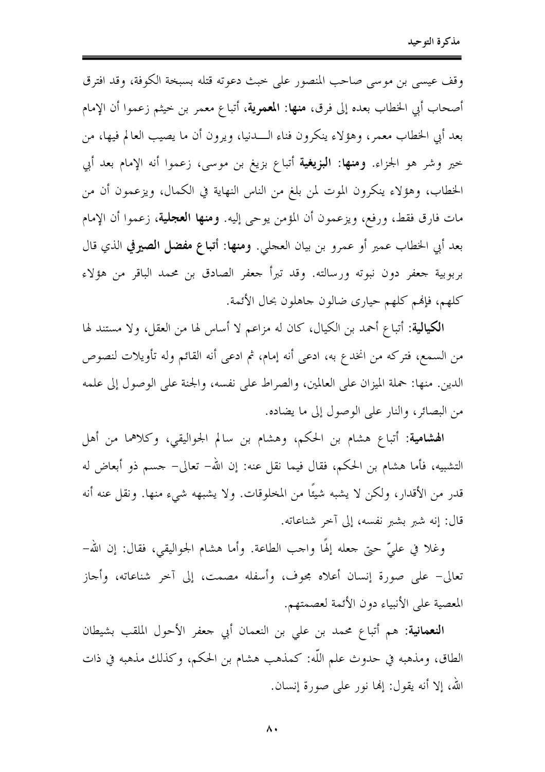وقف عيسى بن موسى صاحب المنصور على خبث دعوته قتله بسبخة الكوفة، وقد افترق أصحاب أبي الخطاب بعده إلى فرق، **منها: المعمرية**، أتباع معمر بن خيثم زعموا أن الإمام بعد أبي الخطاب معمر، وهؤلاء ينكرون فناء الـــدنيا، ويرون أن ما يصيب العالم فيها، من خير وشر هو الجزاء. **ومنها: البزيغية** أتباع بزيغ بن موسى، زعموا أنه الإمام بعد أبي الخطاب، وهؤلاء ينكرون الموت لمن بلغ من الناس النهاية في الكمال، ويزعمون أن من مات فارق فقط، ورفع، ويزعمون أن المؤمن يوحى إليه. **ومنها العجلية**، زعموا أن الإمام بعد أبي الخطاب عمير أو عمرو بن بيان العجلي. **ومنها: أتباع مفضل الصيرفي** الذي قال بربوبية جعفر دون نبوته ورسالته. وقد تبرأ جعفر الصادق بن محمد الباقر من هؤلاء كلهم، فإنهم كلهم حيارى ضالون جاهلون بحال الأئمة.

**الكيالية**: أتباع أحمد بن الكيال، كان له مزاعم لا أساس لها من العقل، ولا مستند لها من السمع، فتركه من انخدع به، ادعى أنه إمام، ثم ادعى أنه القائم وله تأويلات لنصوص الدين. منها: حملة الميزان على العالمين، والصراط على نفسه، والجنة على الوصول إلى علمه من البصائر، والنار على الوصول إلى ما يضاده.

**الهشامية**: أتباع هشام بن الحكم، وهشام بن سالم الجواليقي، وكلاهما من أهل التشبيه، فأما هشام بن الحكم، فقال فيما نقل عنه: إن الله- تعالى- جسم ذو أبعاض له قدر من الأقدار، ولكن لا يشبه شيئًا من المخلوقات. ولا يشبهه شيء منها. ونقل عنه أنه قال: إنه شبر بشبر نفسه، إلى آخر شناعاته.

وغلا في عليّ حتى جعله إلهًا واجب الطاعة. وأما هشام الجواليقي، فقال: إن الله- تعالى- على صورة إنسان أعلاه مجوف، وأسفله مصمت، إلى آخر شناعاته، وأجاز المعصية على الأنبياء دون الأئمة لعصمتهم.

**النعمانية**: هم أتباع محمد بن علي بن النعمان أبي جعفر الأحول الملقب بشيطان الطاق، ومذهبه في حدوث علم اللّه: كمذهب هشام بن الحكم، وكذلك مذهبه في ذات الله، إلا أنه يقول: إنها نور على صورة إنسان.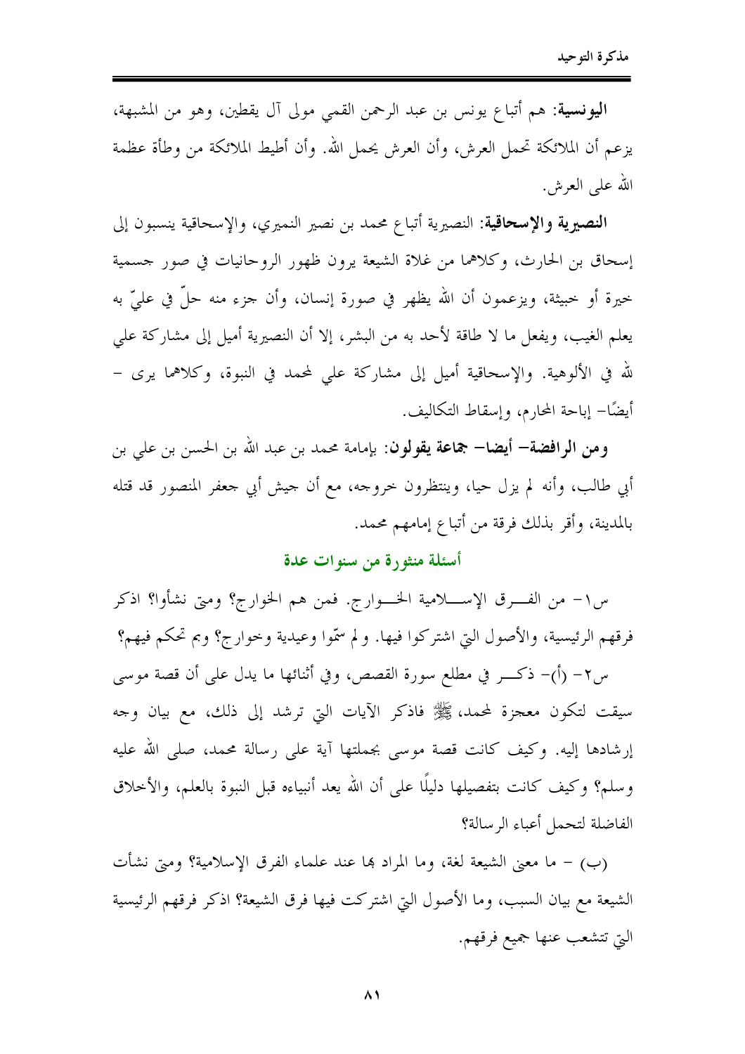**اليونسية:** هم أتباع يونس بن عبد الرحمن القمي مولى آل يقطين، وهو من المشبهة، يزعم أن الملائكة تحمل العرش، وأن العرش يحمل الله. وأن أطيط الملائكة من وطأة عظمة الله على العرش.

**النصيرية والإسحاقية:** النصيرية أتباع محمد بن نصير النميري، والإسحاقية ينسبون إلى إسحاق بن الحارث، وكلاهما من غلاة الشيعة يرون ظهور الروحانيات في صور جسمية خيرة أو خبيثة، ويزعمون أن الله يظهر في صورة إنسان، وأن جزء منه حلّ في عليّ به يعلم الغيب، ويفعل ما لا طاقة لأحد به من البشر، إلا أن النصيرية أميل إلى مشاركة علي لله في الألوهية. والإسحاقية أميل إلى مشاركة علي لمحمد في النبوة، وكلاهما يرى – أيضًا– إباحة المحارم، وإسقاط التكاليف.

**ومن الرافضة– أيضا– جماعة يقولون:** بإمامة محمد بن عبد الله بن الحسن بن علي بن أبي طالب، وأنه لم يزل حيا، وينتظرون خروجه، مع أن جيش أبي جعفر المنصور قد قتله بالمدينة، وأقر بذلك فرقة من أتباع إمامهم محمد.

## أسئلة منثورة من سنوات عدة

س١– من الفـــرق الإســـلامية الخـــوارج. فمن هم الخوارج؟ ومتى نشأوا؟ اذكر فرقهم الرئيسية، والأصول التي اشتركوا فيها. ولم سمّوا وعيدية وخوارج؟ وبم تحكم فيهم؟

س٢– (أ)– ذكـــر في مطلع سورة القصص، وفي أثنائها ما يدل على أن قصة موسى سيقت لتكون معجزة لمحمد، ﷺ فاذكر الآيات التي ترشد إلى ذلك، مع بيان وجه إرشادها إليه. وكيف كانت قصة موسى بجملتها آية على رسالة محمد، صلى الله عليه وسلم؟ وكيف كانت بتفصيلها دليلًا على أن الله يعد أنبياءه قبل النبوة بالعلم، والأخلاق الفاضلة لتحمل أعباء الرسالة؟

(ب) – ما معنى الشيعة لغة، وما المراد بها عند علماء الفرق الإسلامية؟ ومتى نشأت الشيعة مع بيان السبب، وما الأصول التي اشتركت فيها فرق الشيعة؟ اذكر فرقهم الرئيسية التي تتشعب عنها جميع فرقهم.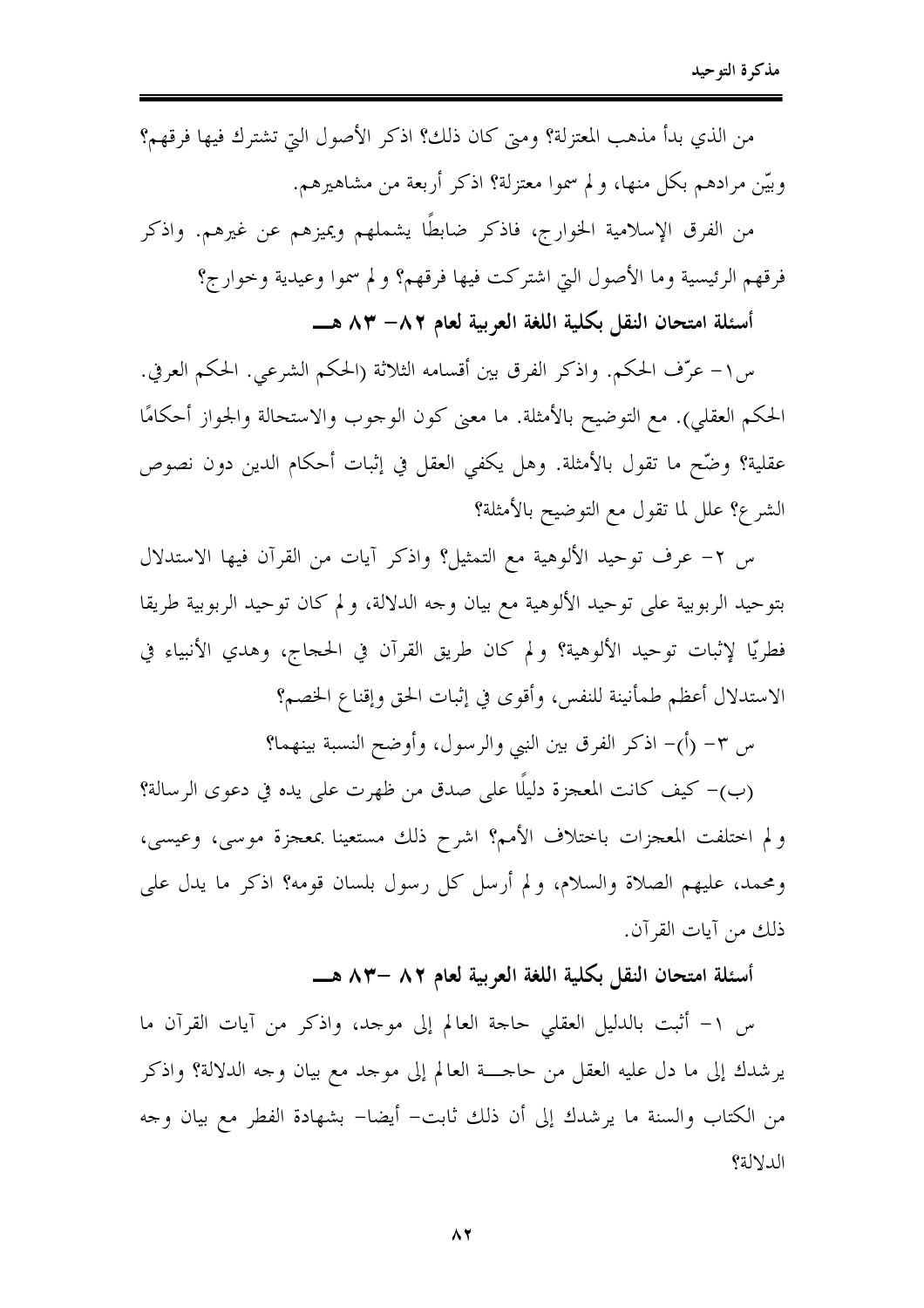من الذي بدأ مذهب المعتزلة؟ ومتى كان ذلك؟ اذكر الأصول التي تشترك فيها فرقهم؟ وبيّن مرادهم بكل منها، و لم سموا معتزلة؟ اذكر أربعة من مشاهيرهم.

من الفرق الإسلامية الخوارج، فاذكر ضابطًا يشملهم ويميزهم عن غيرهم. واذكر فرقهم الرئيسية وما الأصول التي اشتركت فيها فرقهم؟ و لم سموا وعيدية وخوارج؟

### أسئلة امتحان النقل بكلية اللغة العربية لعام ٨٢- ٨٣ هـ

س١- عرّف الحكم. واذكر الفرق بين أقسامه الثلاثة (الحكم الشرعي. الحكم العرفي. الحكم العقلي). مع التوضيح بالأمثلة. ما معنى كون الوجوب والاستحالة والجواز أحكامًا عقلية؟ وضّح ما تقول بالأمثلة. وهل يكفي العقل في إثبات أحكام الدين دون نصوص الشرع؟ علل لما تقول مع التوضيح بالأمثلة؟

س ٢- عرف توحيد الألوهية مع التمثيل؟ واذكر آيات من القرآن فيها الاستدلال بتوحيد الربوبية على توحيد الألوهية مع بيان وجه الدلالة، و لم كان توحيد الربوبية طريقا فطريًا لإثبات توحيد الألوهية؟ و لم كان طريق القرآن في الحجاج، وهدي الأنبياء في الاستدلال أعظم طمأنينة للنفس، وأقوى في إثبات الحق وإقناع الخصم؟

س ٣- (أ)- اذكر الفرق بين النبي والرسول، وأوضح النسبة بينهما؟

(ب)- كيف كانت المعجزة دليلًا على صدق من ظهرت على يده في دعوى الرسالة؟ و لم اختلفت المعجزات باختلاف الأمم؟ اشرح ذلك مستعينا بمعجزة موسى، وعيسى، ومحمد، عليهم الصلاة والسلام، و لم أرسل كل رسول بلسان قومه؟ اذكر ما يدل على ذلك من آيات القرآن.

### أسئلة امتحان النقل بكلية اللغة العربية لعام ٨٢ -٨٣ هـ

س ١- أثبت بالدليل العقلي حاجة العالم إلى موجد، واذكر من آيات القرآن ما يرشدك إلى ما دل عليه العقل من حاجة العالم إلى موجد مع بيان وجه الدلالة؟ واذكر من الكتاب والسنة ما يرشدك إلى أن ذلك ثابت- أيضا- بشهادة الفطر مع بيان وجه الدلالة؟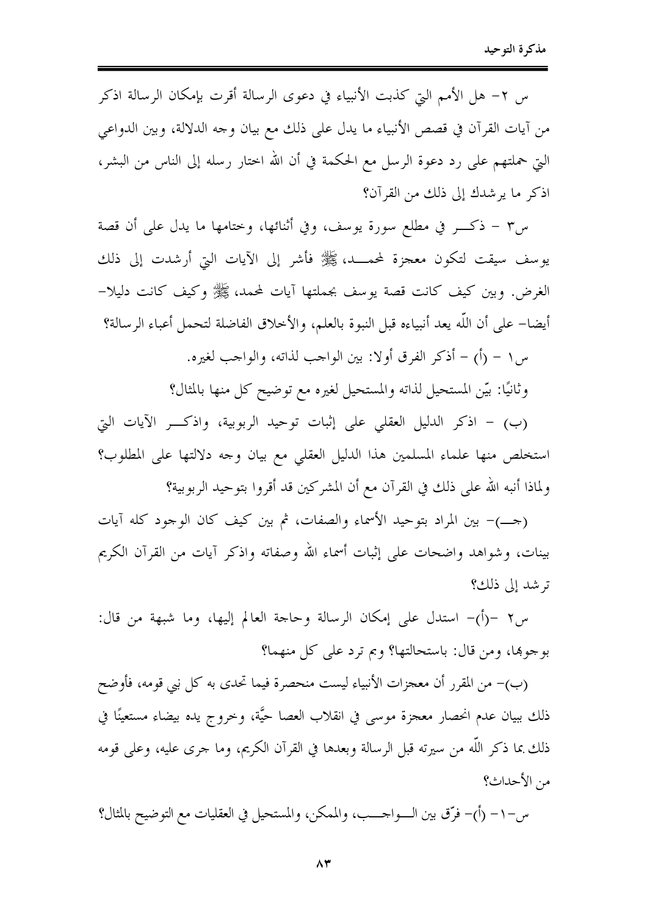س ٢- هل الأمم التي كذبت الأنبياء في دعوى الرسالة أقرت بإمكان الرسالة اذكر من آيات القرآن في قصص الأنبياء ما يدل على ذلك مع بيان وجه الدلالة، وبين الدواعي التي حملتهم على رد دعوة الرسل مع الحكمة في أن الله اختار رسله إلى الناس من البشر، اذكر ما يرشدك إلى ذلك من القرآن؟

س٣ – ذكـــر في مطلع سورة يوسف، وفي أثنائها، وختامها ما يدل على أن قصة يوسف سيقت لتكون معجزة لمحمـــد، ﷺ فأشر إلى الآيات التي أرشدت إلى ذلك الغرض. وبين كيف كانت قصة يوسف بجملتها آيات لمحمد، ﷺ وكيف كانت دليلا- أيضا- على أن اللّه يعد أنبياءه قبل النبوة بالعلم، والأخلاق الفاضلة لتحمل أعباء الرسالة؟

س١ – (أ) – أذكر الفرق أولا: بين الواجب لذاته، والواجب لغيره.

وثانيًا: بيّن المستحيل لذاته والمستحيل لغيره مع توضيح كل منها بالمثال؟

(ب) – اذكر الدليل العقلي على إثبات توحيد الربوبية، واذكـــر الآيات التي استخلص منها علماء المسلمين هذا الدليل العقلي مع بيان وجه دلالتها على المطلوب؟ ولماذا أنبه الله على ذلك في القرآن مع أن المشركين قد أقروا بتوحيد الربوبية؟

(جـــ)- بين المراد بتوحيد الأسماء والصفات، ثم بين كيف كان الوجود كله آيات بينات، وشواهد واضحات على إثبات أسماء الله وصفاته واذكر آيات من القرآن الكريم ترشد إلى ذلك؟

س٢ –(أ)- استدل على إمكان الرسالة وحاجة العالم إليها، وما شبهة من قال: بوجوبها، ومن قال: باستحالتها؟ وبم ترد على كل منهما؟

(ب)- من المقرر أن معجزات الأنبياء ليست منحصرة فيما تحدى به كل نبي قومه، فأوضح ذلك ببيان عدم انحصار معجزة موسى في انقلاب العصا حيَّة، وخروج يده بيضاء مستعينًا في ذلك بما ذكر اللّه من سيرته قبل الرسالة وبعدها في القرآن الكريم، وما جرى عليه، وعلى قومه من الأحداث؟

س–١– (أ)– فرّق بين الـــواجـــب، والممكن، والمستحيل في العقليات مع التوضيح بالمثال؟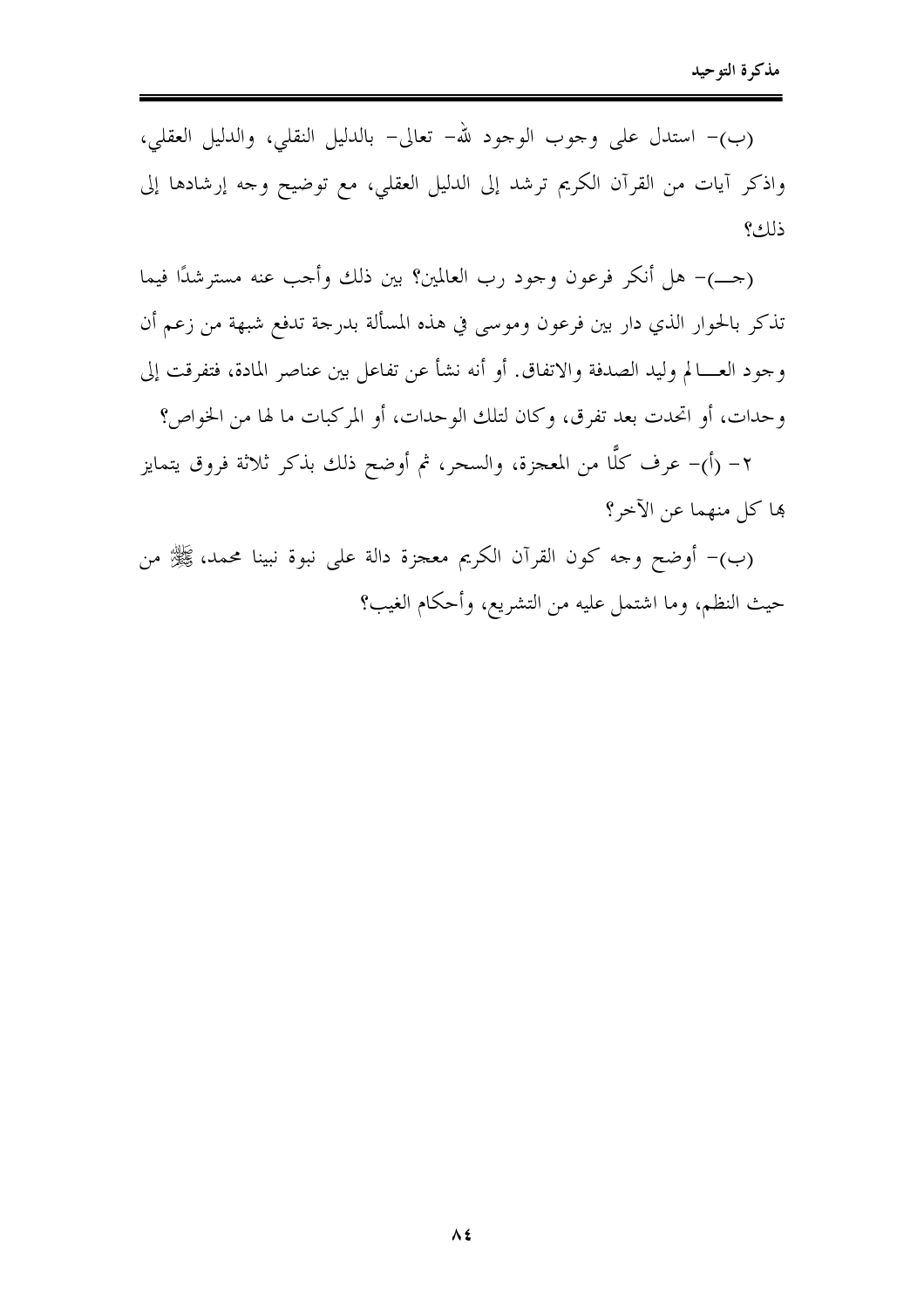(ب)- استدل على وجوب الوجود لله- تعالى- بالدليل النقلي، والدليل العقلي، واذكر آيات من القرآن الكريم ترشد إلى الدليل العقلي، مع توضيح وجه إرشادها إلى ذلك؟

(جـ)- هل أنكر فرعون وجود رب العالمين؟ بين ذلك وأجب عنه مسترشدًا فيما تذكر بالحوار الذي دار بين فرعون وموسى في هذه المسألة بدرجة تدفع شبهة من زعم أن وجود العالم وليد الصدفة والاتفاق. أو أنه نشأ عن تفاعل بين عناصر المادة، فتفرقت إلى وحدات، أو اتحدت بعد تفرق، وكان لتلك الوحدات، أو المركبات ما لها من الخواص؟

٢- (أ)- عرف كلًّا من المعجزة، والسحر، ثم أوضح ذلك بذكر ثلاثة فروق يتمايز بها كل منهما عن الآخر؟

(ب)- أوضح وجه كون القرآن الكريم معجزة دالة على نبوة نبينا محمد، ﷺ من حيث النظم، وما اشتمل عليه من التشريع، وأحكام الغيب؟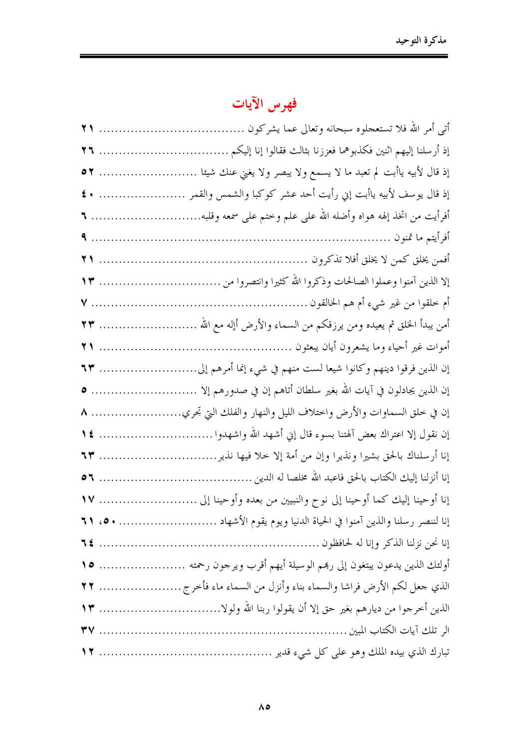# فهرس الآيات

أتى أمر الله فلا تستعجلوه سبحانه وتعالى عما يشركون ........................................ ٢١

إذ أرسلنا إليهم اثنين فكذبوهما فعززنا بثالث فقالوا إنا إليكم ..................................... ٢٦

إذ قال لأبيه ياأبت لم تعبد ما لا يسمع ولا يبصر ولا يغني عنك شيئا ......................... ٥٢

إذ قال يوسف لأبيه ياأبت إني رأيت أحد عشر كوكبا والشمس والقمر ......................... ٤٠

أفرأيت من اتخذ إلهه هواه وأضله الله على علم وختم على سمعه وقلبه............................ ٦

أفرأيتم ما تمنون ................................................................................. ٩

أفمن يخلق كمن لا يخلق أفلا تذكرون ................................................... ٢١

إلا الذين آمنوا وعملوا الصالحات وذكروا الله كثيرا وانتصروا من ............................... ١٣

أم خلقوا من غير شيء أم هم الخالقون ...................................................... ٧

أمن يبدأ الخلق ثم يعيده ومن يرزقكم من السماء والأرض أإله مع الله ........................ ٢٣

أموات غير أحياء وما يشعرون أيان يبعثون ................................................ ٢١

إن الذين فرقوا دينهم وكانوا شيعا لست منهم في شيء إنما أمرهم إلى.......................... ٦٣

إن الذين يجادلون في آيات الله بغير سلطان أتاهم إن في صدورهم إلا ............................ ٥

إن في خلق السماوات والأرض واختلاف الليل والنهار والفلك التي تجري........................ ٨

إن نقول إلا اعتراك بعض آلهتنا بسوء قال إني أشهد الله واشهدوا ............................. ١٤

إنا أرسلناك بالحق بشيرا ونذيرا وإن من أمة إلا خلا فيها نذير................................. ٦٣

إنا أنزلنا إليك الكتاب بالحق فاعبد الله مخلصا له الدين ...................................... ٥٦

إنا أوحينا إليك كما أوحينا إلى نوح والنبيين من بعده وأوحينا إلى ............................ ١٧

إنا لننصر رسلنا والذين آمنوا في الحياة الدنيا ويوم يقوم الأشهاد ......................... ٥٠، ٦١

إنا نحن نزلنا الذكر وإنا له لحافظون ........................................................ ٦٤

أولئك الذين يدعون يبتغون إلى ربهم الوسيلة أيهم أقرب ويرجون رحمته ...................... ١٥

الذي جعل لكم الأرض فراشا والسماء بناء وأنزل من السماء ماء فأخرج ...................... ٢٢

الذين أخرجوا من ديارهم بغير حق إلا أن يقولوا ربنا الله ولولا................................. ١٣

الر تلك آيات الكتاب المبين ................................................................. ٣٧

تبارك الذي بيده الملك وهو على كل شيء قدير ........................................... ١٢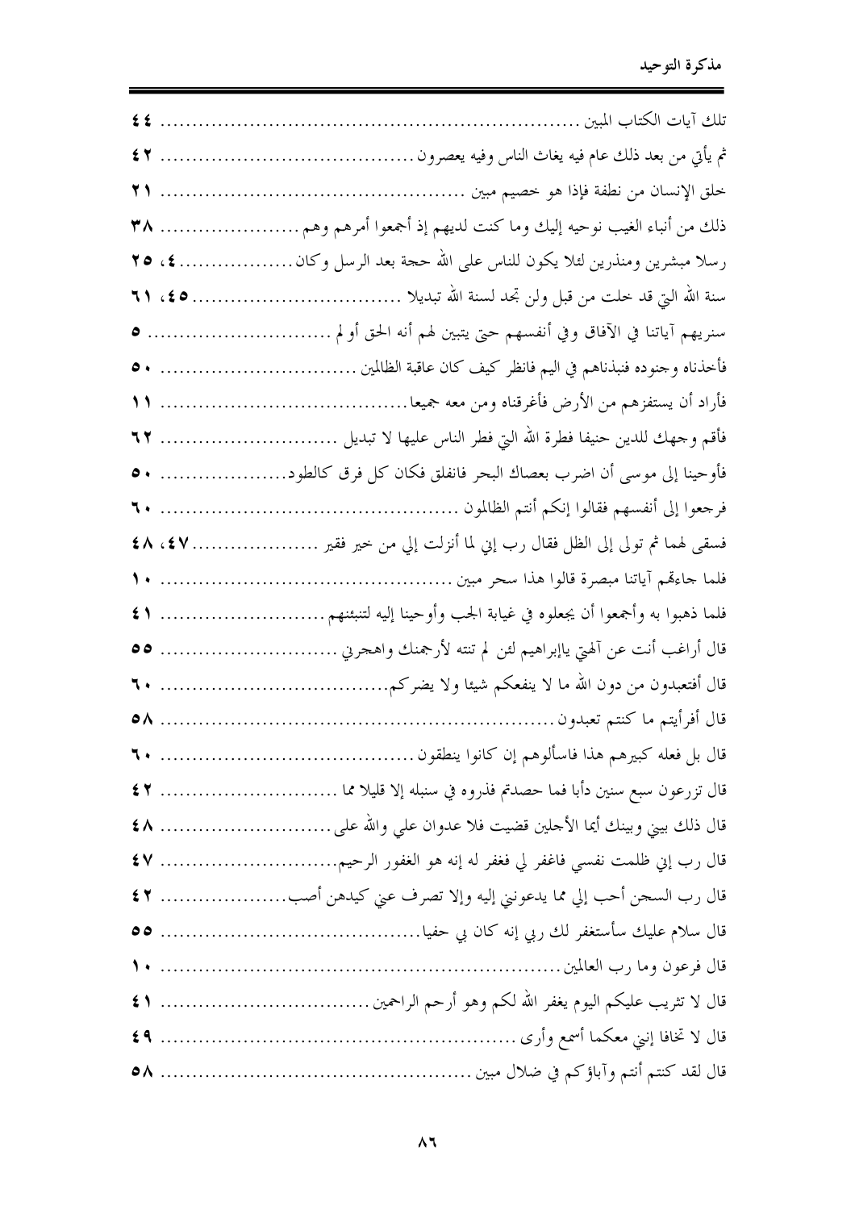تلك آيات الكتاب المبين .................................................. ٤٤

ثم يأتي من بعد ذلك عام فيه يغاث الناس وفيه يعصرون ...................... ٤٢

خلق الإنسان من نطفة فإذا هو خصيم مبين ................................ ٢١

ذلك من أنباء الغيب نوحيه إليك وما كنت لديهم إذ أجمعوا أمرهم وهم ............ ٣٨

رسلا مبشرين ومنذرين لئلا يكون للناس على الله حجة بعد الرسل وكان ......... ٤، ٢٥

سنة الله التي قد خلت من قبل ولن تجد لسنة الله تبديلا ..................... ٤٥، ٦١

سنريهم آياتنا في الآفاق وفي أنفسهم حتى يتبين لهم أنه الحق أو لم .............. ٥

فأخذناه وجنوده فنبذناهم في اليم فانظر كيف كان عاقبة الظالمين ................ ٥٠

فأراد أن يستفزهم من الأرض فأغرقناه ومن معه جميعا ........................ ١١

فأقم وجهك للدين حنيفا فطرة الله التي فطر الناس عليها لا تبديل ............... ٦٢

فأوحينا إلى موسى أن اضرب بعصاك البحر فانفلق فكان كل فرق كالطود .......... ٥٠

فرجعوا إلى أنفسهم فقالوا إنكم أنتم الظالمون ................................ ٦٠

فسقى لهما ثم تولى إلى الظل فقال رب إني لما أنزلت إلي من خير فقير .......... ٤٧، ٤٨

فلما جاءتهم آياتنا مبصرة قالوا هذا سحر مبين ............................... ١٠

فلما ذهبوا به وأجمعوا أن يجعلوه في غيابة الجب وأوحينا إليه لتنبئنهم ........... ٤١

قال أراغب أنت عن آلهتي ياإبراهيم لئن لم تنته لأرجمنك واهجرني ............... ٥٥

قال أفتعبدون من دون الله ما لا ينفعكم شيئا ولا يضركم ....................... ٦٠

قال أفرأيتم ما كنتم تعبدون ................................................ ٥٨

قال بل فعله كبيرهم هذا فاسألوهم إن كانوا ينطقون ........................... ٦٠

قال تزرعون سبع سنين دأبا فما حصدتم فذروه في سنبله إلا قليلا مما .............. ٤٢

قال ذلك بيني وبينك أيما الأجلين قضيت فلا عدوان علي والله على ............... ٤٨

قال رب إني ظلمت نفسي فاغفر لي فغفر له إنه هو الغفور الرحيم ................ ٤٧

قال رب السجن أحب إلي مما يدعونني إليه وإلا تصرف عني كيدهن أصب ........... ٤٢

قال سلام عليك سأستغفر لك ربي إنه كان بي حفيا ............................ ٥٥

قال فرعون وما رب العالمين ................................................ ١٠

قال لا تثريب عليكم اليوم يغفر الله لكم وهو أرحم الراحمين .................... ٤١

قال لا تخافا إنني معكما أسمع وأرى .......................................... ٤٩

قال لقد كنتم أنتم وآباؤكم في ضلال مبين .................................... ٥٨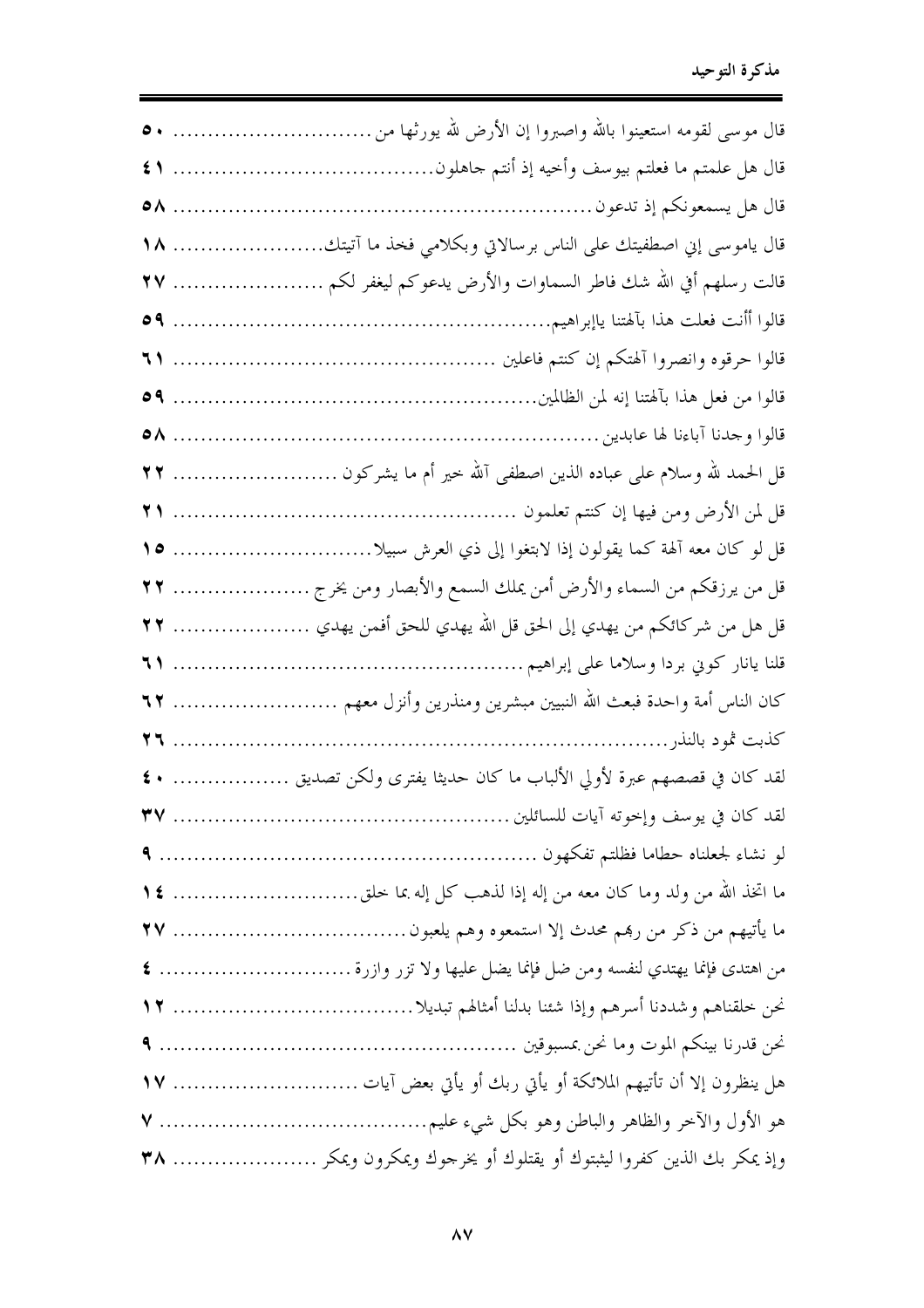قال موسى لقومه استعينوا بالله واصبروا إن الأرض لله يورثها من ............................ ٥٠

قال هل علمتم ما فعلتم بيوسف وأخيه إذ أنتم جاهلون..................................... ٤١

قال هل يسمعونكم إذ تدعون ........................................................... ٥٨

قال ياموسى إني اصطفيتك على الناس برسالاتي وبكلامي فخذ ما آتيتك..................... ١٨

قالت رسلهم أفي الله شك فاطر السماوات والأرض يدعوكم ليغفر لكم ...................... ٢٧

قالوا أأنت فعلت هذا بآلهتنا ياإبراهيم.................................................... ٥٩

قالوا حرقوه وانصروا آلهتكم إن كنتم فاعلين ............................................. ٦١

قالوا من فعل هذا بآلهتنا إنه لمن الظالمين.................................................. ٥٩

قالوا وجدنا آباءنا لها عابدين .......................................................... ٥٨

قل الحمد لله وسلام على عباده الذين اصطفى آلله خير أم ما يشركون ...................... ٢٢

قل لمن الأرض ومن فيها إن كنتم تعلمون ................................................ ٢١

قل لو كان معه آلهة كما يقولون إذا لابتغوا إلى ذي العرش سبيلا............................ ١٥

قل من يرزقكم من السماء والأرض أمن يملك السمع والأبصار ومن يخرج ..................... ٢٢

قل هل من شركائكم من يهدي إلى الحق قل الله يهدي للحق أفمن يهدي ..................... ٢٢

قلنا يانار كوني بردا وسلاما على إبراهيم .................................................. ٦١

كان الناس أمة واحدة فبعث الله النبيين مبشرين ومنذرين وأنزل معهم ........................ ٦٢

كذبت ثمود بالنذر..................................................................... ٢٦

لقد كان في قصصهم عبرة لأولي الألباب ما كان حديثا يفترى ولكن تصديق ................ ٤٠

لقد كان في يوسف وإخوته آيات للسائلين ............................................... ٣٧

لو نشاء لجعلناه حطاما فظلتم تفكهون .................................................... ٩

ما اتخذ الله من ولد وما كان معه من إله إذا لذهب كل إله بما خلق........................ ١٤

ما يأتيهم من ذكر من ربهم محدث إلا استمعوه وهم يلعبون.................................. ٢٧

من اهتدى فإنما يهتدي لنفسه ومن ضل فإنما يضل عليها ولا تزر وازرة ........................ ٤

نحن خلقناهم وشددنا أسرهم وإذا شئنا بدلنا أمثالهم تبديلا.................................. ١٢

نحن قدرنا بينكم الموت وما نحن بمسبوقين ................................................ ٩

هل ينظرون إلا أن تأتيهم الملائكة أو يأتي ربك أو يأتي بعض آيات .......................... ١٧

هو الأول والآخر والظاهر والباطن وهو بكل شيء عليم..................................... ٧

وإذ يمكر بك الذين كفروا ليثبتوك أو يقتلوك أو يخرجوك ويمكرون ويمكر ..................... ٣٨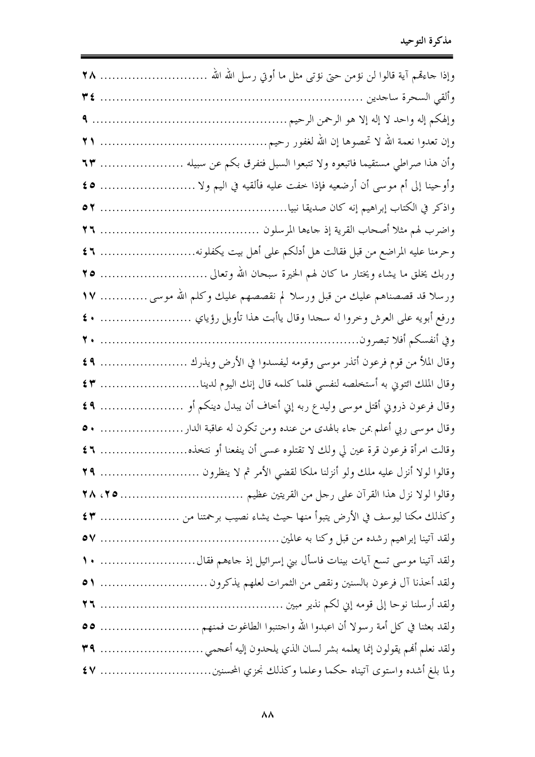وإذا جاءهم آية قالوا لن نؤمن حتى نؤتى مثل ما أوتي رسل الله ............................ ٢٨

وألقي السحرة ساجدين ............................................................... ٣٤

وإلهكم إله واحد لا إله إلا هو الرحمن الرحيم ........................................... ٩

وإن تعدوا نعمة الله لا تحصوها إن الله لغفور رحيم ....................................... ٢١

وأن هذا صراطي مستقيما فاتبعوه ولا تتبعوا السبل فتفرق بكم عن سبيله ..................... ٦٣

وأوحينا إلى أم موسى أن أرضعيه فإذا خفت عليه فألقيه في اليم ولا ........................ ٤٥

واذكر في الكتاب إبراهيم إنه كان صديقا نبيا ............................................. ٥٢

واضرب لهم مثلا أصحاب القرية إذ جاءها المرسلون ...................................... ٢٦

وحرمنا عليه المراضع من قبل فقالت هل أدلكم على أهل بيت يكفلونه ........................ ٤٦

وربك يخلق ما يشاء ويختار ما كان لهم الخيرة سبحان الله وتعالى ............................ ٢٥

ورسلا قد قصصناهم عليك من قبل ورسلا لم نقصصهم عليك وكلم الله موسى ............ ١٧

ورفع أبويه على العرش وخروا له سجدا وقال يأبت هذا تأويل رؤياي ........................ ٤٠

وفي أنفسكم أفلا تبصرون ............................................................... ٢٠

وقال الملأ من قوم فرعون أتذر موسى وقومه ليفسدوا في الأرض ويذرك ...................... ٤٩

وقال الملك ائتوني به أستخلصه لنفسي فلما كلمه قال إنك اليوم لدينا ........................ ٤٣

وقال فرعون ذروني أقتل موسى وليدع ربه إني أخاف أن يبدل دينكم أو ...................... ٤٩

وقال موسى ربي أعلم بمن جاء بالهدى من عنده ومن تكون له عاقبة الدار ..................... ٥٠

وقالت امرأة فرعون قرة عين لي ولك لا تقتلوه عسى أن ينفعنا أو نتخذه ...................... ٤٦

وقالوا لولا أنزل عليه ملك ولو أنزلنا ملكا لقضي الأمر ثم لا ينظرون ......................... ٢٩

وقالوا لولا نزل هذا القرآن على رجل من القريتين عظيم .............................. ٢٥، ٢٨

وكذلك مكنا ليوسف في الأرض يتبوأ منها حيث يشاء نصيب برحمتنا من .................... ٤٣

ولقد آتينا إبراهيم رشده من قبل وكنا به عالمين .......................................... ٥٧

ولقد آتينا موسى تسع آيات بينات فاسأل بني إسرائيل إذ جاءهم فقال ....................... ١٠

ولقد أخذنا آل فرعون بالسنين ونقص من الثمرات لعلهم يذكرون ............................ ٥١

ولقد أرسلنا نوحا إلى قومه إني لكم نذير مبين ............................................ ٢٦

ولقد بعثنا في كل أمة رسولا أن اعبدوا الله واجتنبوا الطاغوت فمنهم ........................ ٥٥

ولقد نعلم أنهم يقولون إنما يعلمه بشر لسان الذي يلحدون إليه أعجمي ....................... ٣٩

ولما بلغ أشده واستوى آتيناه حكما وعلما وكذلك نجزي المحسنين ........................... ٤٧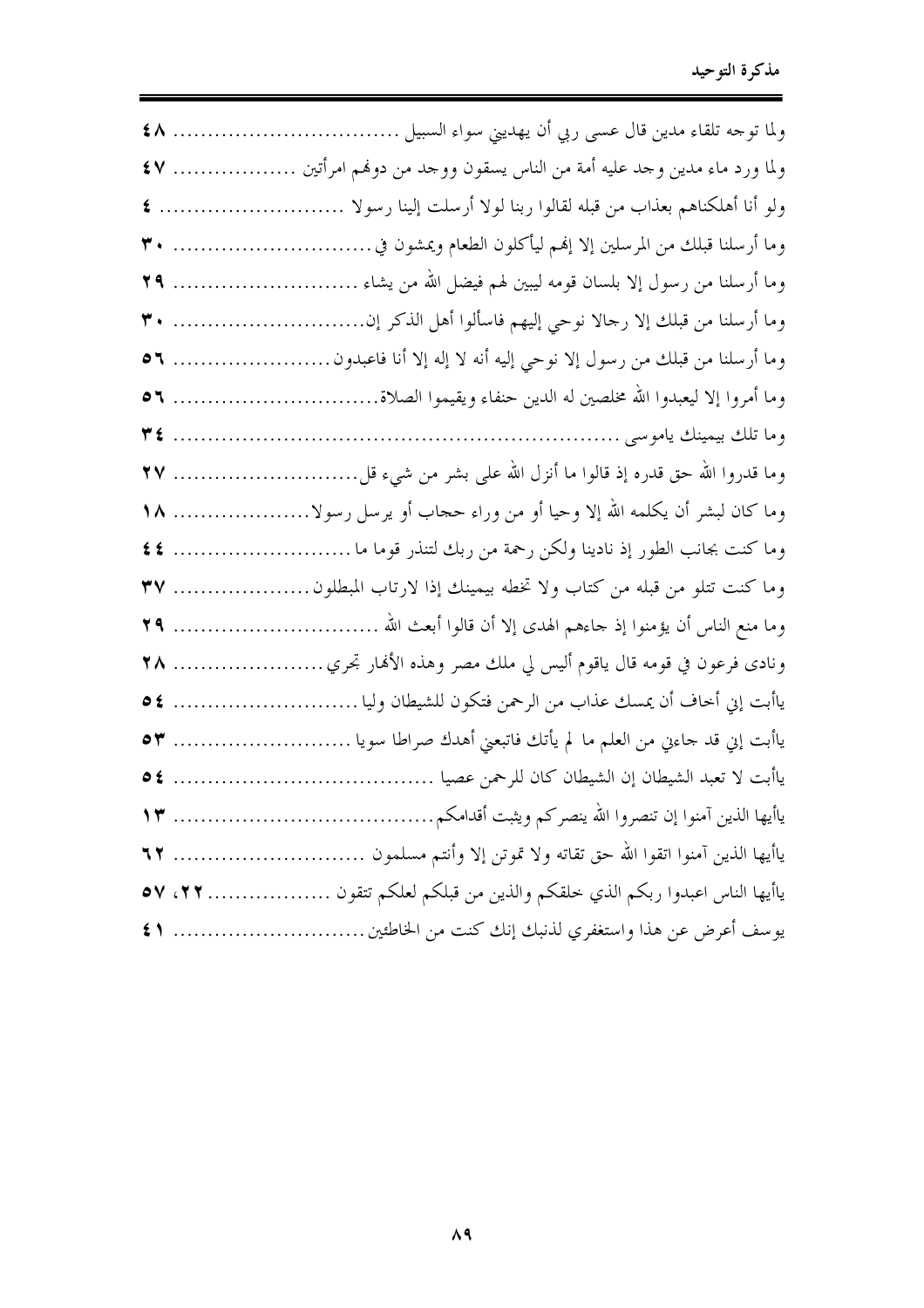ولما توجه تلقاء مدين قال عسى ربي أن يهديني سواء السبيل ................................ ٤٨

ولما ورد ماء مدين وجد عليه أمة من الناس يسقون ووجد من دونهم امرأتين .................. ٤٧

ولو أنا أهلكناهم بعذاب من قبله لقالوا ربنا لولا أرسلت إلينا رسولا ........................... ٤

وما أرسلنا قبلك من المرسلين إلا إنهم ليأكلون الطعام ويمشون في .............................. ٣٠

وما أرسلنا من رسول إلا بلسان قومه ليبين لهم فيضل الله من يشاء .......................... ٢٩

وما أرسلنا من قبلك إلا رجالا نوحي إليهم فاسألوا أهل الذكر إن............................ ٣٠

وما أرسلنا من قبلك من رسول إلا نوحي إليه أنه لا إله إلا أنا فاعبدون...................... ٥٦

وما أمروا إلا ليعبدوا الله مخلصين له الدين حنفاء ويقيموا الصلاة............................. ٥٦

وما تلك بيمينك ياموسى ................................................................ ٣٤

وما قدروا الله حق قدره إذ قالوا ما أنزل الله على بشر من شيء قل........................... ٢٧

وما كان لبشر أن يكلمه الله إلا وحيا أو من وراء حجاب أو يرسل رسولا..................... ١٨

وما كنت بجانب الطور إذ نادينا ولكن رحمة من ربك لتنذر قوما ما .......................... ٤٤

وما كنت تتلو من قبله من كتاب ولا تخطه بيمينك إذا لارتاب المبطلون...................... ٣٧

وما منع الناس أن يؤمنوا إذ جاءهم الهدى إلا أن قالوا أبعث الله .............................. ٢٩

ونادى فرعون في قومه قال ياقوم أليس لي ملك مصر وهذه الأنهار تجري...................... ٢٨

ياأبت إني أخاف أن يمسك عذاب من الرحمن فتكون للشيطان وليا ........................... ٥٤

ياأبت إني قد جاءني من العلم ما لم يأتك فاتبعني أهدك صراطا سويا ......................... ٥٣

ياأبت لا تعبد الشيطان إن الشيطان كان للرحمن عصيا ...................................... ٥٤

ياأيها الذين آمنوا إن تنصروا الله ينصركم ويثبت أقدامكم...................................... ١٣

ياأيها الذين آمنوا اتقوا الله حق تقاته ولا تموتن إلا وأنتم مسلمون ............................ ٦٢

ياأيها الناس اعبدوا ربكم الذي خلقكم والذين من قبلكم لعلكم تتقون .................. ٢٢، ٥٧

يوسف أعرض عن هذا واستغفري لذنبك إنك كنت من الخاطئين............................. ٤١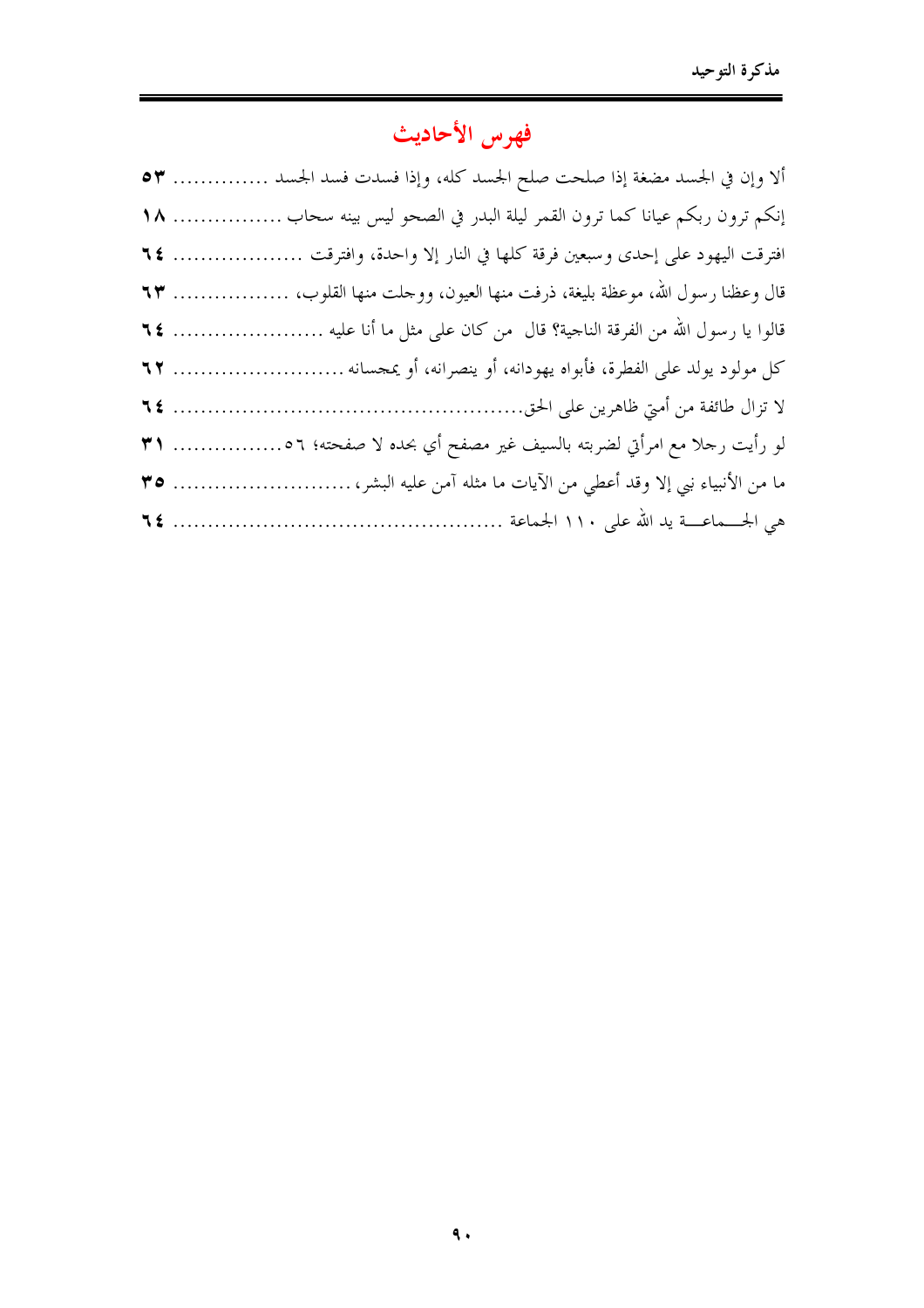# فهرس الأحاديث

ألا وإن في الجسد مضغة إذا صلحت صلح الجسد كله، وإذا فسدت فسد الجسد .............. ٥٣

إنكم ترون ربكم عيانا كما ترون القمر ليلة البدر في الصحو ليس بينه سحاب ................ ١٨

افترقت اليهود على إحدى وسبعين فرقة كلها في النار إلا واحدة، وافترقت ..................... ٦٤

قال وعظنا رسول الله، موعظة بليغة، ذرفت منها العيون، ووجلت منها القلوب، ................. ٦٣

قالوا يا رسول الله من الفرقة الناجية؟ قال من كان على مثل ما أنا عليه ........................ ٦٤

كل مولود يولد على الفطرة، فأبواه يهودانه، أو ينصرانه، أو يمجسانه .......................... ٦٢

لا تزال طائفة من أمتي ظاهرين على الحق................................................... ٦٤

لو رأيت رجلا مع امرأتي لضربته بالسيف غير مصفح أي بحده لا صفحته؛ ٥٦................ ٣١

ما من الأنبياء نبي إلا وقد أعطي من الآيات ما مثله آمن عليه البشر، .......................... ٣٥

هي الجـــماعـــة يد الله على ١١٠ الجماعة ................................................ ٦٤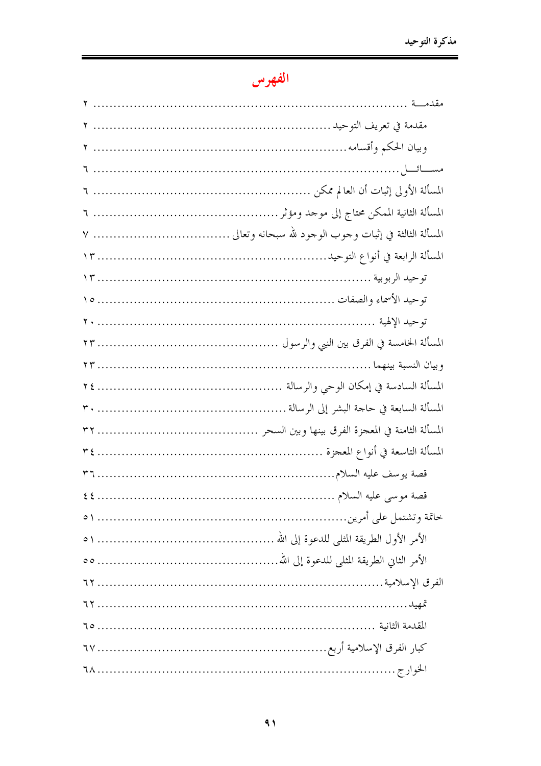# الفهرس

| | |
|---|---|
| مقدمـــة | ٢ |
| مقدمة في تعريف التوحيد | ٢ |
| وبيان الحكم وأقسامه | ٢ |
| مســـائــل | ٦ |
| المسألة الأولى إثبات أن العالم ممكن | ٦ |
| المسألة الثانية الممكن محتاج إلى موجد ومؤثر | ٦ |
| المسألة الثالثة في إثبات وجوب الوجود لله سبحانه وتعالى | ٧ |
| المسألة الرابعة في أنواع التوحيد | ١٣ |
| توحيد الربوبية | ١٣ |
| توحيد الأسماء والصفات | ١٥ |
| توحيد الإلهية | ٢٠ |
| المسألة الخامسة في الفرق بين النبي والرسول | ٢٣ |
| وبيان النسبة بينهما | ٢٣ |
| المسألة السادسة في إمكان الوحي والرسالة | ٢٤ |
| المسألة السابعة في حاجة البشر إلى الرسالة | ٣٠ |
| المسألة الثامنة في المعجزة الفرق بينها وبين السحر | ٣٢ |
| المسألة التاسعة في أنواع المعجزة | ٣٤ |
| قصة يوسف عليه السلام | ٣٦ |
| قصة موسى عليه السلام | ٤٤ |
| خاتمة وتشتمل على أمرين | ٥١ |
| الأمر الأول الطريقة المثلى للدعوة إلى الله | ٥١ |
| الأمر الثاني الطريقة المثلى للدعوة إلى الله | ٥٥ |
| الفرق الإسلامية | ٦٢ |
| تمهيد | ٦٢ |
| المقدمة الثانية | ٦٥ |
| كبار الفرق الإسلامية أربع | ٦٧ |
| الخوارج | ٦٨ |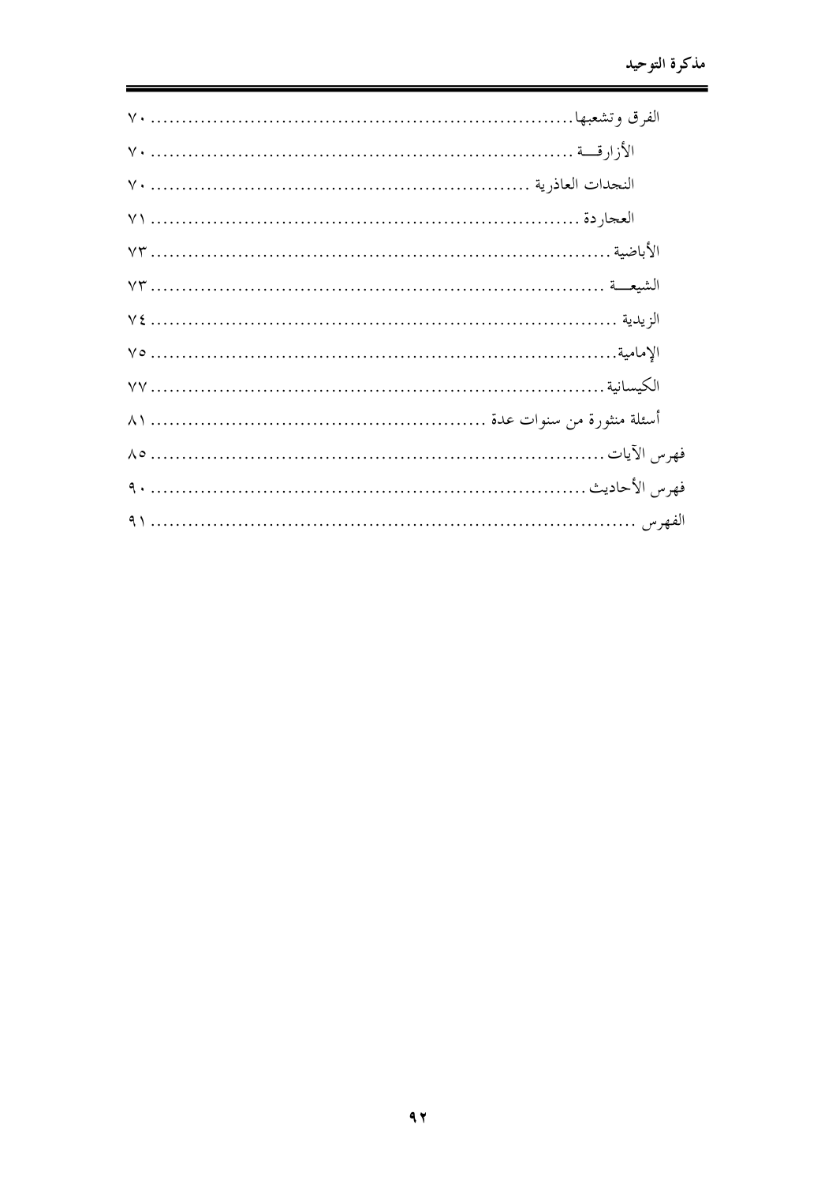| | |
|---|---|
| الفرق وتشعبها | ٧٠ |
| الأزارقـــة | ٧٠ |
| النجدات العاذرية | ٧٠ |
| العجاردة | ٧١ |
| الأباضية | ٧٣ |
| الشيعـــة | ٧٣ |
| الزيدية | ٧٤ |
| الإمامية | ٧٥ |
| الكيسانية | ٧٧ |
| أسئلة منثورة من سنوات عدة | ٨١ |
| فهرس الآيات | ٨٥ |
| فهرس الأحاديث | ٩٠ |
| الفهرس | ٩١ |